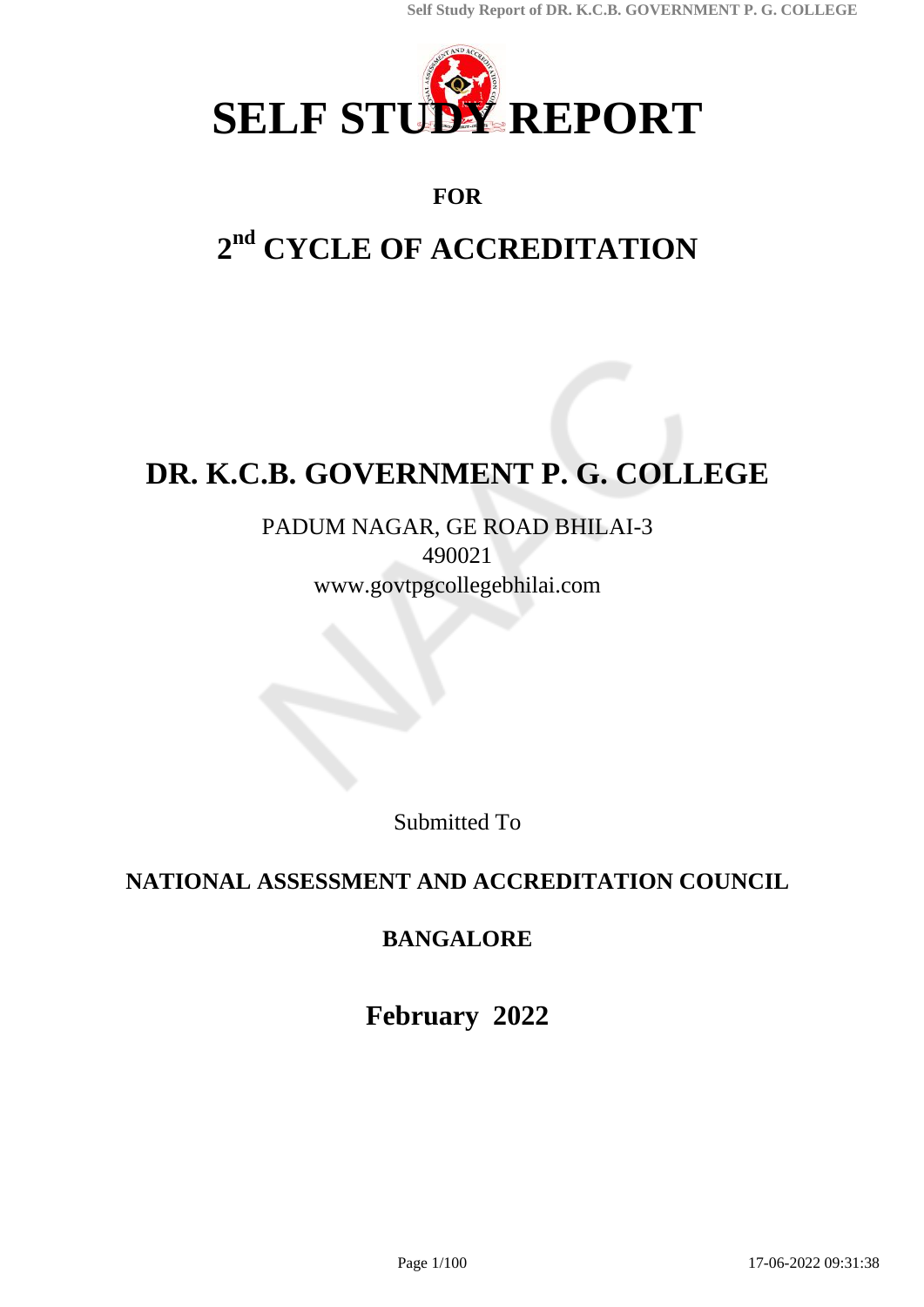# SELF STUDY REPORT

**FOR**

## 2nd CYCLE OF ACCREDITATION

# DR. K.C.B. GOVERNMENT P. G. COLLEGE

PADUM NAGAR, GE ROAD BHILAI-3
490021
www.govtpgcollegebhilai.com

Submitted To

**NATIONAL ASSESSMENT AND ACCREDITATION COUNCIL**

**BANGALORE**

**February 2022**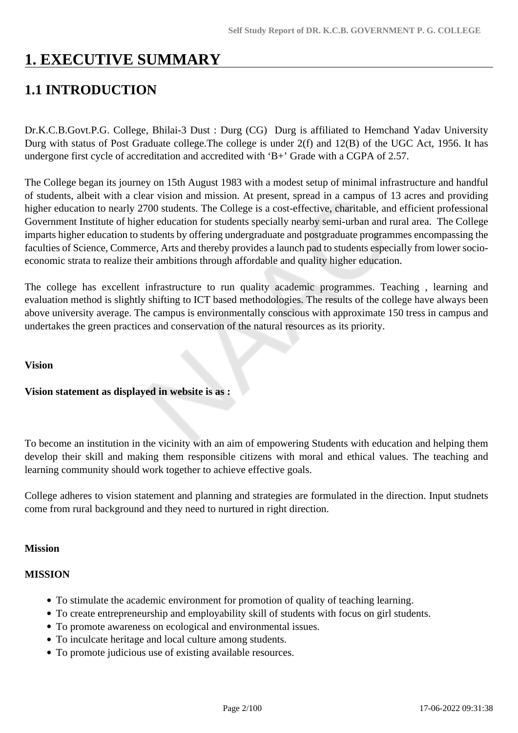# 1. EXECUTIVE SUMMARY

## 1.1 INTRODUCTION

Dr.K.C.B.Govt.P.G. College, Bhilai-3 Dust : Durg (CG) Durg is affiliated to Hemchand Yadav University Durg with status of Post Graduate college.The college is under 2(f) and 12(B) of the UGC Act, 1956. It has undergone first cycle of accreditation and accredited with 'B+' Grade with a CGPA of 2.57.

The College began its journey on 15th August 1983 with a modest setup of minimal infrastructure and handful of students, albeit with a clear vision and mission. At present, spread in a campus of 13 acres and providing higher education to nearly 2700 students. The College is a cost-effective, charitable, and efficient professional Government Institute of higher education for students specially nearby semi-urban and rural area. The College imparts higher education to students by offering undergraduate and postgraduate programmes encompassing the faculties of Science, Commerce, Arts and thereby provides a launch pad to students especially from lower socio-economic strata to realize their ambitions through affordable and quality higher education.

The college has excellent infrastructure to run quality academic programmes. Teaching , learning and evaluation method is slightly shifting to ICT based methodologies. The results of the college have always been above university average. The campus is environmentally conscious with approximate 150 tress in campus and undertakes the green practices and conservation of the natural resources as its priority.

**Vision**

**Vision statement as displayed in website is as :**

To become an institution in the vicinity with an aim of empowering Students with education and helping them develop their skill and making them responsible citizens with moral and ethical values. The teaching and learning community should work together to achieve effective goals.

College adheres to vision statement and planning and strategies are formulated in the direction. Input studnets come from rural background and they need to nurtured in right direction.

**Mission**

**MISSION**

- To stimulate the academic environment for promotion of quality of teaching learning.
- To create entrepreneurship and employability skill of students with focus on girl students.
- To promote awareness on ecological and environmental issues.
- To inculcate heritage and local culture among students.
- To promote judicious use of existing available resources.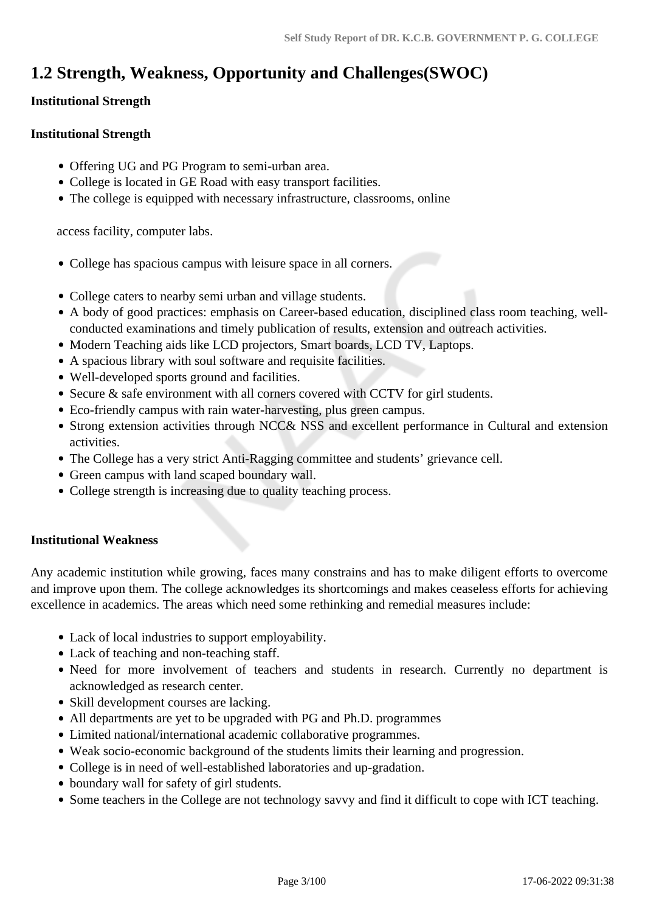# 1.2 Strength, Weakness, Opportunity and Challenges(SWOC)

**Institutional Strength**

**Institutional Strength**

- Offering UG and PG Program to semi-urban area.
- College is located in GE Road with easy transport facilities.
- The college is equipped with necessary infrastructure, classrooms, online

  access facility, computer labs.

- College has spacious campus with leisure space in all corners.
- College caters to nearby semi urban and village students.
- A body of good practices: emphasis on Career-based education, disciplined class room teaching, well-conducted examinations and timely publication of results, extension and outreach activities.
- Modern Teaching aids like LCD projectors, Smart boards, LCD TV, Laptops.
- A spacious library with soul software and requisite facilities.
- Well-developed sports ground and facilities.
- Secure & safe environment with all corners covered with CCTV for girl students.
- Eco-friendly campus with rain water-harvesting, plus green campus.
- Strong extension activities through NCC& NSS and excellent performance in Cultural and extension activities.
- The College has a very strict Anti-Ragging committee and students' grievance cell.
- Green campus with land scaped boundary wall.
- College strength is increasing due to quality teaching process.

**Institutional Weakness**

Any academic institution while growing, faces many constrains and has to make diligent efforts to overcome and improve upon them. The college acknowledges its shortcomings and makes ceaseless efforts for achieving excellence in academics. The areas which need some rethinking and remedial measures include:

- Lack of local industries to support employability.
- Lack of teaching and non-teaching staff.
- Need for more involvement of teachers and students in research. Currently no department is acknowledged as research center.
- Skill development courses are lacking.
- All departments are yet to be upgraded with PG and Ph.D. programmes
- Limited national/international academic collaborative programmes.
- Weak socio-economic background of the students limits their learning and progression.
- College is in need of well-established laboratories and up-gradation.
- boundary wall for safety of girl students.
- Some teachers in the College are not technology savvy and find it difficult to cope with ICT teaching.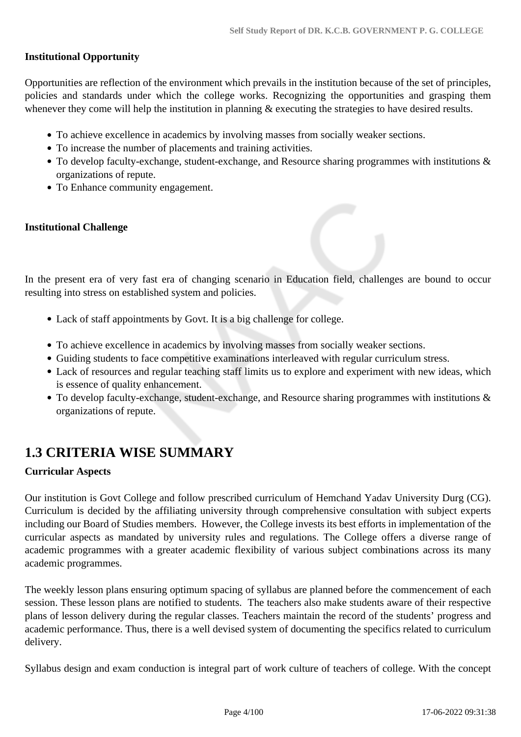**Institutional Opportunity**

Opportunities are reflection of the environment which prevails in the institution because of the set of principles, policies and standards under which the college works. Recognizing the opportunities and grasping them whenever they come will help the institution in planning & executing the strategies to have desired results.

- To achieve excellence in academics by involving masses from socially weaker sections.
- To increase the number of placements and training activities.
- To develop faculty-exchange, student-exchange, and Resource sharing programmes with institutions & organizations of repute.
- To Enhance community engagement.

**Institutional Challenge**

In the present era of very fast era of changing scenario in Education field, challenges are bound to occur resulting into stress on established system and policies.

- Lack of staff appointments by Govt. It is a big challenge for college.
- To achieve excellence in academics by involving masses from socially weaker sections.
- Guiding students to face competitive examinations interleaved with regular curriculum stress.
- Lack of resources and regular teaching staff limits us to explore and experiment with new ideas, which is essence of quality enhancement.
- To develop faculty-exchange, student-exchange, and Resource sharing programmes with institutions & organizations of repute.

## 1.3 CRITERIA WISE SUMMARY

**Curricular Aspects**

Our institution is Govt College and follow prescribed curriculum of Hemchand Yadav University Durg (CG). Curriculum is decided by the affiliating university through comprehensive consultation with subject experts including our Board of Studies members. However, the College invests its best efforts in implementation of the curricular aspects as mandated by university rules and regulations. The College offers a diverse range of academic programmes with a greater academic flexibility of various subject combinations across its many academic programmes.

The weekly lesson plans ensuring optimum spacing of syllabus are planned before the commencement of each session. These lesson plans are notified to students. The teachers also make students aware of their respective plans of lesson delivery during the regular classes. Teachers maintain the record of the students' progress and academic performance. Thus, there is a well devised system of documenting the specifics related to curriculum delivery.

Syllabus design and exam conduction is integral part of work culture of teachers of college. With the concept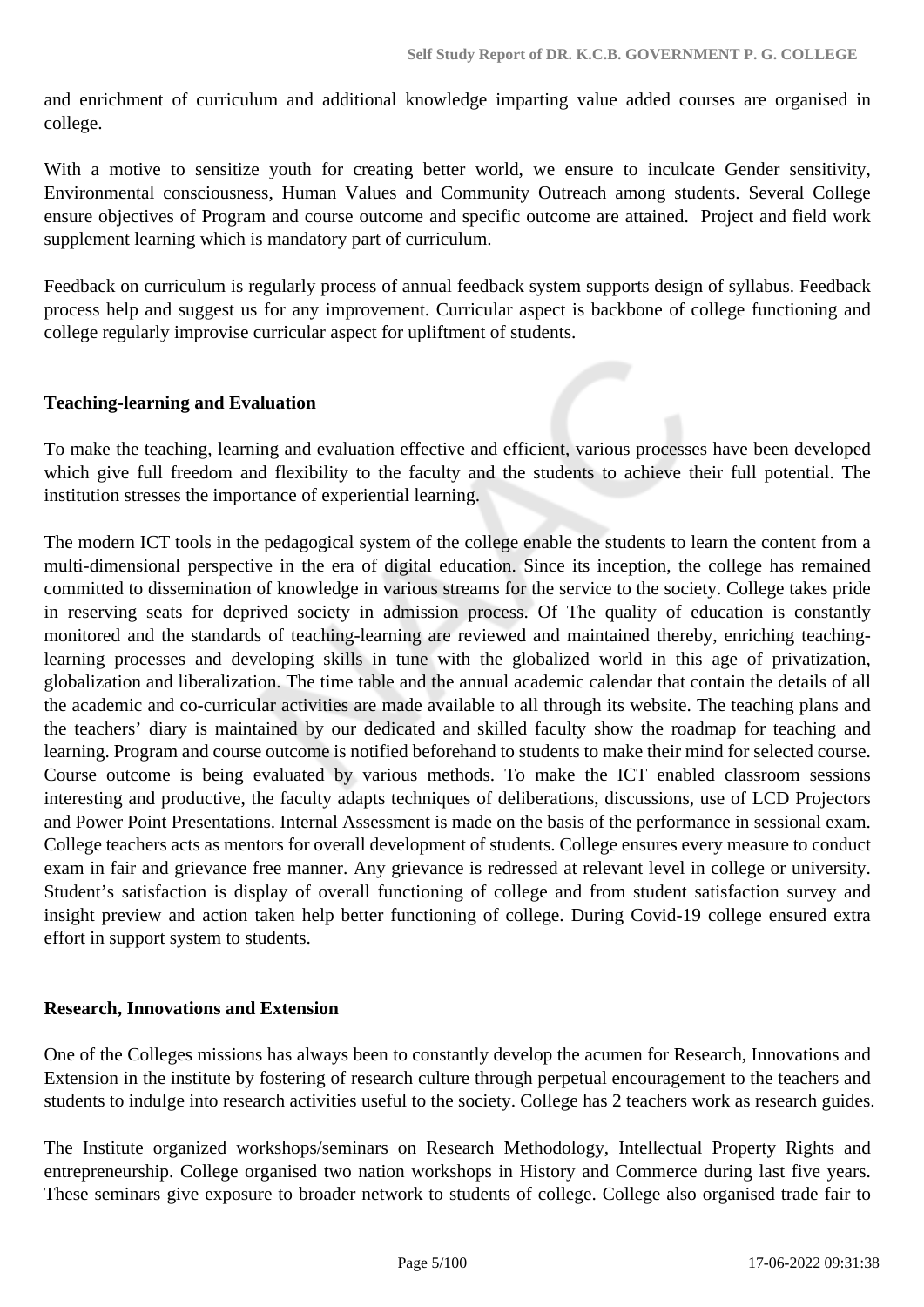and enrichment of curriculum and additional knowledge imparting value added courses are organised in college.

With a motive to sensitize youth for creating better world, we ensure to inculcate Gender sensitivity, Environmental consciousness, Human Values and Community Outreach among students. Several College ensure objectives of Program and course outcome and specific outcome are attained. Project and field work supplement learning which is mandatory part of curriculum.

Feedback on curriculum is regularly process of annual feedback system supports design of syllabus. Feedback process help and suggest us for any improvement. Curricular aspect is backbone of college functioning and college regularly improvise curricular aspect for upliftment of students.

**Teaching-learning and Evaluation**

To make the teaching, learning and evaluation effective and efficient, various processes have been developed which give full freedom and flexibility to the faculty and the students to achieve their full potential. The institution stresses the importance of experiential learning.

The modern ICT tools in the pedagogical system of the college enable the students to learn the content from a multi-dimensional perspective in the era of digital education. Since its inception, the college has remained committed to dissemination of knowledge in various streams for the service to the society. College takes pride in reserving seats for deprived society in admission process. Of The quality of education is constantly monitored and the standards of teaching-learning are reviewed and maintained thereby, enriching teaching-learning processes and developing skills in tune with the globalized world in this age of privatization, globalization and liberalization. The time table and the annual academic calendar that contain the details of all the academic and co-curricular activities are made available to all through its website. The teaching plans and the teachers' diary is maintained by our dedicated and skilled faculty show the roadmap for teaching and learning. Program and course outcome is notified beforehand to students to make their mind for selected course. Course outcome is being evaluated by various methods. To make the ICT enabled classroom sessions interesting and productive, the faculty adapts techniques of deliberations, discussions, use of LCD Projectors and Power Point Presentations. Internal Assessment is made on the basis of the performance in sessional exam. College teachers acts as mentors for overall development of students. College ensures every measure to conduct exam in fair and grievance free manner. Any grievance is redressed at relevant level in college or university. Student's satisfaction is display of overall functioning of college and from student satisfaction survey and insight preview and action taken help better functioning of college. During Covid-19 college ensured extra effort in support system to students.

**Research, Innovations and Extension**

One of the Colleges missions has always been to constantly develop the acumen for Research, Innovations and Extension in the institute by fostering of research culture through perpetual encouragement to the teachers and students to indulge into research activities useful to the society. College has 2 teachers work as research guides.

The Institute organized workshops/seminars on Research Methodology, Intellectual Property Rights and entrepreneurship. College organised two nation workshops in History and Commerce during last five years. These seminars give exposure to broader network to students of college. College also organised trade fair to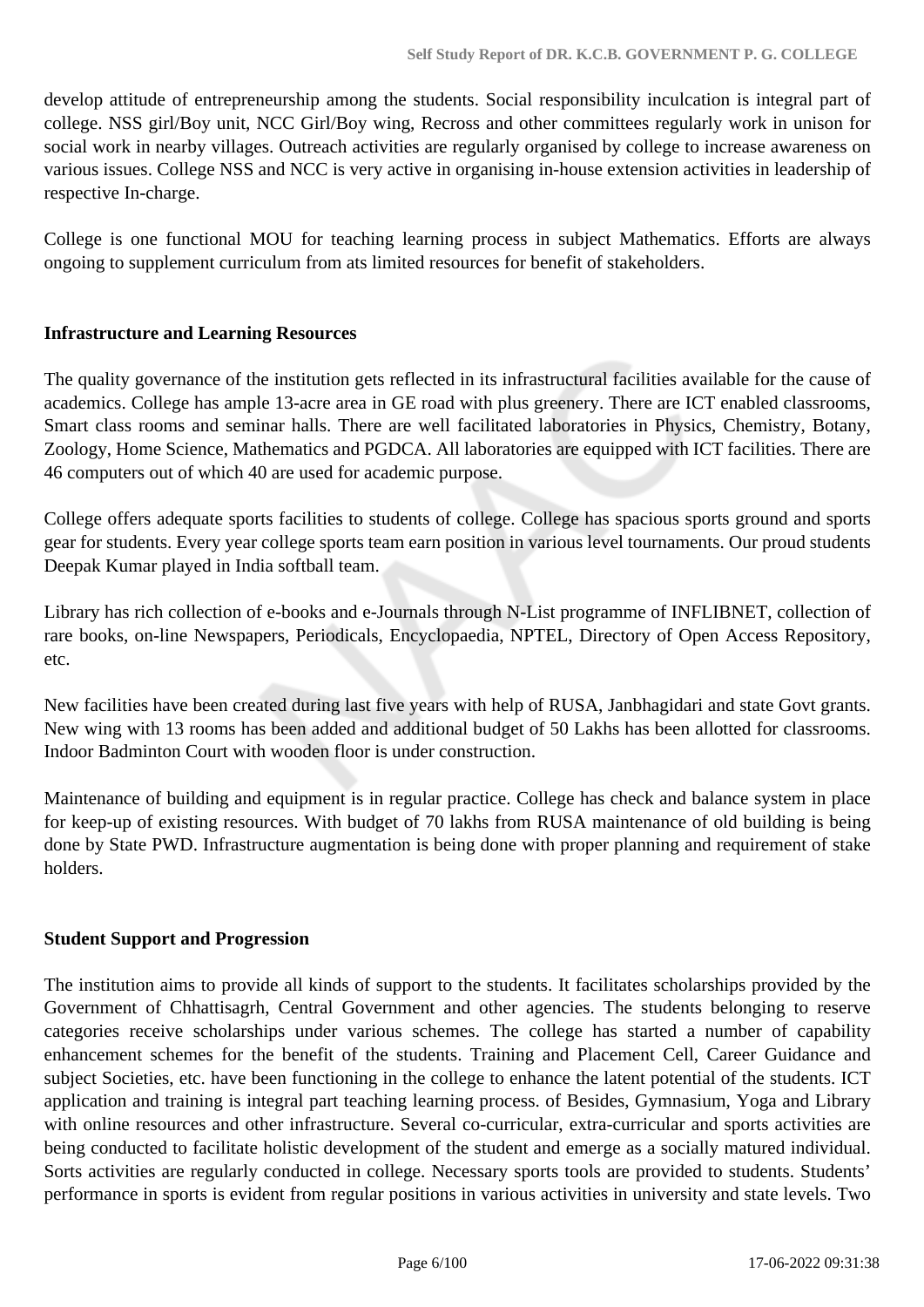develop attitude of entrepreneurship among the students. Social responsibility inculcation is integral part of college. NSS girl/Boy unit, NCC Girl/Boy wing, Recross and other committees regularly work in unison for social work in nearby villages. Outreach activities are regularly organised by college to increase awareness on various issues. College NSS and NCC is very active in organising in-house extension activities in leadership of respective In-charge.

College is one functional MOU for teaching learning process in subject Mathematics. Efforts are always ongoing to supplement curriculum from ats limited resources for benefit of stakeholders.

**Infrastructure and Learning Resources**

The quality governance of the institution gets reflected in its infrastructural facilities available for the cause of academics. College has ample 13-acre area in GE road with plus greenery. There are ICT enabled classrooms, Smart class rooms and seminar halls. There are well facilitated laboratories in Physics, Chemistry, Botany, Zoology, Home Science, Mathematics and PGDCA. All laboratories are equipped with ICT facilities. There are 46 computers out of which 40 are used for academic purpose.

College offers adequate sports facilities to students of college. College has spacious sports ground and sports gear for students. Every year college sports team earn position in various level tournaments. Our proud students Deepak Kumar played in India softball team.

Library has rich collection of e-books and e-Journals through N-List programme of INFLIBNET, collection of rare books, on-line Newspapers, Periodicals, Encyclopaedia, NPTEL, Directory of Open Access Repository, etc.

New facilities have been created during last five years with help of RUSA, Janbhagidari and state Govt grants. New wing with 13 rooms has been added and additional budget of 50 Lakhs has been allotted for classrooms. Indoor Badminton Court with wooden floor is under construction.

Maintenance of building and equipment is in regular practice. College has check and balance system in place for keep-up of existing resources. With budget of 70 lakhs from RUSA maintenance of old building is being done by State PWD. Infrastructure augmentation is being done with proper planning and requirement of stake holders.

**Student Support and Progression**

The institution aims to provide all kinds of support to the students. It facilitates scholarships provided by the Government of Chhattisagrh, Central Government and other agencies. The students belonging to reserve categories receive scholarships under various schemes. The college has started a number of capability enhancement schemes for the benefit of the students. Training and Placement Cell, Career Guidance and subject Societies, etc. have been functioning in the college to enhance the latent potential of the students. ICT application and training is integral part teaching learning process. of Besides, Gymnasium, Yoga and Library with online resources and other infrastructure. Several co-curricular, extra-curricular and sports activities are being conducted to facilitate holistic development of the student and emerge as a socially matured individual. Sorts activities are regularly conducted in college. Necessary sports tools are provided to students. Students' performance in sports is evident from regular positions in various activities in university and state levels. Two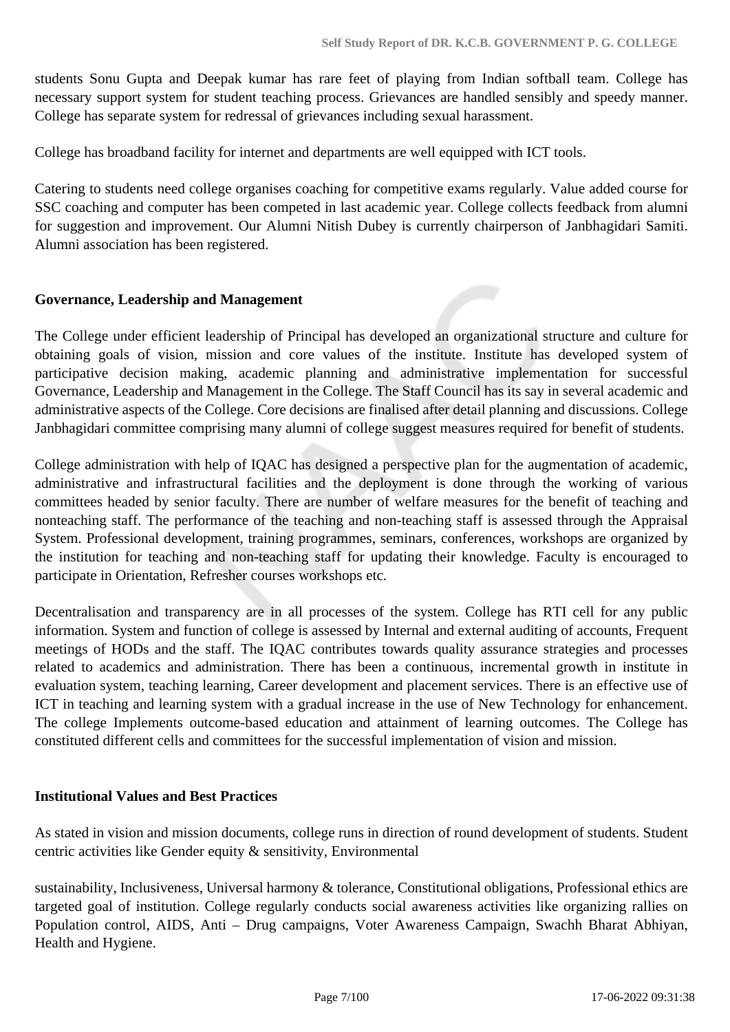students Sonu Gupta and Deepak kumar has rare feet of playing from Indian softball team. College has necessary support system for student teaching process. Grievances are handled sensibly and speedy manner. College has separate system for redressal of grievances including sexual harassment.

College has broadband facility for internet and departments are well equipped with ICT tools.

Catering to students need college organises coaching for competitive exams regularly. Value added course for SSC coaching and computer has been competed in last academic year. College collects feedback from alumni for suggestion and improvement. Our Alumni Nitish Dubey is currently chairperson of Janbhagidari Samiti. Alumni association has been registered.

**Governance, Leadership and Management**

The College under efficient leadership of Principal has developed an organizational structure and culture for obtaining goals of vision, mission and core values of the institute. Institute has developed system of participative decision making, academic planning and administrative implementation for successful Governance, Leadership and Management in the College. The Staff Council has its say in several academic and administrative aspects of the College. Core decisions are finalised after detail planning and discussions. College Janbhagidari committee comprising many alumni of college suggest measures required for benefit of students.

College administration with help of IQAC has designed a perspective plan for the augmentation of academic, administrative and infrastructural facilities and the deployment is done through the working of various committees headed by senior faculty. There are number of welfare measures for the benefit of teaching and nonteaching staff. The performance of the teaching and non-teaching staff is assessed through the Appraisal System. Professional development, training programmes, seminars, conferences, workshops are organized by the institution for teaching and non-teaching staff for updating their knowledge. Faculty is encouraged to participate in Orientation, Refresher courses workshops etc.

Decentralisation and transparency are in all processes of the system. College has RTI cell for any public information. System and function of college is assessed by Internal and external auditing of accounts, Frequent meetings of HODs and the staff. The IQAC contributes towards quality assurance strategies and processes related to academics and administration. There has been a continuous, incremental growth in institute in evaluation system, teaching learning, Career development and placement services. There is an effective use of ICT in teaching and learning system with a gradual increase in the use of New Technology for enhancement. The college Implements outcome-based education and attainment of learning outcomes. The College has constituted different cells and committees for the successful implementation of vision and mission.

**Institutional Values and Best Practices**

As stated in vision and mission documents, college runs in direction of round development of students. Student centric activities like Gender equity & sensitivity, Environmental

sustainability, Inclusiveness, Universal harmony & tolerance, Constitutional obligations, Professional ethics are targeted goal of institution. College regularly conducts social awareness activities like organizing rallies on Population control, AIDS, Anti – Drug campaigns, Voter Awareness Campaign, Swachh Bharat Abhiyan, Health and Hygiene.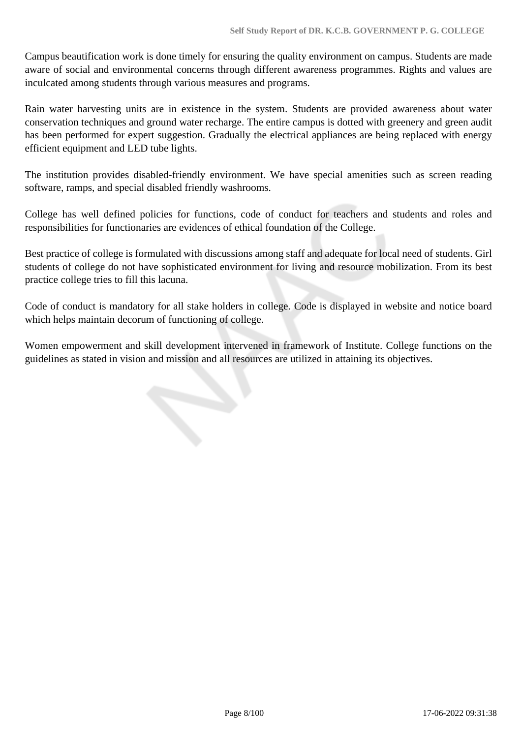Campus beautification work is done timely for ensuring the quality environment on campus. Students are made aware of social and environmental concerns through different awareness programmes. Rights and values are inculcated among students through various measures and programs.

Rain water harvesting units are in existence in the system. Students are provided awareness about water conservation techniques and ground water recharge. The entire campus is dotted with greenery and green audit has been performed for expert suggestion. Gradually the electrical appliances are being replaced with energy efficient equipment and LED tube lights.

The institution provides disabled-friendly environment. We have special amenities such as screen reading software, ramps, and special disabled friendly washrooms.

College has well defined policies for functions, code of conduct for teachers and students and roles and responsibilities for functionaries are evidences of ethical foundation of the College.

Best practice of college is formulated with discussions among staff and adequate for local need of students. Girl students of college do not have sophisticated environment for living and resource mobilization. From its best practice college tries to fill this lacuna.

Code of conduct is mandatory for all stake holders in college. Code is displayed in website and notice board which helps maintain decorum of functioning of college.

Women empowerment and skill development intervened in framework of Institute. College functions on the guidelines as stated in vision and mission and all resources are utilized in attaining its objectives.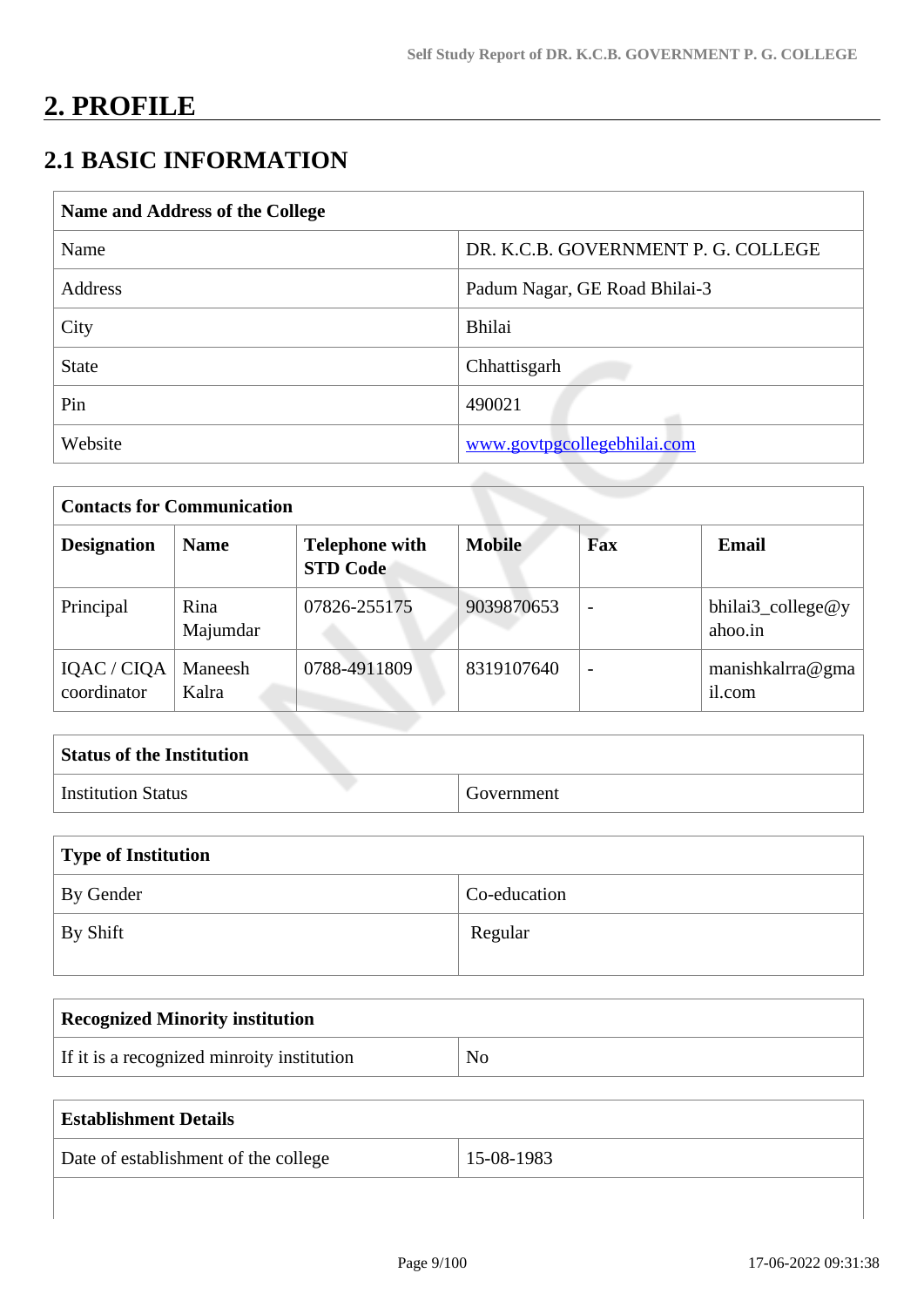# 2. PROFILE

## 2.1 BASIC INFORMATION

| Name and Address of the College | |
|---|---|
| Name | DR. K.C.B. GOVERNMENT P. G. COLLEGE |
| Address | Padum Nagar, GE Road Bhilai-3 |
| City | Bhilai |
| State | Chhattisgarh |
| Pin | 490021 |
| Website | www.govtpgcollegebhilai.com |

| Contacts for Communication | | | | | |
|---|---|---|---|---|---|
| **Designation** | **Name** | **Telephone with STD Code** | **Mobile** | **Fax** | **Email** |
| Principal | Rina Majumdar | 07826-255175 | 9039870653 | - | bhilai3_college@yahoo.in |
| IQAC / CIQA coordinator | Maneesh Kalra | 0788-4911809 | 8319107640 | - | manishkalrra@gmail.com |

| Status of the Institution | |
|---|---|
| Institution Status | Government |

| Type of Institution | |
|---|---|
| By Gender | Co-education |
| By Shift | Regular |

| Recognized Minority institution | |
|---|---|
| If it is a recognized minroity institution | No |

| Establishment Details | |
|---|---|
| Date of establishment of the college | 15-08-1983 |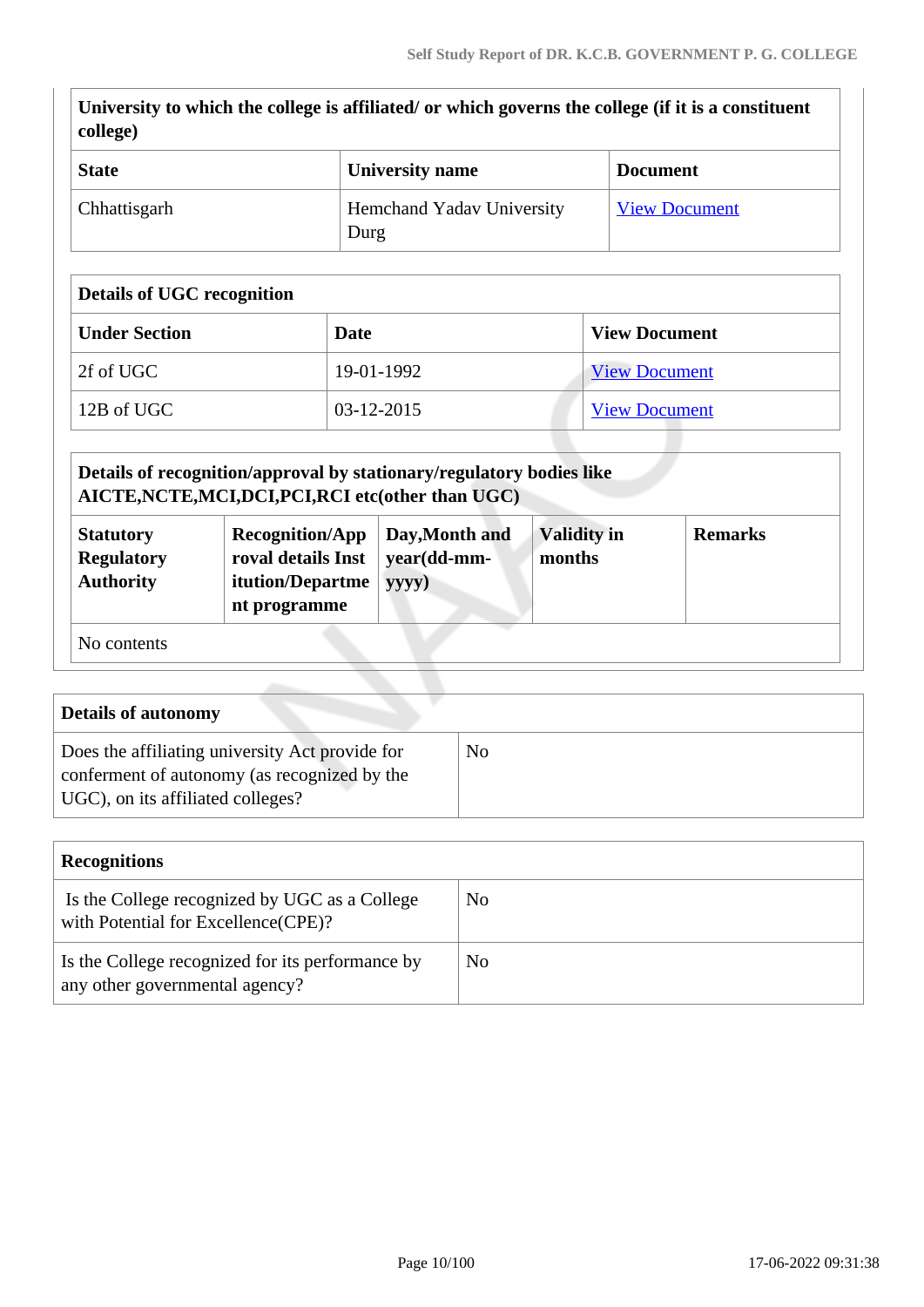| University to which the college is affiliated/ or which governs the college (if it is a constituent college) | | |
|---|---|---|
| **State** | **University name** | **Document** |
| Chhattisgarh | Hemchand Yadav University Durg | View Document |

| Details of UGC recognition | | |
|---|---|---|
| **Under Section** | **Date** | **View Document** |
| 2f of UGC | 19-01-1992 | View Document |
| 12B of UGC | 03-12-2015 | View Document |

| Details of recognition/approval by stationary/regulatory bodies like AICTE,NCTE,MCI,DCI,PCI,RCI etc(other than UGC) | | | | |
|---|---|---|---|---|
| **Statutory Regulatory Authority** | **Recognition/Approval details Institution/Department programme** | **Day,Month and year(dd-mm-yyyy)** | **Validity in months** | **Remarks** |
| No contents | | | | |

| Details of autonomy | |
|---|---|
| Does the affiliating university Act provide for conferment of autonomy (as recognized by the UGC), on its affiliated colleges? | No |

| Recognitions | |
|---|---|
| Is the College recognized by UGC as a College with Potential for Excellence(CPE)? | No |
| Is the College recognized for its performance by any other governmental agency? | No |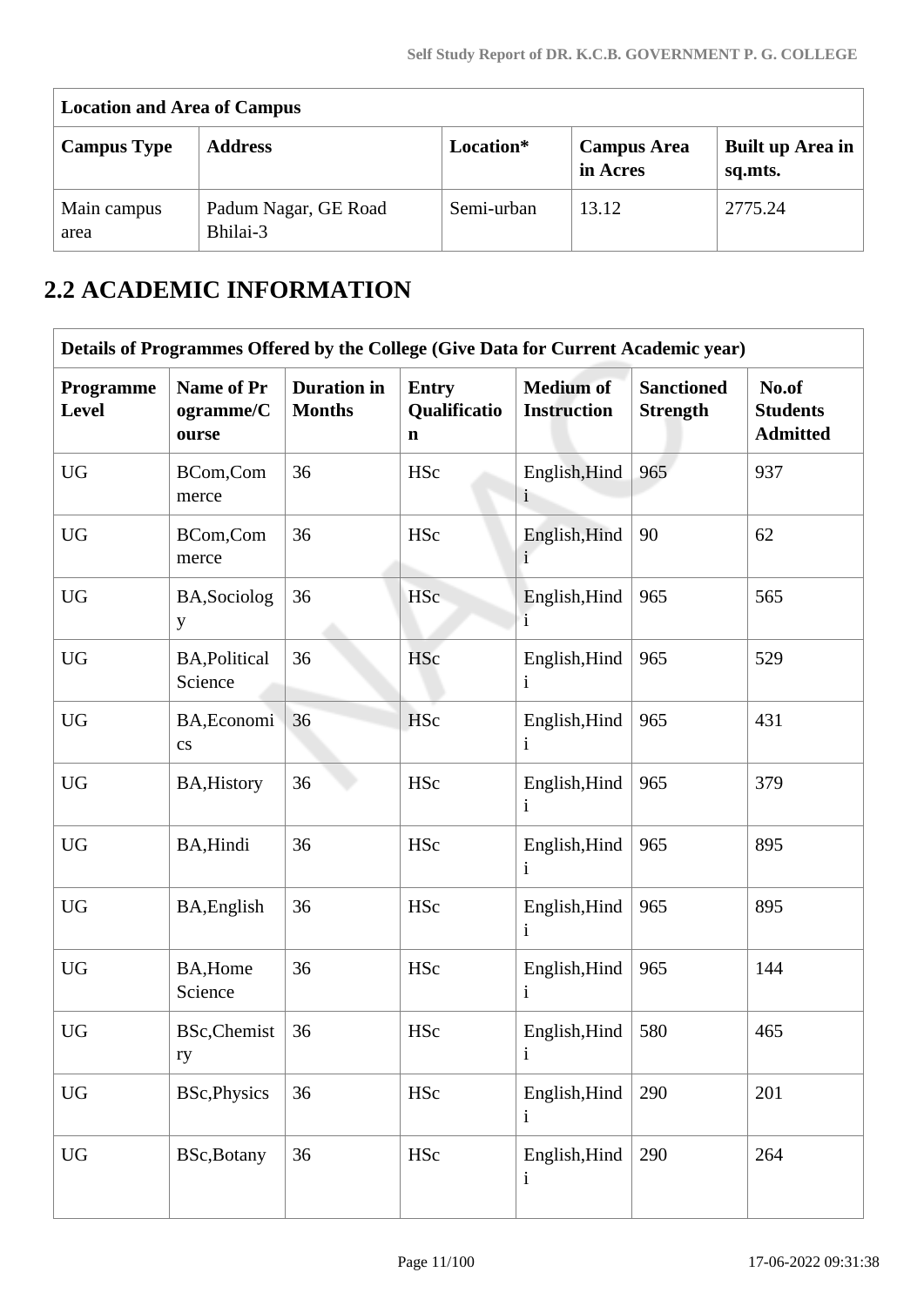| Location and Area of Campus | | | | |
|---|---|---|---|---|
| **Campus Type** | **Address** | **Location*** | **Campus Area in Acres** | **Built up Area in sq.mts.** |
| Main campus area | Padum Nagar, GE Road Bhilai-3 | Semi-urban | 13.12 | 2775.24 |

## 2.2 ACADEMIC INFORMATION

| Details of Programmes Offered by the College (Give Data for Current Academic year) | | | | | | |
|---|---|---|---|---|---|---|
| **Programme Level** | **Name of Programme/Course** | **Duration in Months** | **Entry Qualification** | **Medium of Instruction** | **Sanctioned Strength** | **No.of Students Admitted** |
| UG | BCom,Commerce | 36 | HSc | English,Hindi | 965 | 937 |
| UG | BCom,Commerce | 36 | HSc | English,Hindi | 90 | 62 |
| UG | BA,Sociology | 36 | HSc | English,Hindi | 965 | 565 |
| UG | BA,Political Science | 36 | HSc | English,Hindi | 965 | 529 |
| UG | BA,Economics | 36 | HSc | English,Hindi | 965 | 431 |
| UG | BA,History | 36 | HSc | English,Hindi | 965 | 379 |
| UG | BA,Hindi | 36 | HSc | English,Hindi | 965 | 895 |
| UG | BA,English | 36 | HSc | English,Hindi | 965 | 895 |
| UG | BA,Home Science | 36 | HSc | English,Hindi | 965 | 144 |
| UG | BSc,Chemistry | 36 | HSc | English,Hindi | 580 | 465 |
| UG | BSc,Physics | 36 | HSc | English,Hindi | 290 | 201 |
| UG | BSc,Botany | 36 | HSc | English,Hindi | 290 | 264 |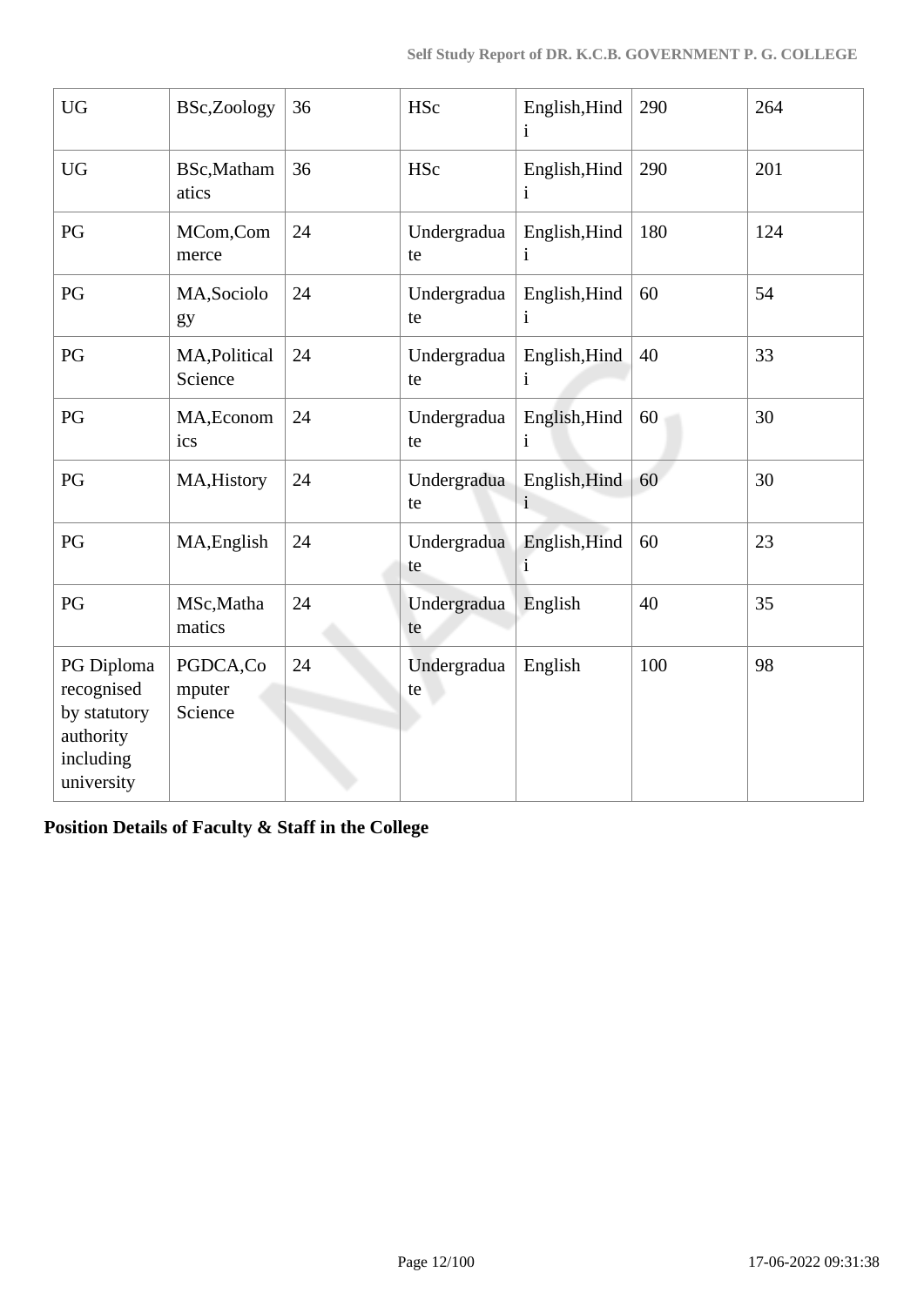| UG | BSc,Zoology | 36 | HSc | English,Hindi | 290 | 264 |
|---|---|---|---|---|---|---|
| UG | BSc,Mathamatics | 36 | HSc | English,Hindi | 290 | 201 |
| PG | MCom,Commerce | 24 | Undergraduate | English,Hindi | 180 | 124 |
| PG | MA,Sociology | 24 | Undergraduate | English,Hindi | 60 | 54 |
| PG | MA,Political Science | 24 | Undergraduate | English,Hindi | 40 | 33 |
| PG | MA,Economics | 24 | Undergraduate | English,Hindi | 60 | 30 |
| PG | MA,History | 24 | Undergraduate | English,Hindi | 60 | 30 |
| PG | MA,English | 24 | Undergraduate | English,Hindi | 60 | 23 |
| PG | MSc,Mathamatics | 24 | Undergraduate | English | 40 | 35 |
| PG Diploma recognised by statutory authority including university | PGDCA,Computer Science | 24 | Undergraduate | English | 100 | 98 |

**Position Details of Faculty & Staff in the College**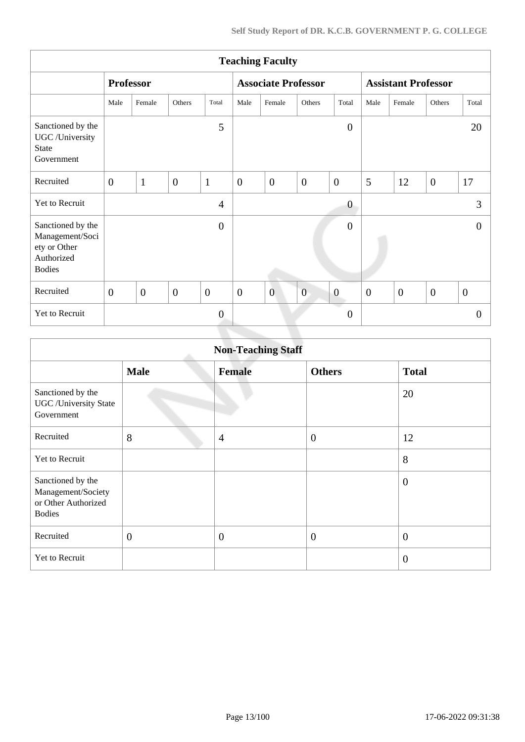| Teaching Faculty | | | | | | | | | | | | |
|---|---|---|---|---|---|---|---|---|---|---|---|---|
| | **Professor** | | | | **Associate Professor** | | | | **Assistant Professor** | | | |
| | Male | Female | Others | Total | Male | Female | Others | Total | Male | Female | Others | Total |
| Sanctioned by the UGC /University State Government | | | | 5 | | | | 0 | | | | 20 |
| Recruited | 0 | 1 | 0 | 1 | 0 | 0 | 0 | 0 | 5 | 12 | 0 | 17 |
| Yet to Recruit | | | | 4 | | | | 0 | | | | 3 |
| Sanctioned by the Management/Society or Other Authorized Bodies | | | | 0 | | | | 0 | | | | 0 |
| Recruited | 0 | 0 | 0 | 0 | 0 | 0 | 0 | 0 | 0 | 0 | 0 | 0 |
| Yet to Recruit | | | | 0 | | | | 0 | | | | 0 |

| Non-Teaching Staff | | | | |
|---|---|---|---|---|
| | **Male** | **Female** | **Others** | **Total** |
| Sanctioned by the UGC /University State Government | | | | 20 |
| Recruited | 8 | 4 | 0 | 12 |
| Yet to Recruit | | | | 8 |
| Sanctioned by the Management/Society or Other Authorized Bodies | | | | 0 |
| Recruited | 0 | 0 | 0 | 0 |
| Yet to Recruit | | | | 0 |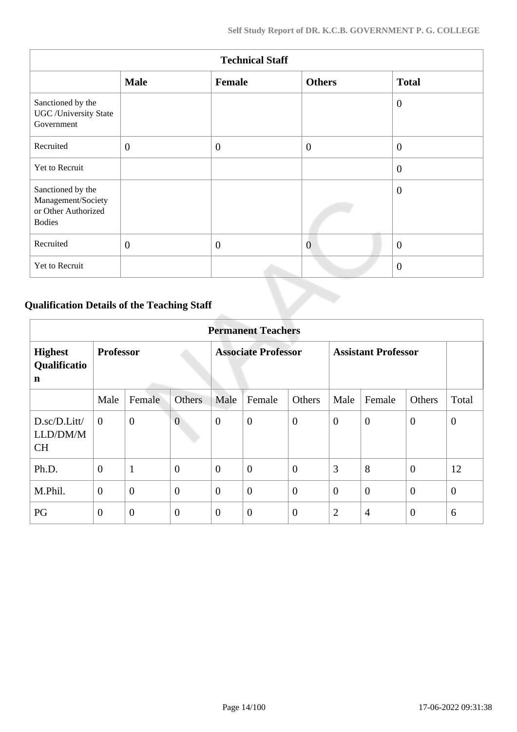| Technical Staff | | | | |
|---|---|---|---|---|
| | **Male** | **Female** | **Others** | **Total** |
| Sanctioned by the UGC /University State Government | | | | 0 |
| Recruited | 0 | 0 | 0 | 0 |
| Yet to Recruit | | | | 0 |
| Sanctioned by the Management/Society or Other Authorized Bodies | | | | 0 |
| Recruited | 0 | 0 | 0 | 0 |
| Yet to Recruit | | | | 0 |

## Qualification Details of the Teaching Staff

| Permanent Teachers | | | | | | | | | | |
|---|---|---|---|---|---|---|---|---|---|---|
| **Highest Qualification** | **Professor** | | | **Associate Professor** | | | **Assistant Professor** | | | |
| | Male | Female | Others | Male | Female | Others | Male | Female | Others | Total |
| D.sc/D.Litt/ LLD/DM/M CH | 0 | 0 | 0 | 0 | 0 | 0 | 0 | 0 | 0 | 0 |
| Ph.D. | 0 | 1 | 0 | 0 | 0 | 0 | 3 | 8 | 0 | 12 |
| M.Phil. | 0 | 0 | 0 | 0 | 0 | 0 | 0 | 0 | 0 | 0 |
| PG | 0 | 0 | 0 | 0 | 0 | 0 | 2 | 4 | 0 | 6 |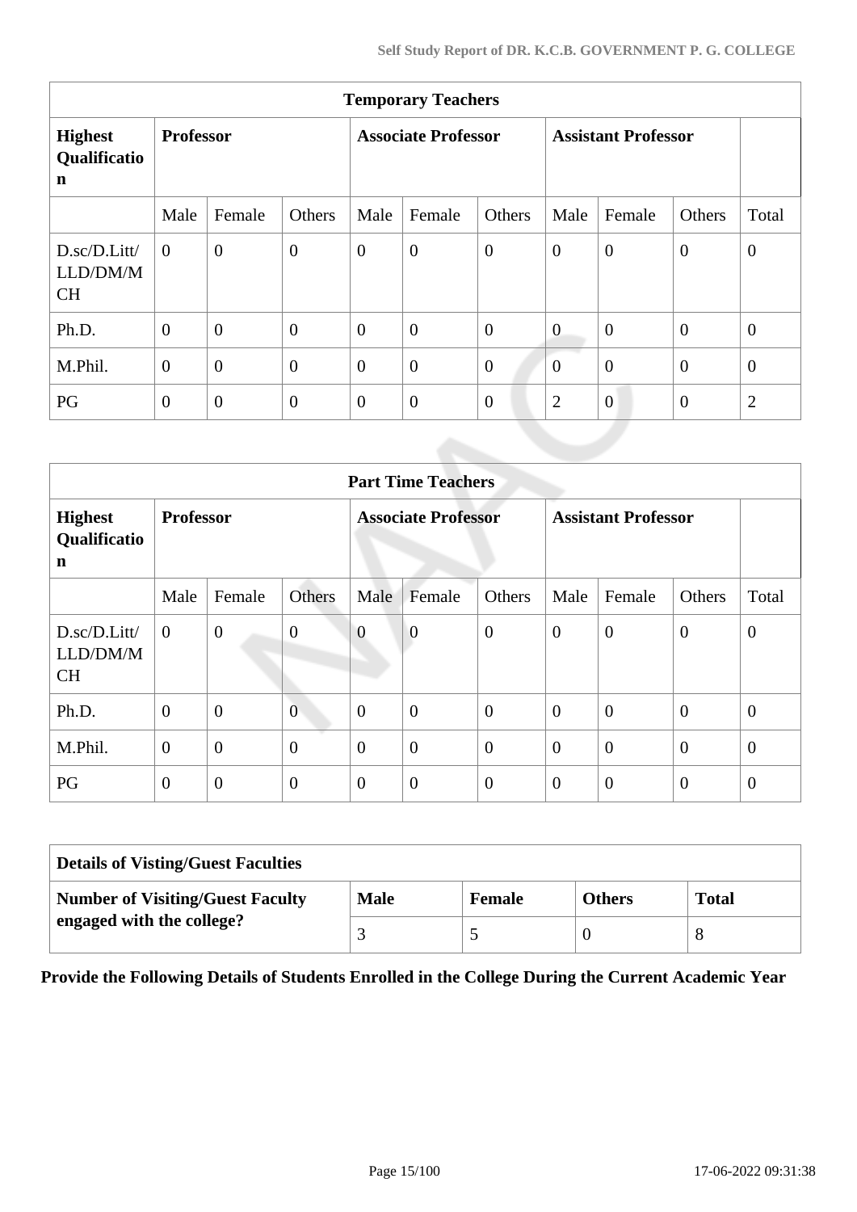| Temporary Teachers | | | | | | | | | |
|---|---|---|---|---|---|---|---|---|---|
| **Highest Qualification** | **Professor** | | | **Associate Professor** | | | **Assistant Professor** | | |
| | Male | Female | Others | Male | Female | Others | Male | Female | Others | Total |
| D.sc/D.Litt/LLD/DM/MCH | 0 | 0 | 0 | 0 | 0 | 0 | 0 | 0 | 0 | 0 |
| Ph.D. | 0 | 0 | 0 | 0 | 0 | 0 | 0 | 0 | 0 | 0 |
| M.Phil. | 0 | 0 | 0 | 0 | 0 | 0 | 0 | 0 | 0 | 0 |
| PG | 0 | 0 | 0 | 0 | 0 | 0 | 2 | 0 | 0 | 2 |

| Part Time Teachers | | | | | | | | | | |
|---|---|---|---|---|---|---|---|---|---|---|
| **Highest Qualification** | **Professor** | | | **Associate Professor** | | | **Assistant Professor** | | | |
| | Male | Female | Others | Male | Female | Others | Male | Female | Others | Total |
| D.sc/D.Litt/LLD/DM/MCH | 0 | 0 | 0 | 0 | 0 | 0 | 0 | 0 | 0 | 0 |
| Ph.D. | 0 | 0 | 0 | 0 | 0 | 0 | 0 | 0 | 0 | 0 |
| M.Phil. | 0 | 0 | 0 | 0 | 0 | 0 | 0 | 0 | 0 | 0 |
| PG | 0 | 0 | 0 | 0 | 0 | 0 | 0 | 0 | 0 | 0 |

| Details of Visting/Guest Faculties | | | | |
|---|---|---|---|---|
| **Number of Visiting/Guest Faculty engaged with the college?** | **Male** | **Female** | **Others** | **Total** |
| | 3 | 5 | 0 | 8 |

**Provide the Following Details of Students Enrolled in the College During the Current Academic Year**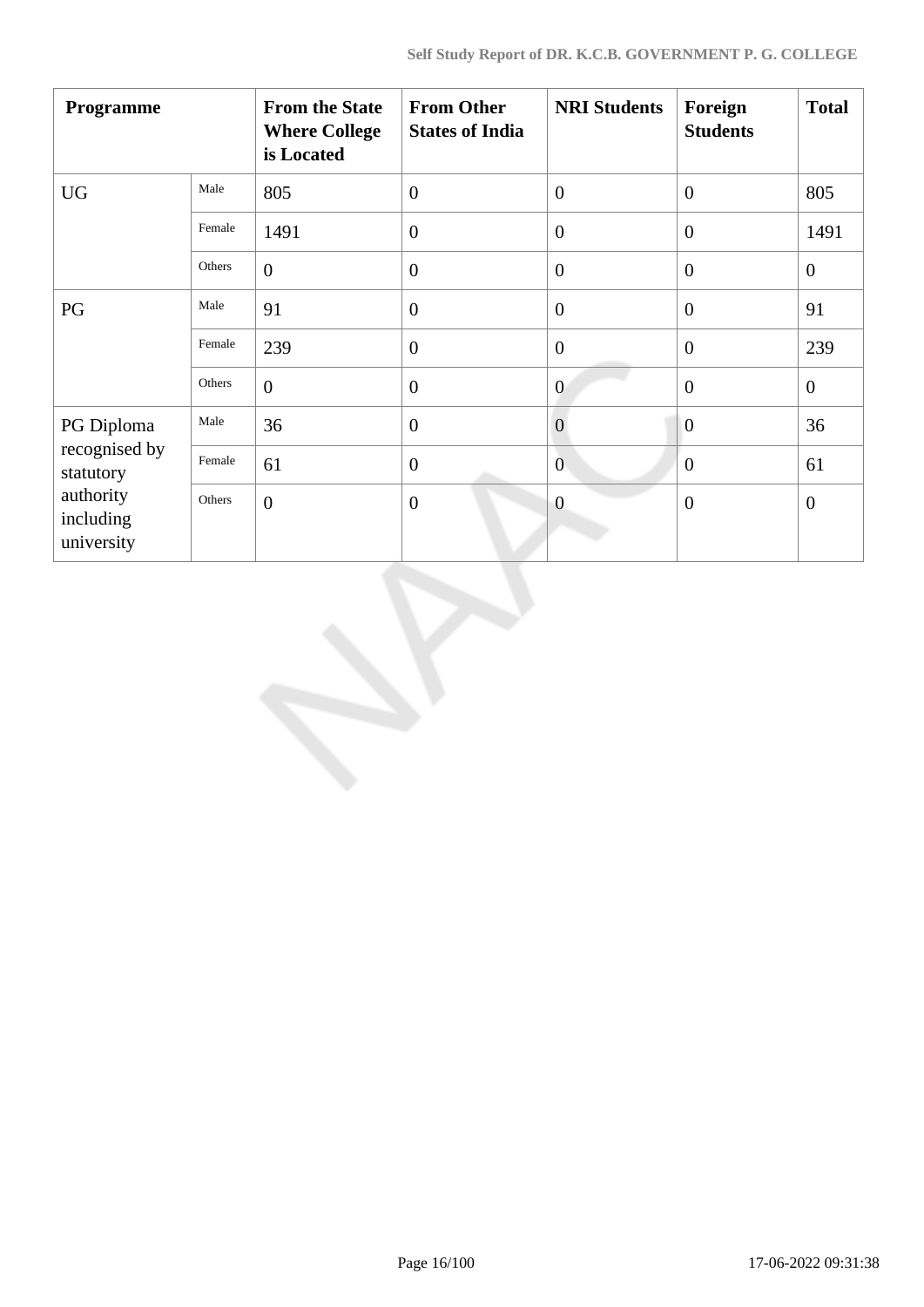| Programme | | From the State Where College is Located | From Other States of India | NRI Students | Foreign Students | Total |
|---|---|---|---|---|---|---|
| UG | Male | 805 | 0 | 0 | 0 | 805 |
| | Female | 1491 | 0 | 0 | 0 | 1491 |
| | Others | 0 | 0 | 0 | 0 | 0 |
| PG | Male | 91 | 0 | 0 | 0 | 91 |
| | Female | 239 | 0 | 0 | 0 | 239 |
| | Others | 0 | 0 | 0 | 0 | 0 |
| PG Diploma recognised by statutory authority including university | Male | 36 | 0 | 0 | 0 | 36 |
| | Female | 61 | 0 | 0 | 0 | 61 |
| | Others | 0 | 0 | 0 | 0 | 0 |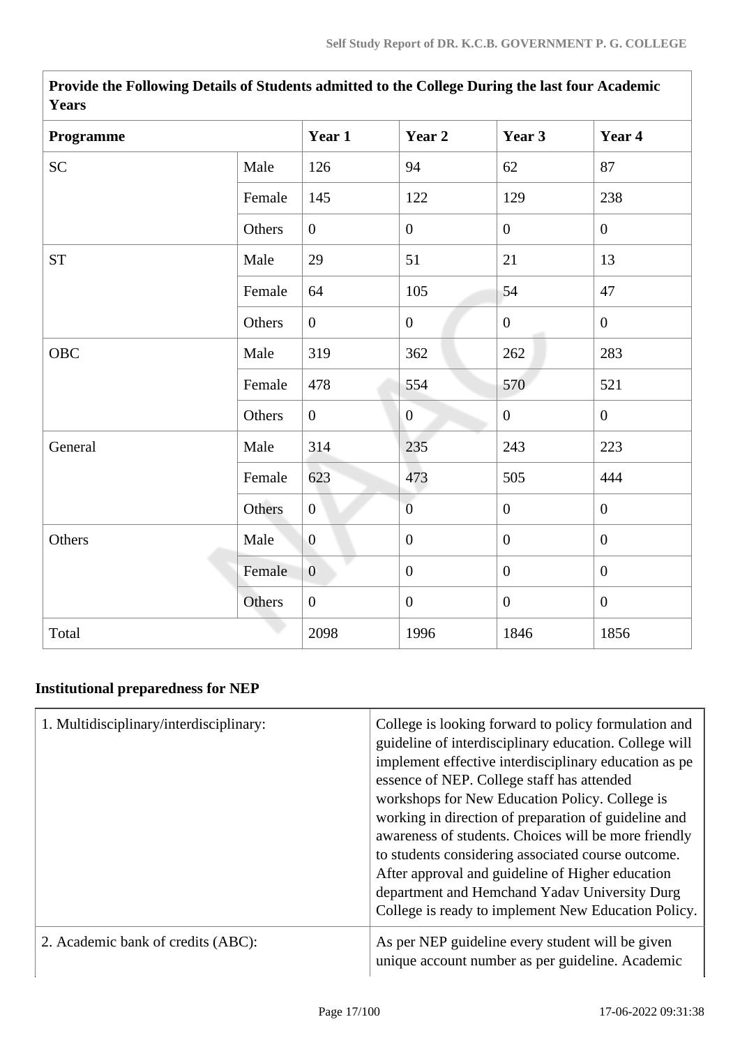| Provide the Following Details of Students admitted to the College During the last four Academic Years | | | | | |
|---|---|---|---|---|---|
| **Programme** | | **Year 1** | **Year 2** | **Year 3** | **Year 4** |
| SC | Male | 126 | 94 | 62 | 87 |
| | Female | 145 | 122 | 129 | 238 |
| | Others | 0 | 0 | 0 | 0 |
| ST | Male | 29 | 51 | 21 | 13 |
| | Female | 64 | 105 | 54 | 47 |
| | Others | 0 | 0 | 0 | 0 |
| OBC | Male | 319 | 362 | 262 | 283 |
| | Female | 478 | 554 | 570 | 521 |
| | Others | 0 | 0 | 0 | 0 |
| General | Male | 314 | 235 | 243 | 223 |
| | Female | 623 | 473 | 505 | 444 |
| | Others | 0 | 0 | 0 | 0 |
| Others | Male | 0 | 0 | 0 | 0 |
| | Female | 0 | 0 | 0 | 0 |
| | Others | 0 | 0 | 0 | 0 |
| Total | | 2098 | 1996 | 1846 | 1856 |

### Institutional preparedness for NEP

| | |
|---|---|
| 1. Multidisciplinary/interdisciplinary: | College is looking forward to policy formulation and guideline of interdisciplinary education. College will implement effective interdisciplinary education as pe essence of NEP. College staff has attended workshops for New Education Policy. College is working in direction of preparation of guideline and awareness of students. Choices will be more friendly to students considering associated course outcome. After approval and guideline of Higher education department and Hemchand Yadav University Durg College is ready to implement New Education Policy. |
| 2. Academic bank of credits (ABC): | As per NEP guideline every student will be given unique account number as per guideline. Academic |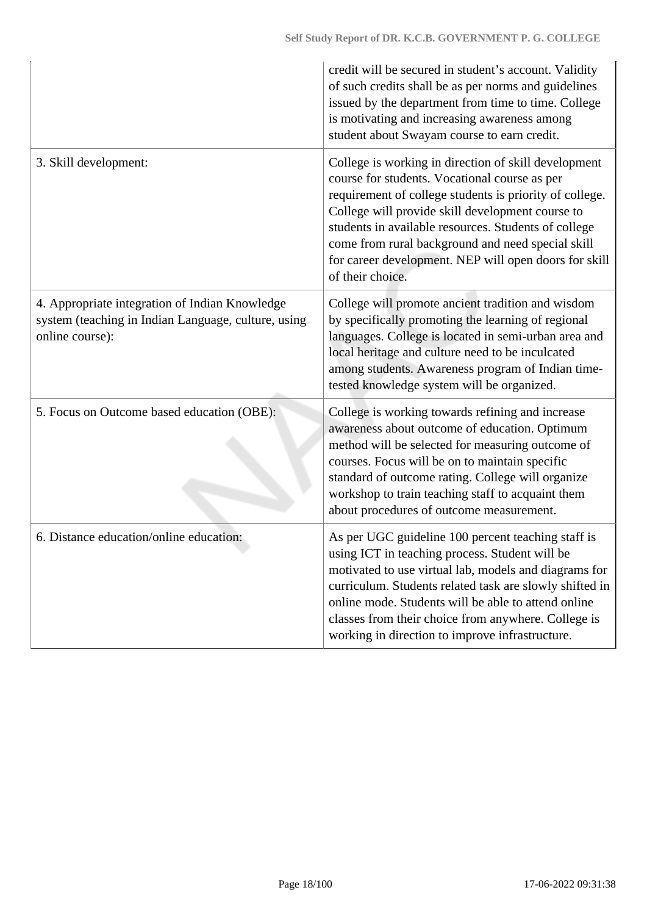| | |
|---|---|
| | credit will be secured in student's account. Validity of such credits shall be as per norms and guidelines issued by the department from time to time. College is motivating and increasing awareness among student about Swayam course to earn credit. |
| 3. Skill development: | College is working in direction of skill development course for students. Vocational course as per requirement of college students is priority of college. College will provide skill development course to students in available resources. Students of college come from rural background and need special skill for career development. NEP will open doors for skill of their choice. |
| 4. Appropriate integration of Indian Knowledge system (teaching in Indian Language, culture, using online course): | College will promote ancient tradition and wisdom by specifically promoting the learning of regional languages. College is located in semi-urban area and local heritage and culture need to be inculcated among students. Awareness program of Indian time-tested knowledge system will be organized. |
| 5. Focus on Outcome based education (OBE): | College is working towards refining and increase awareness about outcome of education. Optimum method will be selected for measuring outcome of courses. Focus will be on to maintain specific standard of outcome rating. College will organize workshop to train teaching staff to acquaint them about procedures of outcome measurement. |
| 6. Distance education/online education: | As per UGC guideline 100 percent teaching staff is using ICT in teaching process. Student will be motivated to use virtual lab, models and diagrams for curriculum. Students related task are slowly shifted in online mode. Students will be able to attend online classes from their choice from anywhere. College is working in direction to improve infrastructure. |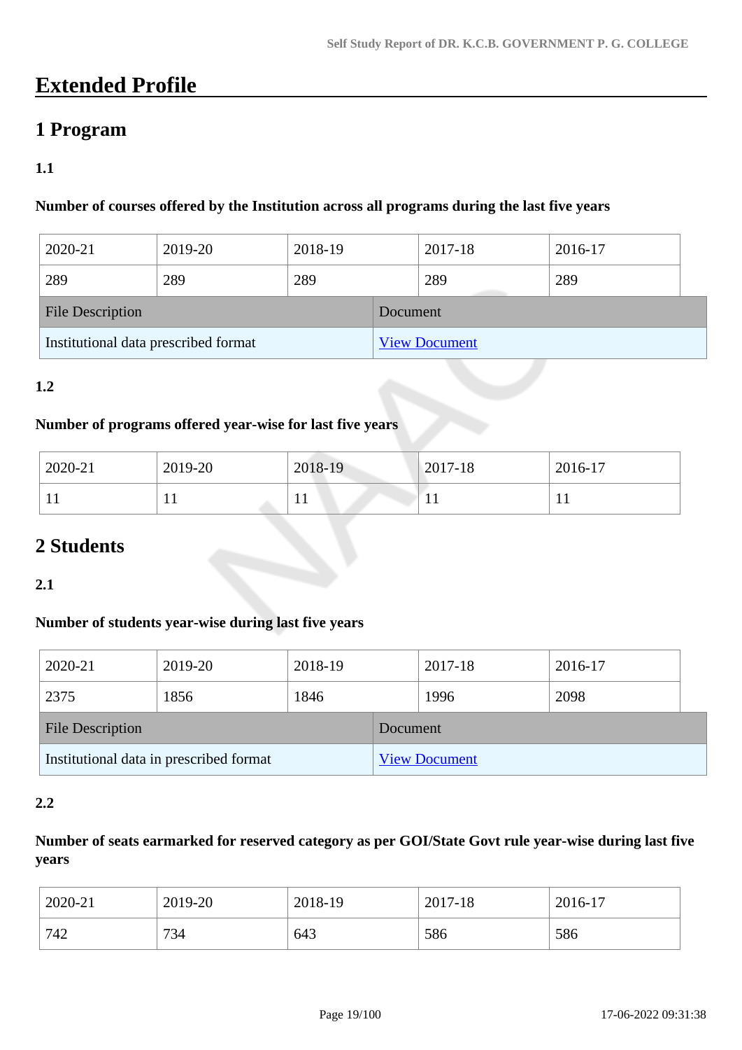# Extended Profile

## 1 Program

### 1.1

**Number of courses offered by the Institution across all programs during the last five years**

| 2020-21 | 2019-20 | 2018-19 | 2017-18 | 2016-17 |
|---|---|---|---|---|
| 289 | 289 | 289 | 289 | 289 |

| File Description | Document |
|---|---|
| Institutional data prescribed format | View Document |

### 1.2

**Number of programs offered year-wise for last five years**

| 2020-21 | 2019-20 | 2018-19 | 2017-18 | 2016-17 |
|---|---|---|---|---|
| 11 | 11 | 11 | 11 | 11 |

## 2 Students

### 2.1

**Number of students year-wise during last five years**

| 2020-21 | 2019-20 | 2018-19 | 2017-18 | 2016-17 |
|---|---|---|---|---|
| 2375 | 1856 | 1846 | 1996 | 2098 |

| File Description | Document |
|---|---|
| Institutional data in prescribed format | View Document |

### 2.2

**Number of seats earmarked for reserved category as per GOI/State Govt rule year-wise during last five years**

| 2020-21 | 2019-20 | 2018-19 | 2017-18 | 2016-17 |
|---|---|---|---|---|
| 742 | 734 | 643 | 586 | 586 |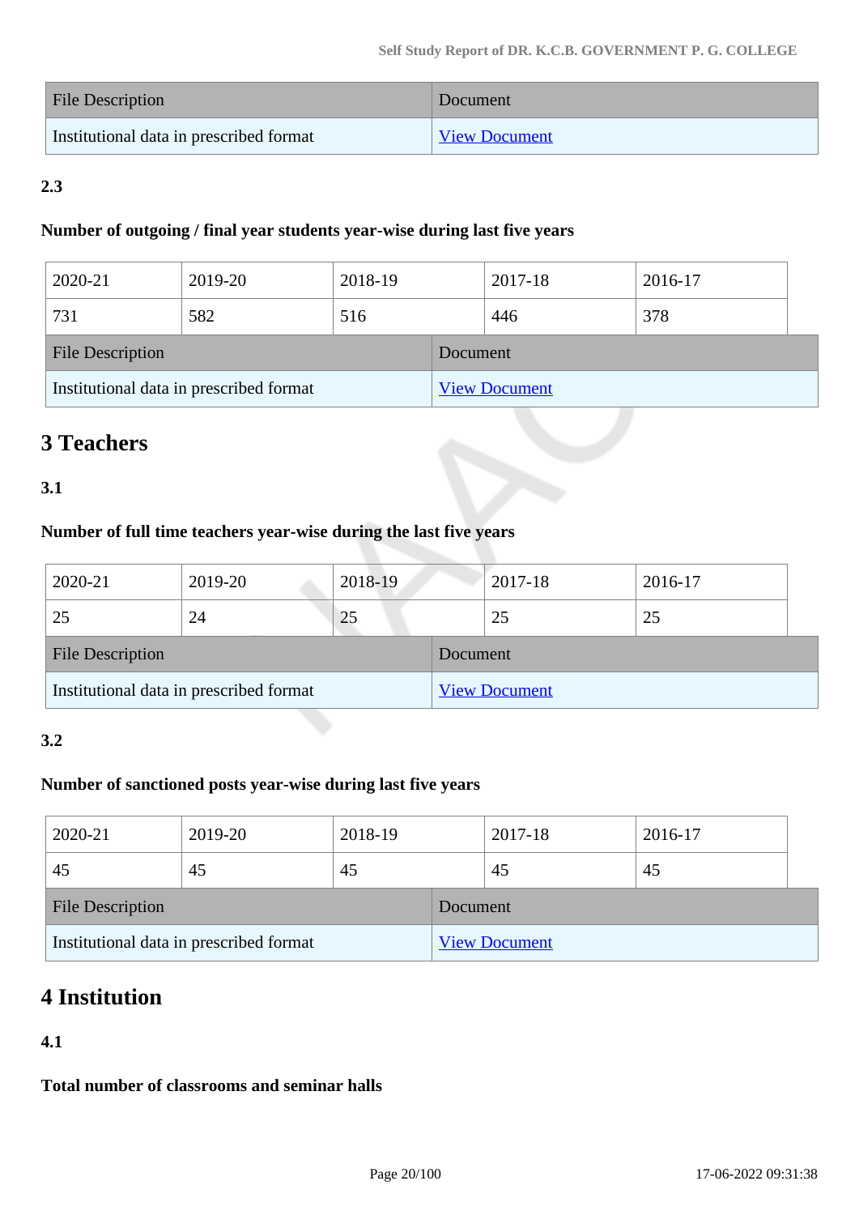| File Description | Document |
| --- | --- |
| Institutional data in prescribed format | View Document |

**2.3**

**Number of outgoing / final year students year-wise during last five years**

| 2020-21 | 2019-20 | 2018-19 | 2017-18 | 2016-17 |
| --- | --- | --- | --- | --- |
| 731 | 582 | 516 | 446 | 378 |

| File Description | Document |
| --- | --- |
| Institutional data in prescribed format | View Document |

# 3 Teachers

**3.1**

**Number of full time teachers year-wise during the last five years**

| 2020-21 | 2019-20 | 2018-19 | 2017-18 | 2016-17 |
| --- | --- | --- | --- | --- |
| 25 | 24 | 25 | 25 | 25 |

| File Description | Document |
| --- | --- |
| Institutional data in prescribed format | View Document |

**3.2**

**Number of sanctioned posts year-wise during last five years**

| 2020-21 | 2019-20 | 2018-19 | 2017-18 | 2016-17 |
| --- | --- | --- | --- | --- |
| 45 | 45 | 45 | 45 | 45 |

| File Description | Document |
| --- | --- |
| Institutional data in prescribed format | View Document |

# 4 Institution

**4.1**

**Total number of classrooms and seminar halls**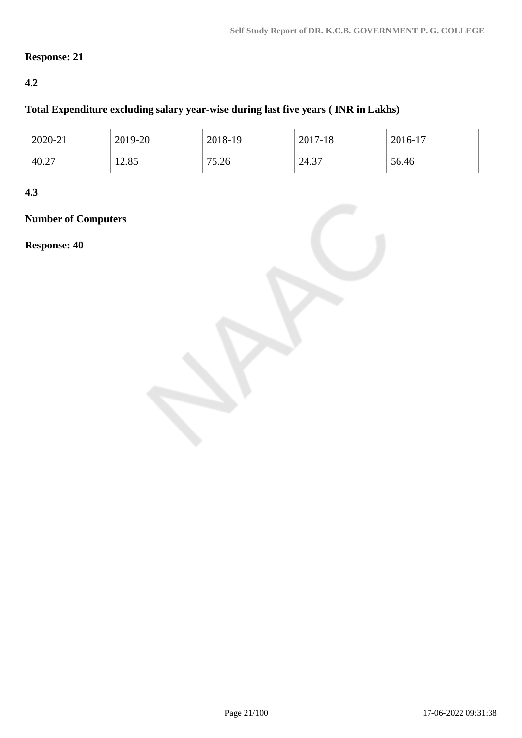**Response: 21**

**4.2**

**Total Expenditure excluding salary year-wise during last five years ( INR in Lakhs)**

| 2020-21 | 2019-20 | 2018-19 | 2017-18 | 2016-17 |
|---|---|---|---|---|
| 40.27 | 12.85 | 75.26 | 24.37 | 56.46 |

**4.3**

**Number of Computers**

**Response: 40**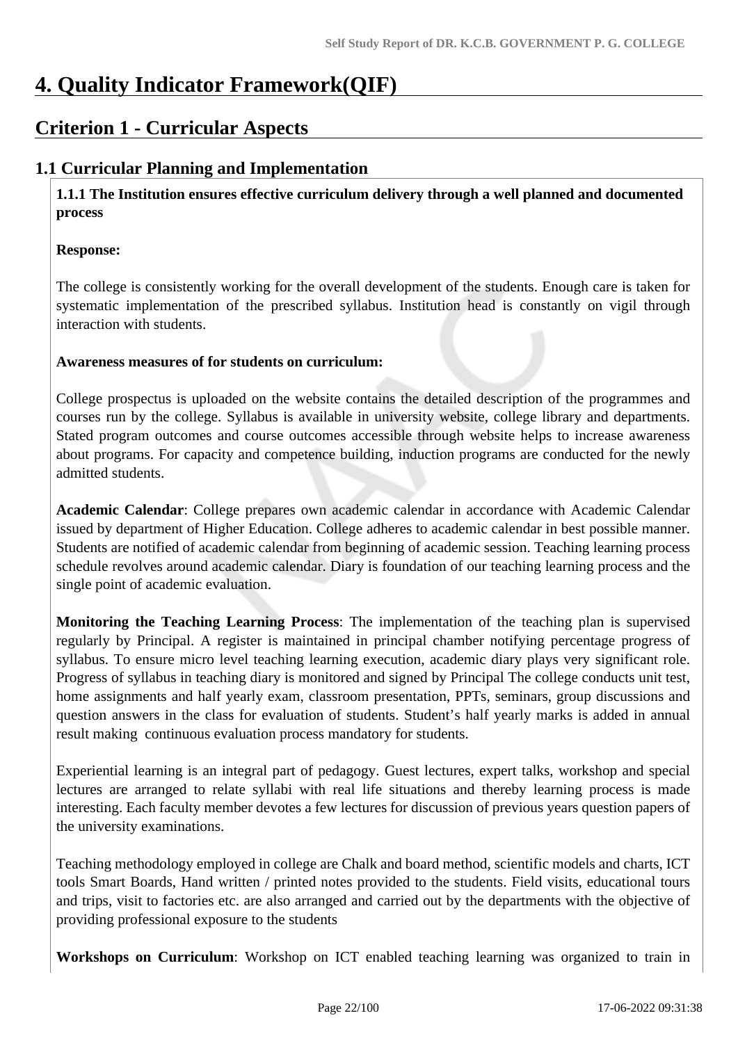# 4. Quality Indicator Framework(QIF)

## Criterion 1 - Curricular Aspects

### 1.1 Curricular Planning and Implementation

**1.1.1 The Institution ensures effective curriculum delivery through a well planned and documented process**

**Response:**

The college is consistently working for the overall development of the students. Enough care is taken for systematic implementation of the prescribed syllabus. Institution head is constantly on vigil through interaction with students.

**Awareness measures of for students on curriculum:**

College prospectus is uploaded on the website contains the detailed description of the programmes and courses run by the college. Syllabus is available in university website, college library and departments. Stated program outcomes and course outcomes accessible through website helps to increase awareness about programs. For capacity and competence building, induction programs are conducted for the newly admitted students.

**Academic Calendar**: College prepares own academic calendar in accordance with Academic Calendar issued by department of Higher Education. College adheres to academic calendar in best possible manner. Students are notified of academic calendar from beginning of academic session. Teaching learning process schedule revolves around academic calendar. Diary is foundation of our teaching learning process and the single point of academic evaluation.

**Monitoring the Teaching Learning Process**: The implementation of the teaching plan is supervised regularly by Principal. A register is maintained in principal chamber notifying percentage progress of syllabus. To ensure micro level teaching learning execution, academic diary plays very significant role. Progress of syllabus in teaching diary is monitored and signed by Principal The college conducts unit test, home assignments and half yearly exam, classroom presentation, PPTs, seminars, group discussions and question answers in the class for evaluation of students. Student's half yearly marks is added in annual result making continuous evaluation process mandatory for students.

Experiential learning is an integral part of pedagogy. Guest lectures, expert talks, workshop and special lectures are arranged to relate syllabi with real life situations and thereby learning process is made interesting. Each faculty member devotes a few lectures for discussion of previous years question papers of the university examinations.

Teaching methodology employed in college are Chalk and board method, scientific models and charts, ICT tools Smart Boards, Hand written / printed notes provided to the students. Field visits, educational tours and trips, visit to factories etc. are also arranged and carried out by the departments with the objective of providing professional exposure to the students

**Workshops on Curriculum**: Workshop on ICT enabled teaching learning was organized to train in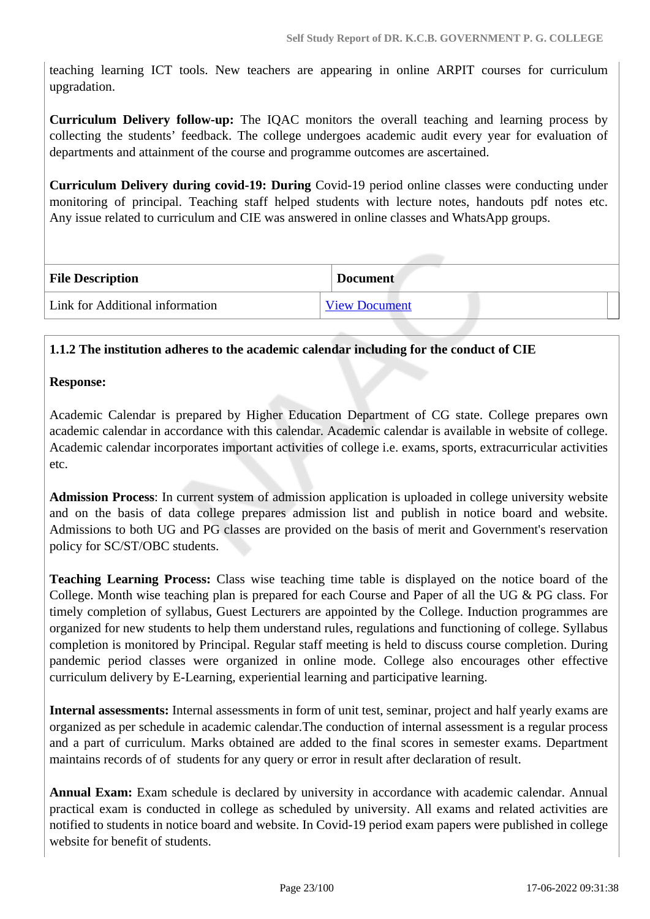teaching learning ICT tools. New teachers are appearing in online ARPIT courses for curriculum upgradation.

**Curriculum Delivery follow-up:** The IQAC monitors the overall teaching and learning process by collecting the students' feedback. The college undergoes academic audit every year for evaluation of departments and attainment of the course and programme outcomes are ascertained.

**Curriculum Delivery during covid-19: During** Covid-19 period online classes were conducting under monitoring of principal. Teaching staff helped students with lecture notes, handouts pdf notes etc. Any issue related to curriculum and CIE was answered in online classes and WhatsApp groups.

| File Description | Document |
|---|---|
| Link for Additional information | View Document |

**1.1.2 The institution adheres to the academic calendar including for the conduct of CIE**

**Response:**

Academic Calendar is prepared by Higher Education Department of CG state. College prepares own academic calendar in accordance with this calendar. Academic calendar is available in website of college. Academic calendar incorporates important activities of college i.e. exams, sports, extracurricular activities etc.

**Admission Process**: In current system of admission application is uploaded in college university website and on the basis of data college prepares admission list and publish in notice board and website. Admissions to both UG and PG classes are provided on the basis of merit and Government's reservation policy for SC/ST/OBC students.

**Teaching Learning Process:** Class wise teaching time table is displayed on the notice board of the College. Month wise teaching plan is prepared for each Course and Paper of all the UG & PG class. For timely completion of syllabus, Guest Lecturers are appointed by the College. Induction programmes are organized for new students to help them understand rules, regulations and functioning of college. Syllabus completion is monitored by Principal. Regular staff meeting is held to discuss course completion. During pandemic period classes were organized in online mode. College also encourages other effective curriculum delivery by E-Learning, experiential learning and participative learning.

**Internal assessments:** Internal assessments in form of unit test, seminar, project and half yearly exams are organized as per schedule in academic calendar.The conduction of internal assessment is a regular process and a part of curriculum. Marks obtained are added to the final scores in semester exams. Department maintains records of of students for any query or error in result after declaration of result.

**Annual Exam:** Exam schedule is declared by university in accordance with academic calendar. Annual practical exam is conducted in college as scheduled by university. All exams and related activities are notified to students in notice board and website. In Covid-19 period exam papers were published in college website for benefit of students.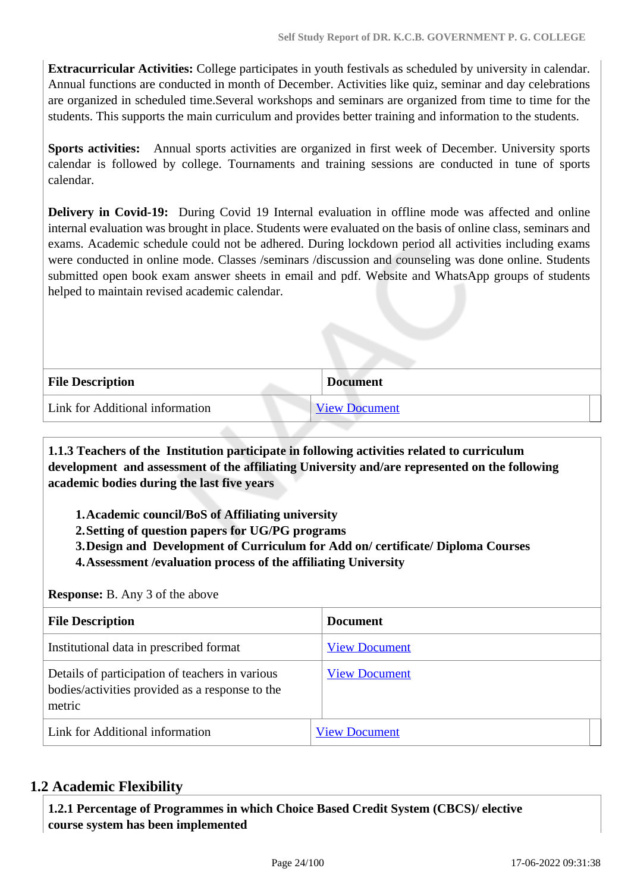**Extracurricular Activities:** College participates in youth festivals as scheduled by university in calendar. Annual functions are conducted in month of December. Activities like quiz, seminar and day celebrations are organized in scheduled time.Several workshops and seminars are organized from time to time for the students. This supports the main curriculum and provides better training and information to the students.

**Sports activities:** Annual sports activities are organized in first week of December. University sports calendar is followed by college. Tournaments and training sessions are conducted in tune of sports calendar.

**Delivery in Covid-19:** During Covid 19 Internal evaluation in offline mode was affected and online internal evaluation was brought in place. Students were evaluated on the basis of online class, seminars and exams. Academic schedule could not be adhered. During lockdown period all activities including exams were conducted in online mode. Classes /seminars /discussion and counseling was done online. Students submitted open book exam answer sheets in email and pdf. Website and WhatsApp groups of students helped to maintain revised academic calendar.

| File Description | Document |
|---|---|
| Link for Additional information | View Document |

**1.1.3 Teachers of the Institution participate in following activities related to curriculum development and assessment of the affiliating University and/are represented on the following academic bodies during the last five years**

1. **Academic council/BoS of Affiliating university**
2. **Setting of question papers for UG/PG programs**
3. **Design and Development of Curriculum for Add on/ certificate/ Diploma Courses**
4. **Assessment /evaluation process of the affiliating University**

**Response:** B. Any 3 of the above

| File Description | Document |
|---|---|
| Institutional data in prescribed format | View Document |
| Details of participation of teachers in various bodies/activities provided as a response to the metric | View Document |
| Link for Additional information | View Document |

## 1.2 Academic Flexibility

**1.2.1 Percentage of Programmes in which Choice Based Credit System (CBCS)/ elective course system has been implemented**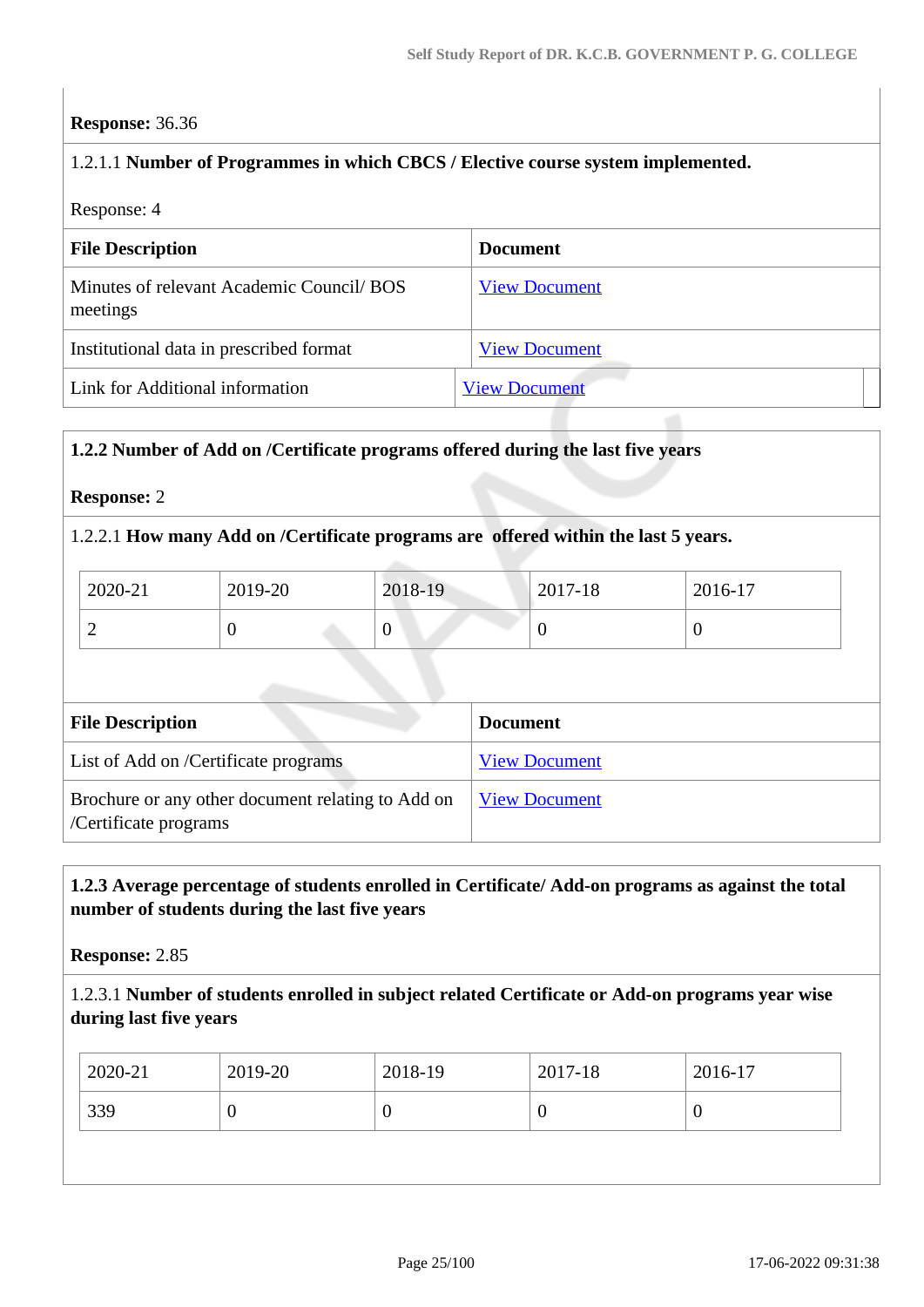**Response:** 36.36

1.2.1.1 **Number of Programmes in which CBCS / Elective course system implemented.**

Response: 4

| File Description | Document |
|---|---|
| Minutes of relevant Academic Council/ BOS meetings | View Document |
| Institutional data in prescribed format | View Document |
| Link for Additional information | View Document |

**1.2.2 Number of Add on /Certificate programs offered during the last five years**

**Response:** 2

1.2.2.1 **How many Add on /Certificate programs are offered within the last 5 years.**

| 2020-21 | 2019-20 | 2018-19 | 2017-18 | 2016-17 |
|---|---|---|---|---|
| 2 | 0 | 0 | 0 | 0 |

| File Description | Document |
|---|---|
| List of Add on /Certificate programs | View Document |
| Brochure or any other document relating to Add on /Certificate programs | View Document |

**1.2.3 Average percentage of students enrolled in Certificate/ Add-on programs as against the total number of students during the last five years**

**Response:** 2.85

1.2.3.1 **Number of students enrolled in subject related Certificate or Add-on programs year wise during last five years**

| 2020-21 | 2019-20 | 2018-19 | 2017-18 | 2016-17 |
|---|---|---|---|---|
| 339 | 0 | 0 | 0 | 0 |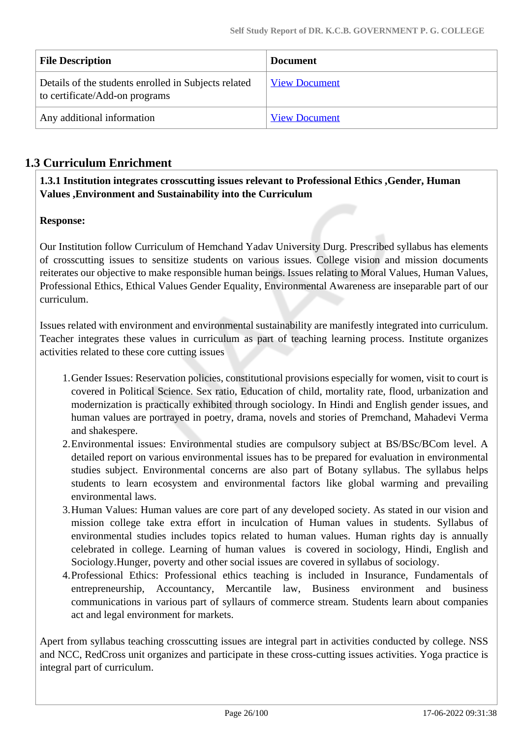| File Description | Document |
|---|---|
| Details of the students enrolled in Subjects related to certificate/Add-on programs | View Document |
| Any additional information | View Document |

## 1.3 Curriculum Enrichment

**1.3.1 Institution integrates crosscutting issues relevant to Professional Ethics ,Gender, Human Values ,Environment and Sustainability into the Curriculum**

**Response:**

Our Institution follow Curriculum of Hemchand Yadav University Durg. Prescribed syllabus has elements of crosscutting issues to sensitize students on various issues. College vision and mission documents reiterates our objective to make responsible human beings. Issues relating to Moral Values, Human Values, Professional Ethics, Ethical Values Gender Equality, Environmental Awareness are inseparable part of our curriculum.

Issues related with environment and environmental sustainability are manifestly integrated into curriculum. Teacher integrates these values in curriculum as part of teaching learning process. Institute organizes activities related to these core cutting issues

1. Gender Issues: Reservation policies, constitutional provisions especially for women, visit to court is covered in Political Science. Sex ratio, Education of child, mortality rate, flood, urbanization and modernization is practically exhibited through sociology. In Hindi and English gender issues, and human values are portrayed in poetry, drama, novels and stories of Premchand, Mahadevi Verma and shakespere.
2. Environmental issues: Environmental studies are compulsory subject at BS/BSc/BCom level. A detailed report on various environmental issues has to be prepared for evaluation in environmental studies subject. Environmental concerns are also part of Botany syllabus. The syllabus helps students to learn ecosystem and environmental factors like global warming and prevailing environmental laws.
3. Human Values: Human values are core part of any developed society. As stated in our vision and mission college take extra effort in inculcation of Human values in students. Syllabus of environmental studies includes topics related to human values. Human rights day is annually celebrated in college. Learning of human values is covered in sociology, Hindi, English and Sociology.Hunger, poverty and other social issues are covered in syllabus of sociology.
4. Professional Ethics: Professional ethics teaching is included in Insurance, Fundamentals of entrepreneurship, Accountancy, Mercantile law, Business environment and business communications in various part of syllaurs of commerce stream. Students learn about companies act and legal environment for markets.

Apert from syllabus teaching crosscutting issues are integral part in activities conducted by college. NSS and NCC, RedCross unit organizes and participate in these cross-cutting issues activities. Yoga practice is integral part of curriculum.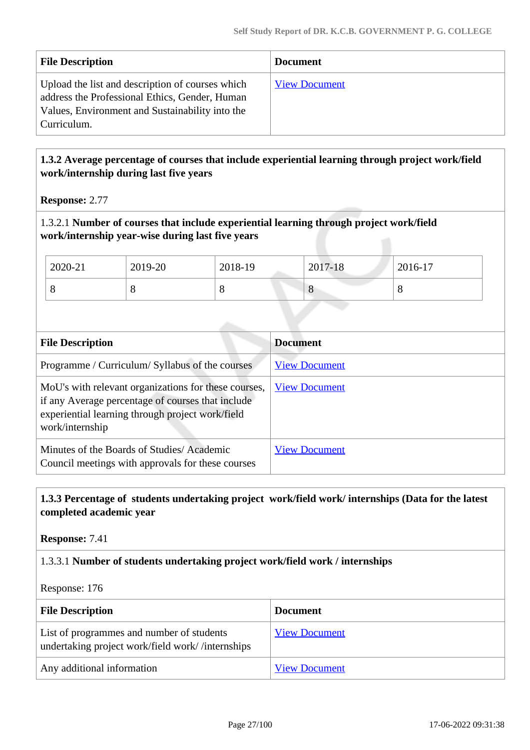| File Description | Document |
| --- | --- |
| Upload the list and description of courses which address the Professional Ethics, Gender, Human Values, Environment and Sustainability into the Curriculum. | View Document |

**1.3.2 Average percentage of courses that include experiential learning through project work/field work/internship during last five years**

**Response:** 2.77

1.3.2.1 **Number of courses that include experiential learning through project work/field work/internship year-wise during last five years**

| 2020-21 | 2019-20 | 2018-19 | 2017-18 | 2016-17 |
| --- | --- | --- | --- | --- |
| 8 | 8 | 8 | 8 | 8 |

| File Description | Document |
| --- | --- |
| Programme / Curriculum/ Syllabus of the courses | View Document |
| MoU's with relevant organizations for these courses, if any Average percentage of courses that include experiential learning through project work/field work/internship | View Document |
| Minutes of the Boards of Studies/ Academic Council meetings with approvals for these courses | View Document |

**1.3.3 Percentage of students undertaking project work/field work/ internships (Data for the latest completed academic year**

**Response:** 7.41

1.3.3.1 **Number of students undertaking project work/field work / internships**

Response: 176

| File Description | Document |
| --- | --- |
| List of programmes and number of students undertaking project work/field work/ /internships | View Document |
| Any additional information | View Document |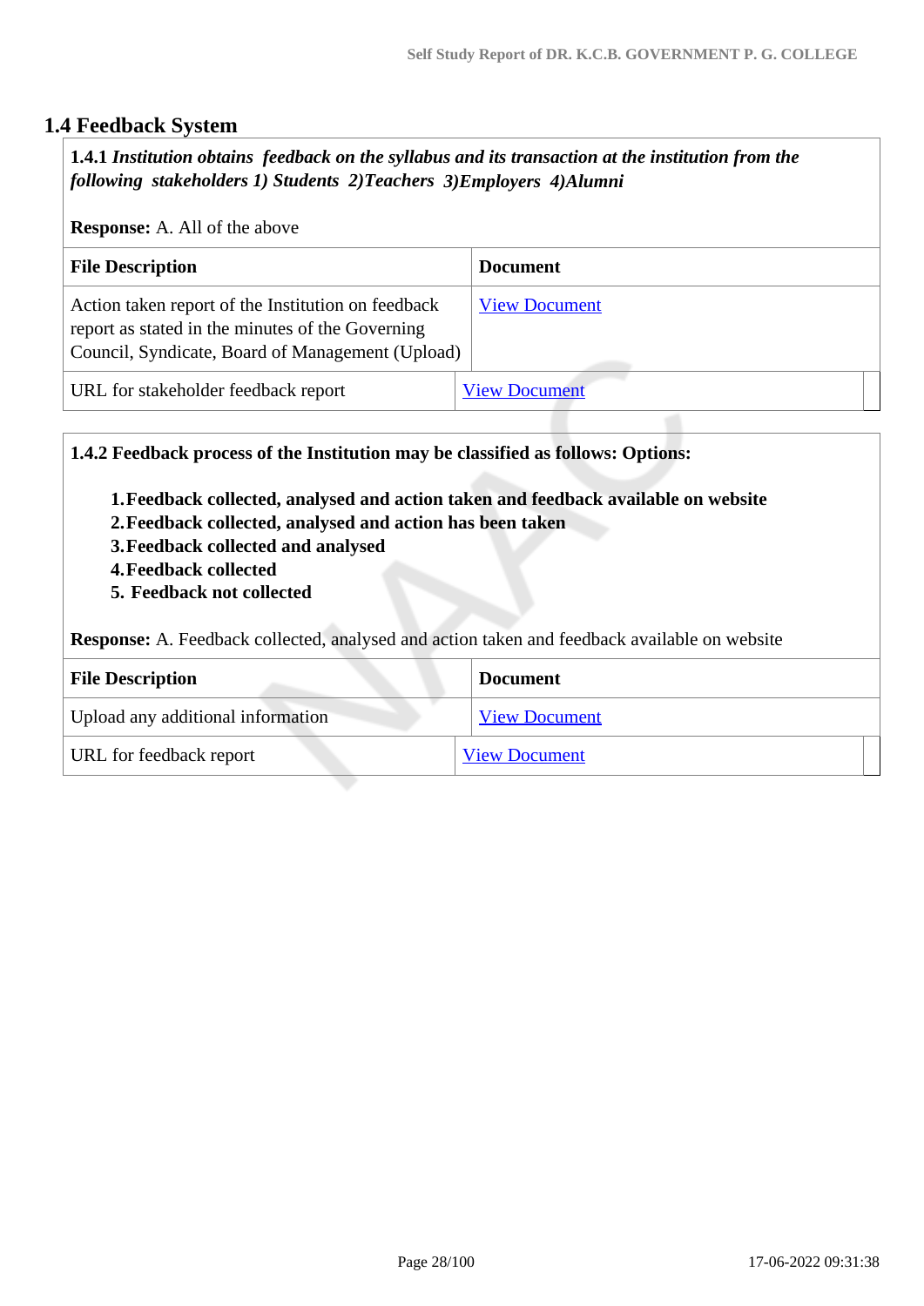## 1.4 Feedback System

**1.4.1** ***Institution obtains feedback on the syllabus and its transaction at the institution from the following stakeholders 1) Students 2)Teachers 3)Employers 4)Alumni***

**Response:** A. All of the above

| File Description | Document |
|---|---|
| Action taken report of the Institution on feedback report as stated in the minutes of the Governing Council, Syndicate, Board of Management (Upload) | View Document |
| URL for stakeholder feedback report | View Document |

**1.4.2 Feedback process of the Institution may be classified as follows: Options:**

1. **Feedback collected, analysed and action taken and feedback available on website**
2. **Feedback collected, analysed and action has been taken**
3. **Feedback collected and analysed**
4. **Feedback collected**
5. **Feedback not collected**

**Response:** A. Feedback collected, analysed and action taken and feedback available on website

| File Description | Document |
|---|---|
| Upload any additional information | View Document |
| URL for feedback report | View Document |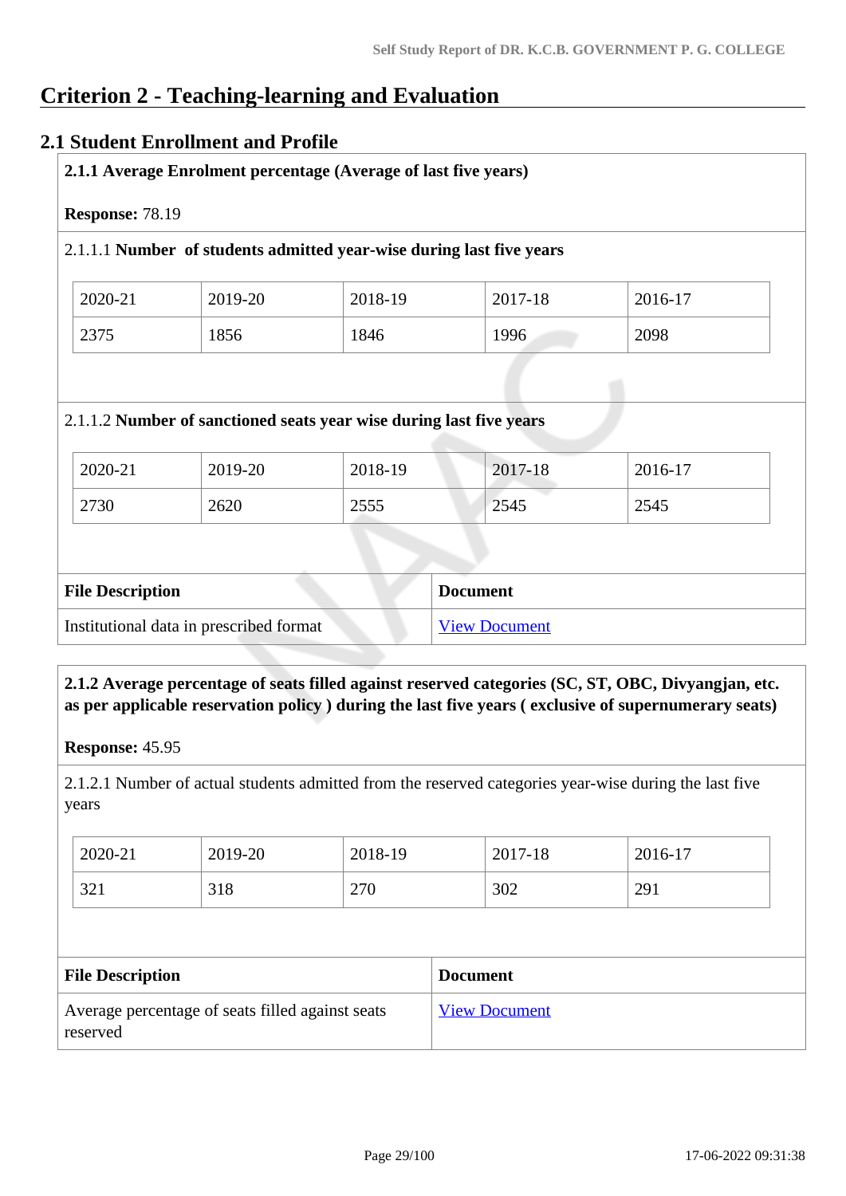# Criterion 2 - Teaching-learning and Evaluation

## 2.1 Student Enrollment and Profile

**2.1.1 Average Enrolment percentage (Average of last five years)**

**Response:** 78.19

2.1.1.1 **Number of students admitted year-wise during last five years**

| 2020-21 | 2019-20 | 2018-19 | 2017-18 | 2016-17 |
|---|---|---|---|---|
| 2375 | 1856 | 1846 | 1996 | 2098 |

2.1.1.2 **Number of sanctioned seats year wise during last five years**

| 2020-21 | 2019-20 | 2018-19 | 2017-18 | 2016-17 |
|---|---|---|---|---|
| 2730 | 2620 | 2555 | 2545 | 2545 |

| File Description | Document |
|---|---|
| Institutional data in prescribed format | View Document |

**2.1.2 Average percentage of seats filled against reserved categories (SC, ST, OBC, Divyangjan, etc. as per applicable reservation policy ) during the last five years ( exclusive of supernumerary seats)**

**Response:** 45.95

2.1.2.1 Number of actual students admitted from the reserved categories year-wise during the last five years

| 2020-21 | 2019-20 | 2018-19 | 2017-18 | 2016-17 |
|---|---|---|---|---|
| 321 | 318 | 270 | 302 | 291 |

| File Description | Document |
|---|---|
| Average percentage of seats filled against seats reserved | View Document |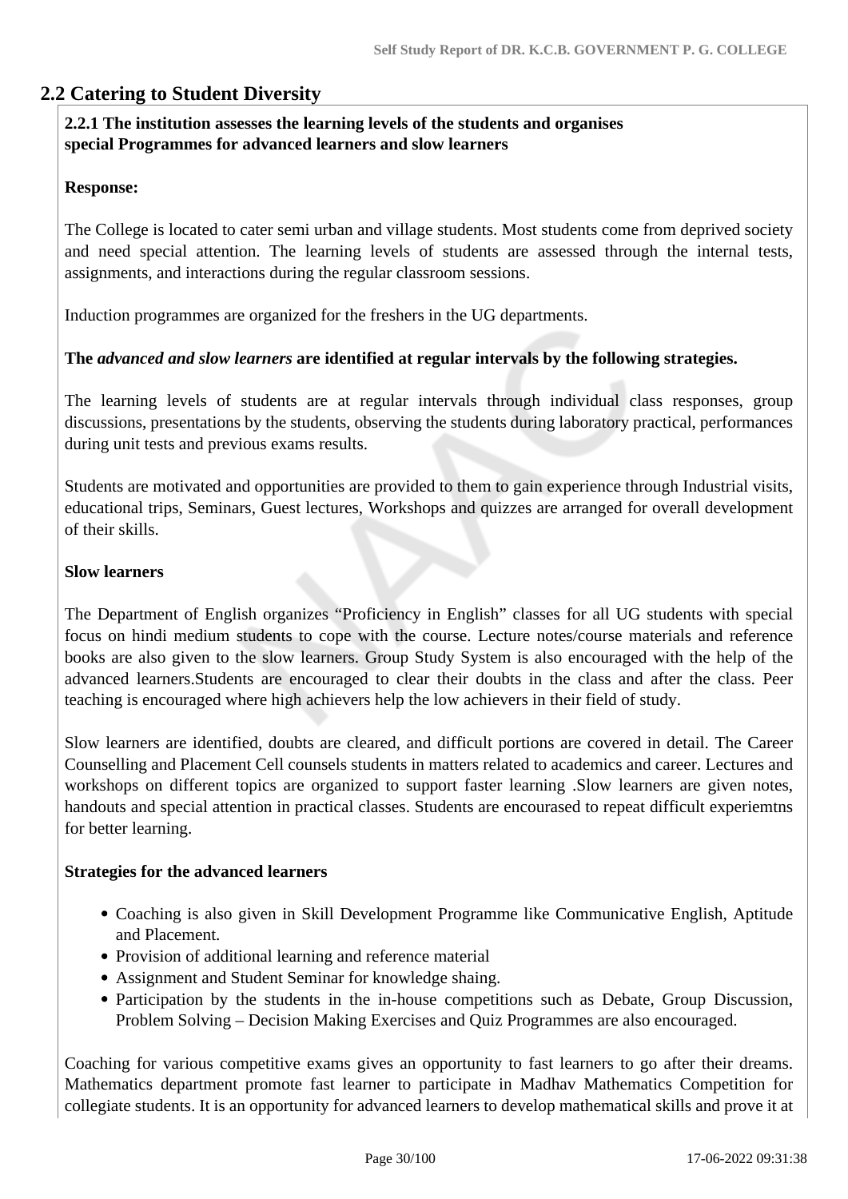## 2.2 Catering to Student Diversity

**2.2.1 The institution assesses the learning levels of the students and organises special Programmes for advanced learners and slow learners**

**Response:**

The College is located to cater semi urban and village students. Most students come from deprived society and need special attention. The learning levels of students are assessed through the internal tests, assignments, and interactions during the regular classroom sessions.

Induction programmes are organized for the freshers in the UG departments.

**The *advanced and slow learners* are identified at regular intervals by the following strategies.**

The learning levels of students are at regular intervals through individual class responses, group discussions, presentations by the students, observing the students during laboratory practical, performances during unit tests and previous exams results.

Students are motivated and opportunities are provided to them to gain experience through Industrial visits, educational trips, Seminars, Guest lectures, Workshops and quizzes are arranged for overall development of their skills.

**Slow learners**

The Department of English organizes "Proficiency in English" classes for all UG students with special focus on hindi medium students to cope with the course. Lecture notes/course materials and reference books are also given to the slow learners. Group Study System is also encouraged with the help of the advanced learners.Students are encouraged to clear their doubts in the class and after the class. Peer teaching is encouraged where high achievers help the low achievers in their field of study.

Slow learners are identified, doubts are cleared, and difficult portions are covered in detail. The Career Counselling and Placement Cell counsels students in matters related to academics and career. Lectures and workshops on different topics are organized to support faster learning .Slow learners are given notes, handouts and special attention in practical classes. Students are encourased to repeat difficult experiemtns for better learning.

**Strategies for the advanced learners**

- Coaching is also given in Skill Development Programme like Communicative English, Aptitude and Placement.
- Provision of additional learning and reference material
- Assignment and Student Seminar for knowledge shaing.
- Participation by the students in the in-house competitions such as Debate, Group Discussion, Problem Solving – Decision Making Exercises and Quiz Programmes are also encouraged.

Coaching for various competitive exams gives an opportunity to fast learners to go after their dreams. Mathematics department promote fast learner to participate in Madhav Mathematics Competition for collegiate students. It is an opportunity for advanced learners to develop mathematical skills and prove it at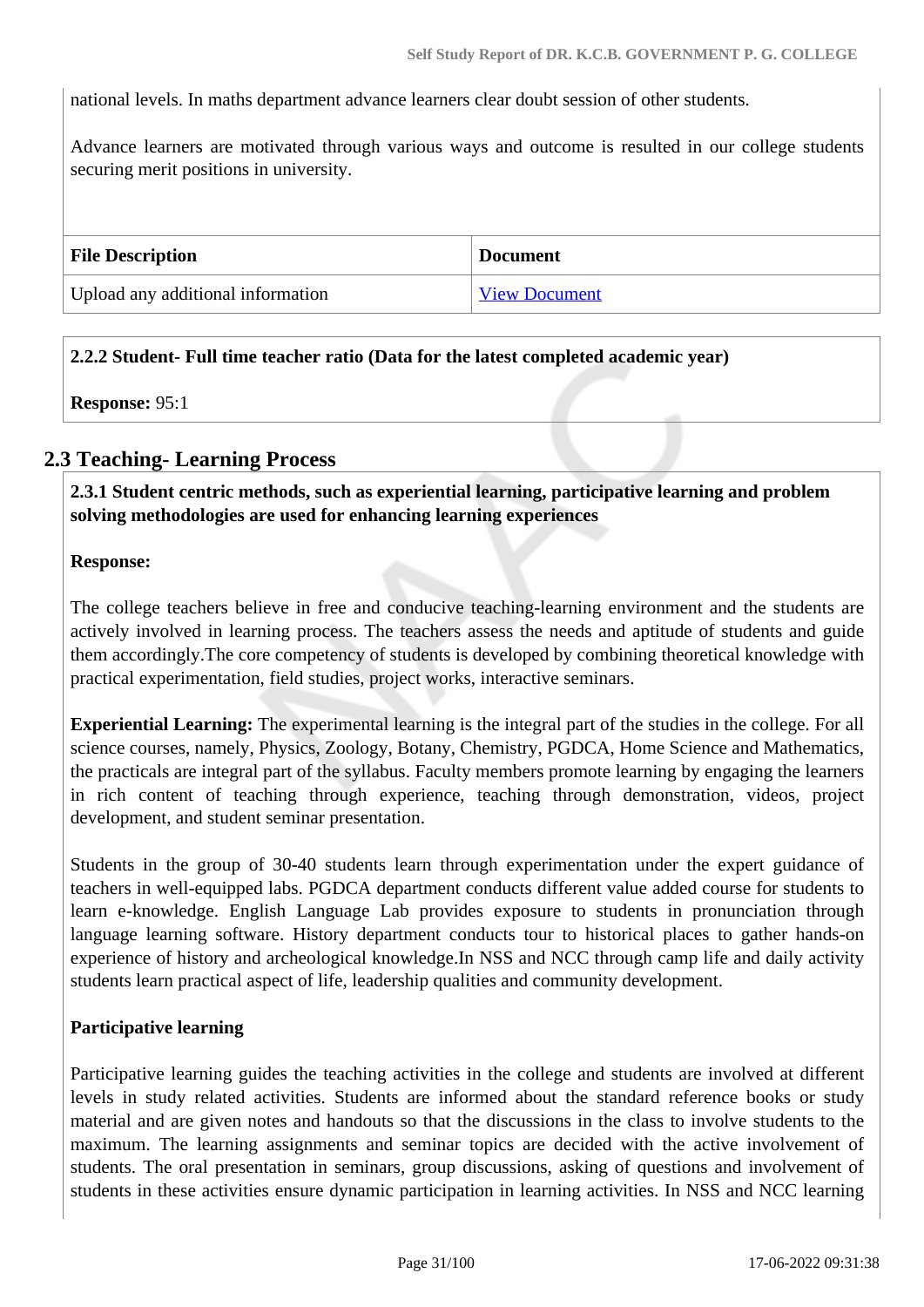national levels. In maths department advance learners clear doubt session of other students.

Advance learners are motivated through various ways and outcome is resulted in our college students securing merit positions in university.

| File Description | Document |
|---|---|
| Upload any additional information | View Document |

**2.2.2 Student- Full time teacher ratio (Data for the latest completed academic year)**

**Response:** 95:1

## 2.3 Teaching- Learning Process

**2.3.1 Student centric methods, such as experiential learning, participative learning and problem solving methodologies are used for enhancing learning experiences**

**Response:**

The college teachers believe in free and conducive teaching-learning environment and the students are actively involved in learning process. The teachers assess the needs and aptitude of students and guide them accordingly.The core competency of students is developed by combining theoretical knowledge with practical experimentation, field studies, project works, interactive seminars.

**Experiential Learning:** The experimental learning is the integral part of the studies in the college. For all science courses, namely, Physics, Zoology, Botany, Chemistry, PGDCA, Home Science and Mathematics, the practicals are integral part of the syllabus. Faculty members promote learning by engaging the learners in rich content of teaching through experience, teaching through demonstration, videos, project development, and student seminar presentation.

Students in the group of 30-40 students learn through experimentation under the expert guidance of teachers in well-equipped labs. PGDCA department conducts different value added course for students to learn e-knowledge. English Language Lab provides exposure to students in pronunciation through language learning software. History department conducts tour to historical places to gather hands-on experience of history and archeological knowledge.In NSS and NCC through camp life and daily activity students learn practical aspect of life, leadership qualities and community development.

**Participative learning**

Participative learning guides the teaching activities in the college and students are involved at different levels in study related activities. Students are informed about the standard reference books or study material and are given notes and handouts so that the discussions in the class to involve students to the maximum. The learning assignments and seminar topics are decided with the active involvement of students. The oral presentation in seminars, group discussions, asking of questions and involvement of students in these activities ensure dynamic participation in learning activities. In NSS and NCC learning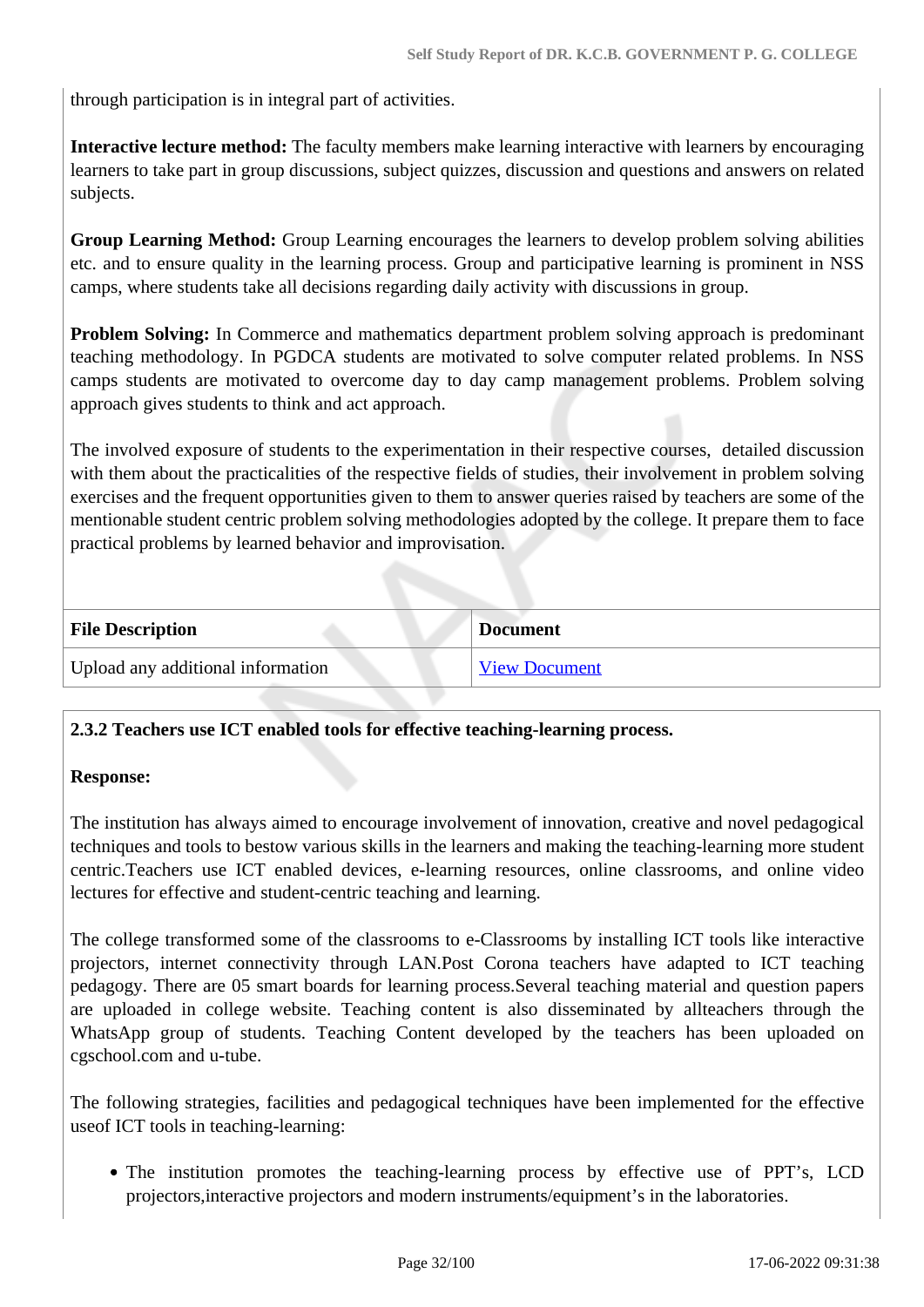through participation is in integral part of activities.

**Interactive lecture method:** The faculty members make learning interactive with learners by encouraging learners to take part in group discussions, subject quizzes, discussion and questions and answers on related subjects.

**Group Learning Method:** Group Learning encourages the learners to develop problem solving abilities etc. and to ensure quality in the learning process. Group and participative learning is prominent in NSS camps, where students take all decisions regarding daily activity with discussions in group.

**Problem Solving:** In Commerce and mathematics department problem solving approach is predominant teaching methodology. In PGDCA students are motivated to solve computer related problems. In NSS camps students are motivated to overcome day to day camp management problems. Problem solving approach gives students to think and act approach.

The involved exposure of students to the experimentation in their respective courses, detailed discussion with them about the practicalities of the respective fields of studies, their involvement in problem solving exercises and the frequent opportunities given to them to answer queries raised by teachers are some of the mentionable student centric problem solving methodologies adopted by the college. It prepare them to face practical problems by learned behavior and improvisation.

| File Description | Document |
| --- | --- |
| Upload any additional information | View Document |

**2.3.2 Teachers use ICT enabled tools for effective teaching-learning process.**

**Response:**

The institution has always aimed to encourage involvement of innovation, creative and novel pedagogical techniques and tools to bestow various skills in the learners and making the teaching-learning more student centric.Teachers use ICT enabled devices, e-learning resources, online classrooms, and online video lectures for effective and student-centric teaching and learning.

The college transformed some of the classrooms to e-Classrooms by installing ICT tools like interactive projectors, internet connectivity through LAN.Post Corona teachers have adapted to ICT teaching pedagogy. There are 05 smart boards for learning process.Several teaching material and question papers are uploaded in college website. Teaching content is also disseminated by allteachers through the WhatsApp group of students. Teaching Content developed by the teachers has been uploaded on cgschool.com and u-tube.

The following strategies, facilities and pedagogical techniques have been implemented for the effective useof ICT tools in teaching-learning:

- The institution promotes the teaching-learning process by effective use of PPT's, LCD projectors,interactive projectors and modern instruments/equipment's in the laboratories.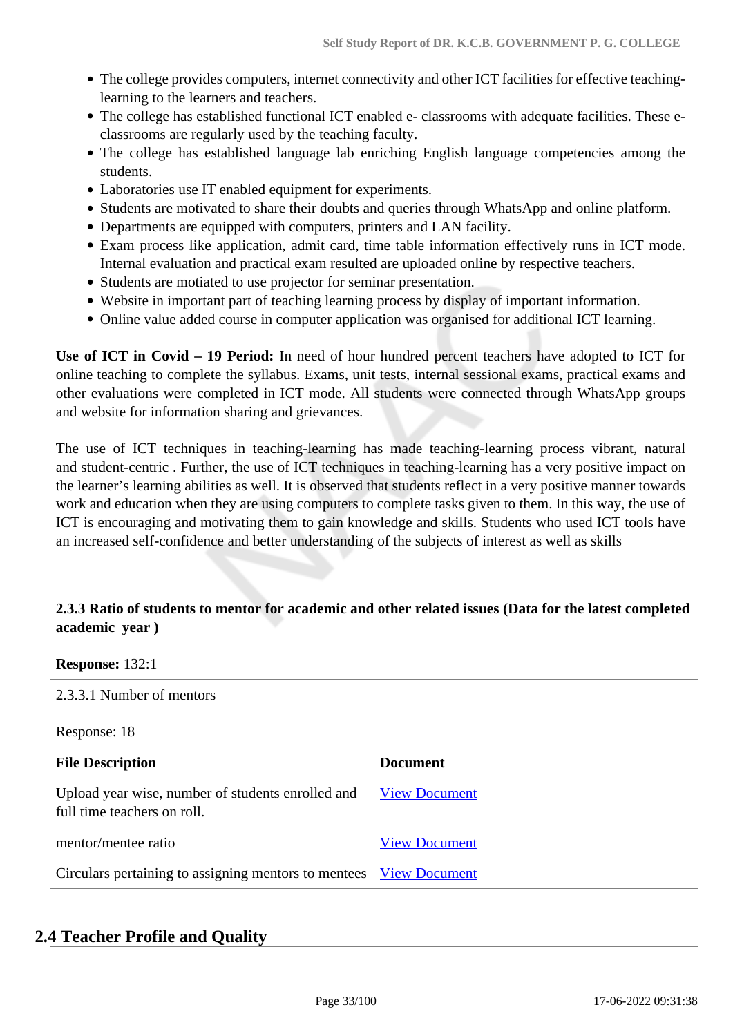- The college provides computers, internet connectivity and other ICT facilities for effective teaching-learning to the learners and teachers.
- The college has established functional ICT enabled e- classrooms with adequate facilities. These e-classrooms are regularly used by the teaching faculty.
- The college has established language lab enriching English language competencies among the students.
- Laboratories use IT enabled equipment for experiments.
- Students are motivated to share their doubts and queries through WhatsApp and online platform.
- Departments are equipped with computers, printers and LAN facility.
- Exam process like application, admit card, time table information effectively runs in ICT mode. Internal evaluation and practical exam resulted are uploaded online by respective teachers.
- Students are motiated to use projector for seminar presentation.
- Website in important part of teaching learning process by display of important information.
- Online value added course in computer application was organised for additional ICT learning.

**Use of ICT in Covid – 19 Period:** In need of hour hundred percent teachers have adopted to ICT for online teaching to complete the syllabus. Exams, unit tests, internal sessional exams, practical exams and other evaluations were completed in ICT mode. All students were connected through WhatsApp groups and website for information sharing and grievances.

The use of ICT techniques in teaching-learning has made teaching-learning process vibrant, natural and student-centric . Further, the use of ICT techniques in teaching-learning has a very positive impact on the learner's learning abilities as well. It is observed that students reflect in a very positive manner towards work and education when they are using computers to complete tasks given to them. In this way, the use of ICT is encouraging and motivating them to gain knowledge and skills. Students who used ICT tools have an increased self-confidence and better understanding of the subjects of interest as well as skills

**2.3.3 Ratio of students to mentor for academic and other related issues (Data for the latest completed academic year )**

**Response:** 132:1

2.3.3.1 Number of mentors

Response: 18

| File Description | Document |
|---|---|
| Upload year wise, number of students enrolled and full time teachers on roll. | View Document |
| mentor/mentee ratio | View Document |
| Circulars pertaining to assigning mentors to mentees | View Document |

## 2.4 Teacher Profile and Quality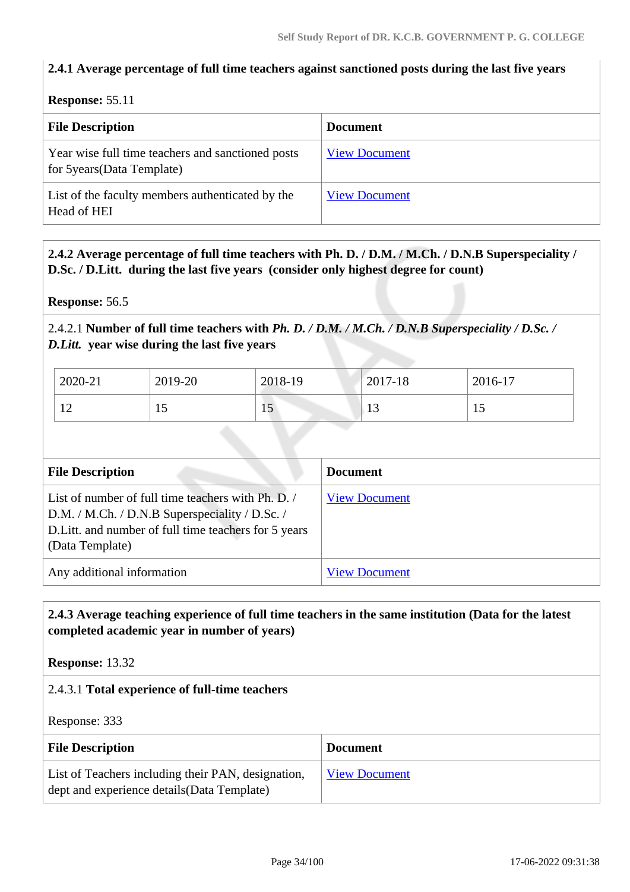**2.4.1 Average percentage of full time teachers against sanctioned posts during the last five years**

**Response:** 55.11

| File Description | Document |
|---|---|
| Year wise full time teachers and sanctioned posts for 5years(Data Template) | View Document |
| List of the faculty members authenticated by the Head of HEI | View Document |

**2.4.2 Average percentage of full time teachers with Ph. D. / D.M. / M.Ch. / D.N.B Superspeciality / D.Sc. / D.Litt. during the last five years (consider only highest degree for count)**

**Response:** 56.5

2.4.2.1 **Number of full time teachers with *Ph. D. / D.M. / M.Ch. / D.N.B Superspeciality / D.Sc. / D.Litt.* year wise during the last five years**

| 2020-21 | 2019-20 | 2018-19 | 2017-18 | 2016-17 |
|---|---|---|---|---|
| 12 | 15 | 15 | 13 | 15 |

| File Description | Document |
|---|---|
| List of number of full time teachers with Ph. D. / D.M. / M.Ch. / D.N.B Superspeciality / D.Sc. / D.Litt. and number of full time teachers for 5 years (Data Template) | View Document |
| Any additional information | View Document |

**2.4.3 Average teaching experience of full time teachers in the same institution (Data for the latest completed academic year in number of years)**

**Response:** 13.32

2.4.3.1 **Total experience of full-time teachers**

Response: 333

| File Description | Document |
|---|---|
| List of Teachers including their PAN, designation, dept and experience details(Data Template) | View Document |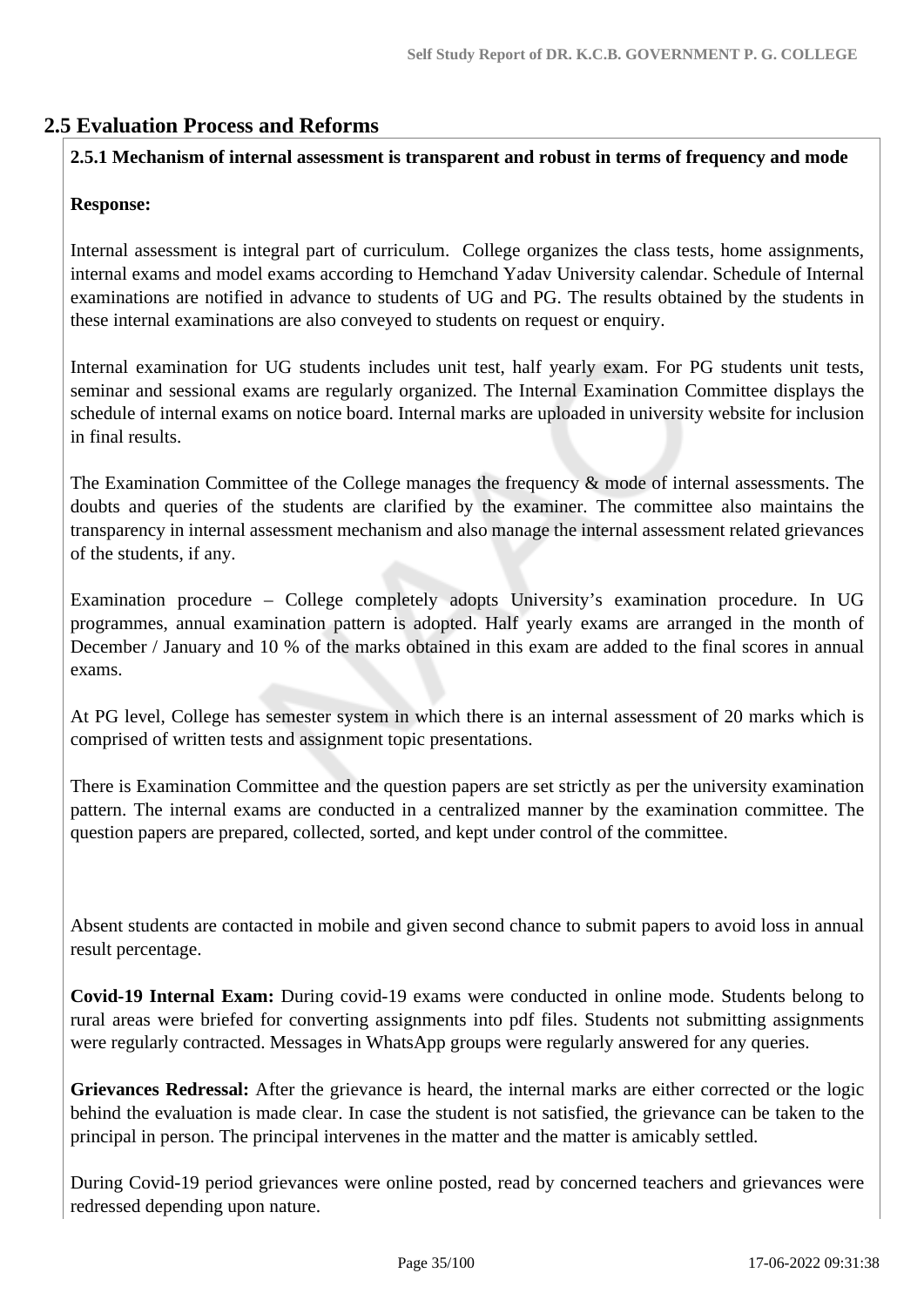## 2.5 Evaluation Process and Reforms

**2.5.1 Mechanism of internal assessment is transparent and robust in terms of frequency and mode**

**Response:**

Internal assessment is integral part of curriculum. College organizes the class tests, home assignments, internal exams and model exams according to Hemchand Yadav University calendar. Schedule of Internal examinations are notified in advance to students of UG and PG. The results obtained by the students in these internal examinations are also conveyed to students on request or enquiry.

Internal examination for UG students includes unit test, half yearly exam. For PG students unit tests, seminar and sessional exams are regularly organized. The Internal Examination Committee displays the schedule of internal exams on notice board. Internal marks are uploaded in university website for inclusion in final results.

The Examination Committee of the College manages the frequency & mode of internal assessments. The doubts and queries of the students are clarified by the examiner. The committee also maintains the transparency in internal assessment mechanism and also manage the internal assessment related grievances of the students, if any.

Examination procedure – College completely adopts University's examination procedure. In UG programmes, annual examination pattern is adopted. Half yearly exams are arranged in the month of December / January and 10 % of the marks obtained in this exam are added to the final scores in annual exams.

At PG level, College has semester system in which there is an internal assessment of 20 marks which is comprised of written tests and assignment topic presentations.

There is Examination Committee and the question papers are set strictly as per the university examination pattern. The internal exams are conducted in a centralized manner by the examination committee. The question papers are prepared, collected, sorted, and kept under control of the committee.

Absent students are contacted in mobile and given second chance to submit papers to avoid loss in annual result percentage.

**Covid-19 Internal Exam:** During covid-19 exams were conducted in online mode. Students belong to rural areas were briefed for converting assignments into pdf files. Students not submitting assignments were regularly contracted. Messages in WhatsApp groups were regularly answered for any queries.

**Grievances Redressal:** After the grievance is heard, the internal marks are either corrected or the logic behind the evaluation is made clear. In case the student is not satisfied, the grievance can be taken to the principal in person. The principal intervenes in the matter and the matter is amicably settled.

During Covid-19 period grievances were online posted, read by concerned teachers and grievances were redressed depending upon nature.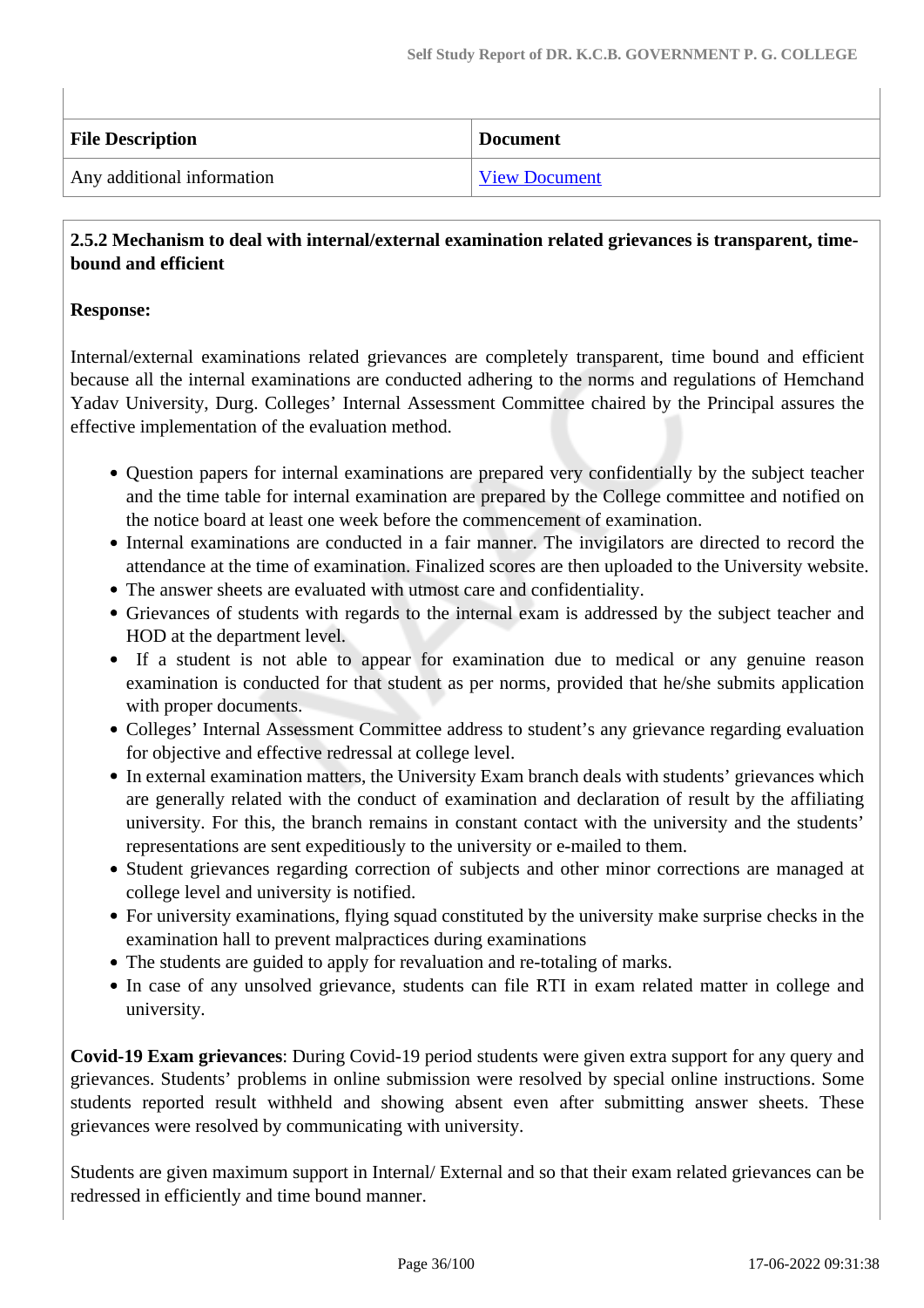| File Description | Document |
| --- | --- |
| Any additional information | View Document |

**2.5.2 Mechanism to deal with internal/external examination related grievances is transparent, time-bound and efficient**

**Response:**

Internal/external examinations related grievances are completely transparent, time bound and efficient because all the internal examinations are conducted adhering to the norms and regulations of Hemchand Yadav University, Durg. Colleges' Internal Assessment Committee chaired by the Principal assures the effective implementation of the evaluation method.

- Question papers for internal examinations are prepared very confidentially by the subject teacher and the time table for internal examination are prepared by the College committee and notified on the notice board at least one week before the commencement of examination.
- Internal examinations are conducted in a fair manner. The invigilators are directed to record the attendance at the time of examination. Finalized scores are then uploaded to the University website.
- The answer sheets are evaluated with utmost care and confidentiality.
- Grievances of students with regards to the internal exam is addressed by the subject teacher and HOD at the department level.
- If a student is not able to appear for examination due to medical or any genuine reason examination is conducted for that student as per norms, provided that he/she submits application with proper documents.
- Colleges' Internal Assessment Committee address to student's any grievance regarding evaluation for objective and effective redressal at college level.
- In external examination matters, the University Exam branch deals with students' grievances which are generally related with the conduct of examination and declaration of result by the affiliating university. For this, the branch remains in constant contact with the university and the students' representations are sent expeditiously to the university or e-mailed to them.
- Student grievances regarding correction of subjects and other minor corrections are managed at college level and university is notified.
- For university examinations, flying squad constituted by the university make surprise checks in the examination hall to prevent malpractices during examinations
- The students are guided to apply for revaluation and re-totaling of marks.
- In case of any unsolved grievance, students can file RTI in exam related matter in college and university.

**Covid-19 Exam grievances**: During Covid-19 period students were given extra support for any query and grievances. Students' problems in online submission were resolved by special online instructions. Some students reported result withheld and showing absent even after submitting answer sheets. These grievances were resolved by communicating with university.

Students are given maximum support in Internal/ External and so that their exam related grievances can be redressed in efficiently and time bound manner.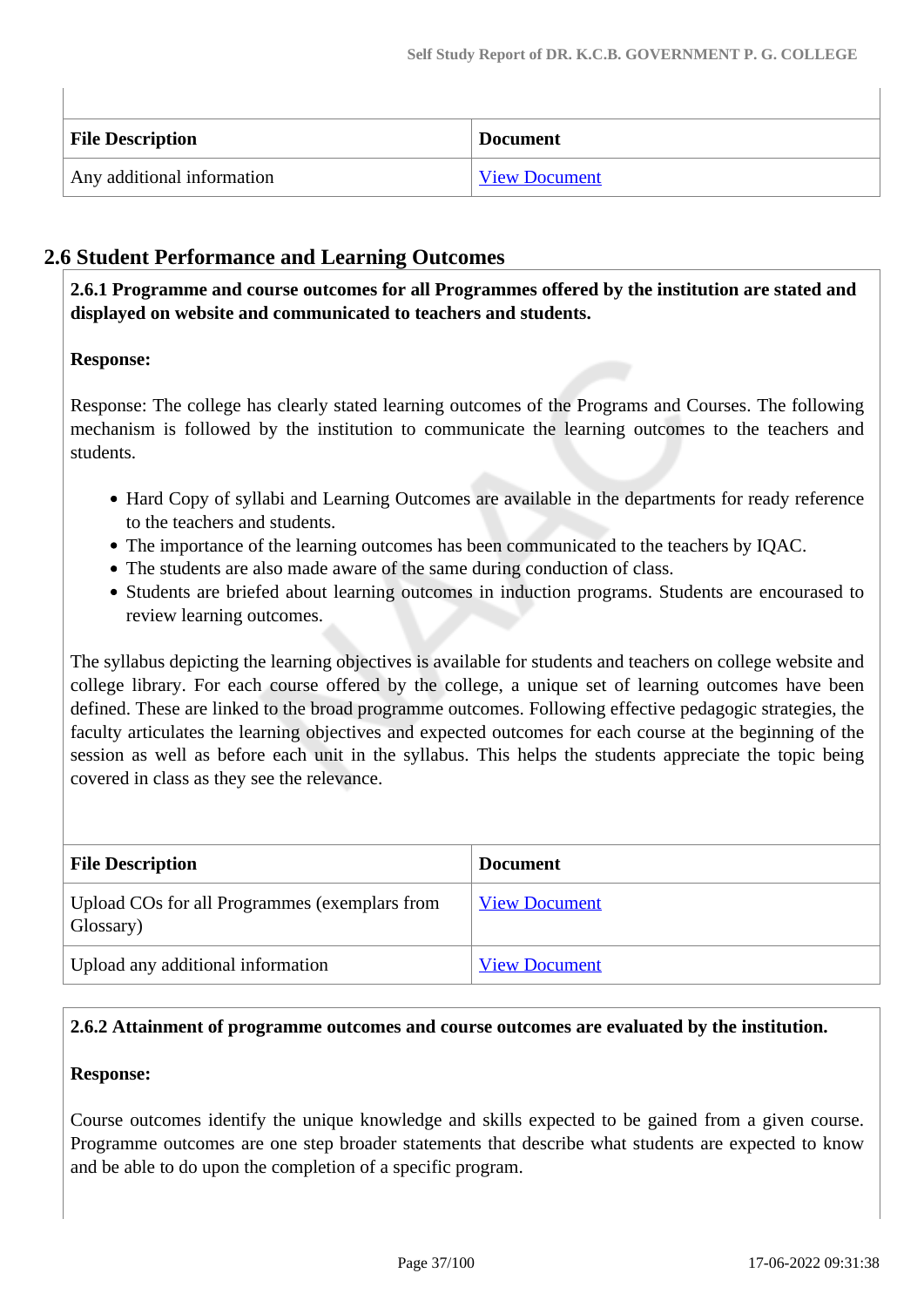| File Description | Document |
| --- | --- |
| Any additional information | View Document |

## 2.6 Student Performance and Learning Outcomes

**2.6.1 Programme and course outcomes for all Programmes offered by the institution are stated and displayed on website and communicated to teachers and students.**

**Response:**

Response: The college has clearly stated learning outcomes of the Programs and Courses. The following mechanism is followed by the institution to communicate the learning outcomes to the teachers and students.

- Hard Copy of syllabi and Learning Outcomes are available in the departments for ready reference to the teachers and students.
- The importance of the learning outcomes has been communicated to the teachers by IQAC.
- The students are also made aware of the same during conduction of class.
- Students are briefed about learning outcomes in induction programs. Students are encouraged to review learning outcomes.

The syllabus depicting the learning objectives is available for students and teachers on college website and college library. For each course offered by the college, a unique set of learning outcomes have been defined. These are linked to the broad programme outcomes. Following effective pedagogic strategies, the faculty articulates the learning objectives and expected outcomes for each course at the beginning of the session as well as before each unit in the syllabus. This helps the students appreciate the topic being covered in class as they see the relevance.

| File Description | Document |
| --- | --- |
| Upload COs for all Programmes (exemplars from Glossary) | View Document |
| Upload any additional information | View Document |

**2.6.2 Attainment of programme outcomes and course outcomes are evaluated by the institution.**

**Response:**

Course outcomes identify the unique knowledge and skills expected to be gained from a given course. Programme outcomes are one step broader statements that describe what students are expected to know and be able to do upon the completion of a specific program.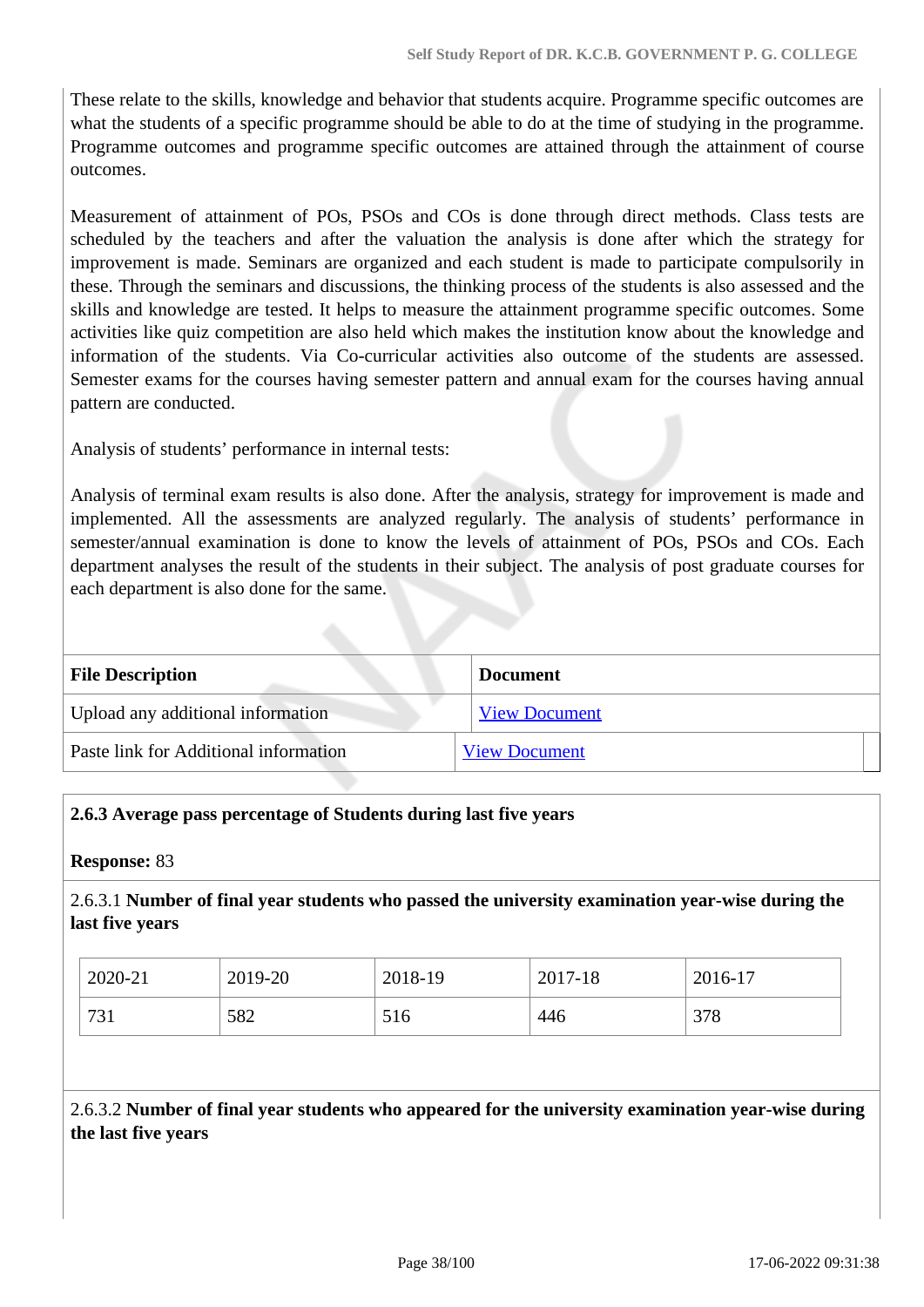These relate to the skills, knowledge and behavior that students acquire. Programme specific outcomes are what the students of a specific programme should be able to do at the time of studying in the programme. Programme outcomes and programme specific outcomes are attained through the attainment of course outcomes.

Measurement of attainment of POs, PSOs and COs is done through direct methods. Class tests are scheduled by the teachers and after the valuation the analysis is done after which the strategy for improvement is made. Seminars are organized and each student is made to participate compulsorily in these. Through the seminars and discussions, the thinking process of the students is also assessed and the skills and knowledge are tested. It helps to measure the attainment programme specific outcomes. Some activities like quiz competition are also held which makes the institution know about the knowledge and information of the students. Via Co-curricular activities also outcome of the students are assessed. Semester exams for the courses having semester pattern and annual exam for the courses having annual pattern are conducted.

Analysis of students' performance in internal tests:

Analysis of terminal exam results is also done. After the analysis, strategy for improvement is made and implemented. All the assessments are analyzed regularly. The analysis of students' performance in semester/annual examination is done to know the levels of attainment of POs, PSOs and COs. Each department analyses the result of the students in their subject. The analysis of post graduate courses for each department is also done for the same.

| File Description | Document |
|---|---|
| Upload any additional information | View Document |
| Paste link for Additional information | View Document |

**2.6.3 Average pass percentage of Students during last five years**

**Response:** 83

2.6.3.1 **Number of final year students who passed the university examination year-wise during the last five years**

| 2020-21 | 2019-20 | 2018-19 | 2017-18 | 2016-17 |
|---|---|---|---|---|
| 731 | 582 | 516 | 446 | 378 |

2.6.3.2 **Number of final year students who appeared for the university examination year-wise during the last five years**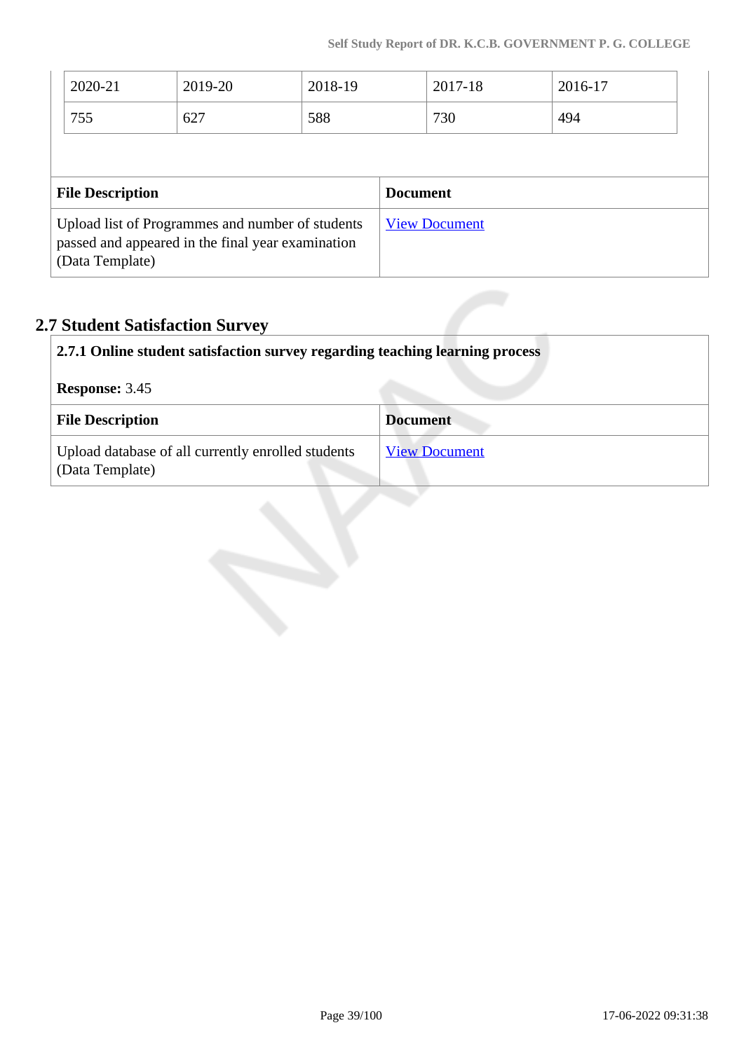| 2020-21 | 2019-20 | 2018-19 | 2017-18 | 2016-17 |
|---|---|---|---|---|
| 755 | 627 | 588 | 730 | 494 |

| File Description | Document |
|---|---|
| Upload list of Programmes and number of students passed and appeared in the final year examination (Data Template) | View Document |

## 2.7 Student Satisfaction Survey

**2.7.1 Online student satisfaction survey regarding teaching learning process**

**Response:** 3.45

| File Description | Document |
|---|---|
| Upload database of all currently enrolled students (Data Template) | View Document |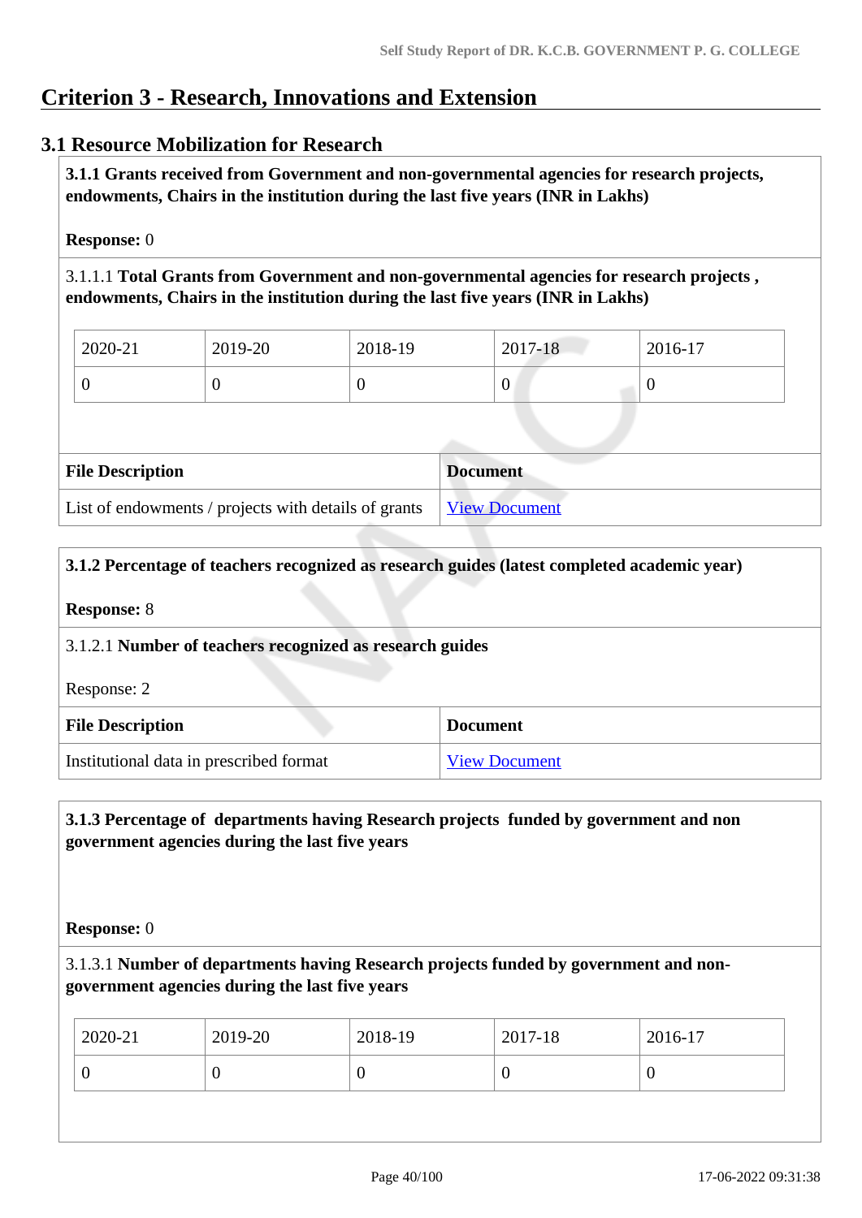# Criterion 3 - Research, Innovations and Extension

## 3.1 Resource Mobilization for Research

**3.1.1 Grants received from Government and non-governmental agencies for research projects, endowments, Chairs in the institution during the last five years (INR in Lakhs)**

**Response:** 0

3.1.1.1 **Total Grants from Government and non-governmental agencies for research projects , endowments, Chairs in the institution during the last five years (INR in Lakhs)**

| 2020-21 | 2019-20 | 2018-19 | 2017-18 | 2016-17 |
|---|---|---|---|---|
| 0 | 0 | 0 | 0 | 0 |

| File Description | Document |
|---|---|
| List of endowments / projects with details of grants | View Document |

**3.1.2 Percentage of teachers recognized as research guides (latest completed academic year)**

**Response:** 8

3.1.2.1 **Number of teachers recognized as research guides**

Response: 2

| File Description | Document |
|---|---|
| Institutional data in prescribed format | View Document |

**3.1.3 Percentage of departments having Research projects funded by government and non government agencies during the last five years**

**Response:** 0

3.1.3.1 **Number of departments having Research projects funded by government and non-government agencies during the last five years**

| 2020-21 | 2019-20 | 2018-19 | 2017-18 | 2016-17 |
|---|---|---|---|---|
| 0 | 0 | 0 | 0 | 0 |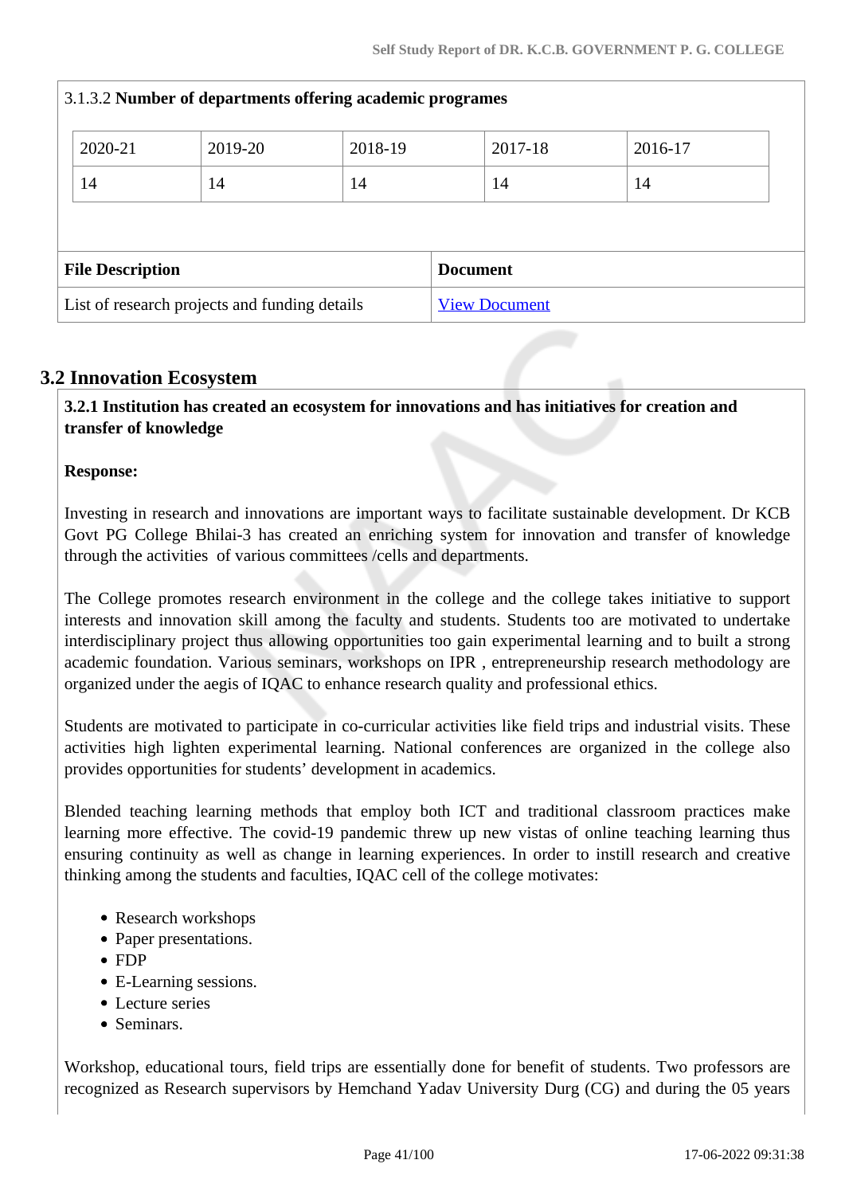3.1.3.2 **Number of departments offering academic programes**

| 2020-21 | 2019-20 | 2018-19 | 2017-18 | 2016-17 |
|---|---|---|---|---|
| 14 | 14 | 14 | 14 | 14 |

| File Description | Document |
|---|---|
| List of research projects and funding details | View Document |

## 3.2 Innovation Ecosystem

**3.2.1 Institution has created an ecosystem for innovations and has initiatives for creation and transfer of knowledge**

**Response:**

Investing in research and innovations are important ways to facilitate sustainable development. Dr KCB Govt PG College Bhilai-3 has created an enriching system for innovation and transfer of knowledge through the activities of various committees /cells and departments.

The College promotes research environment in the college and the college takes initiative to support interests and innovation skill among the faculty and students. Students too are motivated to undertake interdisciplinary project thus allowing opportunities too gain experimental learning and to built a strong academic foundation. Various seminars, workshops on IPR , entrepreneurship research methodology are organized under the aegis of IQAC to enhance research quality and professional ethics.

Students are motivated to participate in co-curricular activities like field trips and industrial visits. These activities high lighten experimental learning. National conferences are organized in the college also provides opportunities for students' development in academics.

Blended teaching learning methods that employ both ICT and traditional classroom practices make learning more effective. The covid-19 pandemic threw up new vistas of online teaching learning thus ensuring continuity as well as change in learning experiences. In order to instill research and creative thinking among the students and faculties, IQAC cell of the college motivates:

- Research workshops
- Paper presentations.
- FDP
- E-Learning sessions.
- Lecture series
- Seminars.

Workshop, educational tours, field trips are essentially done for benefit of students. Two professors are recognized as Research supervisors by Hemchand Yadav University Durg (CG) and during the 05 years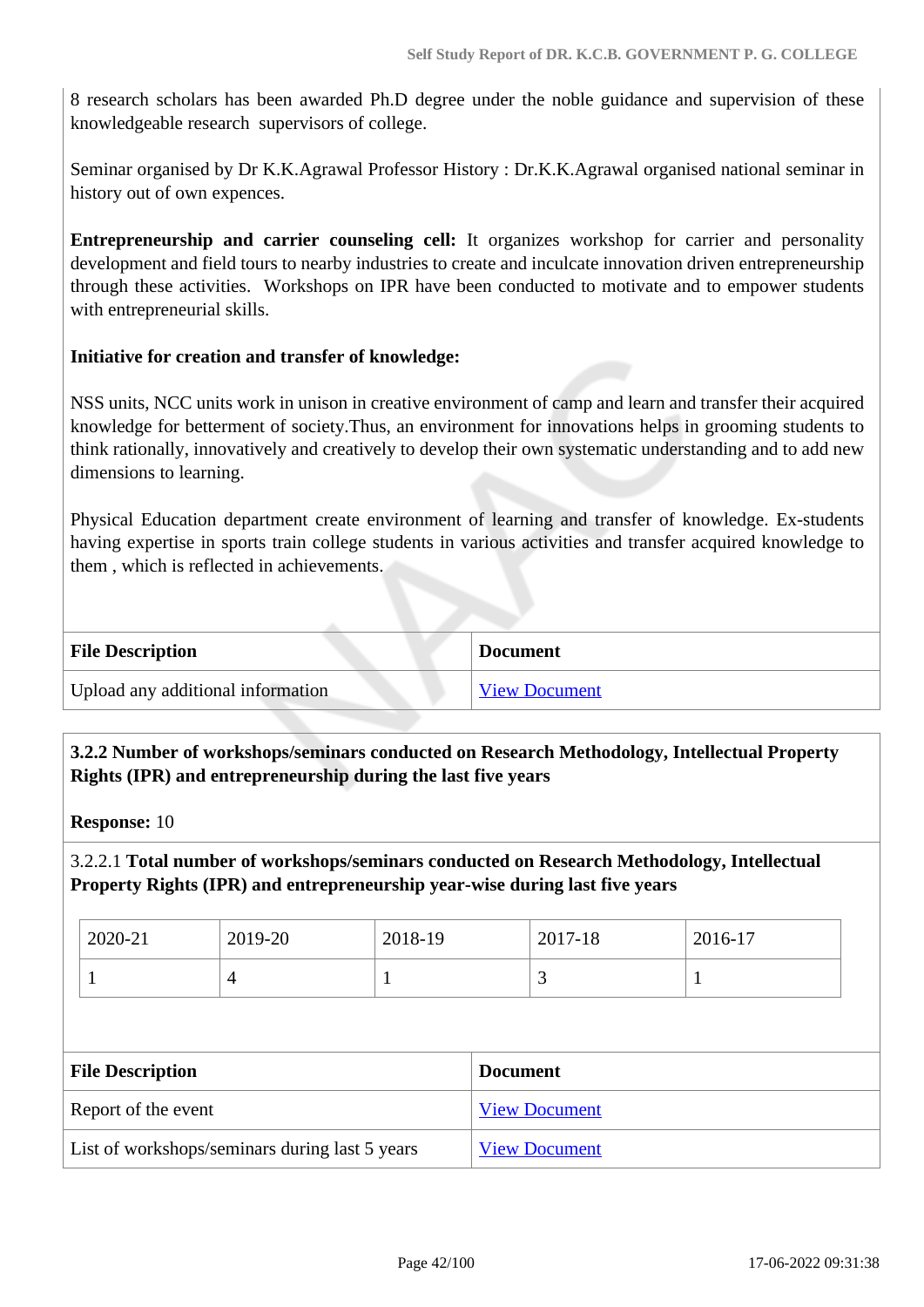8 research scholars has been awarded Ph.D degree under the noble guidance and supervision of these knowledgeable research supervisors of college.

Seminar organised by Dr K.K.Agrawal Professor History : Dr.K.K.Agrawal organised national seminar in history out of own expences.

**Entrepreneurship and carrier counseling cell:** It organizes workshop for carrier and personality development and field tours to nearby industries to create and inculcate innovation driven entrepreneurship through these activities. Workshops on IPR have been conducted to motivate and to empower students with entrepreneurial skills.

**Initiative for creation and transfer of knowledge:**

NSS units, NCC units work in unison in creative environment of camp and learn and transfer their acquired knowledge for betterment of society.Thus, an environment for innovations helps in grooming students to think rationally, innovatively and creatively to develop their own systematic understanding and to add new dimensions to learning.

Physical Education department create environment of learning and transfer of knowledge. Ex-students having expertise in sports train college students in various activities and transfer acquired knowledge to them , which is reflected in achievements.

| File Description | Document |
|---|---|
| Upload any additional information | View Document |

**3.2.2 Number of workshops/seminars conducted on Research Methodology, Intellectual Property Rights (IPR) and entrepreneurship during the last five years**

**Response:** 10

3.2.2.1 **Total number of workshops/seminars conducted on Research Methodology, Intellectual Property Rights (IPR) and entrepreneurship year-wise during last five years**

| 2020-21 | 2019-20 | 2018-19 | 2017-18 | 2016-17 |
|---|---|---|---|---|
| 1 | 4 | 1 | 3 | 1 |

| File Description | Document |
|---|---|
| Report of the event | View Document |
| List of workshops/seminars during last 5 years | View Document |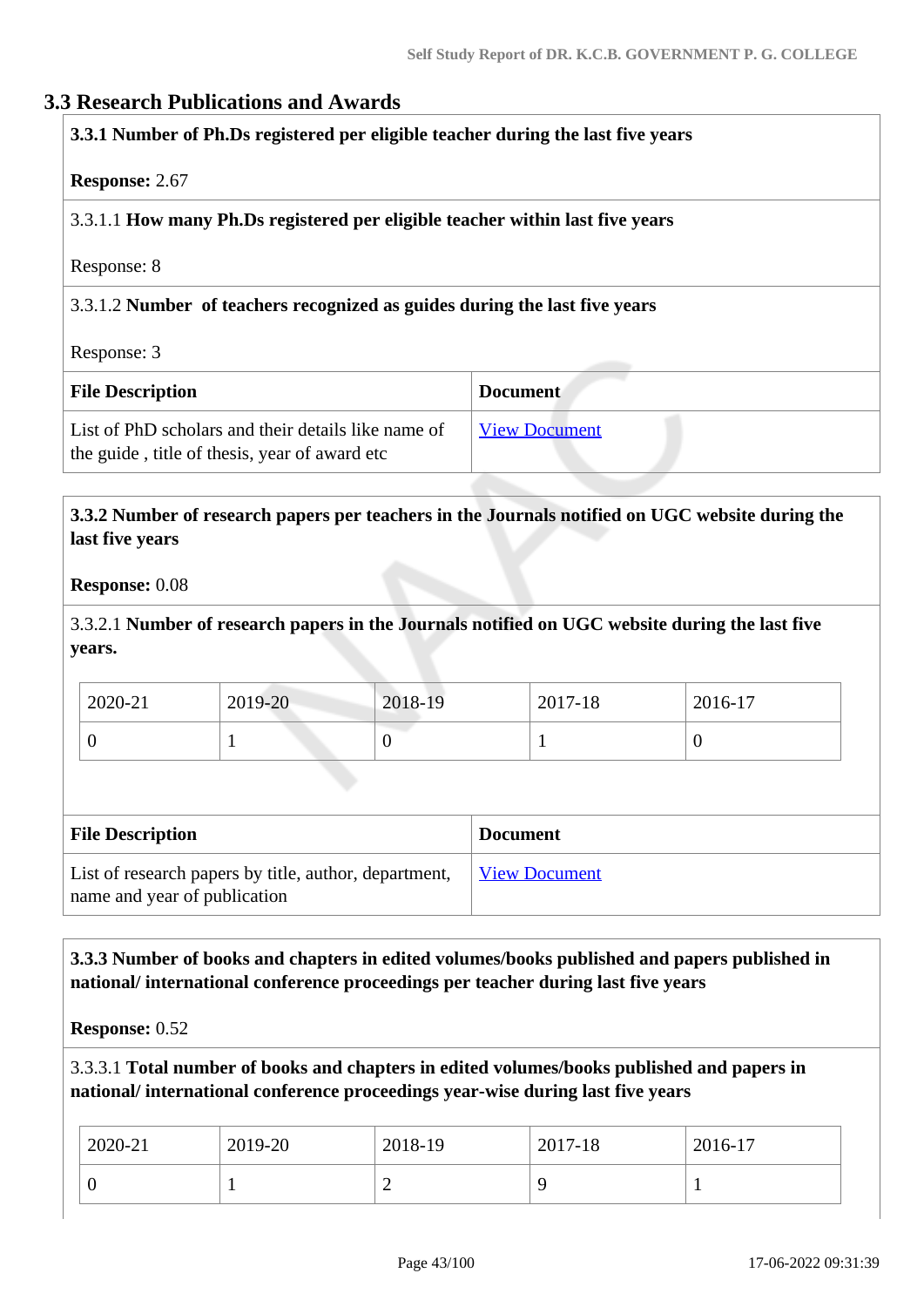## 3.3 Research Publications and Awards

**3.3.1 Number of Ph.Ds registered per eligible teacher during the last five years**

**Response:** 2.67

3.3.1.1 **How many Ph.Ds registered per eligible teacher within last five years**

Response: 8

3.3.1.2 **Number of teachers recognized as guides during the last five years**

Response: 3

| File Description | Document |
|---|---|
| List of PhD scholars and their details like name of the guide , title of thesis, year of award etc | View Document |

**3.3.2 Number of research papers per teachers in the Journals notified on UGC website during the last five years**

**Response:** 0.08

3.3.2.1 **Number of research papers in the Journals notified on UGC website during the last five years.**

| 2020-21 | 2019-20 | 2018-19 | 2017-18 | 2016-17 |
|---|---|---|---|---|
| 0 | 1 | 0 | 1 | 0 |

| File Description | Document |
|---|---|
| List of research papers by title, author, department, name and year of publication | View Document |

**3.3.3 Number of books and chapters in edited volumes/books published and papers published in national/ international conference proceedings per teacher during last five years**

**Response:** 0.52

3.3.3.1 **Total number of books and chapters in edited volumes/books published and papers in national/ international conference proceedings year-wise during last five years**

| 2020-21 | 2019-20 | 2018-19 | 2017-18 | 2016-17 |
|---|---|---|---|---|
| 0 | 1 | 2 | 9 | 1 |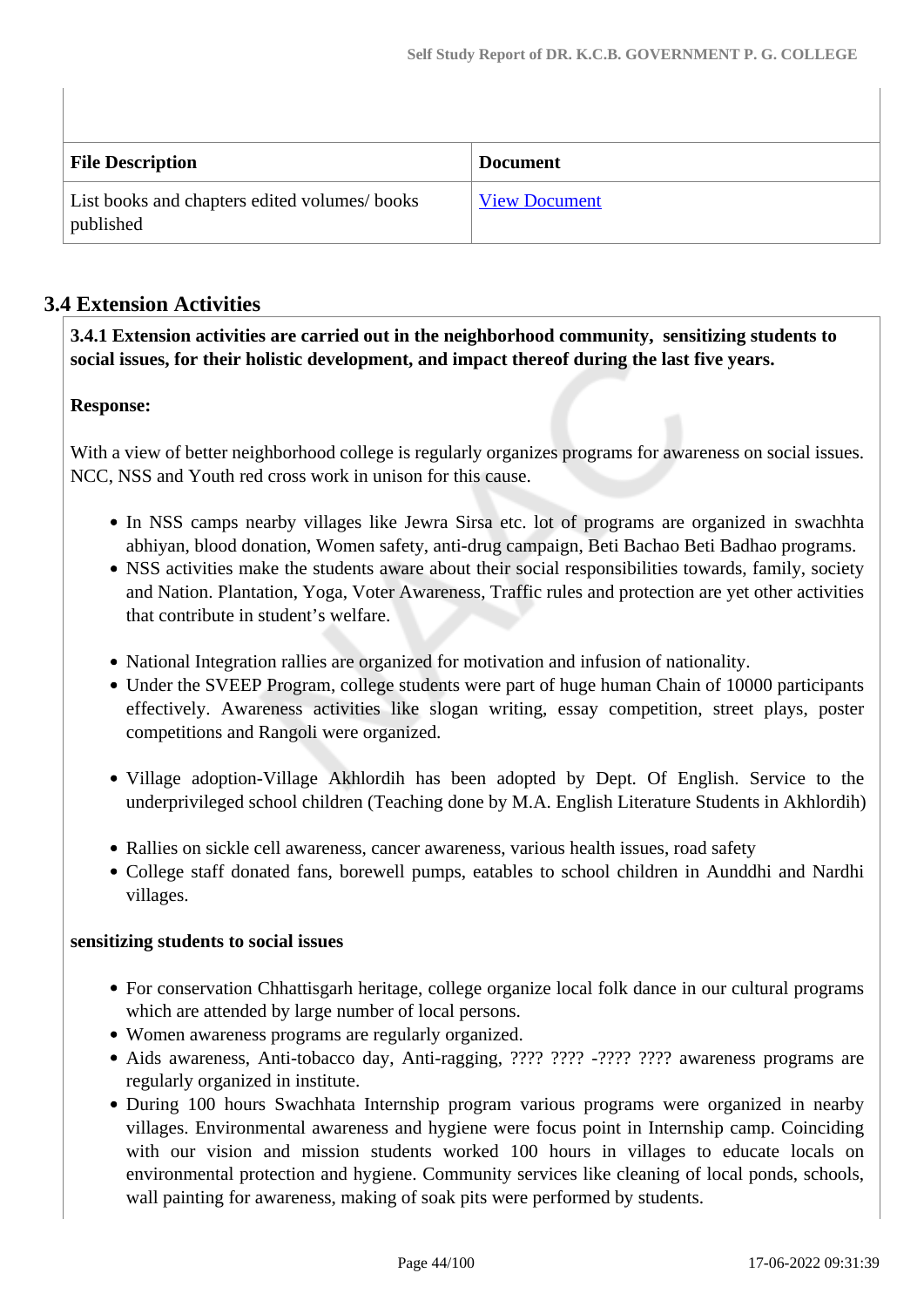| File Description | Document |
|---|---|
| List books and chapters edited volumes/ books published | View Document |

## 3.4 Extension Activities

**3.4.1 Extension activities are carried out in the neighborhood community, sensitizing students to social issues, for their holistic development, and impact thereof during the last five years.**

**Response:**

With a view of better neighborhood college is regularly organizes programs for awareness on social issues. NCC, NSS and Youth red cross work in unison for this cause.

- In NSS camps nearby villages like Jewra Sirsa etc. lot of programs are organized in swachhta abhiyan, blood donation, Women safety, anti-drug campaign, Beti Bachao Beti Badhao programs.
- NSS activities make the students aware about their social responsibilities towards, family, society and Nation. Plantation, Yoga, Voter Awareness, Traffic rules and protection are yet other activities that contribute in student's welfare.

- National Integration rallies are organized for motivation and infusion of nationality.
- Under the SVEEP Program, college students were part of huge human Chain of 10000 participants effectively. Awareness activities like slogan writing, essay competition, street plays, poster competitions and Rangoli were organized.

- Village adoption-Village Akhlordih has been adopted by Dept. Of English. Service to the underprivileged school children (Teaching done by M.A. English Literature Students in Akhlordih)

- Rallies on sickle cell awareness, cancer awareness, various health issues, road safety
- College staff donated fans, borewell pumps, eatables to school children in Aunddhi and Nardhi villages.

**sensitizing students to social issues**

- For conservation Chhattisgarh heritage, college organize local folk dance in our cultural programs which are attended by large number of local persons.
- Women awareness programs are regularly organized.
- Aids awareness, Anti-tobacco day, Anti-ragging, ???? ???? -???? ???? awareness programs are regularly organized in institute.
- During 100 hours Swachhata Internship program various programs were organized in nearby villages. Environmental awareness and hygiene were focus point in Internship camp. Coinciding with our vision and mission students worked 100 hours in villages to educate locals on environmental protection and hygiene. Community services like cleaning of local ponds, schools, wall painting for awareness, making of soak pits were performed by students.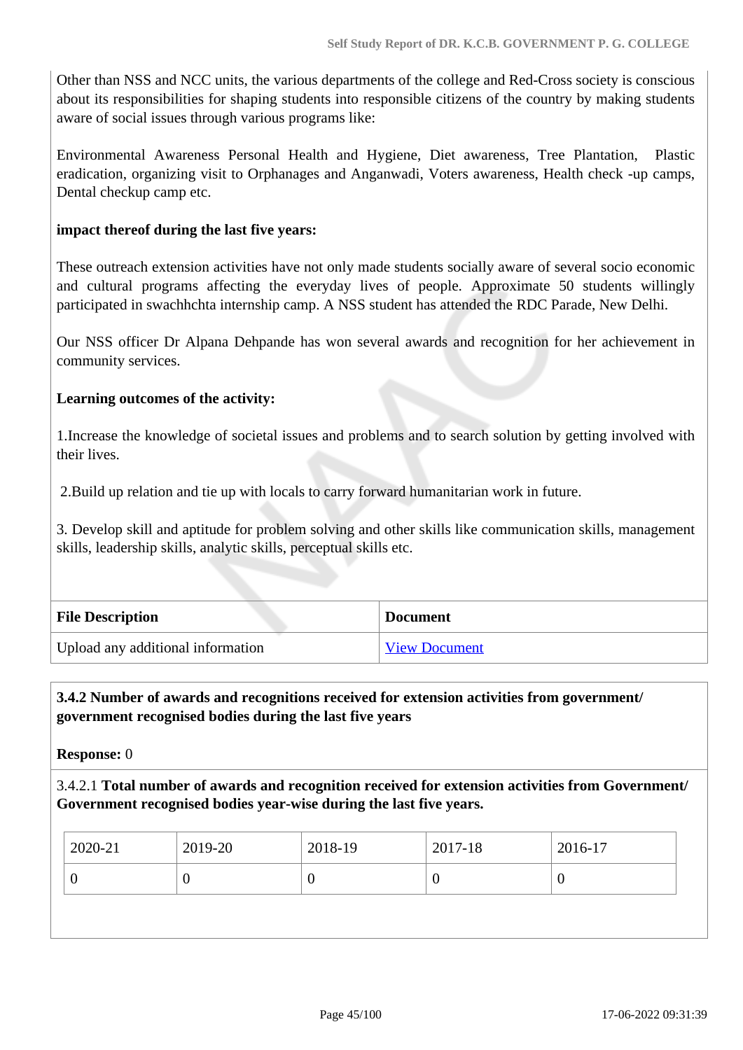Other than NSS and NCC units, the various departments of the college and Red-Cross society is conscious about its responsibilities for shaping students into responsible citizens of the country by making students aware of social issues through various programs like:

Environmental Awareness Personal Health and Hygiene, Diet awareness, Tree Plantation, Plastic eradication, organizing visit to Orphanages and Anganwadi, Voters awareness, Health check -up camps, Dental checkup camp etc.

**impact thereof during the last five years:**

These outreach extension activities have not only made students socially aware of several socio economic and cultural programs affecting the everyday lives of people. Approximate 50 students willingly participated in swachhchta internship camp. A NSS student has attended the RDC Parade, New Delhi.

Our NSS officer Dr Alpana Dehpande has won several awards and recognition for her achievement in community services.

**Learning outcomes of the activity:**

1.Increase the knowledge of societal issues and problems and to search solution by getting involved with their lives.

2.Build up relation and tie up with locals to carry forward humanitarian work in future.

3. Develop skill and aptitude for problem solving and other skills like communication skills, management skills, leadership skills, analytic skills, perceptual skills etc.

| File Description | Document |
|---|---|
| Upload any additional information | View Document |

**3.4.2 Number of awards and recognitions received for extension activities from government/ government recognised bodies during the last five years**

**Response:** 0

3.4.2.1 **Total number of awards and recognition received for extension activities from Government/ Government recognised bodies year-wise during the last five years.**

| 2020-21 | 2019-20 | 2018-19 | 2017-18 | 2016-17 |
|---|---|---|---|---|
| 0 | 0 | 0 | 0 | 0 |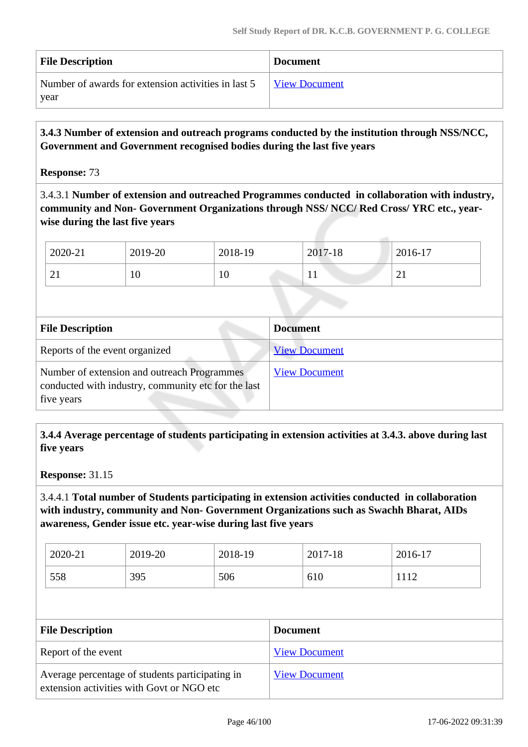| File Description | Document |
|---|---|
| Number of awards for extension activities in last 5 year | View Document |

**3.4.3 Number of extension and outreach programs conducted by the institution through NSS/NCC, Government and Government recognised bodies during the last five years**

**Response:** 73

3.4.3.1 **Number of extension and outreached Programmes conducted in collaboration with industry, community and Non- Government Organizations through NSS/ NCC/ Red Cross/ YRC etc., year-wise during the last five years**

| 2020-21 | 2019-20 | 2018-19 | 2017-18 | 2016-17 |
|---|---|---|---|---|
| 21 | 10 | 10 | 11 | 21 |

| File Description | Document |
|---|---|
| Reports of the event organized | View Document |
| Number of extension and outreach Programmes conducted with industry, community etc for the last five years | View Document |

**3.4.4 Average percentage of students participating in extension activities at 3.4.3. above during last five years**

**Response:** 31.15

3.4.4.1 **Total number of Students participating in extension activities conducted in collaboration with industry, community and Non- Government Organizations such as Swachh Bharat, AIDs awareness, Gender issue etc. year-wise during last five years**

| 2020-21 | 2019-20 | 2018-19 | 2017-18 | 2016-17 |
|---|---|---|---|---|
| 558 | 395 | 506 | 610 | 1112 |

| File Description | Document |
|---|---|
| Report of the event | View Document |
| Average percentage of students participating in extension activities with Govt or NGO etc | View Document |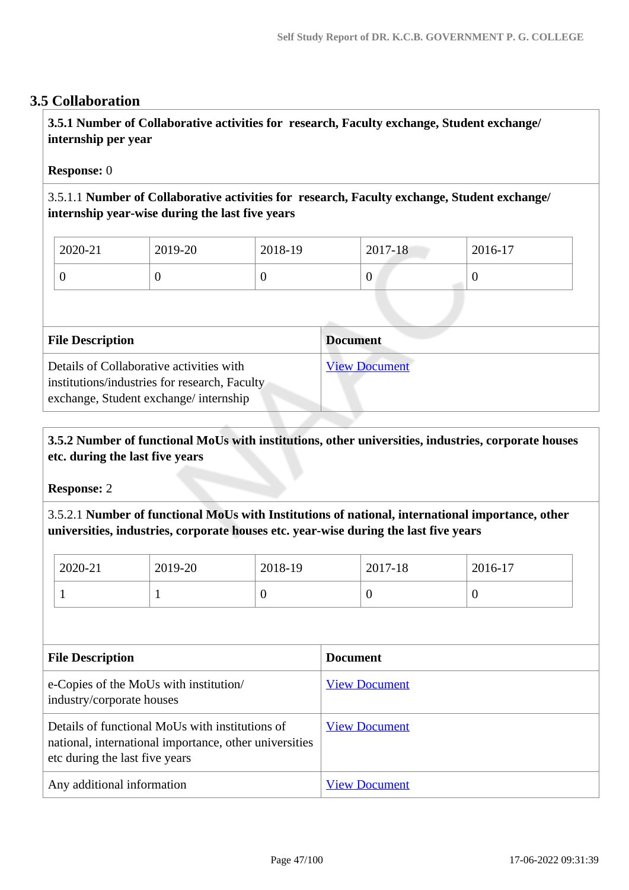## 3.5 Collaboration

**3.5.1 Number of Collaborative activities for research, Faculty exchange, Student exchange/ internship per year**

**Response:** 0

3.5.1.1 **Number of Collaborative activities for research, Faculty exchange, Student exchange/ internship year-wise during the last five years**

| 2020-21 | 2019-20 | 2018-19 | 2017-18 | 2016-17 |
|---|---|---|---|---|
| 0 | 0 | 0 | 0 | 0 |

| File Description | Document |
|---|---|
| Details of Collaborative activities with institutions/industries for research, Faculty exchange, Student exchange/ internship | View Document |

**3.5.2 Number of functional MoUs with institutions, other universities, industries, corporate houses etc. during the last five years**

**Response:** 2

3.5.2.1 **Number of functional MoUs with Institutions of national, international importance, other universities, industries, corporate houses etc. year-wise during the last five years**

| 2020-21 | 2019-20 | 2018-19 | 2017-18 | 2016-17 |
|---|---|---|---|---|
| 1 | 1 | 0 | 0 | 0 |

| File Description | Document |
|---|---|
| e-Copies of the MoUs with institution/ industry/corporate houses | View Document |
| Details of functional MoUs with institutions of national, international importance, other universities etc during the last five years | View Document |
| Any additional information | View Document |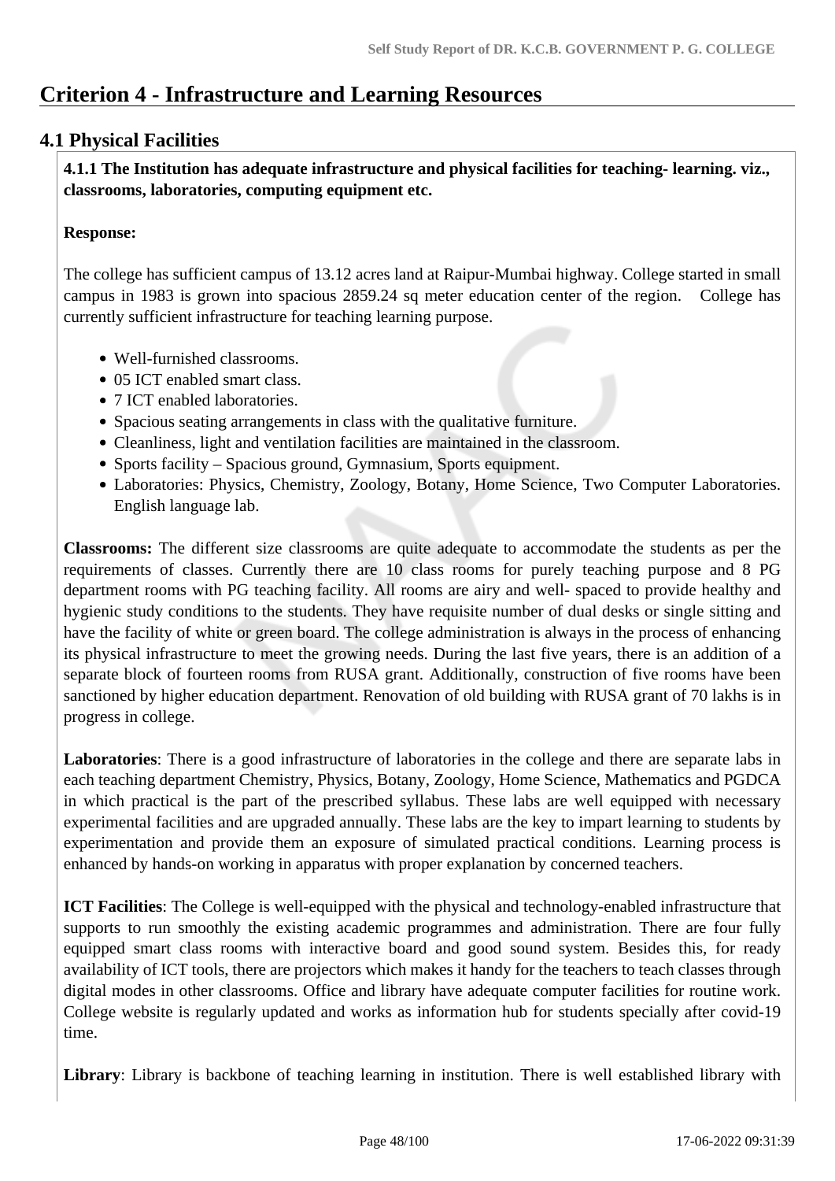# Criterion 4 - Infrastructure and Learning Resources

## 4.1 Physical Facilities

**4.1.1 The Institution has adequate infrastructure and physical facilities for teaching- learning. viz., classrooms, laboratories, computing equipment etc.**

**Response:**

The college has sufficient campus of 13.12 acres land at Raipur-Mumbai highway. College started in small campus in 1983 is grown into spacious 2859.24 sq meter education center of the region. College has currently sufficient infrastructure for teaching learning purpose.

- Well-furnished classrooms.
- 05 ICT enabled smart class.
- 7 ICT enabled laboratories.
- Spacious seating arrangements in class with the qualitative furniture.
- Cleanliness, light and ventilation facilities are maintained in the classroom.
- Sports facility – Spacious ground, Gymnasium, Sports equipment.
- Laboratories: Physics, Chemistry, Zoology, Botany, Home Science, Two Computer Laboratories. English language lab.

**Classrooms:** The different size classrooms are quite adequate to accommodate the students as per the requirements of classes. Currently there are 10 class rooms for purely teaching purpose and 8 PG department rooms with PG teaching facility. All rooms are airy and well- spaced to provide healthy and hygienic study conditions to the students. They have requisite number of dual desks or single sitting and have the facility of white or green board. The college administration is always in the process of enhancing its physical infrastructure to meet the growing needs. During the last five years, there is an addition of a separate block of fourteen rooms from RUSA grant. Additionally, construction of five rooms have been sanctioned by higher education department. Renovation of old building with RUSA grant of 70 lakhs is in progress in college.

**Laboratories**: There is a good infrastructure of laboratories in the college and there are separate labs in each teaching department Chemistry, Physics, Botany, Zoology, Home Science, Mathematics and PGDCA in which practical is the part of the prescribed syllabus. These labs are well equipped with necessary experimental facilities and are upgraded annually. These labs are the key to impart learning to students by experimentation and provide them an exposure of simulated practical conditions. Learning process is enhanced by hands-on working in apparatus with proper explanation by concerned teachers.

**ICT Facilities**: The College is well-equipped with the physical and technology-enabled infrastructure that supports to run smoothly the existing academic programmes and administration. There are four fully equipped smart class rooms with interactive board and good sound system. Besides this, for ready availability of ICT tools, there are projectors which makes it handy for the teachers to teach classes through digital modes in other classrooms. Office and library have adequate computer facilities for routine work. College website is regularly updated and works as information hub for students specially after covid-19 time.

**Library**: Library is backbone of teaching learning in institution. There is well established library with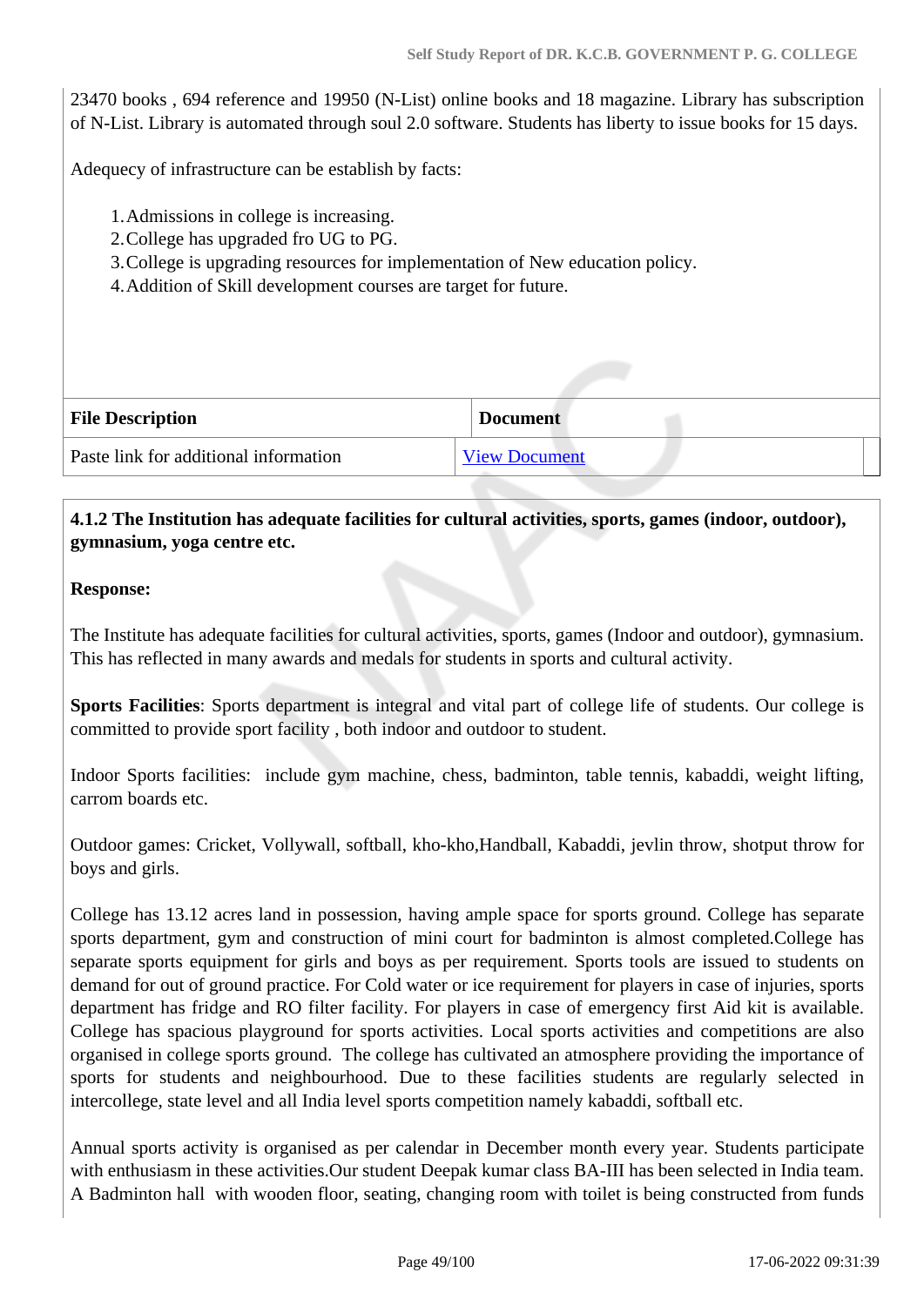23470 books , 694 reference and 19950 (N-List) online books and 18 magazine. Library has subscription of N-List. Library is automated through soul 2.0 software. Students has liberty to issue books for 15 days.

Adequecy of infrastructure can be establish by facts:

1. Admissions in college is increasing.
2. College has upgraded fro UG to PG.
3. College is upgrading resources for implementation of New education policy.
4. Addition of Skill development courses are target for future.

| File Description | Document |
|---|---|
| Paste link for additional information | View Document |

**4.1.2 The Institution has adequate facilities for cultural activities, sports, games (indoor, outdoor), gymnasium, yoga centre etc.**

**Response:**

The Institute has adequate facilities for cultural activities, sports, games (Indoor and outdoor), gymnasium. This has reflected in many awards and medals for students in sports and cultural activity.

**Sports Facilities**: Sports department is integral and vital part of college life of students. Our college is committed to provide sport facility , both indoor and outdoor to student.

Indoor Sports facilities: include gym machine, chess, badminton, table tennis, kabaddi, weight lifting, carrom boards etc.

Outdoor games: Cricket, Vollywall, softball, kho-kho,Handball, Kabaddi, jevlin throw, shotput throw for boys and girls.

College has 13.12 acres land in possession, having ample space for sports ground. College has separate sports department, gym and construction of mini court for badminton is almost completed.College has separate sports equipment for girls and boys as per requirement. Sports tools are issued to students on demand for out of ground practice. For Cold water or ice requirement for players in case of injuries, sports department has fridge and RO filter facility. For players in case of emergency first Aid kit is available. College has spacious playground for sports activities. Local sports activities and competitions are also organised in college sports ground. The college has cultivated an atmosphere providing the importance of sports for students and neighbourhood. Due to these facilities students are regularly selected in intercollege, state level and all India level sports competition namely kabaddi, softball etc.

Annual sports activity is organised as per calendar in December month every year. Students participate with enthusiasm in these activities.Our student Deepak kumar class BA-III has been selected in India team. A Badminton hall with wooden floor, seating, changing room with toilet is being constructed from funds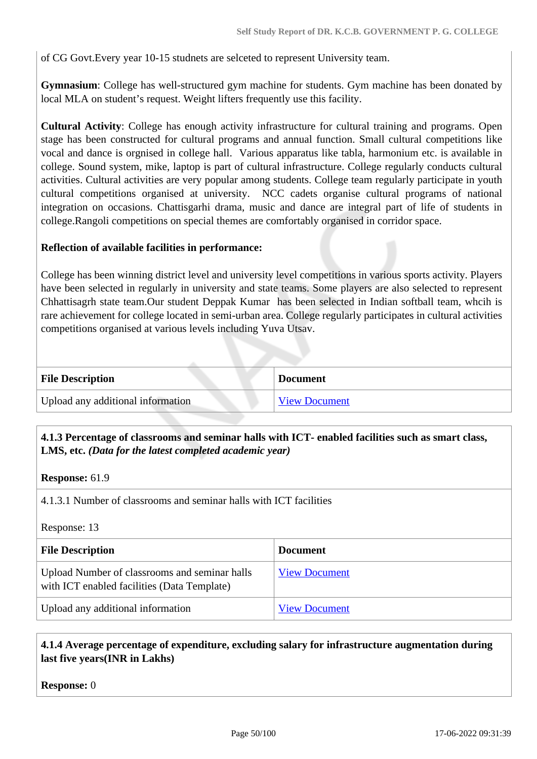of CG Govt.Every year 10-15 studnets are selceted to represent University team.

**Gymnasium**: College has well-structured gym machine for students. Gym machine has been donated by local MLA on student's request. Weight lifters frequently use this facility.

**Cultural Activity**: College has enough activity infrastructure for cultural training and programs. Open stage has been constructed for cultural programs and annual function. Small cultural competitions like vocal and dance is orgnised in college hall. Various apparatus like tabla, harmonium etc. is available in college. Sound system, mike, laptop is part of cultural infrastructure. College regularly conducts cultural activities. Cultural activities are very popular among students. College team regularly participate in youth cultural competitions organised at university. NCC cadets organise cultural programs of national integration on occasions. Chattisgarhi drama, music and dance are integral part of life of students in college.Rangoli competitions on special themes are comfortably organised in corridor space.

**Reflection of available facilities in performance:**

College has been winning district level and university level competitions in various sports activity. Players have been selected in regularly in university and state teams. Some players are also selected to represent Chhattisagrh state team.Our student Deppak Kumar has been selected in Indian softball team, whcih is rare achievement for college located in semi-urban area. College regularly participates in cultural activities competitions organised at various levels including Yuva Utsav.

| File Description | Document |
|---|---|
| Upload any additional information | View Document |

**4.1.3 Percentage of classrooms and seminar halls with ICT- enabled facilities such as smart class, LMS, etc. *(Data for the latest completed academic year)***

**Response:** 61.9

4.1.3.1 Number of classrooms and seminar halls with ICT facilities

Response: 13

| File Description | Document |
|---|---|
| Upload Number of classrooms and seminar halls with ICT enabled facilities (Data Template) | View Document |
| Upload any additional information | View Document |

**4.1.4 Average percentage of expenditure, excluding salary for infrastructure augmentation during last five years(INR in Lakhs)**

**Response:** 0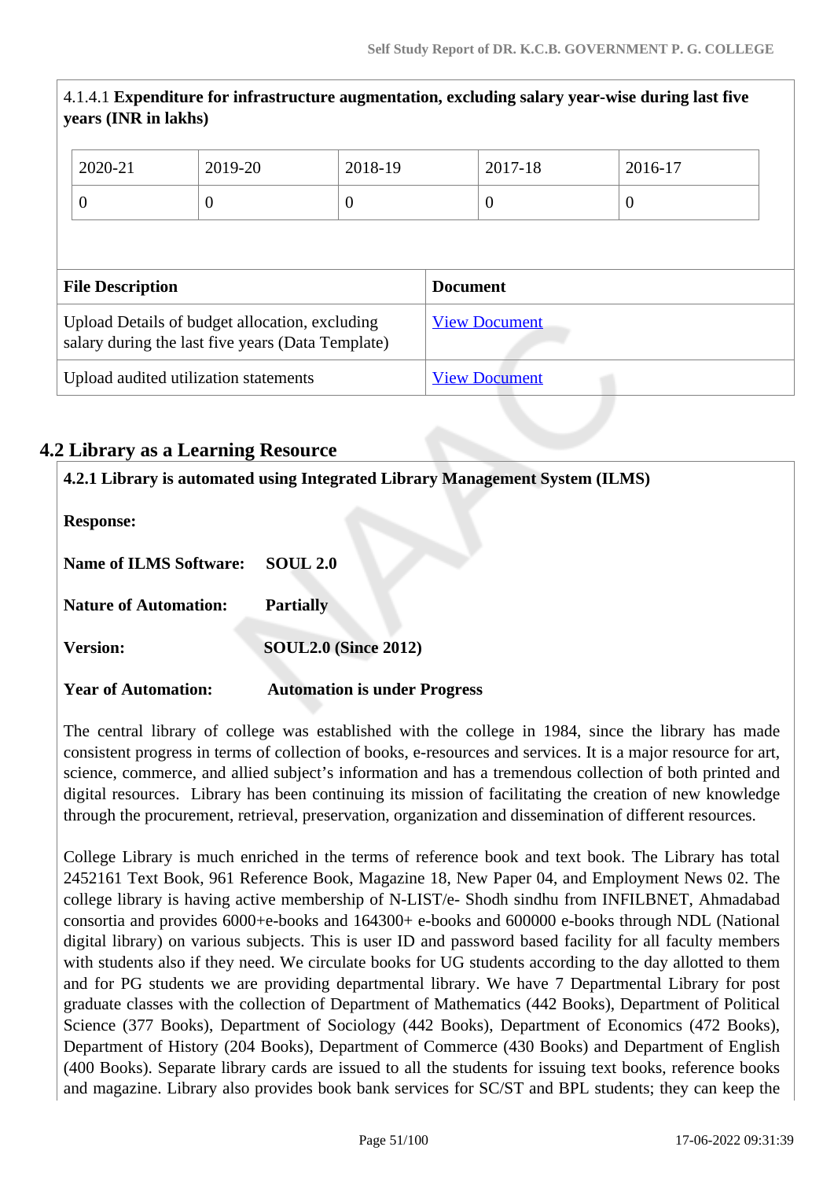4.1.4.1 **Expenditure for infrastructure augmentation, excluding salary year-wise during last five years (INR in lakhs)**

| 2020-21 | 2019-20 | 2018-19 | 2017-18 | 2016-17 |
|---|---|---|---|---|
| 0 | 0 | 0 | 0 | 0 |

| File Description | Document |
|---|---|
| Upload Details of budget allocation, excluding salary during the last five years (Data Template) | View Document |
| Upload audited utilization statements | View Document |

## 4.2 Library as a Learning Resource

**4.2.1 Library is automated using Integrated Library Management System (ILMS)**

**Response:**

**Name of ILMS Software:** **SOUL 2.0**

**Nature of Automation:** **Partially**

**Version:** **SOUL2.0 (Since 2012)**

**Year of Automation:** **Automation is under Progress**

The central library of college was established with the college in 1984, since the library has made consistent progress in terms of collection of books, e-resources and services. It is a major resource for art, science, commerce, and allied subject's information and has a tremendous collection of both printed and digital resources. Library has been continuing its mission of facilitating the creation of new knowledge through the procurement, retrieval, preservation, organization and dissemination of different resources.

College Library is much enriched in the terms of reference book and text book. The Library has total 2452161 Text Book, 961 Reference Book, Magazine 18, New Paper 04, and Employment News 02. The college library is having active membership of N-LIST/e- Shodh sindhu from INFILBNET, Ahmadabad consortia and provides 6000+e-books and 164300+ e-books and 600000 e-books through NDL (National digital library) on various subjects. This is user ID and password based facility for all faculty members with students also if they need. We circulate books for UG students according to the day allotted to them and for PG students we are providing departmental library. We have 7 Departmental Library for post graduate classes with the collection of Department of Mathematics (442 Books), Department of Political Science (377 Books), Department of Sociology (442 Books), Department of Economics (472 Books), Department of History (204 Books), Department of Commerce (430 Books) and Department of English (400 Books). Separate library cards are issued to all the students for issuing text books, reference books and magazine. Library also provides book bank services for SC/ST and BPL students; they can keep the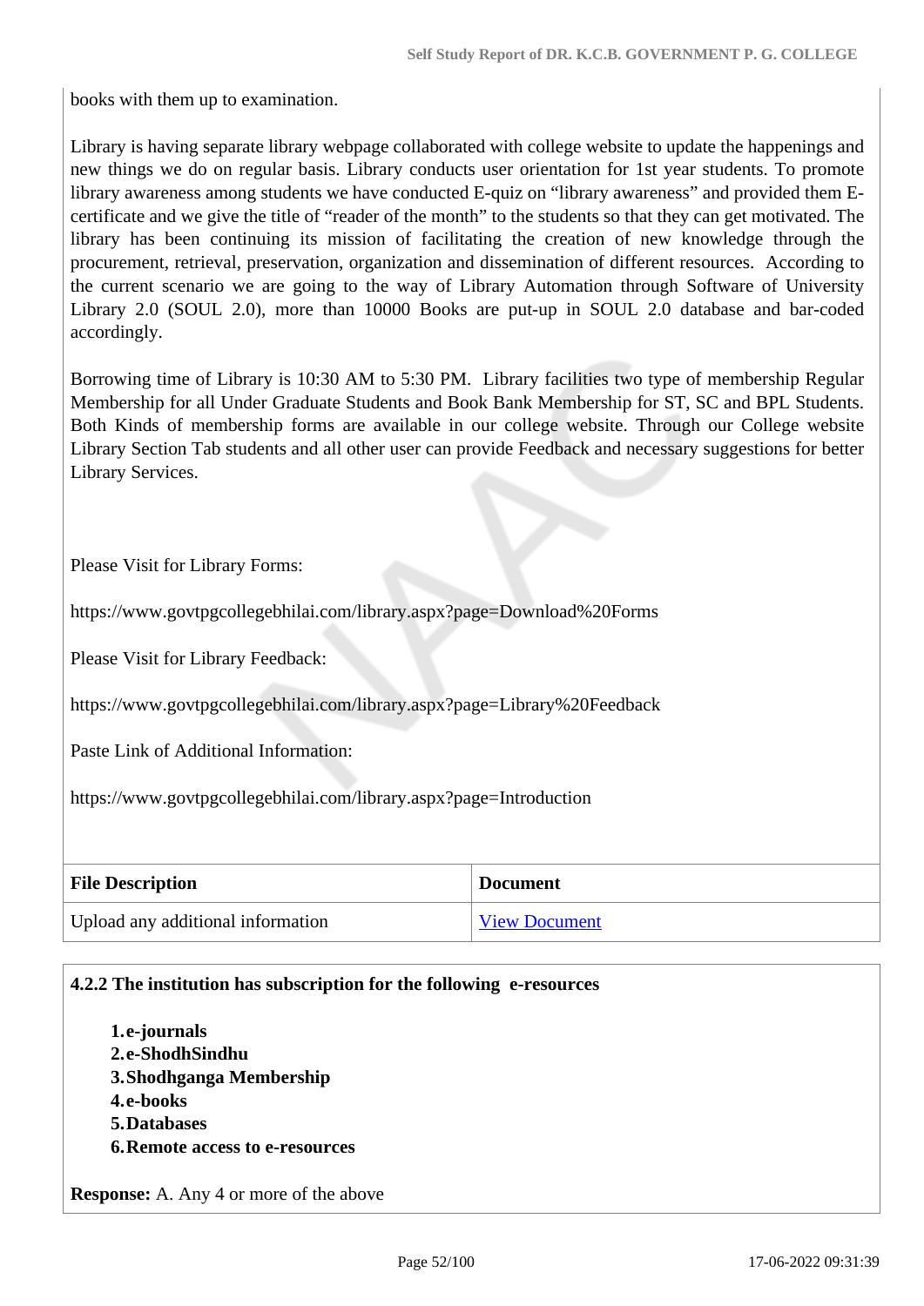books with them up to examination.

Library is having separate library webpage collaborated with college website to update the happenings and new things we do on regular basis. Library conducts user orientation for 1st year students. To promote library awareness among students we have conducted E-quiz on "library awareness" and provided them E-certificate and we give the title of "reader of the month" to the students so that they can get motivated. The library has been continuing its mission of facilitating the creation of new knowledge through the procurement, retrieval, preservation, organization and dissemination of different resources. According to the current scenario we are going to the way of Library Automation through Software of University Library 2.0 (SOUL 2.0), more than 10000 Books are put-up in SOUL 2.0 database and bar-coded accordingly.

Borrowing time of Library is 10:30 AM to 5:30 PM. Library facilities two type of membership Regular Membership for all Under Graduate Students and Book Bank Membership for ST, SC and BPL Students. Both Kinds of membership forms are available in our college website. Through our College website Library Section Tab students and all other user can provide Feedback and necessary suggestions for better Library Services.

Please Visit for Library Forms:

https://www.govtpgcollegebhilai.com/library.aspx?page=Download%20Forms

Please Visit for Library Feedback:

https://www.govtpgcollegebhilai.com/library.aspx?page=Library%20Feedback

Paste Link of Additional Information:

https://www.govtpgcollegebhilai.com/library.aspx?page=Introduction

| File Description | Document |
|---|---|
| Upload any additional information | View Document |

**4.2.2 The institution has subscription for the following e-resources**

1. **e-journals**
2. **e-ShodhSindhu**
3. **Shodhganga Membership**
4. **e-books**
5. **Databases**
6. **Remote access to e-resources**

**Response:** A. Any 4 or more of the above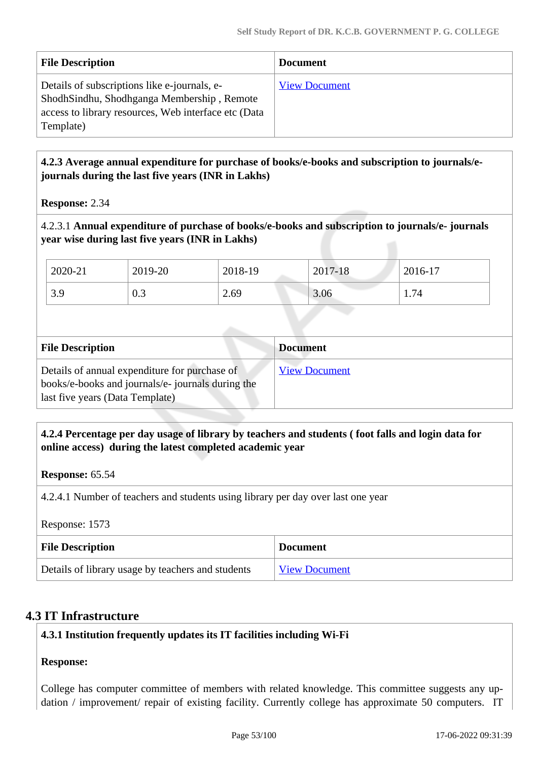| File Description | Document |
|---|---|
| Details of subscriptions like e-journals, e-ShodhSindhu, Shodhganga Membership , Remote access to library resources, Web interface etc (Data Template) | View Document |

**4.2.3 Average annual expenditure for purchase of books/e-books and subscription to journals/e-journals during the last five years (INR in Lakhs)**

**Response:** 2.34

4.2.3.1 **Annual expenditure of purchase of books/e-books and subscription to journals/e- journals year wise during last five years (INR in Lakhs)**

| 2020-21 | 2019-20 | 2018-19 | 2017-18 | 2016-17 |
|---|---|---|---|---|
| 3.9 | 0.3 | 2.69 | 3.06 | 1.74 |

| File Description | Document |
|---|---|
| Details of annual expenditure for purchase of books/e-books and journals/e- journals during the last five years (Data Template) | View Document |

**4.2.4 Percentage per day usage of library by teachers and students ( foot falls and login data for online access) during the latest completed academic year**

**Response:** 65.54

4.2.4.1 Number of teachers and students using library per day over last one year

Response: 1573

| File Description | Document |
|---|---|
| Details of library usage by teachers and students | View Document |

## 4.3 IT Infrastructure

**4.3.1 Institution frequently updates its IT facilities including Wi-Fi**

**Response:**

College has computer committee of members with related knowledge. This committee suggests any up-dation / improvement/ repair of existing facility. Currently college has approximate 50 computers. IT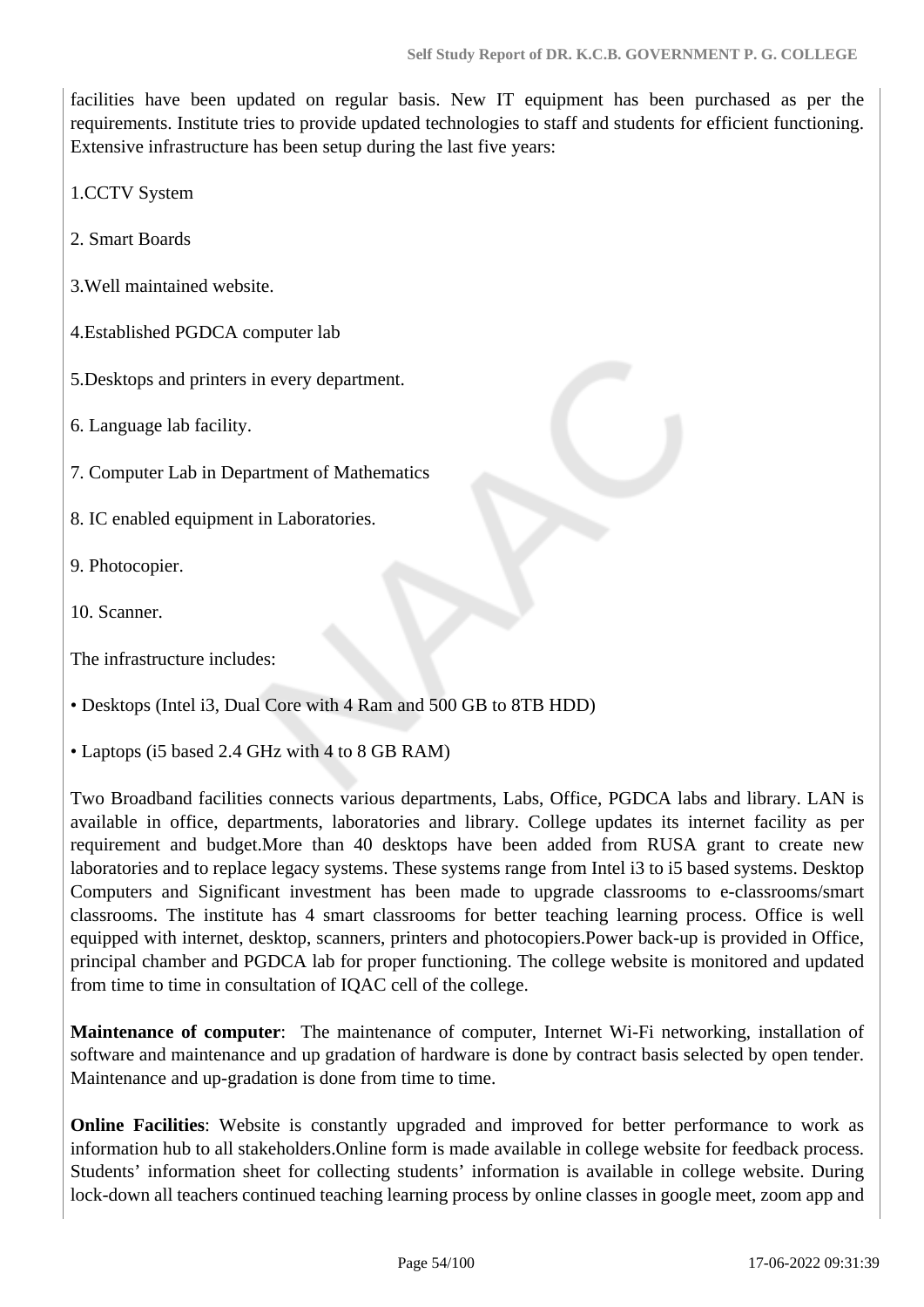facilities have been updated on regular basis. New IT equipment has been purchased as per the requirements. Institute tries to provide updated technologies to staff and students for efficient functioning. Extensive infrastructure has been setup during the last five years:

1.CCTV System

2. Smart Boards

3.Well maintained website.

4.Established PGDCA computer lab

5.Desktops and printers in every department.

6. Language lab facility.

7. Computer Lab in Department of Mathematics

8. IC enabled equipment in Laboratories.

9. Photocopier.

10. Scanner.

The infrastructure includes:

• Desktops (Intel i3, Dual Core with 4 Ram and 500 GB to 8TB HDD)

• Laptops (i5 based 2.4 GHz with 4 to 8 GB RAM)

Two Broadband facilities connects various departments, Labs, Office, PGDCA labs and library. LAN is available in office, departments, laboratories and library. College updates its internet facility as per requirement and budget.More than 40 desktops have been added from RUSA grant to create new laboratories and to replace legacy systems. These systems range from Intel i3 to i5 based systems. Desktop Computers and Significant investment has been made to upgrade classrooms to e-classrooms/smart classrooms. The institute has 4 smart classrooms for better teaching learning process. Office is well equipped with internet, desktop, scanners, printers and photocopiers.Power back-up is provided in Office, principal chamber and PGDCA lab for proper functioning. The college website is monitored and updated from time to time in consultation of IQAC cell of the college.

**Maintenance of computer**: The maintenance of computer, Internet Wi-Fi networking, installation of software and maintenance and up gradation of hardware is done by contract basis selected by open tender. Maintenance and up-gradation is done from time to time.

**Online Facilities**: Website is constantly upgraded and improved for better performance to work as information hub to all stakeholders.Online form is made available in college website for feedback process. Students' information sheet for collecting students' information is available in college website. During lock-down all teachers continued teaching learning process by online classes in google meet, zoom app and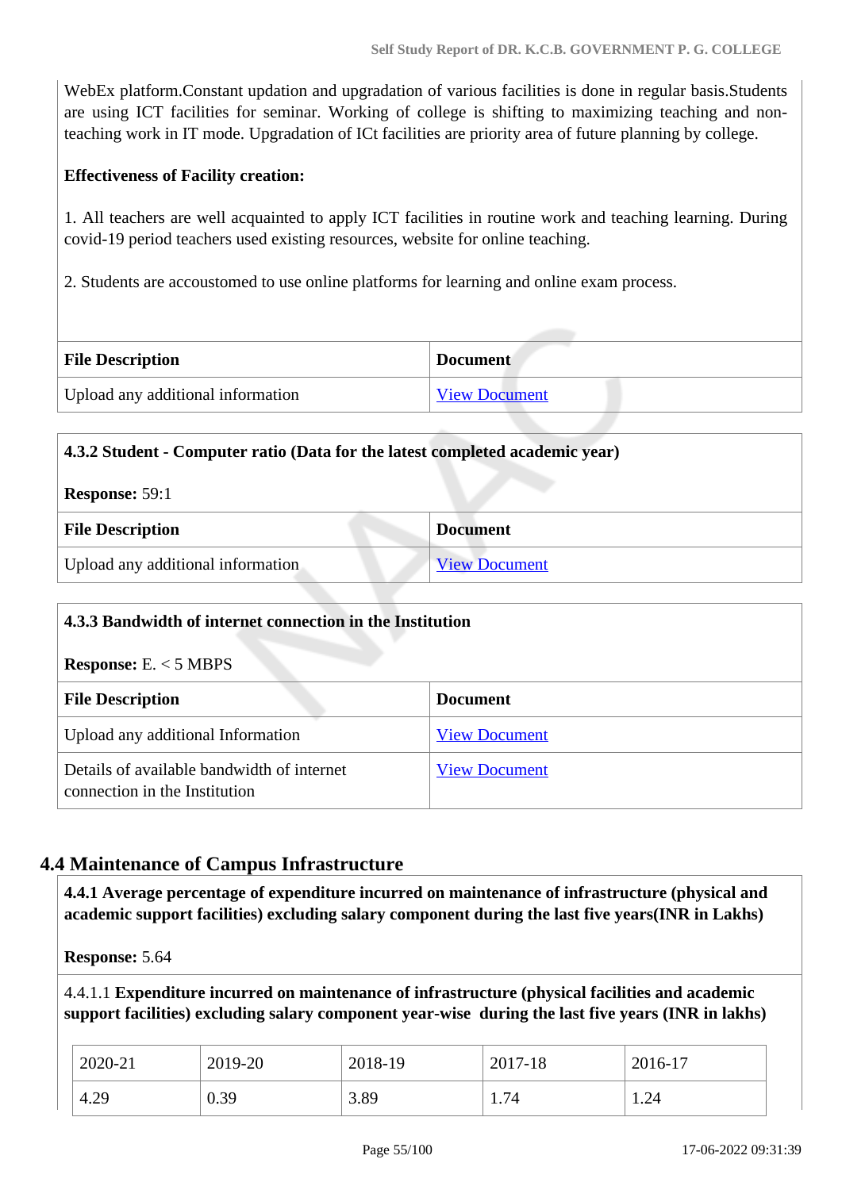WebEx platform.Constant updation and upgradation of various facilities is done in regular basis.Students are using ICT facilities for seminar. Working of college is shifting to maximizing teaching and non-teaching work in IT mode. Upgradation of ICt facilities are priority area of future planning by college.

**Effectiveness of Facility creation:**

1. All teachers are well acquainted to apply ICT facilities in routine work and teaching learning. During covid-19 period teachers used existing resources, website for online teaching.

2. Students are accoustomed to use online platforms for learning and online exam process.

| File Description | Document |
|---|---|
| Upload any additional information | View Document |

**4.3.2 Student - Computer ratio (Data for the latest completed academic year)**

**Response:** 59:1

| File Description | Document |
|---|---|
| Upload any additional information | View Document |

**4.3.3 Bandwidth of internet connection in the Institution**

**Response:** E. < 5 MBPS

| File Description | Document |
|---|---|
| Upload any additional Information | View Document |
| Details of available bandwidth of internet connection in the Institution | View Document |

## 4.4 Maintenance of Campus Infrastructure

**4.4.1 Average percentage of expenditure incurred on maintenance of infrastructure (physical and academic support facilities) excluding salary component during the last five years(INR in Lakhs)**

**Response:** 5.64

4.4.1.1 **Expenditure incurred on maintenance of infrastructure (physical facilities and academic support facilities) excluding salary component year-wise during the last five years (INR in lakhs)**

| 2020-21 | 2019-20 | 2018-19 | 2017-18 | 2016-17 |
|---|---|---|---|---|
| 4.29 | 0.39 | 3.89 | 1.74 | 1.24 |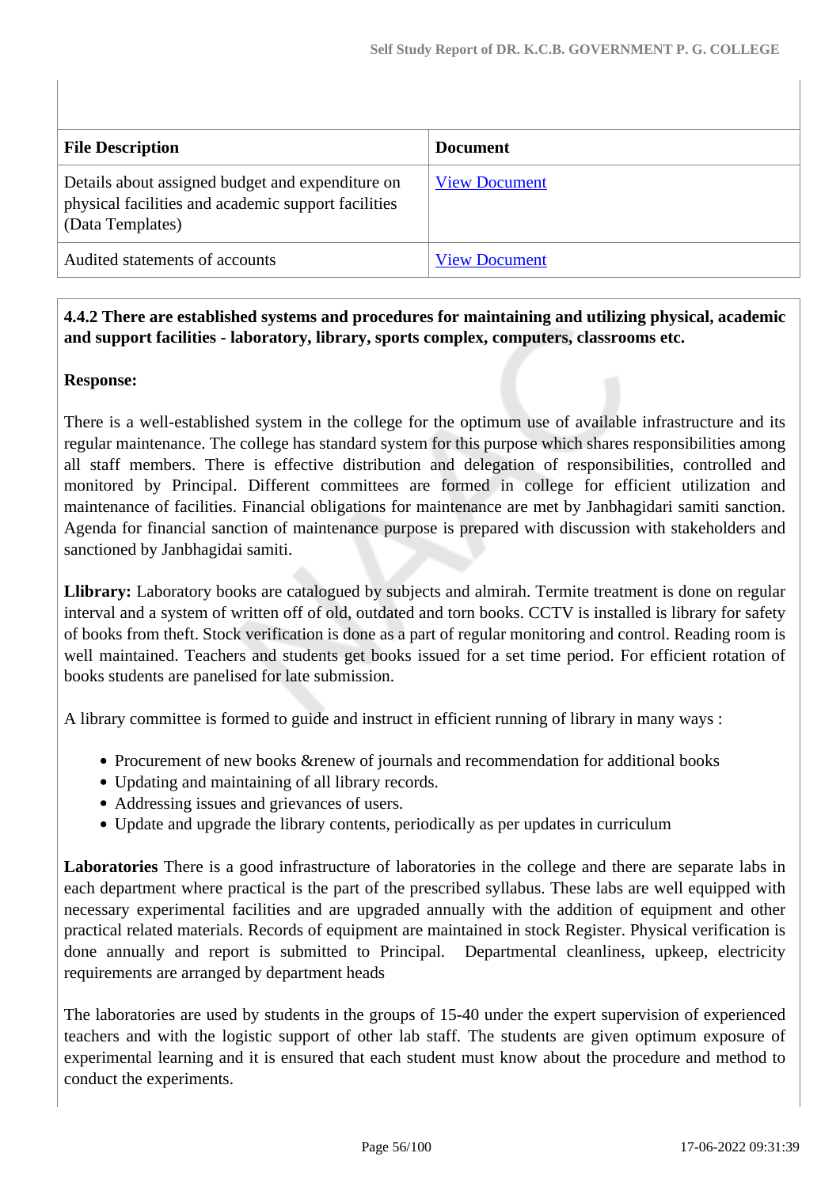| File Description | Document |
| --- | --- |
| Details about assigned budget and expenditure on physical facilities and academic support facilities (Data Templates) | View Document |
| Audited statements of accounts | View Document |

**4.4.2 There are established systems and procedures for maintaining and utilizing physical, academic and support facilities - laboratory, library, sports complex, computers, classrooms etc.**

**Response:**

There is a well-established system in the college for the optimum use of available infrastructure and its regular maintenance. The college has standard system for this purpose which shares responsibilities among all staff members. There is effective distribution and delegation of responsibilities, controlled and monitored by Principal. Different committees are formed in college for efficient utilization and maintenance of facilities. Financial obligations for maintenance are met by Janbhagidari samiti sanction. Agenda for financial sanction of maintenance purpose is prepared with discussion with stakeholders and sanctioned by Janbhagidai samiti.

**Llibrary:** Laboratory books are catalogued by subjects and almirah. Termite treatment is done on regular interval and a system of written off of old, outdated and torn books. CCTV is installed is library for safety of books from theft. Stock verification is done as a part of regular monitoring and control. Reading room is well maintained. Teachers and students get books issued for a set time period. For efficient rotation of books students are panelised for late submission.

A library committee is formed to guide and instruct in efficient running of library in many ways :

- Procurement of new books &renew of journals and recommendation for additional books
- Updating and maintaining of all library records.
- Addressing issues and grievances of users.
- Update and upgrade the library contents, periodically as per updates in curriculum

**Laboratories** There is a good infrastructure of laboratories in the college and there are separate labs in each department where practical is the part of the prescribed syllabus. These labs are well equipped with necessary experimental facilities and are upgraded annually with the addition of equipment and other practical related materials. Records of equipment are maintained in stock Register. Physical verification is done annually and report is submitted to Principal. Departmental cleanliness, upkeep, electricity requirements are arranged by department heads

The laboratories are used by students in the groups of 15-40 under the expert supervision of experienced teachers and with the logistic support of other lab staff. The students are given optimum exposure of experimental learning and it is ensured that each student must know about the procedure and method to conduct the experiments.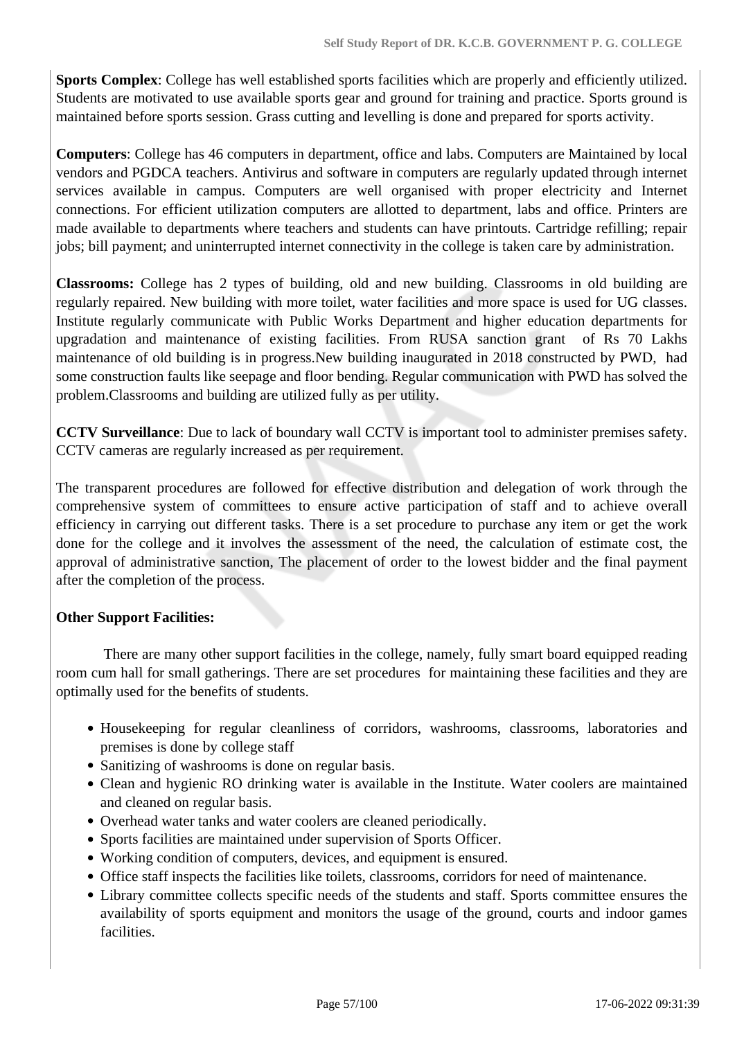**Sports Complex**: College has well established sports facilities which are properly and efficiently utilized. Students are motivated to use available sports gear and ground for training and practice. Sports ground is maintained before sports session. Grass cutting and levelling is done and prepared for sports activity.

**Computers**: College has 46 computers in department, office and labs. Computers are Maintained by local vendors and PGDCA teachers. Antivirus and software in computers are regularly updated through internet services available in campus. Computers are well organised with proper electricity and Internet connections. For efficient utilization computers are allotted to department, labs and office. Printers are made available to departments where teachers and students can have printouts. Cartridge refilling; repair jobs; bill payment; and uninterrupted internet connectivity in the college is taken care by administration.

**Classrooms:** College has 2 types of building, old and new building. Classrooms in old building are regularly repaired. New building with more toilet, water facilities and more space is used for UG classes. Institute regularly communicate with Public Works Department and higher education departments for upgradation and maintenance of existing facilities. From RUSA sanction grant of Rs 70 Lakhs maintenance of old building is in progress.New building inaugurated in 2018 constructed by PWD, had some construction faults like seepage and floor bending. Regular communication with PWD has solved the problem.Classrooms and building are utilized fully as per utility.

**CCTV Surveillance**: Due to lack of boundary wall CCTV is important tool to administer premises safety. CCTV cameras are regularly increased as per requirement.

The transparent procedures are followed for effective distribution and delegation of work through the comprehensive system of committees to ensure active participation of staff and to achieve overall efficiency in carrying out different tasks. There is a set procedure to purchase any item or get the work done for the college and it involves the assessment of the need, the calculation of estimate cost, the approval of administrative sanction, The placement of order to the lowest bidder and the final payment after the completion of the process.

**Other Support Facilities:**

There are many other support facilities in the college, namely, fully smart board equipped reading room cum hall for small gatherings. There are set procedures for maintaining these facilities and they are optimally used for the benefits of students.

- Housekeeping for regular cleanliness of corridors, washrooms, classrooms, laboratories and premises is done by college staff
- Sanitizing of washrooms is done on regular basis.
- Clean and hygienic RO drinking water is available in the Institute. Water coolers are maintained and cleaned on regular basis.
- Overhead water tanks and water coolers are cleaned periodically.
- Sports facilities are maintained under supervision of Sports Officer.
- Working condition of computers, devices, and equipment is ensured.
- Office staff inspects the facilities like toilets, classrooms, corridors for need of maintenance.
- Library committee collects specific needs of the students and staff. Sports committee ensures the availability of sports equipment and monitors the usage of the ground, courts and indoor games facilities.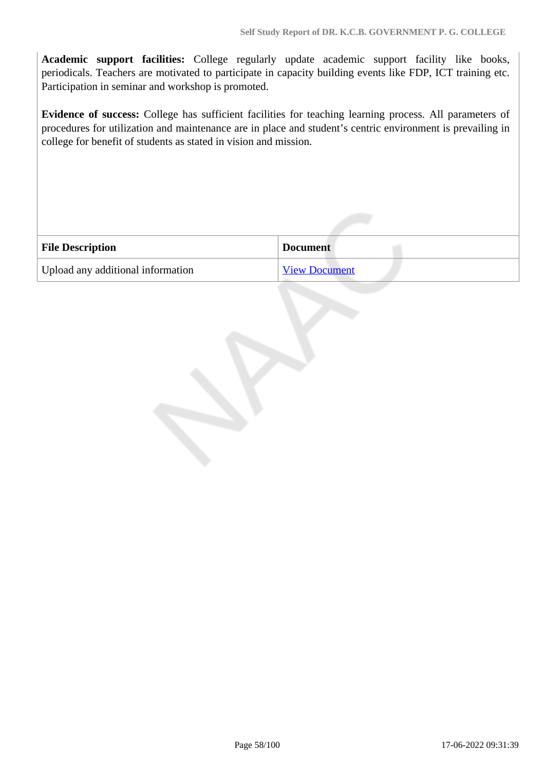**Academic support facilities:** College regularly update academic support facility like books, periodicals. Teachers are motivated to participate in capacity building events like FDP, ICT training etc. Participation in seminar and workshop is promoted.

**Evidence of success:** College has sufficient facilities for teaching learning process. All parameters of procedures for utilization and maintenance are in place and student's centric environment is prevailing in college for benefit of students as stated in vision and mission.

| File Description | Document |
|---|---|
| Upload any additional information | View Document |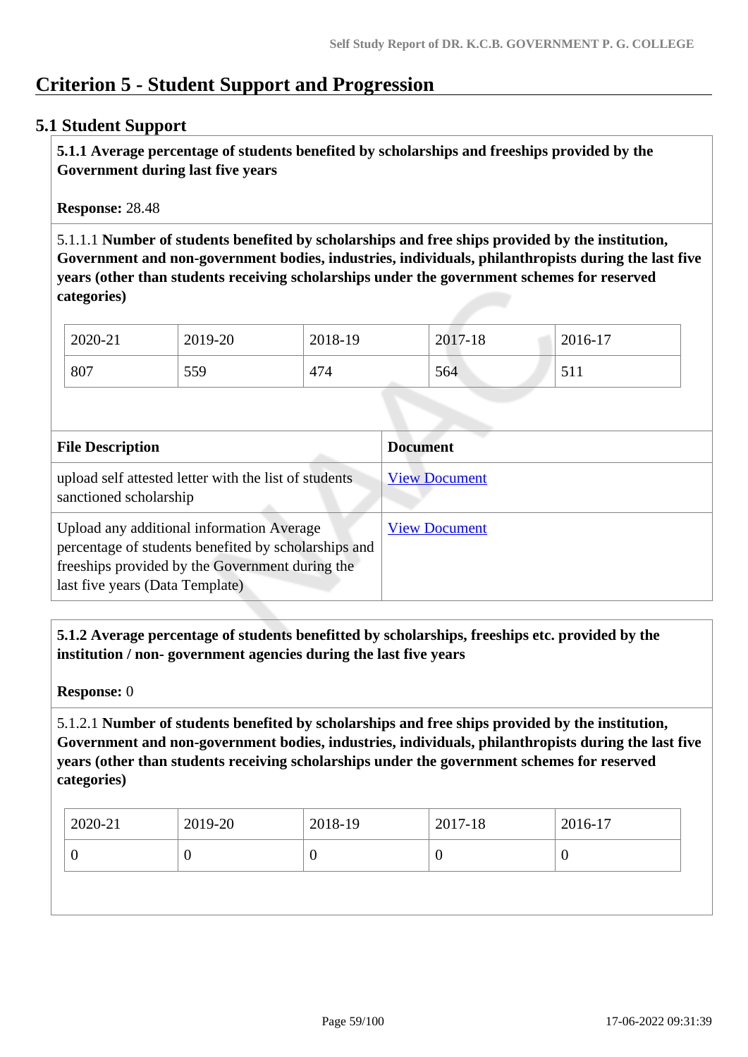# Criterion 5 - Student Support and Progression

## 5.1 Student Support

**5.1.1 Average percentage of students benefited by scholarships and freeships provided by the Government during last five years**

**Response:** 28.48

5.1.1.1 **Number of students benefited by scholarships and free ships provided by the institution, Government and non-government bodies, industries, individuals, philanthropists during the last five years (other than students receiving scholarships under the government schemes for reserved categories)**

| 2020-21 | 2019-20 | 2018-19 | 2017-18 | 2016-17 |
|---|---|---|---|---|
| 807 | 559 | 474 | 564 | 511 |

| File Description | Document |
|---|---|
| upload self attested letter with the list of students sanctioned scholarship | View Document |
| Upload any additional information Average percentage of students benefited by scholarships and freeships provided by the Government during the last five years (Data Template) | View Document |

**5.1.2 Average percentage of students benefitted by scholarships, freeships etc. provided by the institution / non- government agencies during the last five years**

**Response:** 0

5.1.2.1 **Number of students benefited by scholarships and free ships provided by the institution, Government and non-government bodies, industries, individuals, philanthropists during the last five years (other than students receiving scholarships under the government schemes for reserved categories)**

| 2020-21 | 2019-20 | 2018-19 | 2017-18 | 2016-17 |
|---|---|---|---|---|
| 0 | 0 | 0 | 0 | 0 |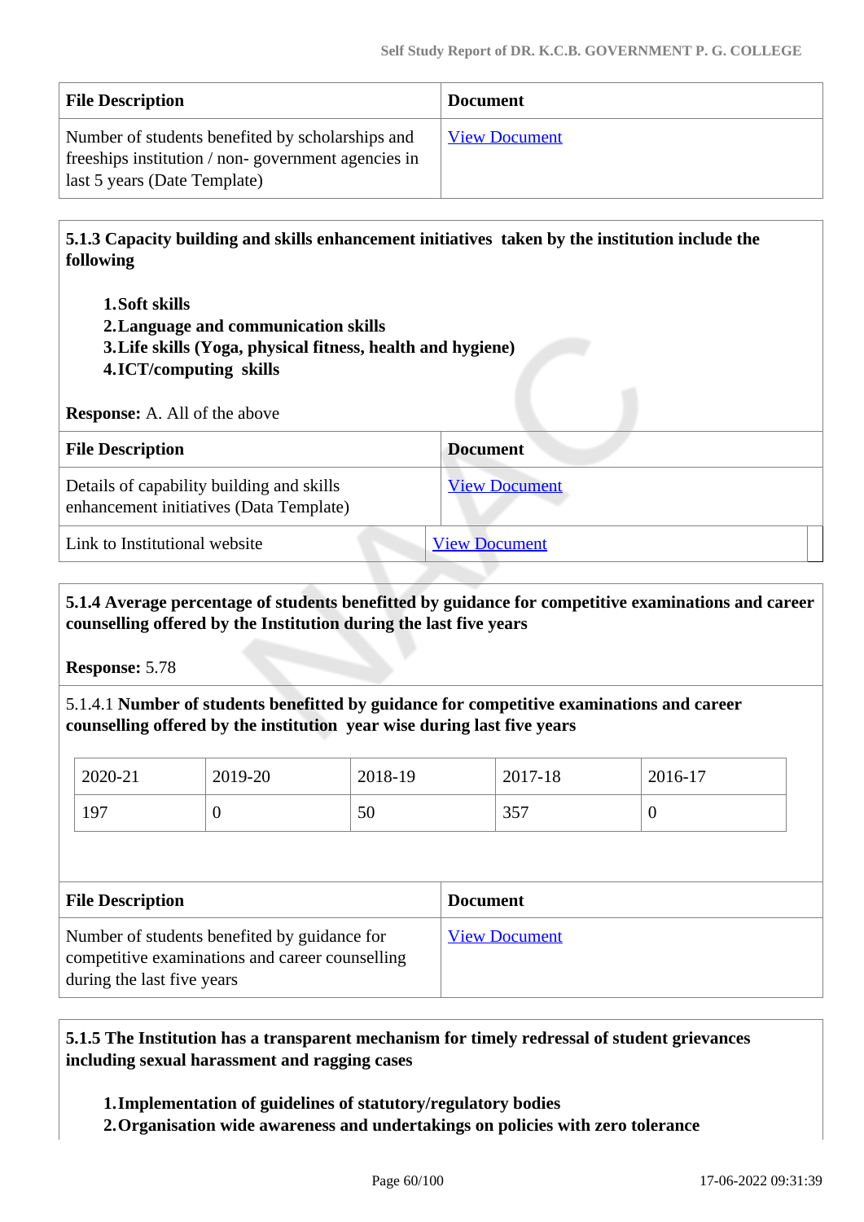| File Description | Document |
|---|---|
| Number of students benefited by scholarships and freeships institution / non- government agencies in last 5 years (Date Template) | View Document |

**5.1.3 Capacity building and skills enhancement initiatives taken by the institution include the following**

1. **Soft skills**
2. **Language and communication skills**
3. **Life skills (Yoga, physical fitness, health and hygiene)**
4. **ICT/computing skills**

**Response:** A. All of the above

| File Description | Document |
|---|---|
| Details of capability building and skills enhancement initiatives (Data Template) | View Document |
| Link to Institutional website | View Document |

**5.1.4 Average percentage of students benefitted by guidance for competitive examinations and career counselling offered by the Institution during the last five years**

**Response:** 5.78

5.1.4.1 **Number of students benefitted by guidance for competitive examinations and career counselling offered by the institution year wise during last five years**

| 2020-21 | 2019-20 | 2018-19 | 2017-18 | 2016-17 |
|---|---|---|---|---|
| 197 | 0 | 50 | 357 | 0 |

| File Description | Document |
|---|---|
| Number of students benefited by guidance for competitive examinations and career counselling during the last five years | View Document |

**5.1.5 The Institution has a transparent mechanism for timely redressal of student grievances including sexual harassment and ragging cases**

1. **Implementation of guidelines of statutory/regulatory bodies**
2. **Organisation wide awareness and undertakings on policies with zero tolerance**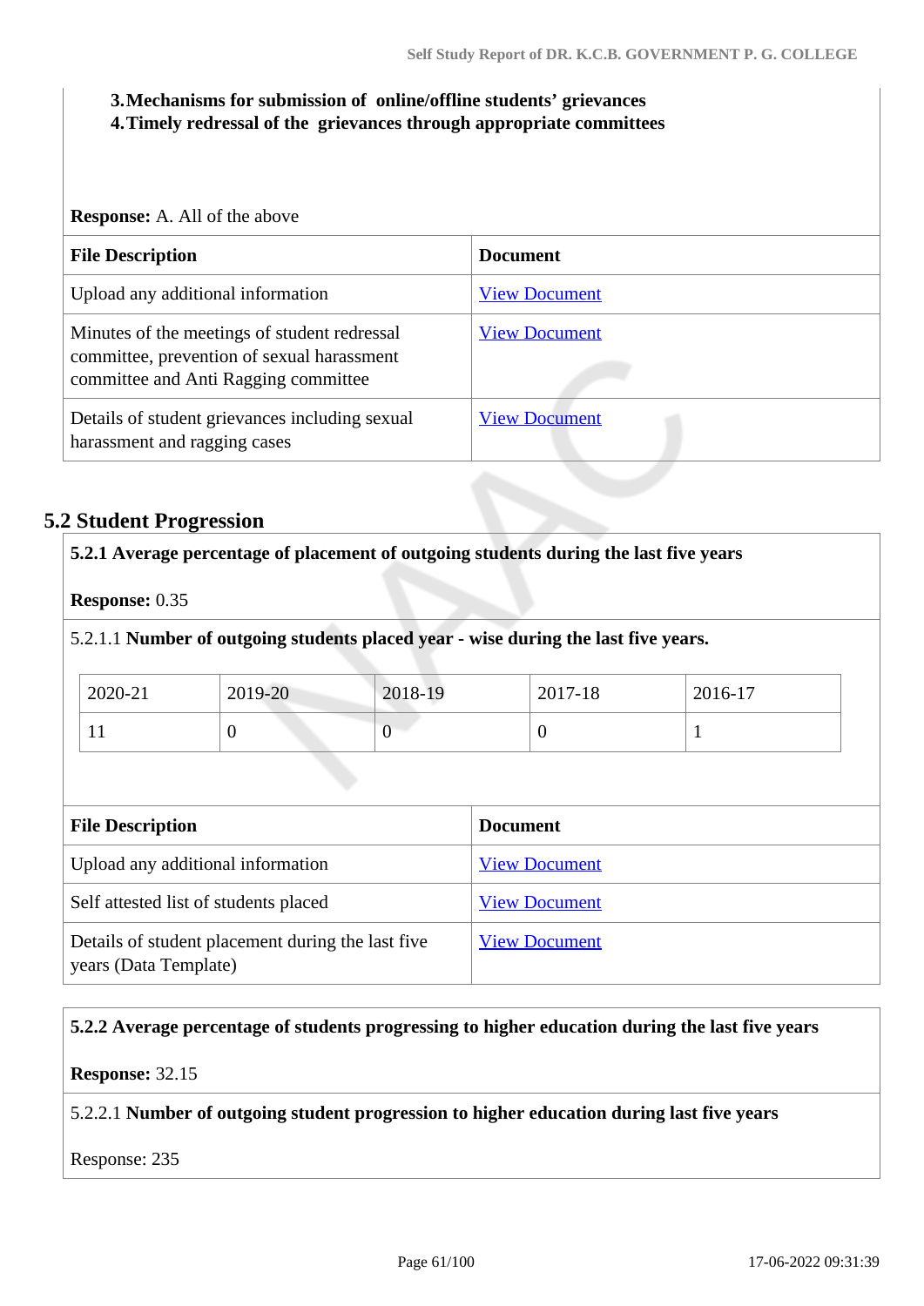**3.Mechanisms for submission of online/offline students' grievances**
**4.Timely redressal of the grievances through appropriate committees**

**Response:** A. All of the above

| File Description | Document |
|---|---|
| Upload any additional information | View Document |
| Minutes of the meetings of student redressal committee, prevention of sexual harassment committee and Anti Ragging committee | View Document |
| Details of student grievances including sexual harassment and ragging cases | View Document |

## 5.2 Student Progression

**5.2.1 Average percentage of placement of outgoing students during the last five years**

**Response:** 0.35

5.2.1.1 **Number of outgoing students placed year - wise during the last five years.**

| 2020-21 | 2019-20 | 2018-19 | 2017-18 | 2016-17 |
|---|---|---|---|---|
| 11 | 0 | 0 | 0 | 1 |

| File Description | Document |
|---|---|
| Upload any additional information | View Document |
| Self attested list of students placed | View Document |
| Details of student placement during the last five years (Data Template) | View Document |

**5.2.2 Average percentage of students progressing to higher education during the last five years**

**Response:** 32.15

5.2.2.1 **Number of outgoing student progression to higher education during last five years**

Response: 235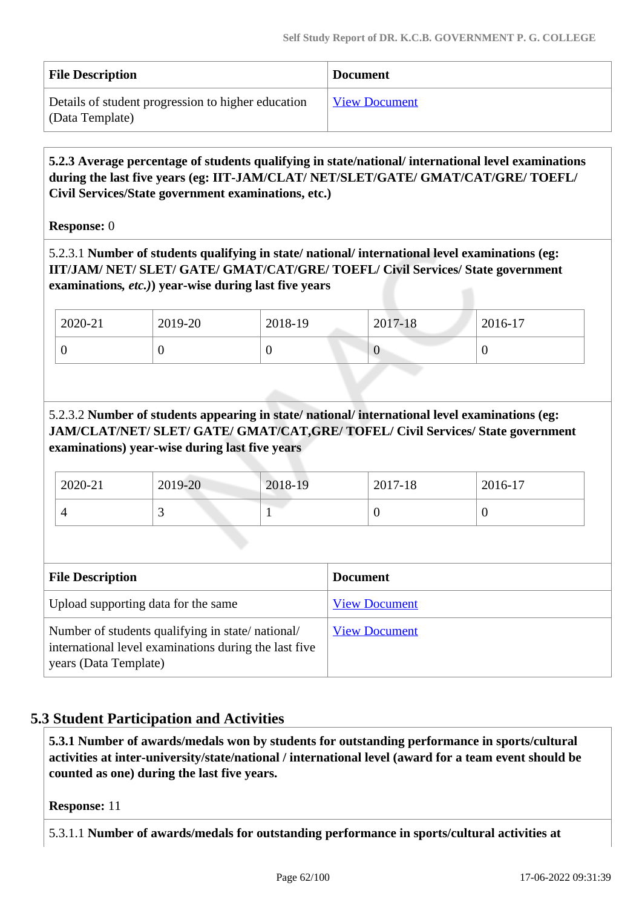| File Description | Document |
|---|---|
| Details of student progression to higher education (Data Template) | View Document |

**5.2.3 Average percentage of students qualifying in state/national/ international level examinations during the last five years (eg: IIT-JAM/CLAT/ NET/SLET/GATE/ GMAT/CAT/GRE/ TOEFL/ Civil Services/State government examinations, etc.)**

**Response:** 0

5.2.3.1 **Number of students qualifying in state/ national/ international level examinations (eg: IIT/JAM/ NET/ SLET/ GATE/ GMAT/CAT/GRE/ TOEFL/ Civil Services/ State government examinations, *etc.*)) year-wise during last five years**

| 2020-21 | 2019-20 | 2018-19 | 2017-18 | 2016-17 |
|---|---|---|---|---|
| 0 | 0 | 0 | 0 | 0 |

5.2.3.2 **Number of students appearing in state/ national/ international level examinations (eg: JAM/CLAT/NET/ SLET/ GATE/ GMAT/CAT,GRE/ TOFEL/ Civil Services/ State government examinations) year-wise during last five years**

| 2020-21 | 2019-20 | 2018-19 | 2017-18 | 2016-17 |
|---|---|---|---|---|
| 4 | 3 | 1 | 0 | 0 |

| File Description | Document |
|---|---|
| Upload supporting data for the same | View Document |
| Number of students qualifying in state/ national/ international level examinations during the last five years (Data Template) | View Document |

## 5.3 Student Participation and Activities

**5.3.1 Number of awards/medals won by students for outstanding performance in sports/cultural activities at inter-university/state/national / international level (award for a team event should be counted as one) during the last five years.**

**Response:** 11

5.3.1.1 **Number of awards/medals for outstanding performance in sports/cultural activities at**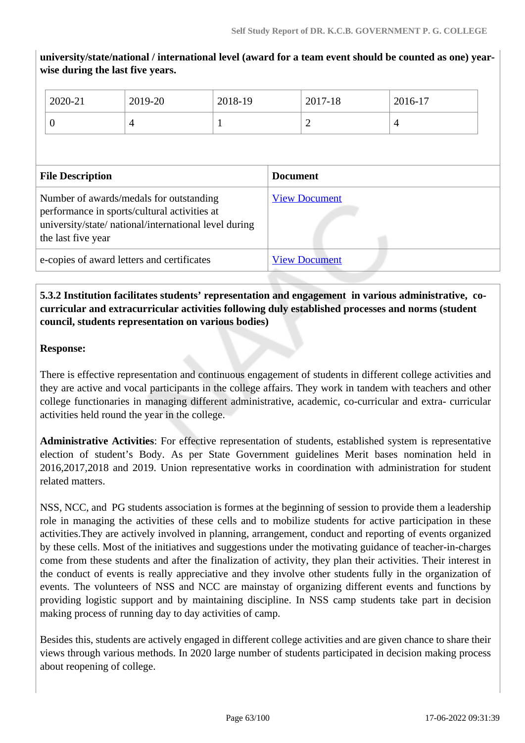**university/state/national / international level (award for a team event should be counted as one) year-wise during the last five years.**

| 2020-21 | 2019-20 | 2018-19 | 2017-18 | 2016-17 |
|---|---|---|---|---|
| 0 | 4 | 1 | 2 | 4 |

| File Description | Document |
|---|---|
| Number of awards/medals for outstanding performance in sports/cultural activities at university/state/ national/international level during the last five year | View Document |
| e-copies of award letters and certificates | View Document |

**5.3.2 Institution facilitates students' representation and engagement in various administrative, co-curricular and extracurricular activities following duly established processes and norms (student council, students representation on various bodies)**

**Response:**

There is effective representation and continuous engagement of students in different college activities and they are active and vocal participants in the college affairs. They work in tandem with teachers and other college functionaries in managing different administrative, academic, co-curricular and extra- curricular activities held round the year in the college.

**Administrative Activities**: For effective representation of students, established system is representative election of student's Body. As per State Government guidelines Merit bases nomination held in 2016,2017,2018 and 2019. Union representative works in coordination with administration for student related matters.

NSS, NCC, and PG students association is formes at the beginning of session to provide them a leadership role in managing the activities of these cells and to mobilize students for active participation in these activities.They are actively involved in planning, arrangement, conduct and reporting of events organized by these cells. Most of the initiatives and suggestions under the motivating guidance of teacher-in-charges come from these students and after the finalization of activity, they plan their activities. Their interest in the conduct of events is really appreciative and they involve other students fully in the organization of events. The volunteers of NSS and NCC are mainstay of organizing different events and functions by providing logistic support and by maintaining discipline. In NSS camp students take part in decision making process of running day to day activities of camp.

Besides this, students are actively engaged in different college activities and are given chance to share their views through various methods. In 2020 large number of students participated in decision making process about reopening of college.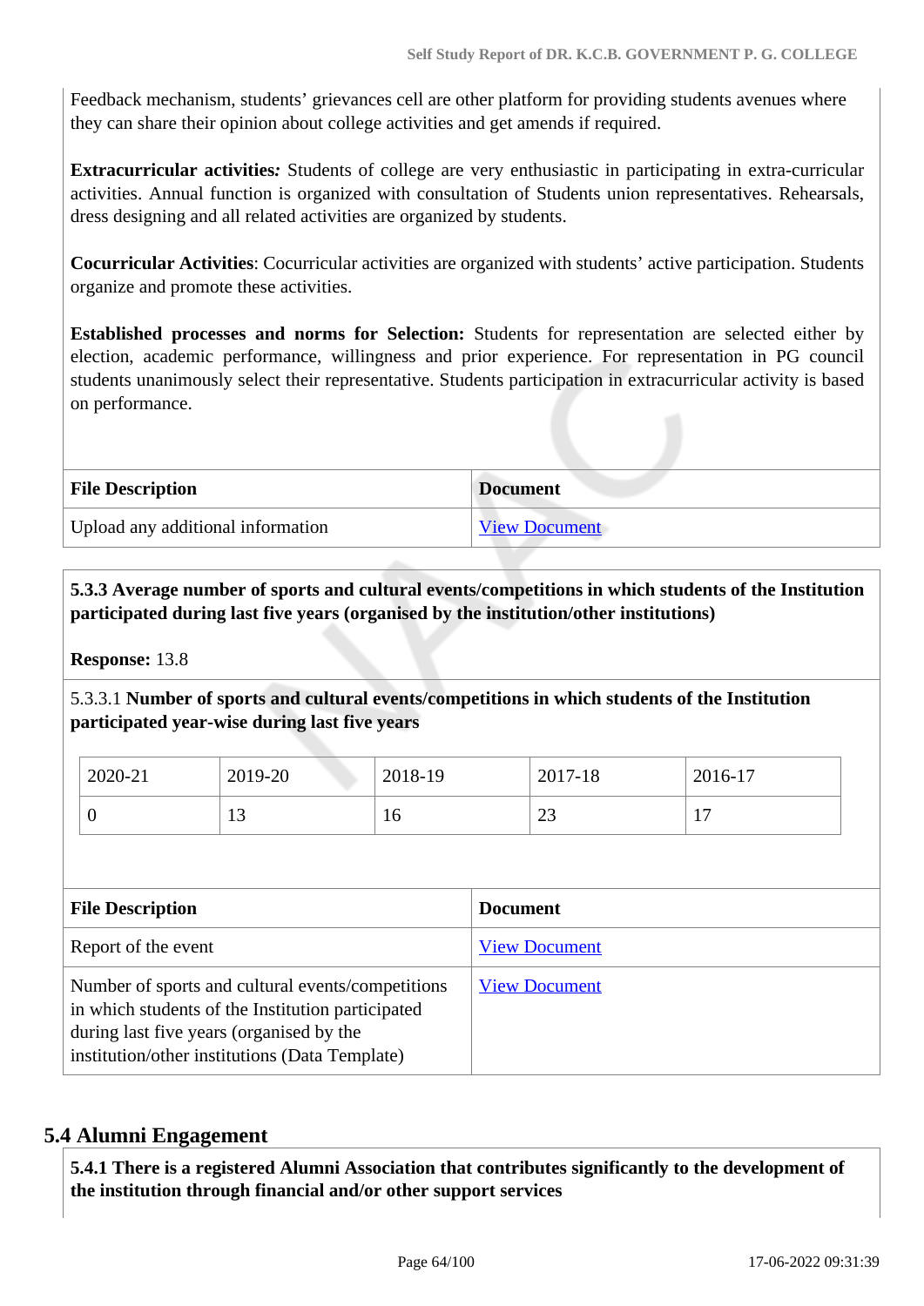Feedback mechanism, students' grievances cell are other platform for providing students avenues where they can share their opinion about college activities and get amends if required.

**Extracurricular activities:** Students of college are very enthusiastic in participating in extra-curricular activities. Annual function is organized with consultation of Students union representatives. Rehearsals, dress designing and all related activities are organized by students.

**Cocurricular Activities**: Cocurricular activities are organized with students' active participation. Students organize and promote these activities.

**Established processes and norms for Selection:** Students for representation are selected either by election, academic performance, willingness and prior experience. For representation in PG council students unanimously select their representative. Students participation in extracurricular activity is based on performance.

| File Description | Document |
|---|---|
| Upload any additional information | View Document |

**5.3.3 Average number of sports and cultural events/competitions in which students of the Institution participated during last five years (organised by the institution/other institutions)**

**Response:** 13.8

5.3.3.1 **Number of sports and cultural events/competitions in which students of the Institution participated year-wise during last five years**

| 2020-21 | 2019-20 | 2018-19 | 2017-18 | 2016-17 |
|---|---|---|---|---|
| 0 | 13 | 16 | 23 | 17 |

| File Description | Document |
|---|---|
| Report of the event | View Document |
| Number of sports and cultural events/competitions in which students of the Institution participated during last five years (organised by the institution/other institutions (Data Template) | View Document |

## 5.4 Alumni Engagement

**5.4.1 There is a registered Alumni Association that contributes significantly to the development of the institution through financial and/or other support services**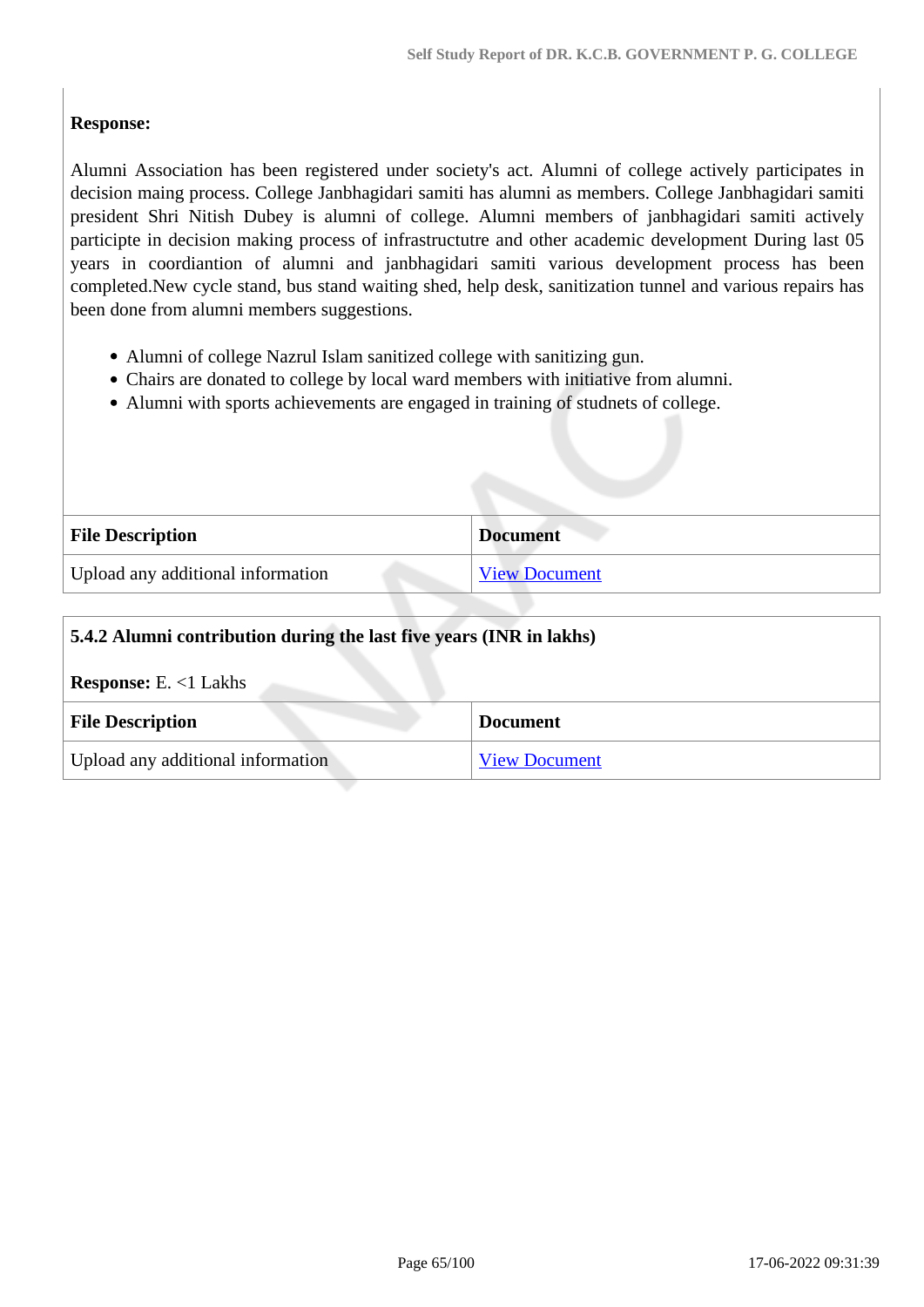**Response:**

Alumni Association has been registered under society's act. Alumni of college actively participates in decision maing process. College Janbhagidari samiti has alumni as members. College Janbhagidari samiti president Shri Nitish Dubey is alumni of college. Alumni members of janbhagidari samiti actively participte in decision making process of infrastructutre and other academic development During last 05 years in coordiantion of alumni and janbhagidari samiti various development process has been completed.New cycle stand, bus stand waiting shed, help desk, sanitization tunnel and various repairs has been done from alumni members suggestions.

- Alumni of college Nazrul Islam sanitized college with sanitizing gun.
- Chairs are donated to college by local ward members with initiative from alumni.
- Alumni with sports achievements are engaged in training of studnets of college.

| File Description | Document |
|---|---|
| Upload any additional information | View Document |

**5.4.2 Alumni contribution during the last five years (INR in lakhs)**

**Response:** E. <1 Lakhs

| File Description | Document |
|---|---|
| Upload any additional information | View Document |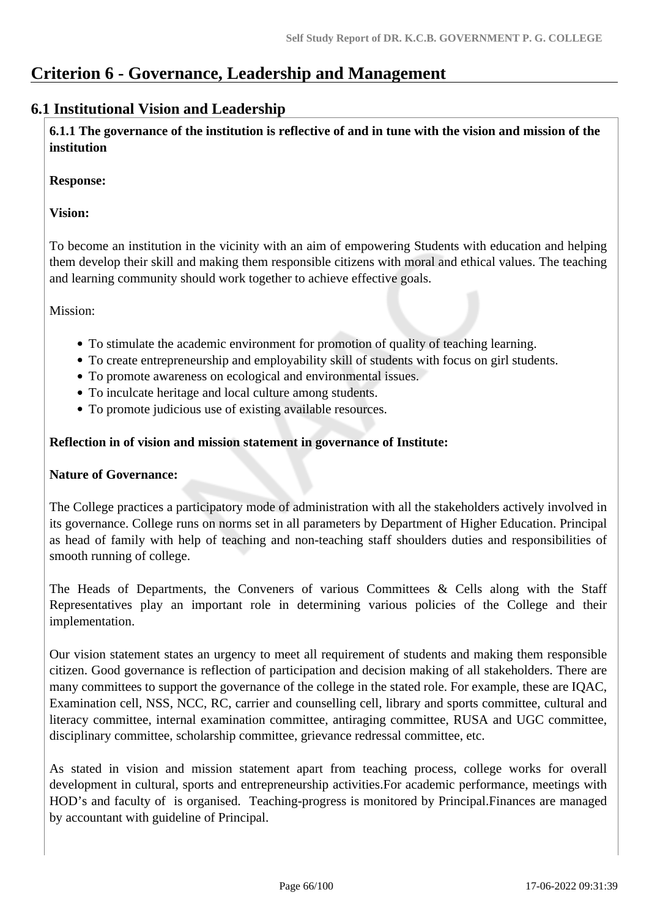# Criterion 6 - Governance, Leadership and Management

## 6.1 Institutional Vision and Leadership

**6.1.1 The governance of the institution is reflective of and in tune with the vision and mission of the institution**

**Response:**

**Vision:**

To become an institution in the vicinity with an aim of empowering Students with education and helping them develop their skill and making them responsible citizens with moral and ethical values. The teaching and learning community should work together to achieve effective goals.

Mission:

- To stimulate the academic environment for promotion of quality of teaching learning.
- To create entrepreneurship and employability skill of students with focus on girl students.
- To promote awareness on ecological and environmental issues.
- To inculcate heritage and local culture among students.
- To promote judicious use of existing available resources.

**Reflection in of vision and mission statement in governance of Institute:**

**Nature of Governance:**

The College practices a participatory mode of administration with all the stakeholders actively involved in its governance. College runs on norms set in all parameters by Department of Higher Education. Principal as head of family with help of teaching and non-teaching staff shoulders duties and responsibilities of smooth running of college.

The Heads of Departments, the Conveners of various Committees & Cells along with the Staff Representatives play an important role in determining various policies of the College and their implementation.

Our vision statement states an urgency to meet all requirement of students and making them responsible citizen. Good governance is reflection of participation and decision making of all stakeholders. There are many committees to support the governance of the college in the stated role. For example, these are IQAC, Examination cell, NSS, NCC, RC, carrier and counselling cell, library and sports committee, cultural and literacy committee, internal examination committee, antiraging committee, RUSA and UGC committee, disciplinary committee, scholarship committee, grievance redressal committee, etc.

As stated in vision and mission statement apart from teaching process, college works for overall development in cultural, sports and entrepreneurship activities.For academic performance, meetings with HOD's and faculty of is organised. Teaching-progress is monitored by Principal.Finances are managed by accountant with guideline of Principal.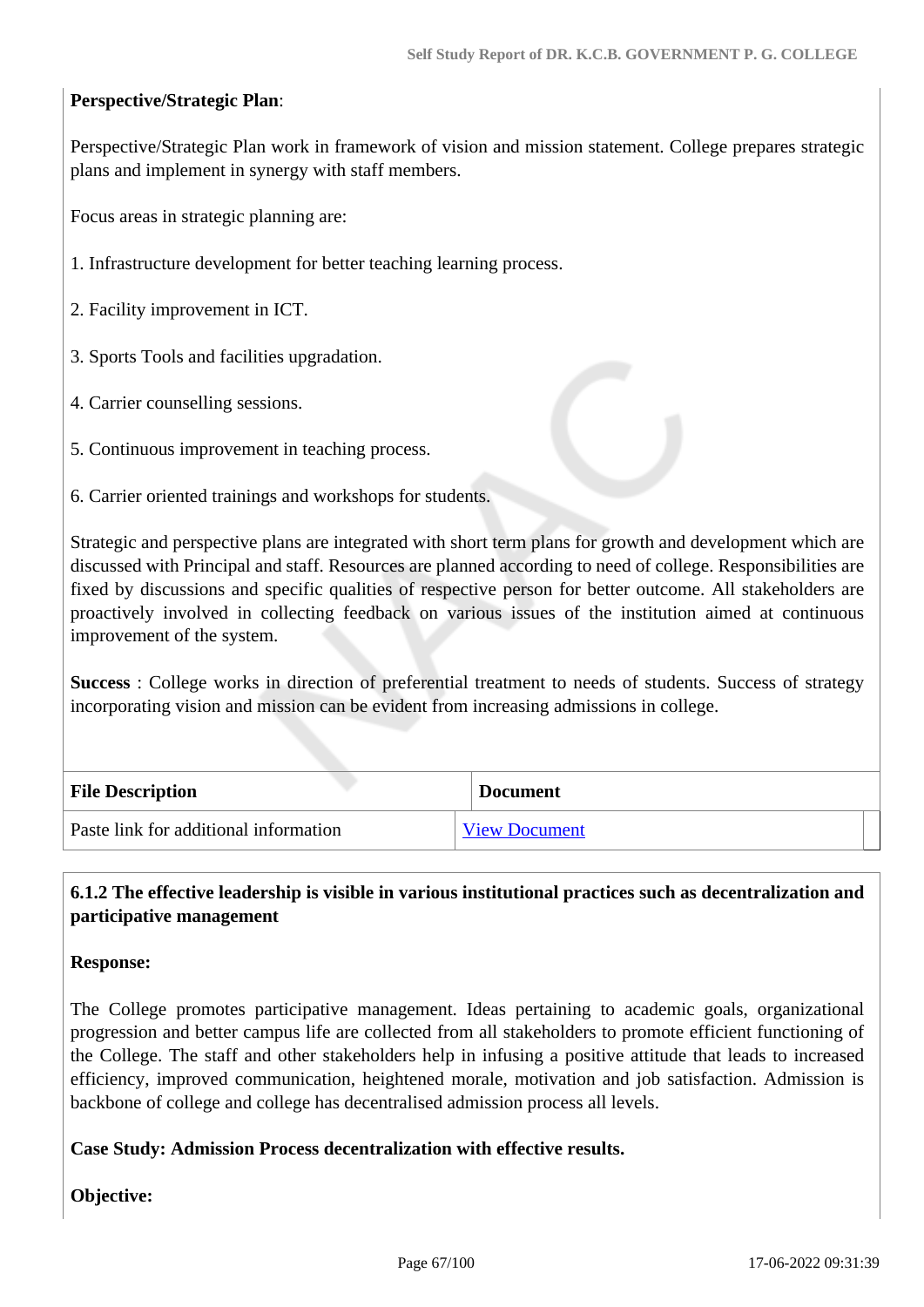**Perspective/Strategic Plan**:

Perspective/Strategic Plan work in framework of vision and mission statement. College prepares strategic plans and implement in synergy with staff members.

Focus areas in strategic planning are:

1. Infrastructure development for better teaching learning process.

2. Facility improvement in ICT.

3. Sports Tools and facilities upgradation.

4. Carrier counselling sessions.

5. Continuous improvement in teaching process.

6. Carrier oriented trainings and workshops for students.

Strategic and perspective plans are integrated with short term plans for growth and development which are discussed with Principal and staff. Resources are planned according to need of college. Responsibilities are fixed by discussions and specific qualities of respective person for better outcome. All stakeholders are proactively involved in collecting feedback on various issues of the institution aimed at continuous improvement of the system.

**Success** : College works in direction of preferential treatment to needs of students. Success of strategy incorporating vision and mission can be evident from increasing admissions in college.

| File Description | Document |
|---|---|
| Paste link for additional information | View Document |

**6.1.2 The effective leadership is visible in various institutional practices such as decentralization and participative management**

**Response:**

The College promotes participative management. Ideas pertaining to academic goals, organizational progression and better campus life are collected from all stakeholders to promote efficient functioning of the College. The staff and other stakeholders help in infusing a positive attitude that leads to increased efficiency, improved communication, heightened morale, motivation and job satisfaction. Admission is backbone of college and college has decentralised admission process all levels.

**Case Study: Admission Process decentralization with effective results.**

**Objective:**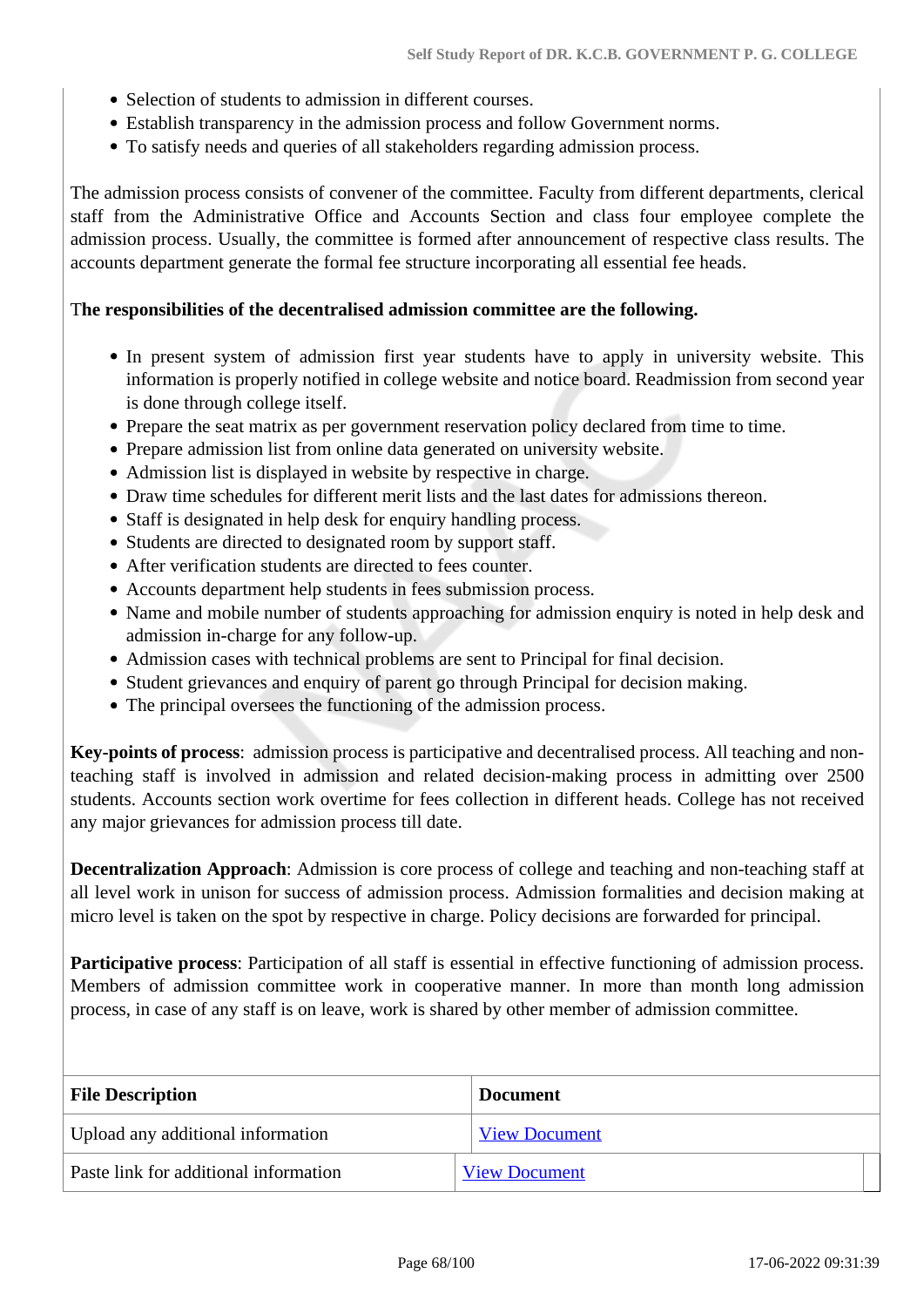- Selection of students to admission in different courses.
- Establish transparency in the admission process and follow Government norms.
- To satisfy needs and queries of all stakeholders regarding admission process.

The admission process consists of convener of the committee. Faculty from different departments, clerical staff from the Administrative Office and Accounts Section and class four employee complete the admission process. Usually, the committee is formed after announcement of respective class results. The accounts department generate the formal fee structure incorporating all essential fee heads.

**The responsibilities of the decentralised admission committee are the following.**

- In present system of admission first year students have to apply in university website. This information is properly notified in college website and notice board. Readmission from second year is done through college itself.
- Prepare the seat matrix as per government reservation policy declared from time to time.
- Prepare admission list from online data generated on university website.
- Admission list is displayed in website by respective in charge.
- Draw time schedules for different merit lists and the last dates for admissions thereon.
- Staff is designated in help desk for enquiry handling process.
- Students are directed to designated room by support staff.
- After verification students are directed to fees counter.
- Accounts department help students in fees submission process.
- Name and mobile number of students approaching for admission enquiry is noted in help desk and admission in-charge for any follow-up.
- Admission cases with technical problems are sent to Principal for final decision.
- Student grievances and enquiry of parent go through Principal for decision making.
- The principal oversees the functioning of the admission process.

**Key-points of process**: admission process is participative and decentralised process. All teaching and non-teaching staff is involved in admission and related decision-making process in admitting over 2500 students. Accounts section work overtime for fees collection in different heads. College has not received any major grievances for admission process till date.

**Decentralization Approach**: Admission is core process of college and teaching and non-teaching staff at all level work in unison for success of admission process. Admission formalities and decision making at micro level is taken on the spot by respective in charge. Policy decisions are forwarded for principal.

**Participative process**: Participation of all staff is essential in effective functioning of admission process. Members of admission committee work in cooperative manner. In more than month long admission process, in case of any staff is on leave, work is shared by other member of admission committee.

| File Description | Document |
|---|---|
| Upload any additional information | View Document |
| Paste link for additional information | View Document |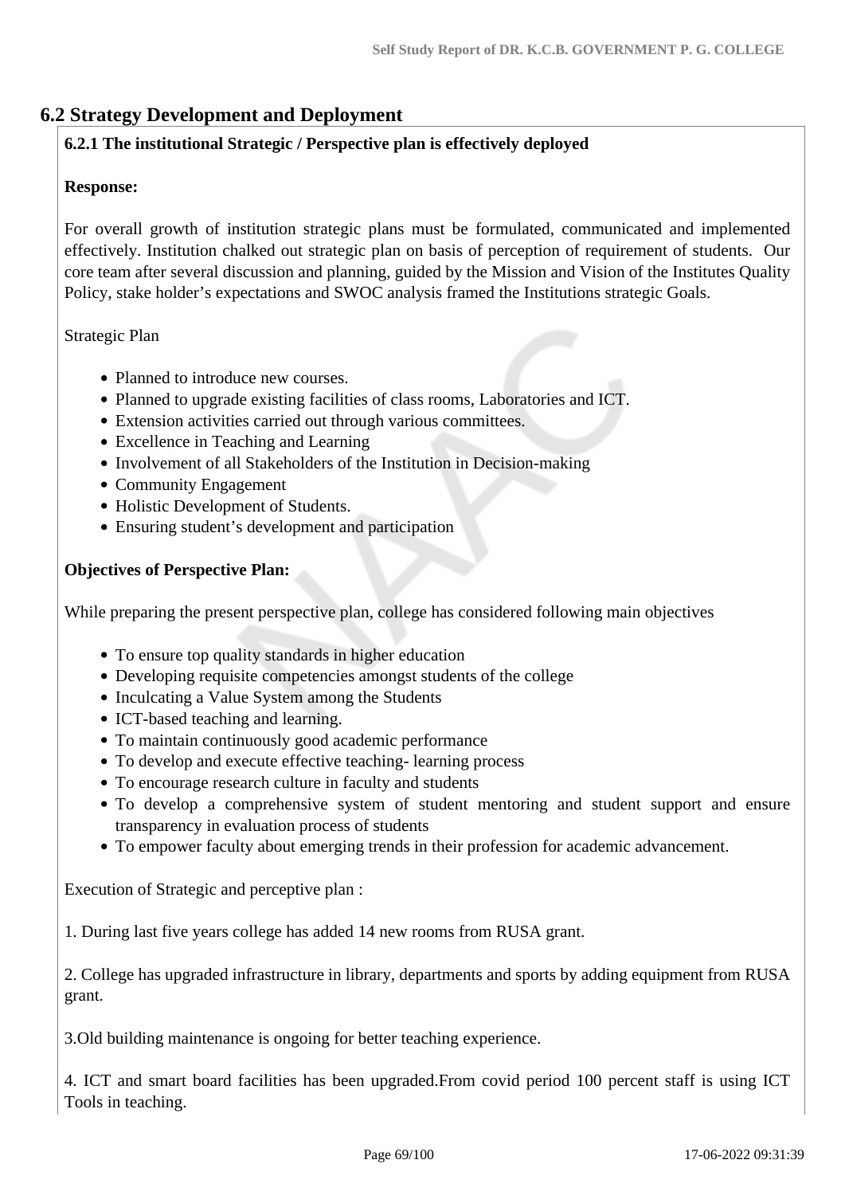## 6.2 Strategy Development and Deployment

**6.2.1 The institutional Strategic / Perspective plan is effectively deployed**

**Response:**

For overall growth of institution strategic plans must be formulated, communicated and implemented effectively. Institution chalked out strategic plan on basis of perception of requirement of students. Our core team after several discussion and planning, guided by the Mission and Vision of the Institutes Quality Policy, stake holder's expectations and SWOC analysis framed the Institutions strategic Goals.

Strategic Plan

- Planned to introduce new courses.
- Planned to upgrade existing facilities of class rooms, Laboratories and ICT.
- Extension activities carried out through various committees.
- Excellence in Teaching and Learning
- Involvement of all Stakeholders of the Institution in Decision-making
- Community Engagement
- Holistic Development of Students.
- Ensuring student's development and participation

**Objectives of Perspective Plan:**

While preparing the present perspective plan, college has considered following main objectives

- To ensure top quality standards in higher education
- Developing requisite competencies amongst students of the college
- Inculcating a Value System among the Students
- ICT-based teaching and learning.
- To maintain continuously good academic performance
- To develop and execute effective teaching- learning process
- To encourage research culture in faculty and students
- To develop a comprehensive system of student mentoring and student support and ensure transparency in evaluation process of students
- To empower faculty about emerging trends in their profession for academic advancement.

Execution of Strategic and perceptive plan :

1. During last five years college has added 14 new rooms from RUSA grant.

2. College has upgraded infrastructure in library, departments and sports by adding equipment from RUSA grant.

3.Old building maintenance is ongoing for better teaching experience.

4. ICT and smart board facilities has been upgraded.From covid period 100 percent staff is using ICT Tools in teaching.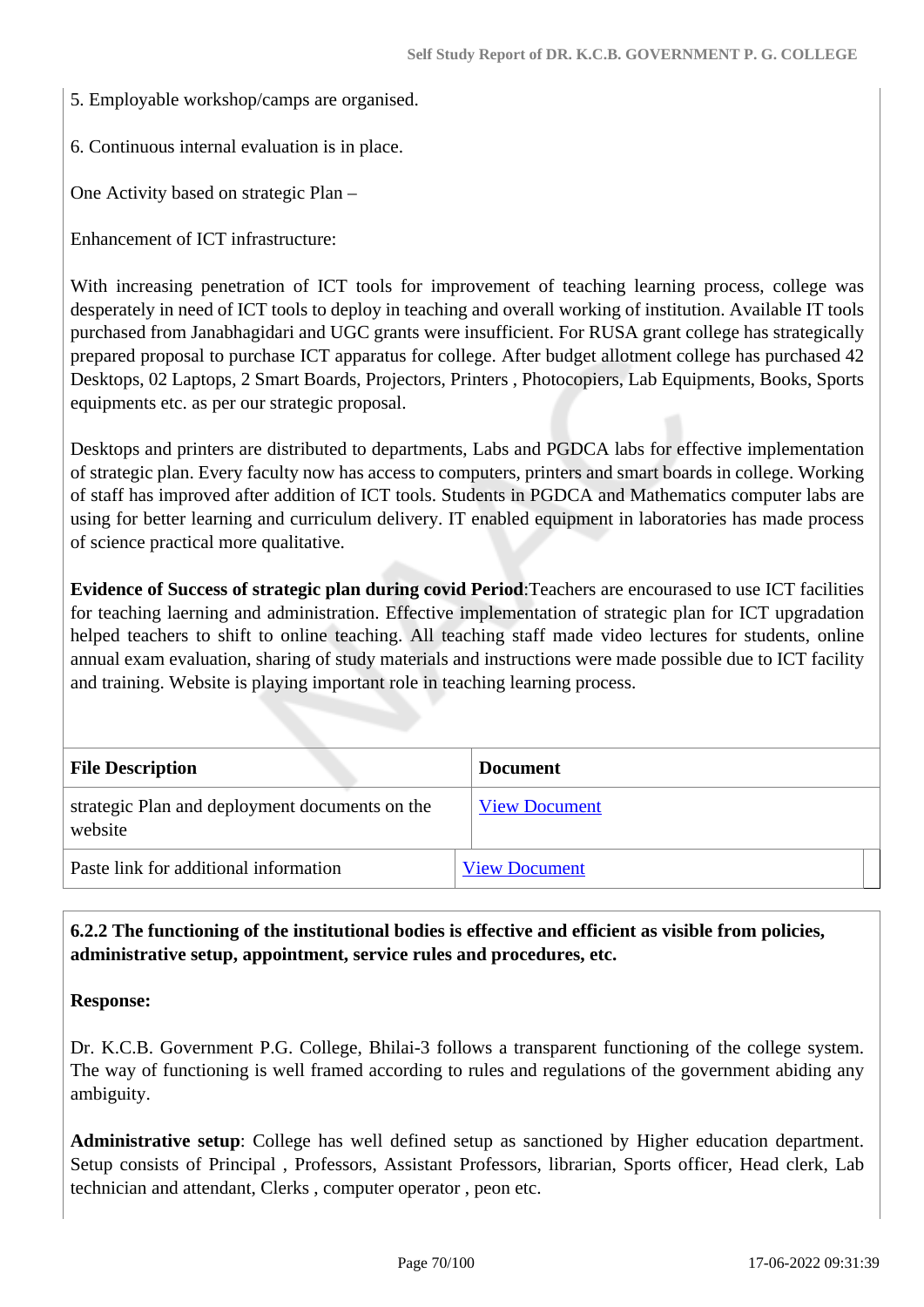5. Employable workshop/camps are organised.

6. Continuous internal evaluation is in place.

One Activity based on strategic Plan –

Enhancement of ICT infrastructure:

With increasing penetration of ICT tools for improvement of teaching learning process, college was desperately in need of ICT tools to deploy in teaching and overall working of institution. Available IT tools purchased from Janabhagidari and UGC grants were insufficient. For RUSA grant college has strategically prepared proposal to purchase ICT apparatus for college. After budget allotment college has purchased 42 Desktops, 02 Laptops, 2 Smart Boards, Projectors, Printers , Photocopiers, Lab Equipments, Books, Sports equipments etc. as per our strategic proposal.

Desktops and printers are distributed to departments, Labs and PGDCA labs for effective implementation of strategic plan. Every faculty now has access to computers, printers and smart boards in college. Working of staff has improved after addition of ICT tools. Students in PGDCA and Mathematics computer labs are using for better learning and curriculum delivery. IT enabled equipment in laboratories has made process of science practical more qualitative.

**Evidence of Success of strategic plan during covid Period**:Teachers are encourased to use ICT facilities for teaching laerning and administration. Effective implementation of strategic plan for ICT upgradation helped teachers to shift to online teaching. All teaching staff made video lectures for students, online annual exam evaluation, sharing of study materials and instructions were made possible due to ICT facility and training. Website is playing important role in teaching learning process.

| File Description | Document |
|---|---|
| strategic Plan and deployment documents on the website | View Document |
| Paste link for additional information | View Document |

**6.2.2 The functioning of the institutional bodies is effective and efficient as visible from policies, administrative setup, appointment, service rules and procedures, etc.**

**Response:**

Dr. K.C.B. Government P.G. College, Bhilai-3 follows a transparent functioning of the college system. The way of functioning is well framed according to rules and regulations of the government abiding any ambiguity.

**Administrative setup**: College has well defined setup as sanctioned by Higher education department. Setup consists of Principal , Professors, Assistant Professors, librarian, Sports officer, Head clerk, Lab technician and attendant, Clerks , computer operator , peon etc.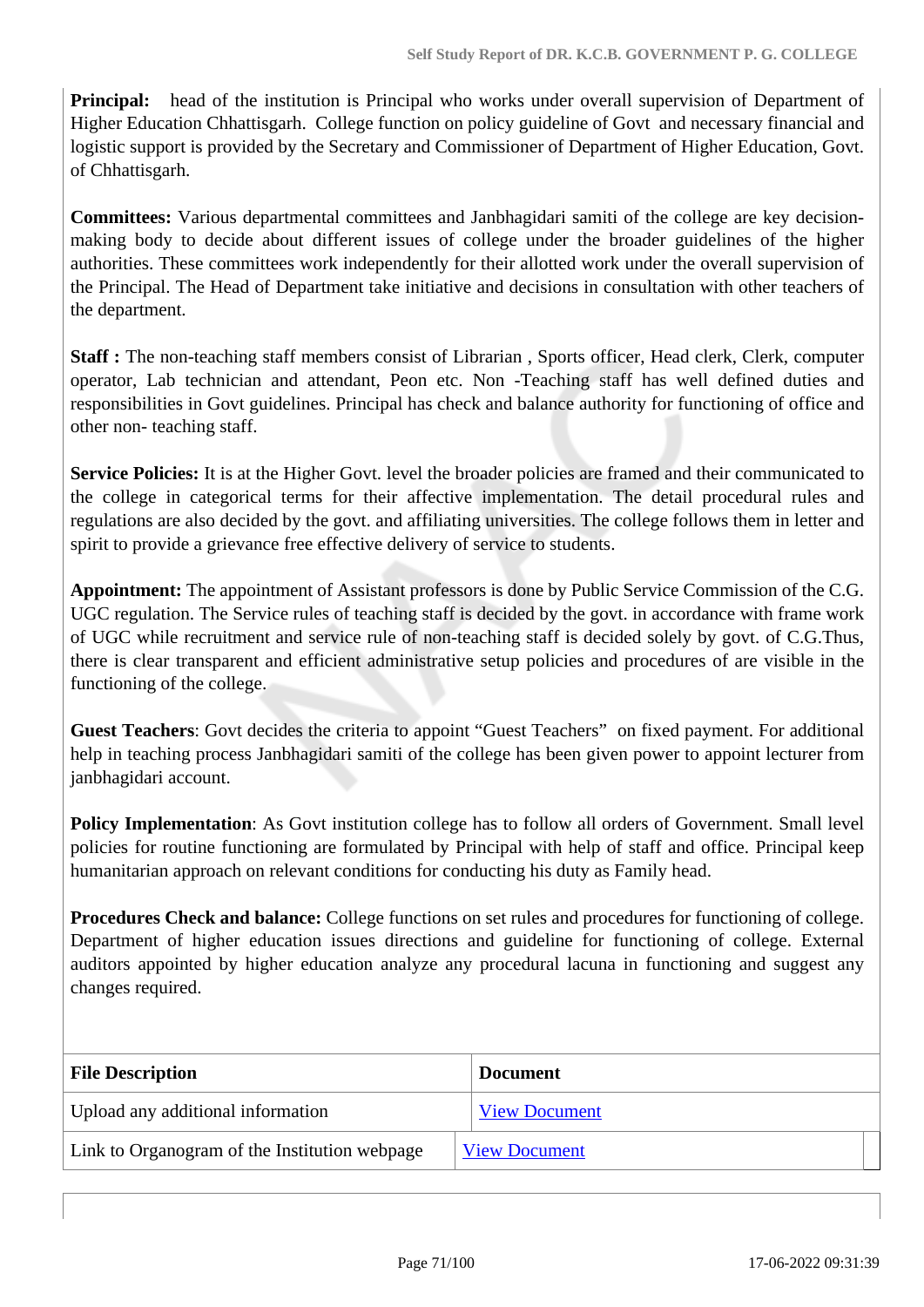**Principal:** head of the institution is Principal who works under overall supervision of Department of Higher Education Chhattisgarh. College function on policy guideline of Govt and necessary financial and logistic support is provided by the Secretary and Commissioner of Department of Higher Education, Govt. of Chhattisgarh.

**Committees:** Various departmental committees and Janbhagidari samiti of the college are key decision-making body to decide about different issues of college under the broader guidelines of the higher authorities. These committees work independently for their allotted work under the overall supervision of the Principal. The Head of Department take initiative and decisions in consultation with other teachers of the department.

**Staff :** The non-teaching staff members consist of Librarian , Sports officer, Head clerk, Clerk, computer operator, Lab technician and attendant, Peon etc. Non -Teaching staff has well defined duties and responsibilities in Govt guidelines. Principal has check and balance authority for functioning of office and other non- teaching staff.

**Service Policies:** It is at the Higher Govt. level the broader policies are framed and their communicated to the college in categorical terms for their affective implementation. The detail procedural rules and regulations are also decided by the govt. and affiliating universities. The college follows them in letter and spirit to provide a grievance free effective delivery of service to students.

**Appointment:** The appointment of Assistant professors is done by Public Service Commission of the C.G. UGC regulation. The Service rules of teaching staff is decided by the govt. in accordance with frame work of UGC while recruitment and service rule of non-teaching staff is decided solely by govt. of C.G.Thus, there is clear transparent and efficient administrative setup policies and procedures of are visible in the functioning of the college.

**Guest Teachers**: Govt decides the criteria to appoint “Guest Teachers” on fixed payment. For additional help in teaching process Janbhagidari samiti of the college has been given power to appoint lecturer from janbhagidari account.

**Policy Implementation**: As Govt institution college has to follow all orders of Government. Small level policies for routine functioning are formulated by Principal with help of staff and office. Principal keep humanitarian approach on relevant conditions for conducting his duty as Family head.

**Procedures Check and balance:** College functions on set rules and procedures for functioning of college. Department of higher education issues directions and guideline for functioning of college. External auditors appointed by higher education analyze any procedural lacuna in functioning and suggest any changes required.

| File Description | Document |
|---|---|
| Upload any additional information | View Document |
| Link to Organogram of the Institution webpage | View Document |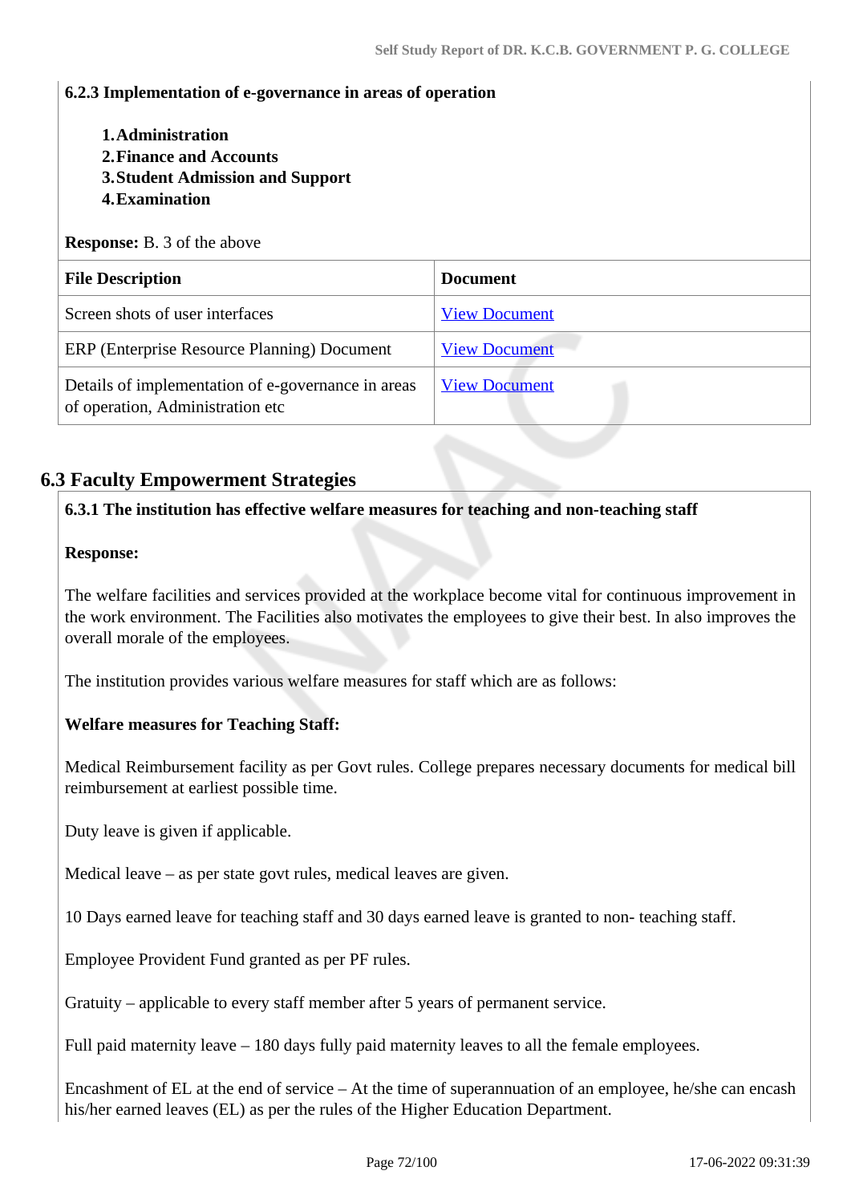**6.2.3 Implementation of e-governance in areas of operation**

1. **Administration**
2. **Finance and Accounts**
3. **Student Admission and Support**
4. **Examination**

**Response:** B. 3 of the above

| File Description | Document |
|---|---|
| Screen shots of user interfaces | View Document |
| ERP (Enterprise Resource Planning) Document | View Document |
| Details of implementation of e-governance in areas of operation, Administration etc | View Document |

## 6.3 Faculty Empowerment Strategies

**6.3.1 The institution has effective welfare measures for teaching and non-teaching staff**

**Response:**

The welfare facilities and services provided at the workplace become vital for continuous improvement in the work environment. The Facilities also motivates the employees to give their best. In also improves the overall morale of the employees.

The institution provides various welfare measures for staff which are as follows:

**Welfare measures for Teaching Staff:**

Medical Reimbursement facility as per Govt rules. College prepares necessary documents for medical bill reimbursement at earliest possible time.

Duty leave is given if applicable.

Medical leave – as per state govt rules, medical leaves are given.

10 Days earned leave for teaching staff and 30 days earned leave is granted to non- teaching staff.

Employee Provident Fund granted as per PF rules.

Gratuity – applicable to every staff member after 5 years of permanent service.

Full paid maternity leave – 180 days fully paid maternity leaves to all the female employees.

Encashment of EL at the end of service – At the time of superannuation of an employee, he/she can encash his/her earned leaves (EL) as per the rules of the Higher Education Department.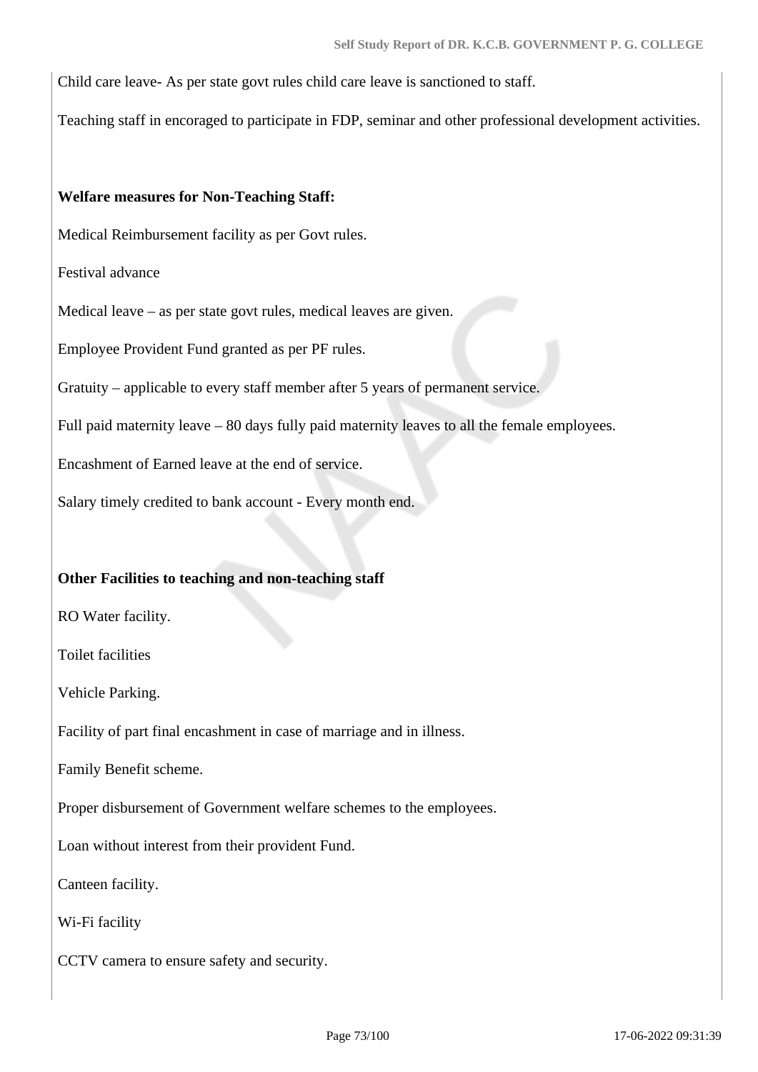Child care leave- As per state govt rules child care leave is sanctioned to staff.

Teaching staff in encoraged to participate in FDP, seminar and other professional development activities.

**Welfare measures for Non-Teaching Staff:**

Medical Reimbursement facility as per Govt rules.

Festival advance

Medical leave – as per state govt rules, medical leaves are given.

Employee Provident Fund granted as per PF rules.

Gratuity – applicable to every staff member after 5 years of permanent service.

Full paid maternity leave – 80 days fully paid maternity leaves to all the female employees.

Encashment of Earned leave at the end of service.

Salary timely credited to bank account - Every month end.

**Other Facilities to teaching and non-teaching staff**

RO Water facility.

Toilet facilities

Vehicle Parking.

Facility of part final encashment in case of marriage and in illness.

Family Benefit scheme.

Proper disbursement of Government welfare schemes to the employees.

Loan without interest from their provident Fund.

Canteen facility.

Wi-Fi facility

CCTV camera to ensure safety and security.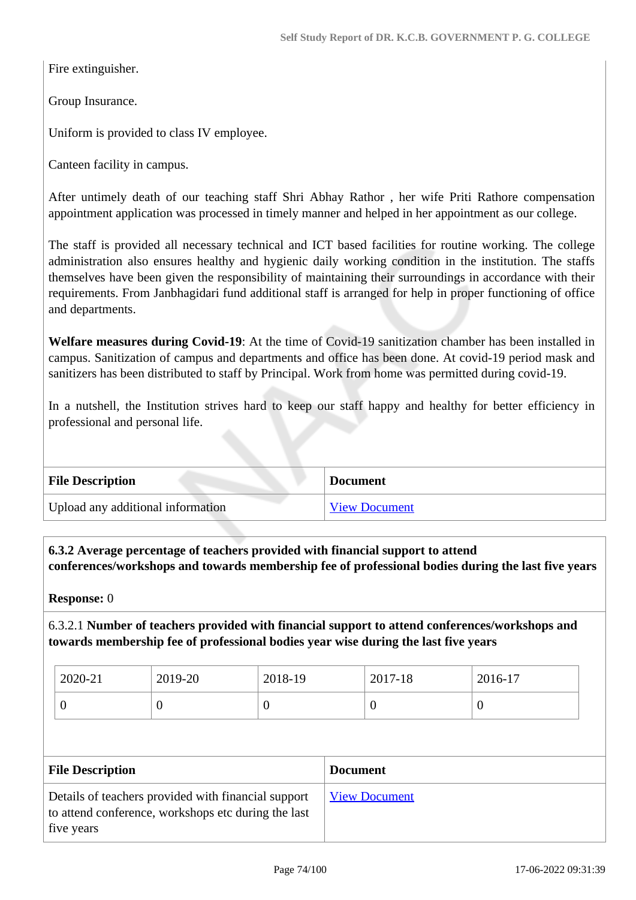Fire extinguisher.

Group Insurance.

Uniform is provided to class IV employee.

Canteen facility in campus.

After untimely death of our teaching staff Shri Abhay Rathor , her wife Priti Rathore compensation appointment application was processed in timely manner and helped in her appointment as our college.

The staff is provided all necessary technical and ICT based facilities for routine working. The college administration also ensures healthy and hygienic daily working condition in the institution. The staffs themselves have been given the responsibility of maintaining their surroundings in accordance with their requirements. From Janbhagidari fund additional staff is arranged for help in proper functioning of office and departments.

**Welfare measures during Covid-19**: At the time of Covid-19 sanitization chamber has been installed in campus. Sanitization of campus and departments and office has been done. At covid-19 period mask and sanitizers has been distributed to staff by Principal. Work from home was permitted during covid-19.

In a nutshell, the Institution strives hard to keep our staff happy and healthy for better efficiency in professional and personal life.

| File Description | Document |
|---|---|
| Upload any additional information | View Document |

**6.3.2 Average percentage of teachers provided with financial support to attend conferences/workshops and towards membership fee of professional bodies during the last five years**

**Response:** 0

6.3.2.1 **Number of teachers provided with financial support to attend conferences/workshops and towards membership fee of professional bodies year wise during the last five years**

| 2020-21 | 2019-20 | 2018-19 | 2017-18 | 2016-17 |
|---|---|---|---|---|
| 0 | 0 | 0 | 0 | 0 |

| File Description | Document |
|---|---|
| Details of teachers provided with financial support to attend conference, workshops etc during the last five years | View Document |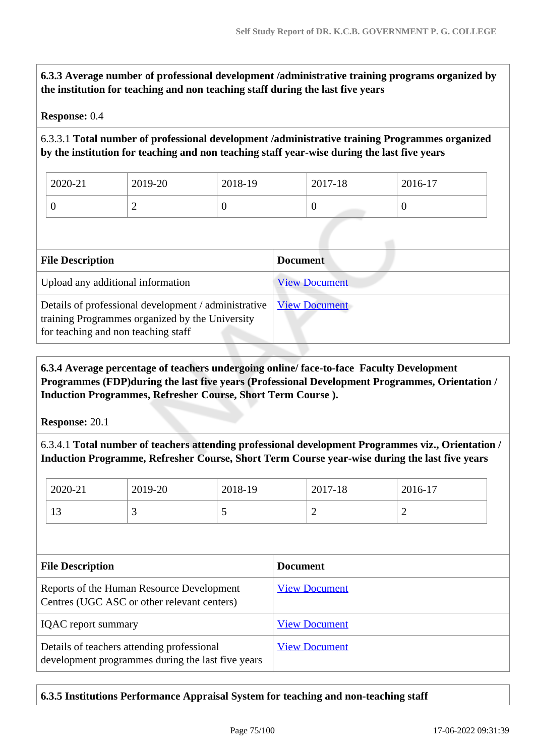**6.3.3 Average number of professional development /administrative training programs organized by the institution for teaching and non teaching staff during the last five years**

**Response:** 0.4

6.3.3.1 **Total number of professional development /administrative training Programmes organized by the institution for teaching and non teaching staff year-wise during the last five years**

| 2020-21 | 2019-20 | 2018-19 | 2017-18 | 2016-17 |
|---|---|---|---|---|
| 0 | 2 | 0 | 0 | 0 |

| File Description | Document |
|---|---|
| Upload any additional information | View Document |
| Details of professional development / administrative training Programmes organized by the University for teaching and non teaching staff | View Document |

**6.3.4 Average percentage of teachers undergoing online/ face-to-face Faculty Development Programmes (FDP)during the last five years (Professional Development Programmes, Orientation / Induction Programmes, Refresher Course, Short Term Course ).**

**Response:** 20.1

6.3.4.1 **Total number of teachers attending professional development Programmes viz., Orientation / Induction Programme, Refresher Course, Short Term Course year-wise during the last five years**

| 2020-21 | 2019-20 | 2018-19 | 2017-18 | 2016-17 |
|---|---|---|---|---|
| 13 | 3 | 5 | 2 | 2 |

| File Description | Document |
|---|---|
| Reports of the Human Resource Development Centres (UGC ASC or other relevant centers) | View Document |
| IQAC report summary | View Document |
| Details of teachers attending professional development programmes during the last five years | View Document |

**6.3.5 Institutions Performance Appraisal System for teaching and non-teaching staff**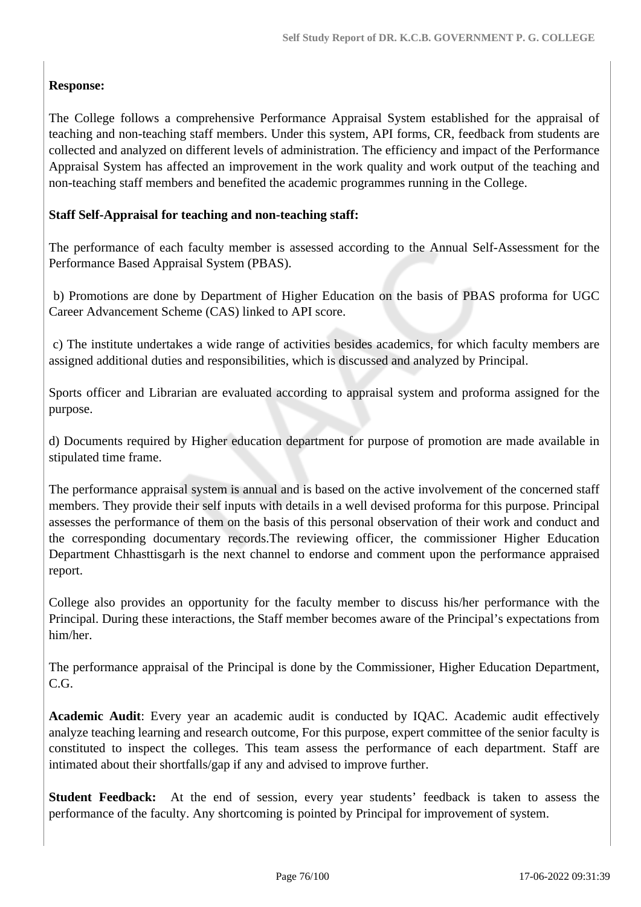**Response:**

The College follows a comprehensive Performance Appraisal System established for the appraisal of teaching and non-teaching staff members. Under this system, API forms, CR, feedback from students are collected and analyzed on different levels of administration. The efficiency and impact of the Performance Appraisal System has affected an improvement in the work quality and work output of the teaching and non-teaching staff members and benefited the academic programmes running in the College.

**Staff Self-Appraisal for teaching and non-teaching staff:**

The performance of each faculty member is assessed according to the Annual Self-Assessment for the Performance Based Appraisal System (PBAS).

b) Promotions are done by Department of Higher Education on the basis of PBAS proforma for UGC Career Advancement Scheme (CAS) linked to API score.

c) The institute undertakes a wide range of activities besides academics, for which faculty members are assigned additional duties and responsibilities, which is discussed and analyzed by Principal.

Sports officer and Librarian are evaluated according to appraisal system and proforma assigned for the purpose.

d) Documents required by Higher education department for purpose of promotion are made available in stipulated time frame.

The performance appraisal system is annual and is based on the active involvement of the concerned staff members. They provide their self inputs with details in a well devised proforma for this purpose. Principal assesses the performance of them on the basis of this personal observation of their work and conduct and the corresponding documentary records.The reviewing officer, the commissioner Higher Education Department Chhasttisgarh is the next channel to endorse and comment upon the performance appraised report.

College also provides an opportunity for the faculty member to discuss his/her performance with the Principal. During these interactions, the Staff member becomes aware of the Principal's expectations from him/her.

The performance appraisal of the Principal is done by the Commissioner, Higher Education Department, C.G.

**Academic Audit**: Every year an academic audit is conducted by IQAC. Academic audit effectively analyze teaching learning and research outcome, For this purpose, expert committee of the senior faculty is constituted to inspect the colleges. This team assess the performance of each department. Staff are intimated about their shortfalls/gap if any and advised to improve further.

**Student Feedback:** At the end of session, every year students' feedback is taken to assess the performance of the faculty. Any shortcoming is pointed by Principal for improvement of system.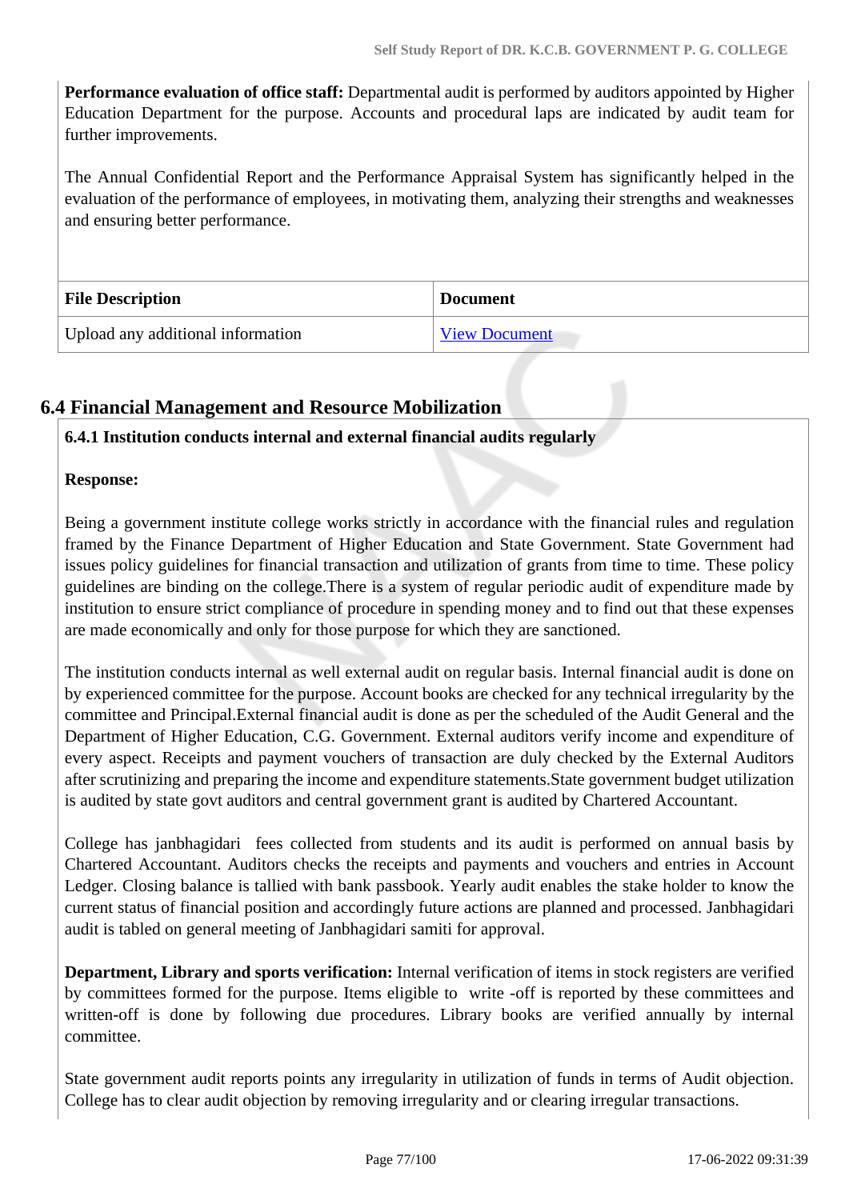**Performance evaluation of office staff:** Departmental audit is performed by auditors appointed by Higher Education Department for the purpose. Accounts and procedural laps are indicated by audit team for further improvements.

The Annual Confidential Report and the Performance Appraisal System has significantly helped in the evaluation of the performance of employees, in motivating them, analyzing their strengths and weaknesses and ensuring better performance.

| File Description | Document |
|---|---|
| Upload any additional information | View Document |

## 6.4 Financial Management and Resource Mobilization

**6.4.1 Institution conducts internal and external financial audits regularly**

**Response:**

Being a government institute college works strictly in accordance with the financial rules and regulation framed by the Finance Department of Higher Education and State Government. State Government had issues policy guidelines for financial transaction and utilization of grants from time to time. These policy guidelines are binding on the college.There is a system of regular periodic audit of expenditure made by institution to ensure strict compliance of procedure in spending money and to find out that these expenses are made economically and only for those purpose for which they are sanctioned.

The institution conducts internal as well external audit on regular basis. Internal financial audit is done on by experienced committee for the purpose. Account books are checked for any technical irregularity by the committee and Principal.External financial audit is done as per the scheduled of the Audit General and the Department of Higher Education, C.G. Government. External auditors verify income and expenditure of every aspect. Receipts and payment vouchers of transaction are duly checked by the External Auditors after scrutinizing and preparing the income and expenditure statements.State government budget utilization is audited by state govt auditors and central government grant is audited by Chartered Accountant.

College has janbhagidari fees collected from students and its audit is performed on annual basis by Chartered Accountant. Auditors checks the receipts and payments and vouchers and entries in Account Ledger. Closing balance is tallied with bank passbook. Yearly audit enables the stake holder to know the current status of financial position and accordingly future actions are planned and processed. Janbhagidari audit is tabled on general meeting of Janbhagidari samiti for approval.

**Department, Library and sports verification:** Internal verification of items in stock registers are verified by committees formed for the purpose. Items eligible to write -off is reported by these committees and written-off is done by following due procedures. Library books are verified annually by internal committee.

State government audit reports points any irregularity in utilization of funds in terms of Audit objection. College has to clear audit objection by removing irregularity and or clearing irregular transactions.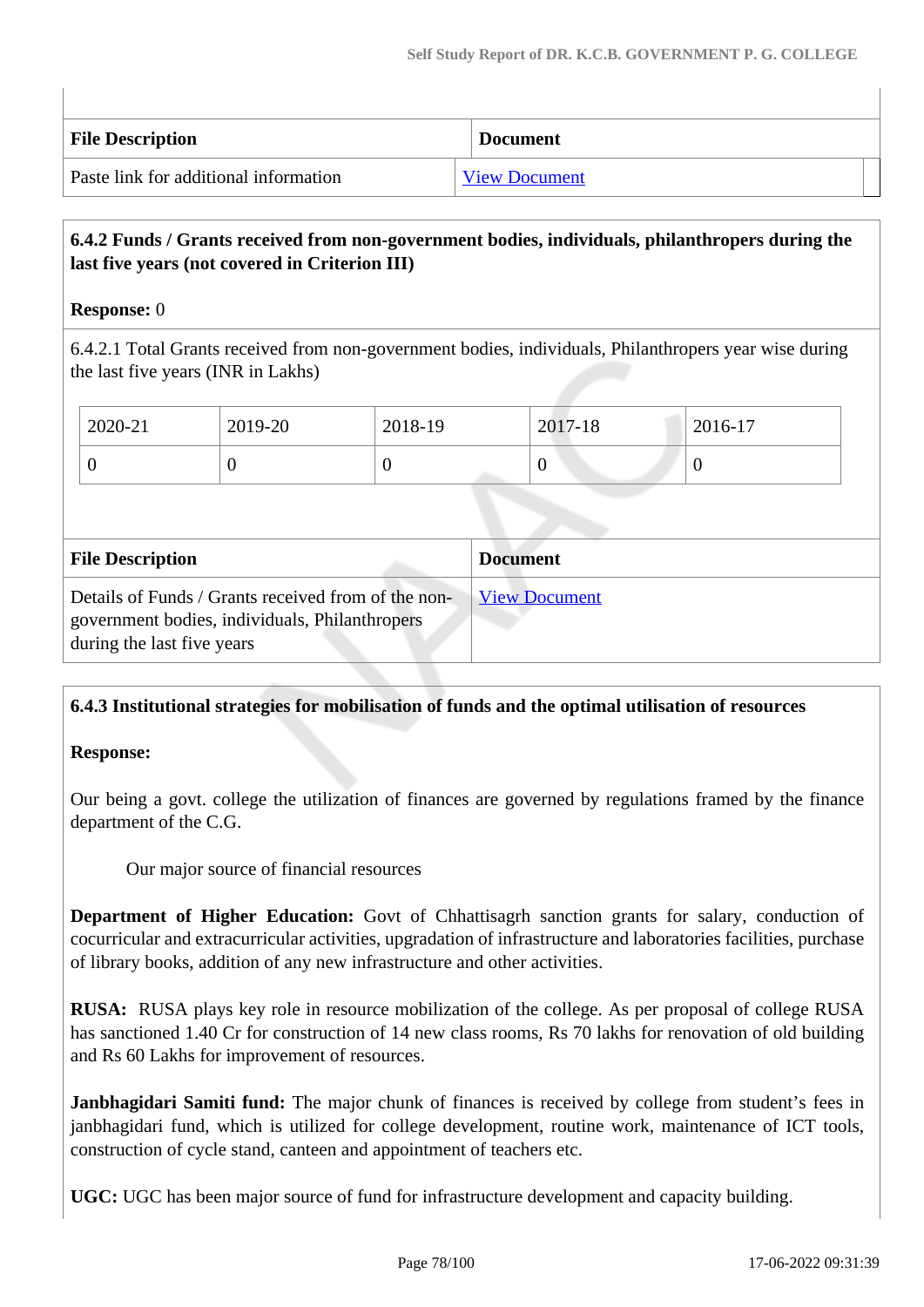| File Description | Document |
| --- | --- |
| Paste link for additional information | View Document |

**6.4.2 Funds / Grants received from non-government bodies, individuals, philanthropers during the last five years (not covered in Criterion III)**

**Response:** 0

6.4.2.1 Total Grants received from non-government bodies, individuals, Philanthropers year wise during the last five years (INR in Lakhs)

| 2020-21 | 2019-20 | 2018-19 | 2017-18 | 2016-17 |
| --- | --- | --- | --- | --- |
| 0 | 0 | 0 | 0 | 0 |

| File Description | Document |
| --- | --- |
| Details of Funds / Grants received from of the non-government bodies, individuals, Philanthropers during the last five years | View Document |

**6.4.3 Institutional strategies for mobilisation of funds and the optimal utilisation of resources**

**Response:**

Our being a govt. college the utilization of finances are governed by regulations framed by the finance department of the C.G.

Our major source of financial resources

**Department of Higher Education:** Govt of Chhattisagrh sanction grants for salary, conduction of cocurricular and extracurricular activities, upgradation of infrastructure and laboratories facilities, purchase of library books, addition of any new infrastructure and other activities.

**RUSA:** RUSA plays key role in resource mobilization of the college. As per proposal of college RUSA has sanctioned 1.40 Cr for construction of 14 new class rooms, Rs 70 lakhs for renovation of old building and Rs 60 Lakhs for improvement of resources.

**Janbhagidari Samiti fund:** The major chunk of finances is received by college from student's fees in janbhagidari fund, which is utilized for college development, routine work, maintenance of ICT tools, construction of cycle stand, canteen and appointment of teachers etc.

**UGC:** UGC has been major source of fund for infrastructure development and capacity building.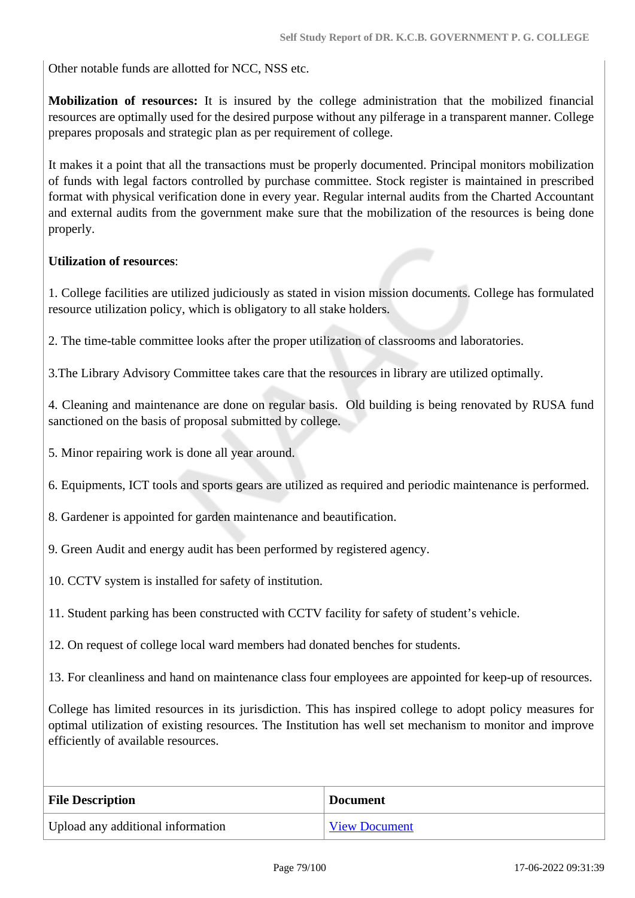Other notable funds are allotted for NCC, NSS etc.

**Mobilization of resources:** It is insured by the college administration that the mobilized financial resources are optimally used for the desired purpose without any pilferage in a transparent manner. College prepares proposals and strategic plan as per requirement of college.

It makes it a point that all the transactions must be properly documented. Principal monitors mobilization of funds with legal factors controlled by purchase committee. Stock register is maintained in prescribed format with physical verification done in every year. Regular internal audits from the Charted Accountant and external audits from the government make sure that the mobilization of the resources is being done properly.

**Utilization of resources**:

1. College facilities are utilized judiciously as stated in vision mission documents. College has formulated resource utilization policy, which is obligatory to all stake holders.

2. The time-table committee looks after the proper utilization of classrooms and laboratories.

3.The Library Advisory Committee takes care that the resources in library are utilized optimally.

4. Cleaning and maintenance are done on regular basis. Old building is being renovated by RUSA fund sanctioned on the basis of proposal submitted by college.

5. Minor repairing work is done all year around.

6. Equipments, ICT tools and sports gears are utilized as required and periodic maintenance is performed.

8. Gardener is appointed for garden maintenance and beautification.

9. Green Audit and energy audit has been performed by registered agency.

10. CCTV system is installed for safety of institution.

11. Student parking has been constructed with CCTV facility for safety of student's vehicle.

12. On request of college local ward members had donated benches for students.

13. For cleanliness and hand on maintenance class four employees are appointed for keep-up of resources.

College has limited resources in its jurisdiction. This has inspired college to adopt policy measures for optimal utilization of existing resources. The Institution has well set mechanism to monitor and improve efficiently of available resources.

| File Description | Document |
|---|---|
| Upload any additional information | View Document |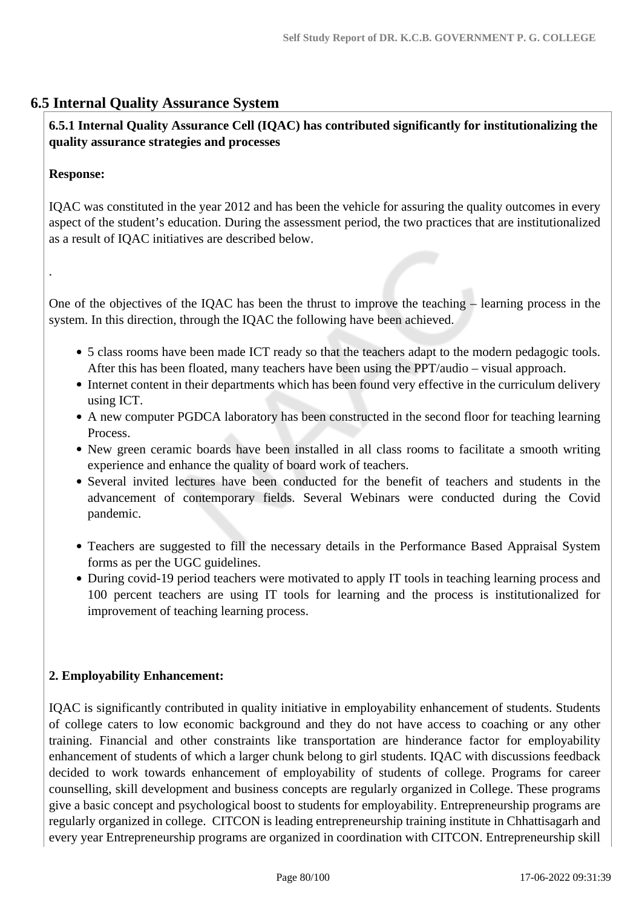## 6.5 Internal Quality Assurance System

**6.5.1 Internal Quality Assurance Cell (IQAC) has contributed significantly for institutionalizing the quality assurance strategies and processes**

**Response:**

IQAC was constituted in the year 2012 and has been the vehicle for assuring the quality outcomes in every aspect of the student's education. During the assessment period, the two practices that are institutionalized as a result of IQAC initiatives are described below.

.

One of the objectives of the IQAC has been the thrust to improve the teaching – learning process in the system. In this direction, through the IQAC the following have been achieved.

- 5 class rooms have been made ICT ready so that the teachers adapt to the modern pedagogic tools. After this has been floated, many teachers have been using the PPT/audio – visual approach.
- Internet content in their departments which has been found very effective in the curriculum delivery using ICT.
- A new computer PGDCA laboratory has been constructed in the second floor for teaching learning Process.
- New green ceramic boards have been installed in all class rooms to facilitate a smooth writing experience and enhance the quality of board work of teachers.
- Several invited lectures have been conducted for the benefit of teachers and students in the advancement of contemporary fields. Several Webinars were conducted during the Covid pandemic.
- Teachers are suggested to fill the necessary details in the Performance Based Appraisal System forms as per the UGC guidelines.
- During covid-19 period teachers were motivated to apply IT tools in teaching learning process and 100 percent teachers are using IT tools for learning and the process is institutionalized for improvement of teaching learning process.

**2. Employability Enhancement:**

IQAC is significantly contributed in quality initiative in employability enhancement of students. Students of college caters to low economic background and they do not have access to coaching or any other training. Financial and other constraints like transportation are hinderance factor for employability enhancement of students of which a larger chunk belong to girl students. IQAC with discussions feedback decided to work towards enhancement of employability of students of college. Programs for career counselling, skill development and business concepts are regularly organized in College. These programs give a basic concept and psychological boost to students for employability. Entrepreneurship programs are regularly organized in college. CITCON is leading entrepreneurship training institute in Chhattisagarh and every year Entrepreneurship programs are organized in coordination with CITCON. Entrepreneurship skill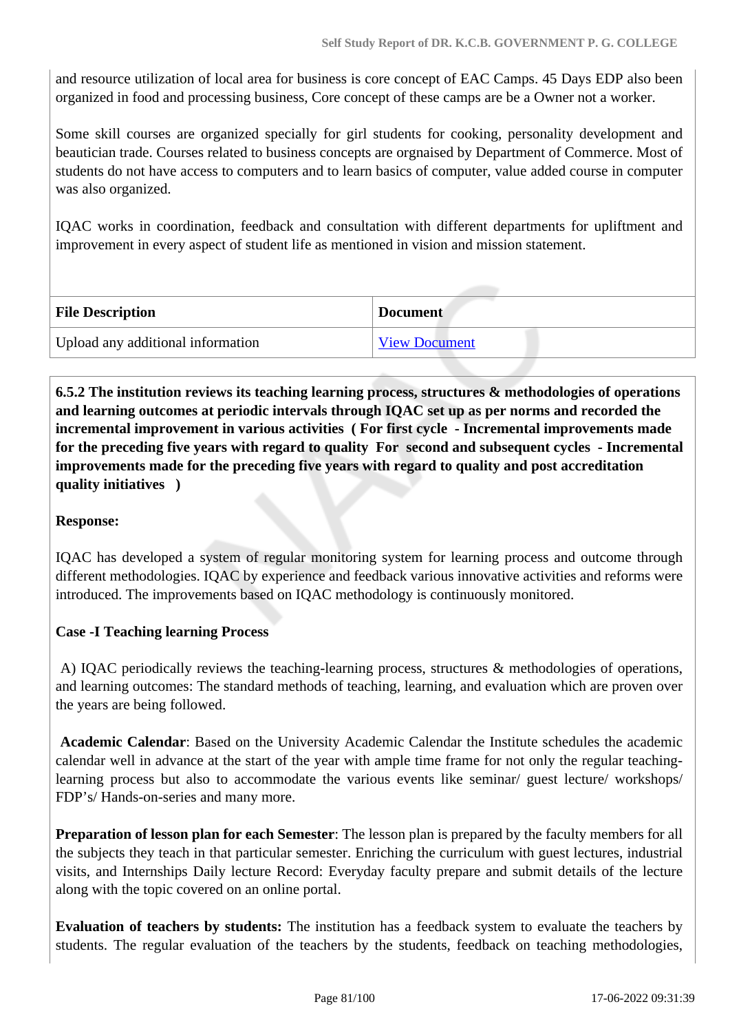and resource utilization of local area for business is core concept of EAC Camps. 45 Days EDP also been organized in food and processing business, Core concept of these camps are be a Owner not a worker.

Some skill courses are organized specially for girl students for cooking, personality development and beautician trade. Courses related to business concepts are orgnaised by Department of Commerce. Most of students do not have access to computers and to learn basics of computer, value added course in computer was also organized.

IQAC works in coordination, feedback and consultation with different departments for upliftment and improvement in every aspect of student life as mentioned in vision and mission statement.

| File Description | Document |
|---|---|
| Upload any additional information | View Document |

**6.5.2 The institution reviews its teaching learning process, structures & methodologies of operations and learning outcomes at periodic intervals through IQAC set up as per norms and recorded the incremental improvement in various activities ( For first cycle - Incremental improvements made for the preceding five years with regard to quality For second and subsequent cycles - Incremental improvements made for the preceding five years with regard to quality and post accreditation quality initiatives )**

**Response:**

IQAC has developed a system of regular monitoring system for learning process and outcome through different methodologies. IQAC by experience and feedback various innovative activities and reforms were introduced. The improvements based on IQAC methodology is continuously monitored.

**Case -I Teaching learning Process**

A) IQAC periodically reviews the teaching-learning process, structures & methodologies of operations, and learning outcomes: The standard methods of teaching, learning, and evaluation which are proven over the years are being followed.

**Academic Calendar**: Based on the University Academic Calendar the Institute schedules the academic calendar well in advance at the start of the year with ample time frame for not only the regular teaching-learning process but also to accommodate the various events like seminar/ guest lecture/ workshops/ FDP's/ Hands-on-series and many more.

**Preparation of lesson plan for each Semester**: The lesson plan is prepared by the faculty members for all the subjects they teach in that particular semester. Enriching the curriculum with guest lectures, industrial visits, and Internships Daily lecture Record: Everyday faculty prepare and submit details of the lecture along with the topic covered on an online portal.

**Evaluation of teachers by students:** The institution has a feedback system to evaluate the teachers by students. The regular evaluation of the teachers by the students, feedback on teaching methodologies,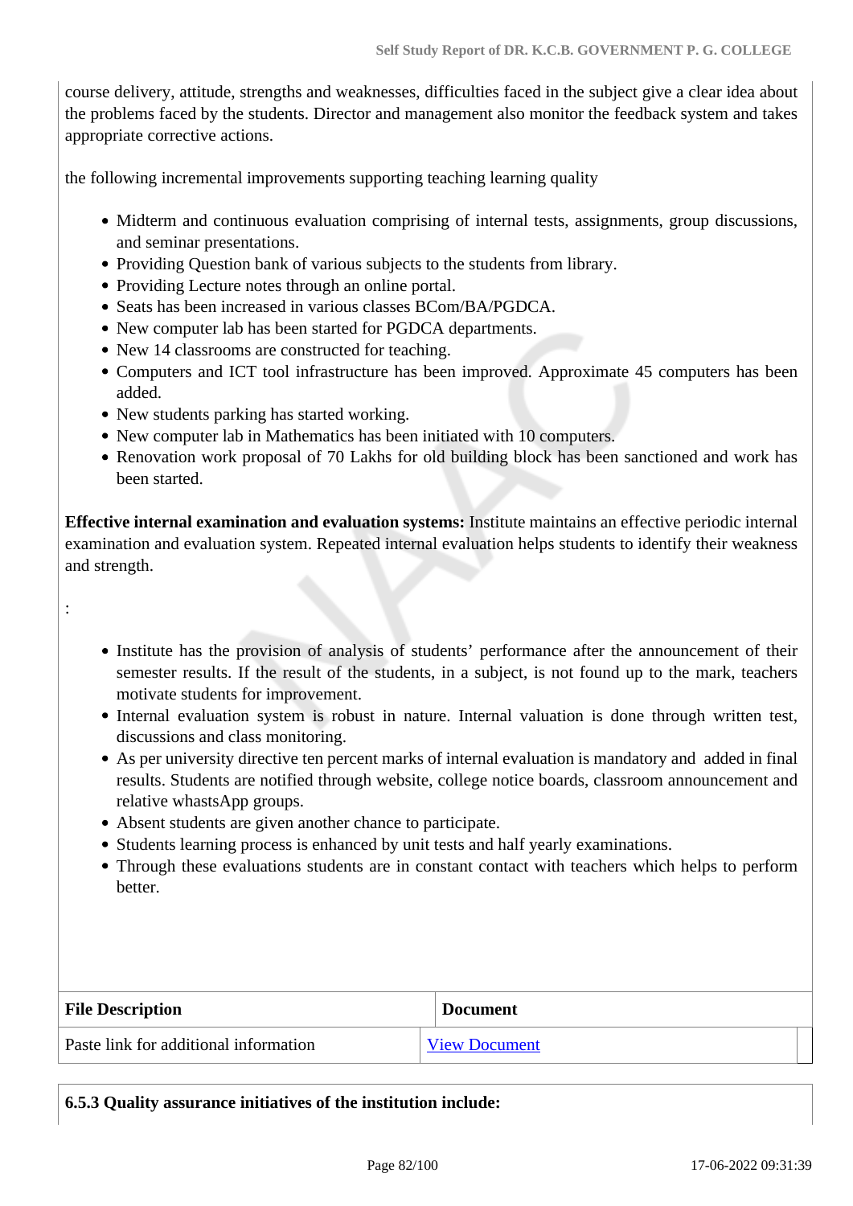course delivery, attitude, strengths and weaknesses, difficulties faced in the subject give a clear idea about the problems faced by the students. Director and management also monitor the feedback system and takes appropriate corrective actions.

the following incremental improvements supporting teaching learning quality

- Midterm and continuous evaluation comprising of internal tests, assignments, group discussions, and seminar presentations.
- Providing Question bank of various subjects to the students from library.
- Providing Lecture notes through an online portal.
- Seats has been increased in various classes BCom/BA/PGDCA.
- New computer lab has been started for PGDCA departments.
- New 14 classrooms are constructed for teaching.
- Computers and ICT tool infrastructure has been improved. Approximate 45 computers has been added.
- New students parking has started working.
- New computer lab in Mathematics has been initiated with 10 computers.
- Renovation work proposal of 70 Lakhs for old building block has been sanctioned and work has been started.

**Effective internal examination and evaluation systems:** Institute maintains an effective periodic internal examination and evaluation system. Repeated internal evaluation helps students to identify their weakness and strength.

:

- Institute has the provision of analysis of students' performance after the announcement of their semester results. If the result of the students, in a subject, is not found up to the mark, teachers motivate students for improvement.
- Internal evaluation system is robust in nature. Internal valuation is done through written test, discussions and class monitoring.
- As per university directive ten percent marks of internal evaluation is mandatory and added in final results. Students are notified through website, college notice boards, classroom announcement and relative whastsApp groups.
- Absent students are given another chance to participate.
- Students learning process is enhanced by unit tests and half yearly examinations.
- Through these evaluations students are in constant contact with teachers which helps to perform better.

| File Description | Document |
|---|---|
| Paste link for additional information | View Document |

**6.5.3 Quality assurance initiatives of the institution include:**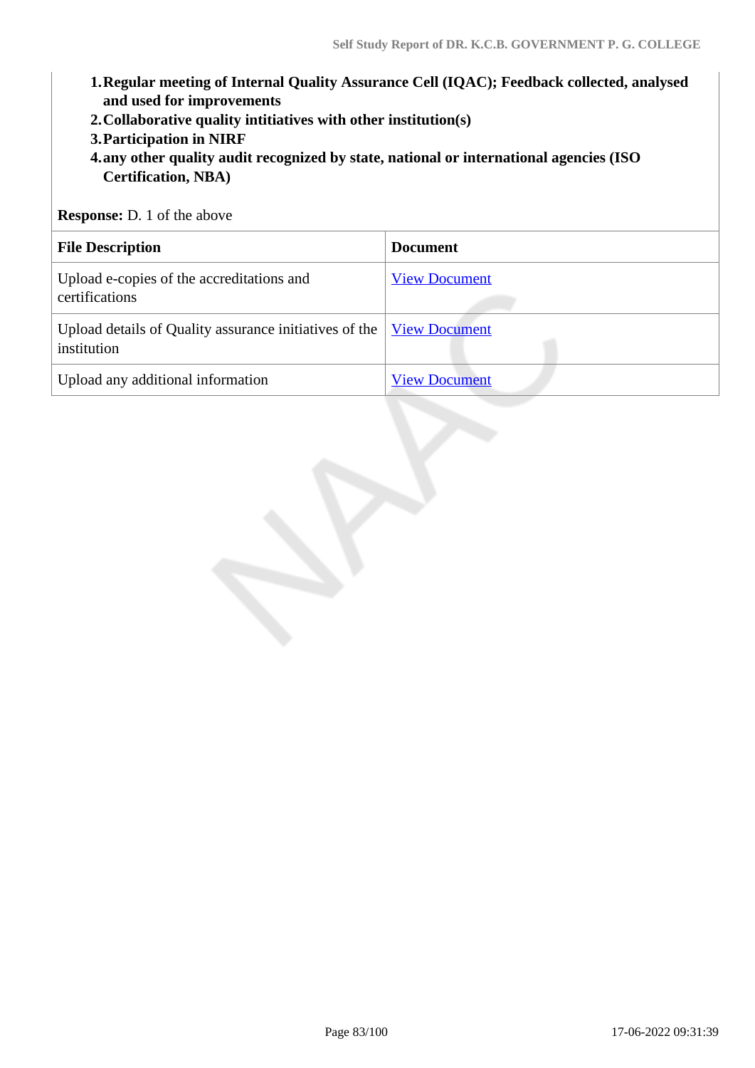1. **Regular meeting of Internal Quality Assurance Cell (IQAC); Feedback collected, analysed and used for improvements**
2. **Collaborative quality intitiatives with other institution(s)**
3. **Participation in NIRF**
4. **any other quality audit recognized by state, national or international agencies (ISO Certification, NBA)**

**Response:** D. 1 of the above

| File Description | Document |
| --- | --- |
| Upload e-copies of the accreditations and certifications | View Document |
| Upload details of Quality assurance initiatives of the institution | View Document |
| Upload any additional information | View Document |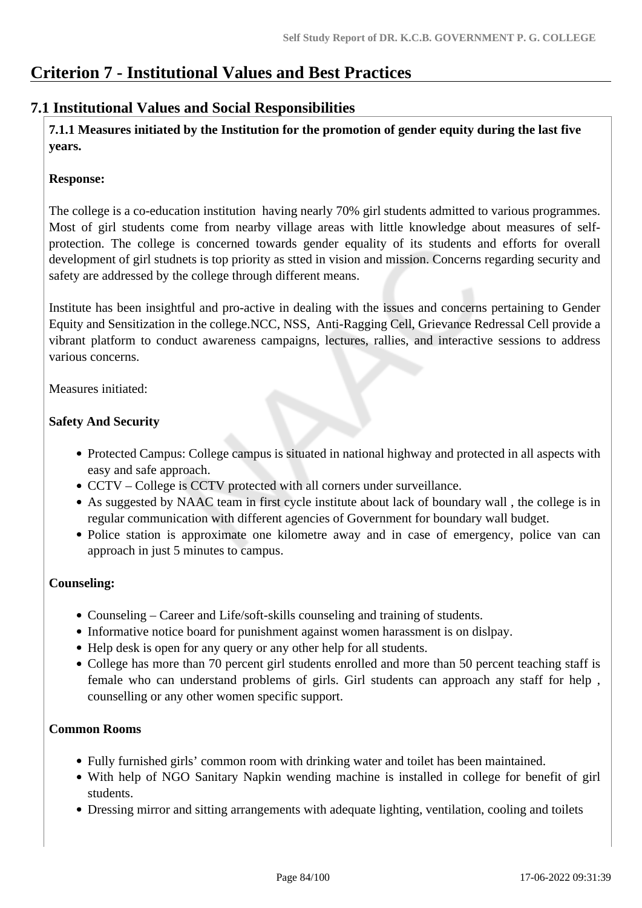# Criterion 7 - Institutional Values and Best Practices

## 7.1 Institutional Values and Social Responsibilities

**7.1.1 Measures initiated by the Institution for the promotion of gender equity during the last five years.**

**Response:**

The college is a co-education institution having nearly 70% girl students admitted to various programmes. Most of girl students come from nearby village areas with little knowledge about measures of self-protection. The college is concerned towards gender equality of its students and efforts for overall development of girl studnets is top priority as stted in vision and mission. Concerns regarding security and safety are addressed by the college through different means.

Institute has been insightful and pro-active in dealing with the issues and concerns pertaining to Gender Equity and Sensitization in the college.NCC, NSS, Anti-Ragging Cell, Grievance Redressal Cell provide a vibrant platform to conduct awareness campaigns, lectures, rallies, and interactive sessions to address various concerns.

Measures initiated:

**Safety And Security**

- Protected Campus: College campus is situated in national highway and protected in all aspects with easy and safe approach.
- CCTV – College is CCTV protected with all corners under surveillance.
- As suggested by NAAC team in first cycle institute about lack of boundary wall , the college is in regular communication with different agencies of Government for boundary wall budget.
- Police station is approximate one kilometre away and in case of emergency, police van can approach in just 5 minutes to campus.

**Counseling:**

- Counseling – Career and Life/soft-skills counseling and training of students.
- Informative notice board for punishment against women harassment is on dislpay.
- Help desk is open for any query or any other help for all students.
- College has more than 70 percent girl students enrolled and more than 50 percent teaching staff is female who can understand problems of girls. Girl students can approach any staff for help , counselling or any other women specific support.

**Common Rooms**

- Fully furnished girls' common room with drinking water and toilet has been maintained.
- With help of NGO Sanitary Napkin wending machine is installed in college for benefit of girl students.
- Dressing mirror and sitting arrangements with adequate lighting, ventilation, cooling and toilets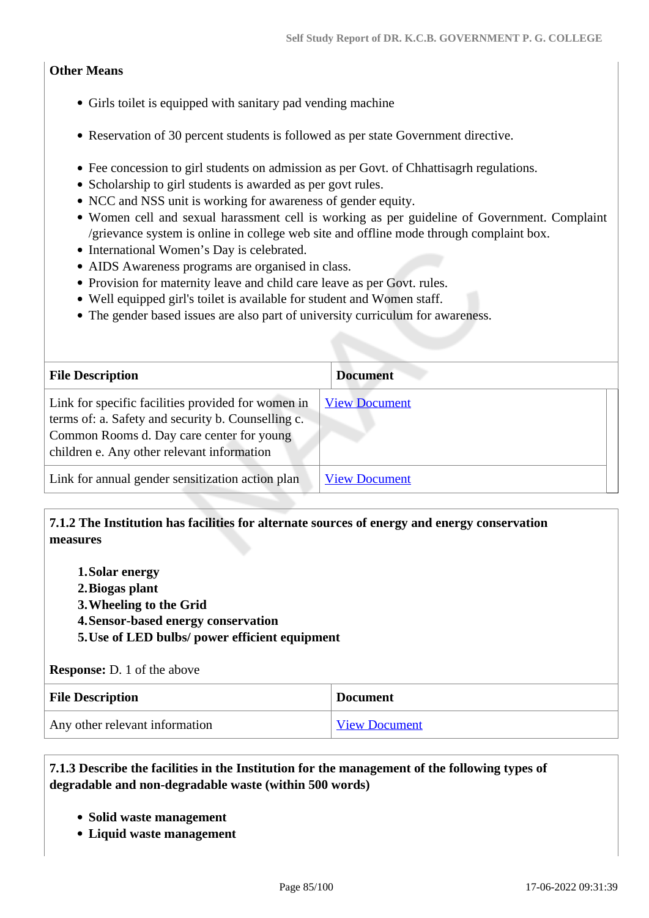**Other Means**

- Girls toilet is equipped with sanitary pad vending machine

- Reservation of 30 percent students is followed as per state Government directive.

- Fee concession to girl students on admission as per Govt. of Chhattisagrh regulations.
- Scholarship to girl students is awarded as per govt rules.
- NCC and NSS unit is working for awareness of gender equity.
- Women cell and sexual harassment cell is working as per guideline of Government. Complaint /grievance system is online in college web site and offline mode through complaint box.
- International Women's Day is celebrated.
- AIDS Awareness programs are organised in class.
- Provision for maternity leave and child care leave as per Govt. rules.
- Well equipped girl's toilet is available for student and Women staff.
- The gender based issues are also part of university curriculum for awareness.

| File Description | Document |
|---|---|
| Link for specific facilities provided for women in terms of: a. Safety and security b. Counselling c. Common Rooms d. Day care center for young children e. Any other relevant information | View Document |
| Link for annual gender sensitization action plan | View Document |

**7.1.2 The Institution has facilities for alternate sources of energy and energy conservation measures**

1. **Solar energy**
2. **Biogas plant**
3. **Wheeling to the Grid**
4. **Sensor-based energy conservation**
5. **Use of LED bulbs/ power efficient equipment**

**Response:** D. 1 of the above

| File Description | Document |
|---|---|
| Any other relevant information | View Document |

**7.1.3 Describe the facilities in the Institution for the management of the following types of degradable and non-degradable waste (within 500 words)**

- **Solid waste management**
- **Liquid waste management**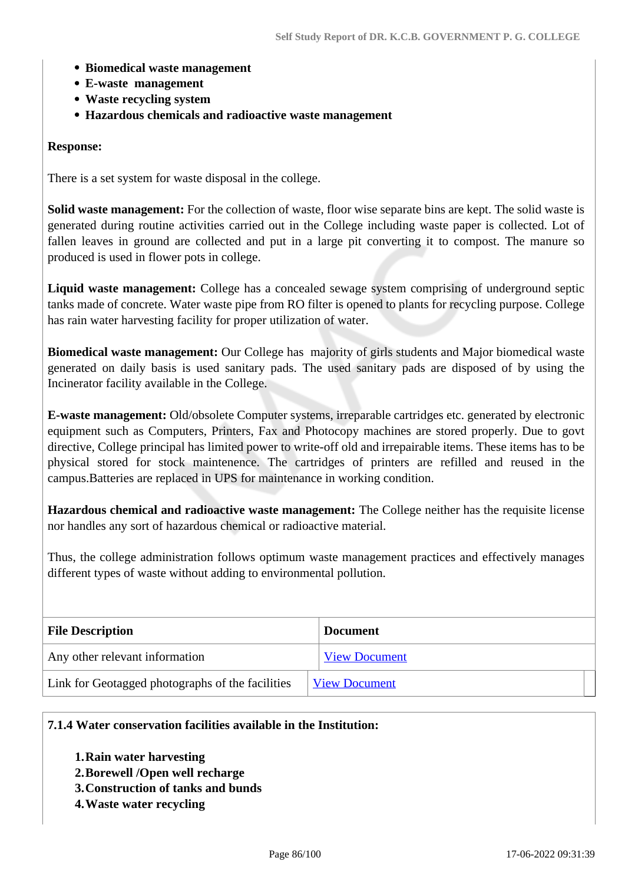- **Biomedical waste management**
- **E-waste management**
- **Waste recycling system**
- **Hazardous chemicals and radioactive waste management**

**Response:**

There is a set system for waste disposal in the college.

**Solid waste management:** For the collection of waste, floor wise separate bins are kept. The solid waste is generated during routine activities carried out in the College including waste paper is collected. Lot of fallen leaves in ground are collected and put in a large pit converting it to compost. The manure so produced is used in flower pots in college.

**Liquid waste management:** College has a concealed sewage system comprising of underground septic tanks made of concrete. Water waste pipe from RO filter is opened to plants for recycling purpose. College has rain water harvesting facility for proper utilization of water.

**Biomedical waste management:** Our College has majority of girls students and Major biomedical waste generated on daily basis is used sanitary pads. The used sanitary pads are disposed of by using the Incinerator facility available in the College.

**E-waste management:** Old/obsolete Computer systems, irreparable cartridges etc. generated by electronic equipment such as Computers, Printers, Fax and Photocopy machines are stored properly. Due to govt directive, College principal has limited power to write-off old and irrepairable items. These items has to be physical stored for stock maintenence. The cartridges of printers are refilled and reused in the campus.Batteries are replaced in UPS for maintenance in working condition.

**Hazardous chemical and radioactive waste management:** The College neither has the requisite license nor handles any sort of hazardous chemical or radioactive material.

Thus, the college administration follows optimum waste management practices and effectively manages different types of waste without adding to environmental pollution.

| File Description | Document |
|---|---|
| Any other relevant information | View Document |
| Link for Geotagged photographs of the facilities | View Document |

**7.1.4 Water conservation facilities available in the Institution:**

1. **Rain water harvesting**
2. **Borewell /Open well recharge**
3. **Construction of tanks and bunds**
4. **Waste water recycling**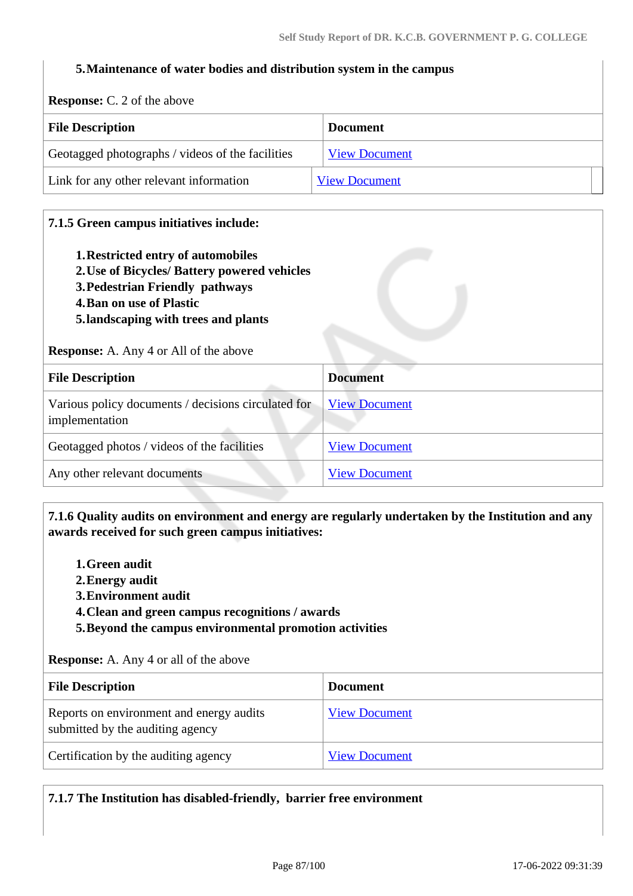5. **Maintenance of water bodies and distribution system in the campus**

**Response:** C. 2 of the above

| File Description | Document |
|---|---|
| Geotagged photographs / videos of the facilities | View Document |
| Link for any other relevant information | View Document |

**7.1.5 Green campus initiatives include:**

1. **Restricted entry of automobiles**
2. **Use of Bicycles/ Battery powered vehicles**
3. **Pedestrian Friendly pathways**
4. **Ban on use of Plastic**
5. **landscaping with trees and plants**

**Response:** A. Any 4 or All of the above

| File Description | Document |
|---|---|
| Various policy documents / decisions circulated for implementation | View Document |
| Geotagged photos / videos of the facilities | View Document |
| Any other relevant documents | View Document |

**7.1.6 Quality audits on environment and energy are regularly undertaken by the Institution and any awards received for such green campus initiatives:**

1. **Green audit**
2. **Energy audit**
3. **Environment audit**
4. **Clean and green campus recognitions / awards**
5. **Beyond the campus environmental promotion activities**

**Response:** A. Any 4 or all of the above

| File Description | Document |
|---|---|
| Reports on environment and energy audits submitted by the auditing agency | View Document |
| Certification by the auditing agency | View Document |

**7.1.7 The Institution has disabled-friendly, barrier free environment**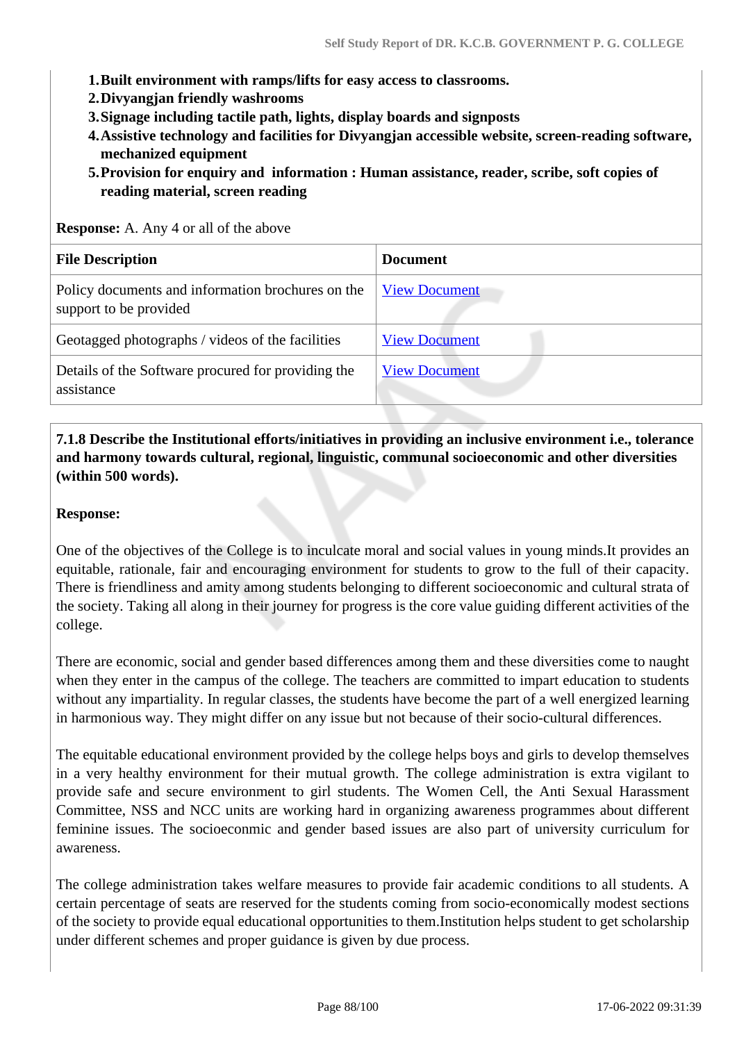1. **Built environment with ramps/lifts for easy access to classrooms.**
2. **Divyangjan friendly washrooms**
3. **Signage including tactile path, lights, display boards and signposts**
4. **Assistive technology and facilities for Divyangjan accessible website, screen-reading software, mechanized equipment**
5. **Provision for enquiry and information : Human assistance, reader, scribe, soft copies of reading material, screen reading**

**Response:** A. Any 4 or all of the above

| File Description | Document |
|---|---|
| Policy documents and information brochures on the support to be provided | View Document |
| Geotagged photographs / videos of the facilities | View Document |
| Details of the Software procured for providing the assistance | View Document |

**7.1.8 Describe the Institutional efforts/initiatives in providing an inclusive environment i.e., tolerance and harmony towards cultural, regional, linguistic, communal socioeconomic and other diversities (within 500 words).**

**Response:**

One of the objectives of the College is to inculcate moral and social values in young minds.It provides an equitable, rationale, fair and encouraging environment for students to grow to the full of their capacity. There is friendliness and amity among students belonging to different socioeconomic and cultural strata of the society. Taking all along in their journey for progress is the core value guiding different activities of the college.

There are economic, social and gender based differences among them and these diversities come to naught when they enter in the campus of the college. The teachers are committed to impart education to students without any impartiality. In regular classes, the students have become the part of a well energized learning in harmonious way. They might differ on any issue but not because of their socio-cultural differences.

The equitable educational environment provided by the college helps boys and girls to develop themselves in a very healthy environment for their mutual growth. The college administration is extra vigilant to provide safe and secure environment to girl students. The Women Cell, the Anti Sexual Harassment Committee, NSS and NCC units are working hard in organizing awareness programmes about different feminine issues. The socioeconmic and gender based issues are also part of university curriculum for awareness.

The college administration takes welfare measures to provide fair academic conditions to all students. A certain percentage of seats are reserved for the students coming from socio-economically modest sections of the society to provide equal educational opportunities to them.Institution helps student to get scholarship under different schemes and proper guidance is given by due process.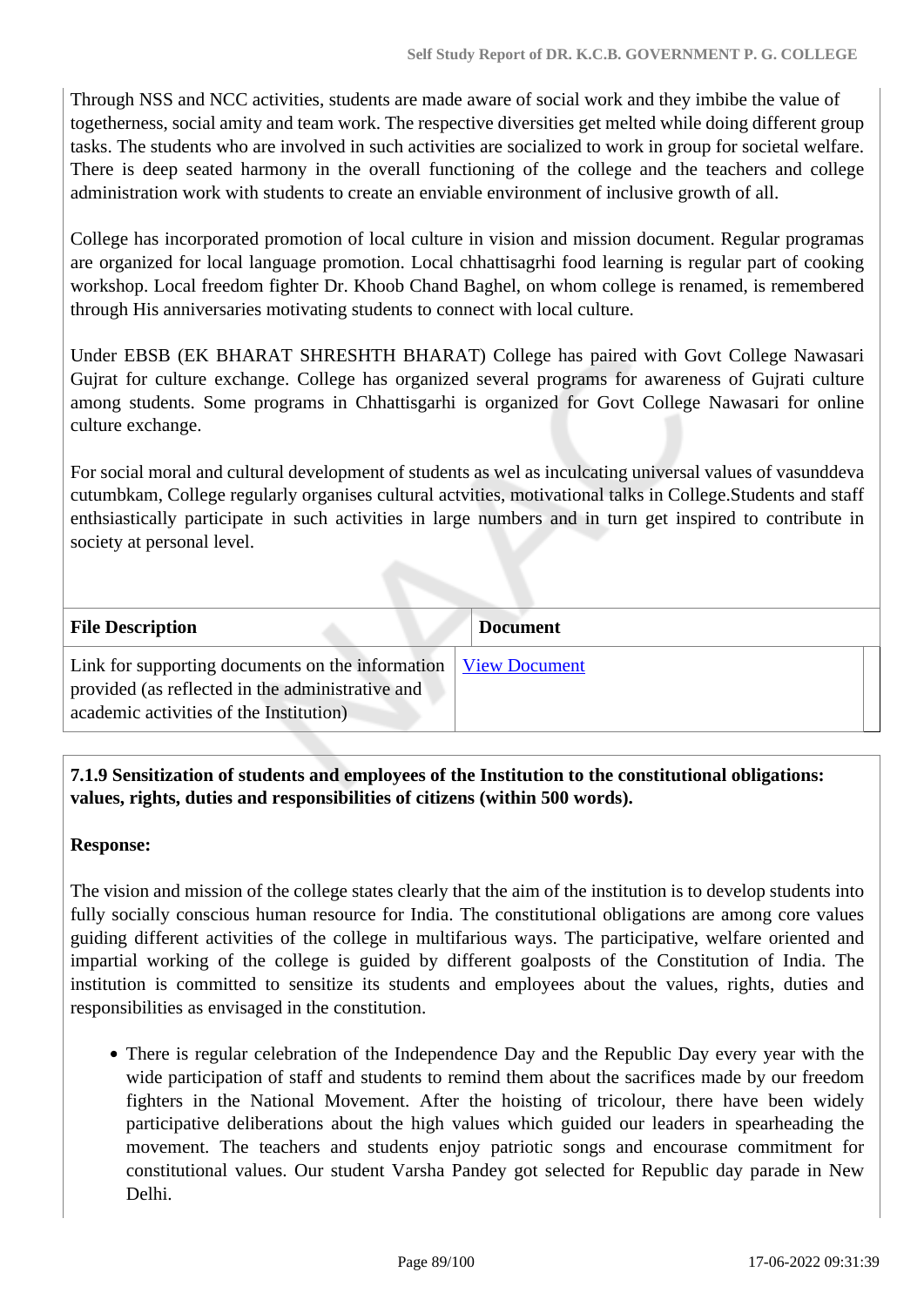Through NSS and NCC activities, students are made aware of social work and they imbibe the value of togetherness, social amity and team work. The respective diversities get melted while doing different group tasks. The students who are involved in such activities are socialized to work in group for societal welfare. There is deep seated harmony in the overall functioning of the college and the teachers and college administration work with students to create an enviable environment of inclusive growth of all.

College has incorporated promotion of local culture in vision and mission document. Regular programas are organized for local language promotion. Local chhattisagrhi food learning is regular part of cooking workshop. Local freedom fighter Dr. Khoob Chand Baghel, on whom college is renamed, is remembered through His anniversaries motivating students to connect with local culture.

Under EBSB (EK BHARAT SHRESHTH BHARAT) College has paired with Govt College Nawasari Gujrat for culture exchange. College has organized several programs for awareness of Gujrati culture among students. Some programs in Chhattisgarhi is organized for Govt College Nawasari for online culture exchange.

For social moral and cultural development of students as wel as inculcating universal values of vasunddeva cutumbkam, College regularly organises cultural actvities, motivational talks in College.Students and staff enthsiastically participate in such activities in large numbers and in turn get inspired to contribute in society at personal level.

| File Description | Document |
|---|---|
| Link for supporting documents on the information provided (as reflected in the administrative and academic activities of the Institution) | View Document |

**7.1.9 Sensitization of students and employees of the Institution to the constitutional obligations: values, rights, duties and responsibilities of citizens (within 500 words).**

**Response:**

The vision and mission of the college states clearly that the aim of the institution is to develop students into fully socially conscious human resource for India. The constitutional obligations are among core values guiding different activities of the college in multifarious ways. The participative, welfare oriented and impartial working of the college is guided by different goalposts of the Constitution of India. The institution is committed to sensitize its students and employees about the values, rights, duties and responsibilities as envisaged in the constitution.

- There is regular celebration of the Independence Day and the Republic Day every year with the wide participation of staff and students to remind them about the sacrifices made by our freedom fighters in the National Movement. After the hoisting of tricolour, there have been widely participative deliberations about the high values which guided our leaders in spearheading the movement. The teachers and students enjoy patriotic songs and encourase commitment for constitutional values. Our student Varsha Pandey got selected for Republic day parade in New Delhi.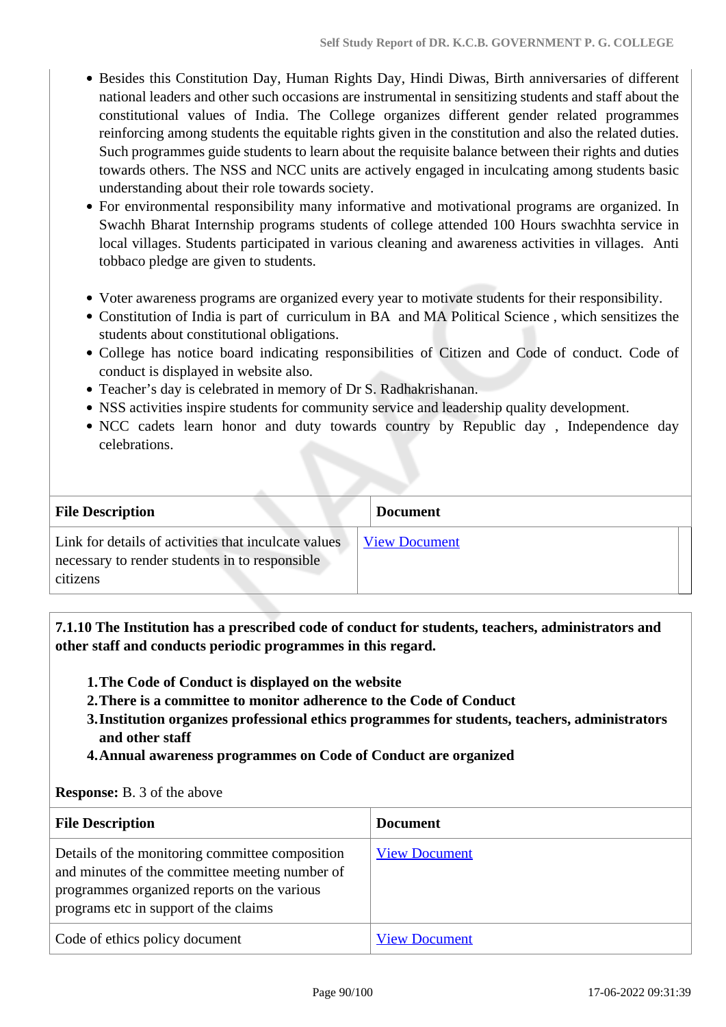- Besides this Constitution Day, Human Rights Day, Hindi Diwas, Birth anniversaries of different national leaders and other such occasions are instrumental in sensitizing students and staff about the constitutional values of India. The College organizes different gender related programmes reinforcing among students the equitable rights given in the constitution and also the related duties. Such programmes guide students to learn about the requisite balance between their rights and duties towards others. The NSS and NCC units are actively engaged in inculcating among students basic understanding about their role towards society.
- For environmental responsibility many informative and motivational programs are organized. In Swachh Bharat Internship programs students of college attended 100 Hours swachhta service in local villages. Students participated in various cleaning and awareness activities in villages. Anti tobbaco pledge are given to students.

- Voter awareness programs are organized every year to motivate students for their responsibility.
- Constitution of India is part of curriculum in BA and MA Political Science , which sensitizes the students about constitutional obligations.
- College has notice board indicating responsibilities of Citizen and Code of conduct. Code of conduct is displayed in website also.
- Teacher's day is celebrated in memory of Dr S. Radhakrishanan.
- NSS activities inspire students for community service and leadership quality development.
- NCC cadets learn honor and duty towards country by Republic day , Independence day celebrations.

| File Description | Document |
|---|---|
| Link for details of activities that inculcate values necessary to render students in to responsible citizens | View Document |

**7.1.10 The Institution has a prescribed code of conduct for students, teachers, administrators and other staff and conducts periodic programmes in this regard.**

1. **The Code of Conduct is displayed on the website**
2. **There is a committee to monitor adherence to the Code of Conduct**
3. **Institution organizes professional ethics programmes for students, teachers, administrators and other staff**
4. **Annual awareness programmes on Code of Conduct are organized**

**Response:** B. 3 of the above

| File Description | Document |
|---|---|
| Details of the monitoring committee composition and minutes of the committee meeting number of programmes organized reports on the various programs etc in support of the claims | View Document |
| Code of ethics policy document | View Document |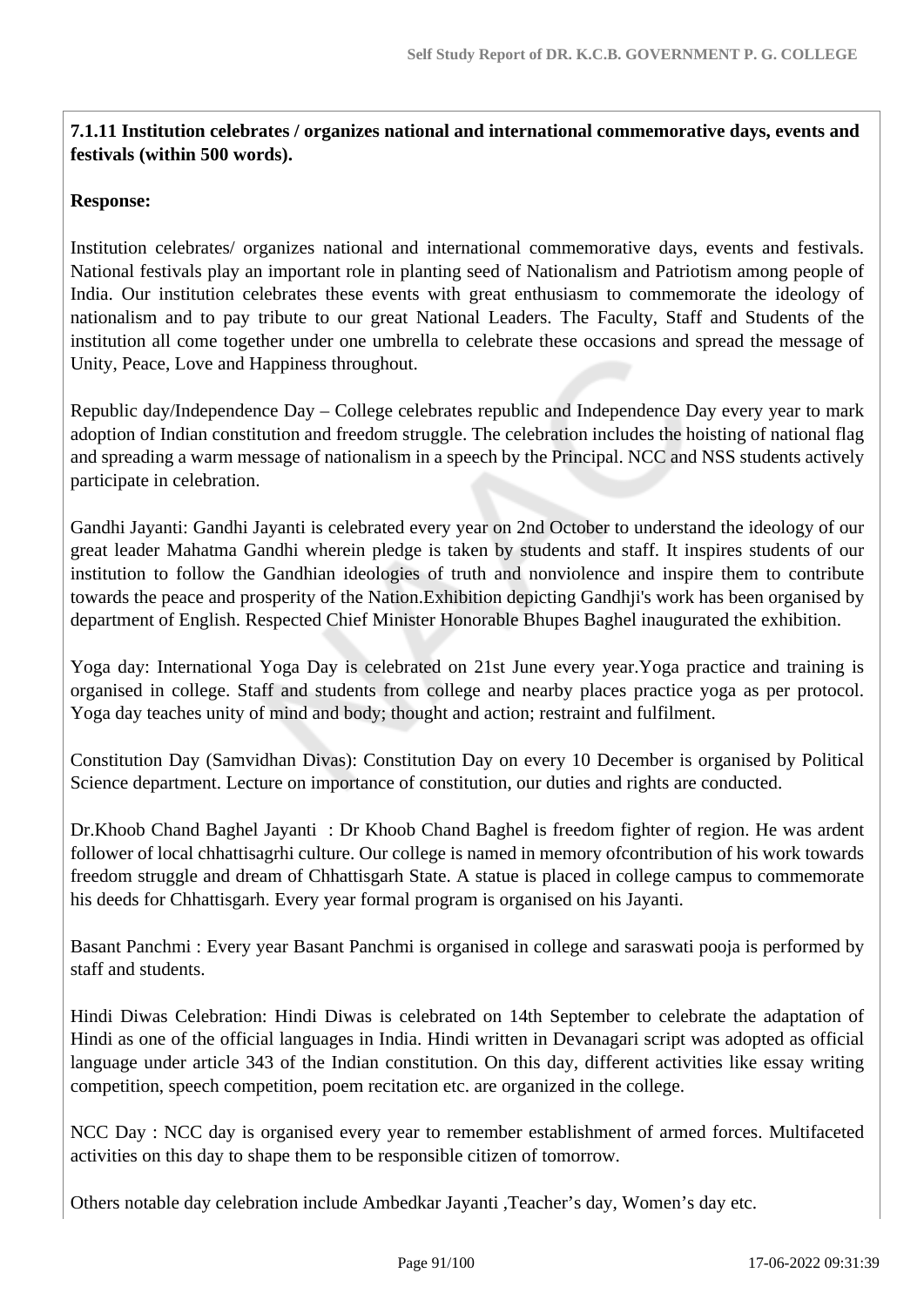**7.1.11 Institution celebrates / organizes national and international commemorative days, events and festivals (within 500 words).**

**Response:**

Institution celebrates/ organizes national and international commemorative days, events and festivals. National festivals play an important role in planting seed of Nationalism and Patriotism among people of India. Our institution celebrates these events with great enthusiasm to commemorate the ideology of nationalism and to pay tribute to our great National Leaders. The Faculty, Staff and Students of the institution all come together under one umbrella to celebrate these occasions and spread the message of Unity, Peace, Love and Happiness throughout.

Republic day/Independence Day – College celebrates republic and Independence Day every year to mark adoption of Indian constitution and freedom struggle. The celebration includes the hoisting of national flag and spreading a warm message of nationalism in a speech by the Principal. NCC and NSS students actively participate in celebration.

Gandhi Jayanti: Gandhi Jayanti is celebrated every year on 2nd October to understand the ideology of our great leader Mahatma Gandhi wherein pledge is taken by students and staff. It inspires students of our institution to follow the Gandhian ideologies of truth and nonviolence and inspire them to contribute towards the peace and prosperity of the Nation.Exhibition depicting Gandhji's work has been organised by department of English. Respected Chief Minister Honorable Bhupes Baghel inaugurated the exhibition.

Yoga day: International Yoga Day is celebrated on 21st June every year.Yoga practice and training is organised in college. Staff and students from college and nearby places practice yoga as per protocol. Yoga day teaches unity of mind and body; thought and action; restraint and fulfilment.

Constitution Day (Samvidhan Divas): Constitution Day on every 10 December is organised by Political Science department. Lecture on importance of constitution, our duties and rights are conducted.

Dr.Khoob Chand Baghel Jayanti : Dr Khoob Chand Baghel is freedom fighter of region. He was ardent follower of local chhattisagrhi culture. Our college is named in memory ofcontribution of his work towards freedom struggle and dream of Chhattisgarh State. A statue is placed in college campus to commemorate his deeds for Chhattisgarh. Every year formal program is organised on his Jayanti.

Basant Panchmi : Every year Basant Panchmi is organised in college and saraswati pooja is performed by staff and students.

Hindi Diwas Celebration: Hindi Diwas is celebrated on 14th September to celebrate the adaptation of Hindi as one of the official languages in India. Hindi written in Devanagari script was adopted as official language under article 343 of the Indian constitution. On this day, different activities like essay writing competition, speech competition, poem recitation etc. are organized in the college.

NCC Day : NCC day is organised every year to remember establishment of armed forces. Multifaceted activities on this day to shape them to be responsible citizen of tomorrow.

Others notable day celebration include Ambedkar Jayanti ,Teacher's day, Women's day etc.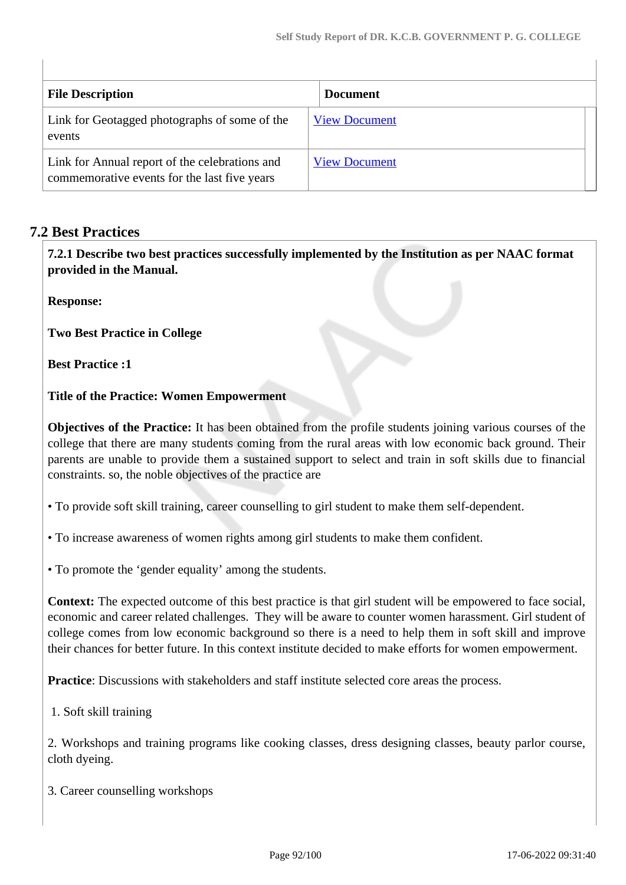| File Description | Document |
|---|---|
| Link for Geotagged photographs of some of the events | View Document |
| Link for Annual report of the celebrations and commemorative events for the last five years | View Document |

## 7.2 Best Practices

**7.2.1 Describe two best practices successfully implemented by the Institution as per NAAC format provided in the Manual.**

**Response:**

**Two Best Practice in College**

**Best Practice :1**

**Title of the Practice: Women Empowerment**

**Objectives of the Practice:** It has been obtained from the profile students joining various courses of the college that there are many students coming from the rural areas with low economic back ground. Their parents are unable to provide them a sustained support to select and train in soft skills due to financial constraints. so, the noble objectives of the practice are

• To provide soft skill training, career counselling to girl student to make them self-dependent.

• To increase awareness of women rights among girl students to make them confident.

• To promote the 'gender equality' among the students.

**Context:** The expected outcome of this best practice is that girl student will be empowered to face social, economic and career related challenges. They will be aware to counter women harassment. Girl student of college comes from low economic background so there is a need to help them in soft skill and improve their chances for better future. In this context institute decided to make efforts for women empowerment.

**Practice**: Discussions with stakeholders and staff institute selected core areas the process.

1. Soft skill training

2. Workshops and training programs like cooking classes, dress designing classes, beauty parlor course, cloth dyeing.

3. Career counselling workshops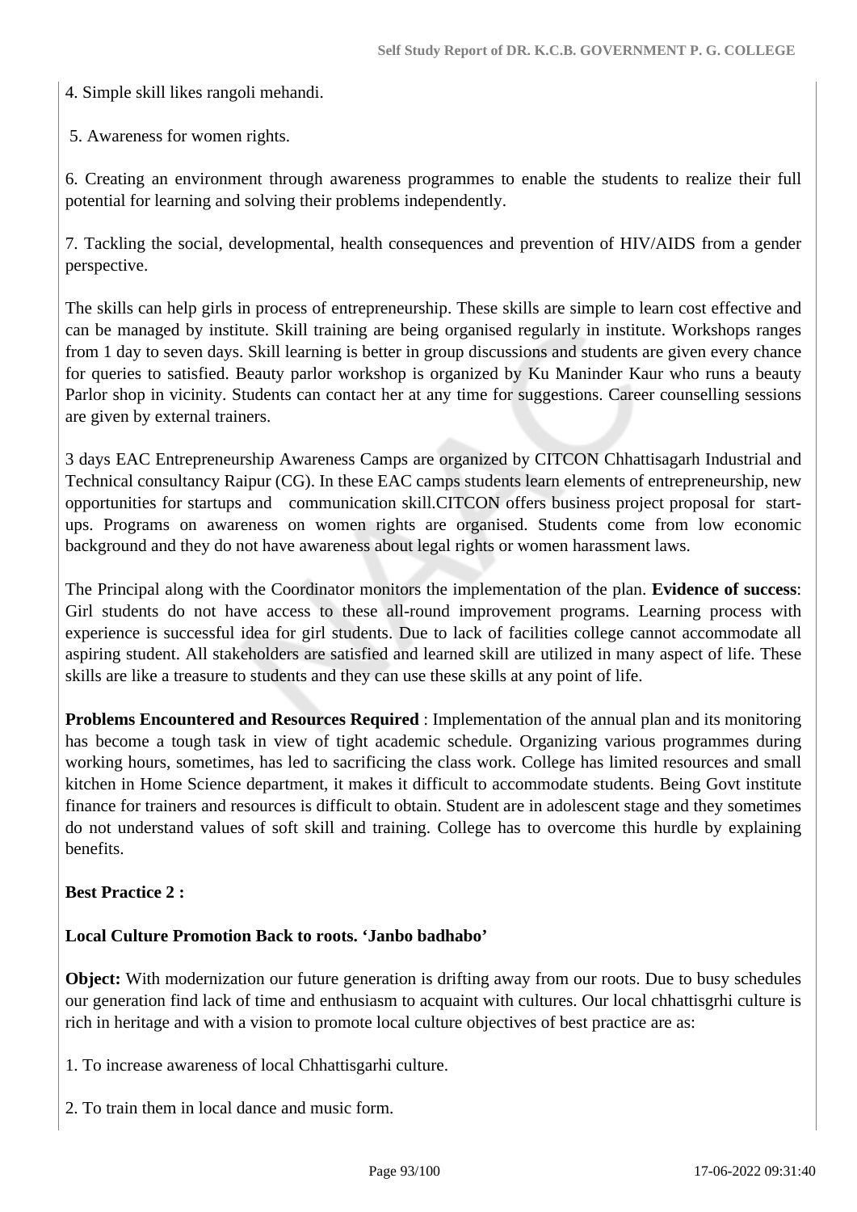4. Simple skill likes rangoli mehandi.

5. Awareness for women rights.

6. Creating an environment through awareness programmes to enable the students to realize their full potential for learning and solving their problems independently.

7. Tackling the social, developmental, health consequences and prevention of HIV/AIDS from a gender perspective.

The skills can help girls in process of entrepreneurship. These skills are simple to learn cost effective and can be managed by institute. Skill training are being organised regularly in institute. Workshops ranges from 1 day to seven days. Skill learning is better in group discussions and students are given every chance for queries to satisfied. Beauty parlor workshop is organized by Ku Maninder Kaur who runs a beauty Parlor shop in vicinity. Students can contact her at any time for suggestions. Career counselling sessions are given by external trainers.

3 days EAC Entrepreneurship Awareness Camps are organized by CITCON Chhattisagarh Industrial and Technical consultancy Raipur (CG). In these EAC camps students learn elements of entrepreneurship, new opportunities for startups and communication skill.CITCON offers business project proposal for start-ups. Programs on awareness on women rights are organised. Students come from low economic background and they do not have awareness about legal rights or women harassment laws.

The Principal along with the Coordinator monitors the implementation of the plan. **Evidence of success**: Girl students do not have access to these all-round improvement programs. Learning process with experience is successful idea for girl students. Due to lack of facilities college cannot accommodate all aspiring student. All stakeholders are satisfied and learned skill are utilized in many aspect of life. These skills are like a treasure to students and they can use these skills at any point of life.

**Problems Encountered and Resources Required** : Implementation of the annual plan and its monitoring has become a tough task in view of tight academic schedule. Organizing various programmes during working hours, sometimes, has led to sacrificing the class work. College has limited resources and small kitchen in Home Science department, it makes it difficult to accommodate students. Being Govt institute finance for trainers and resources is difficult to obtain. Student are in adolescent stage and they sometimes do not understand values of soft skill and training. College has to overcome this hurdle by explaining benefits.

**Best Practice 2 :**

**Local Culture Promotion Back to roots. 'Janbo badhabo'**

**Object:** With modernization our future generation is drifting away from our roots. Due to busy schedules our generation find lack of time and enthusiasm to acquaint with cultures. Our local chhattisgrhi culture is rich in heritage and with a vision to promote local culture objectives of best practice are as:

1. To increase awareness of local Chhattisgarhi culture.

2. To train them in local dance and music form.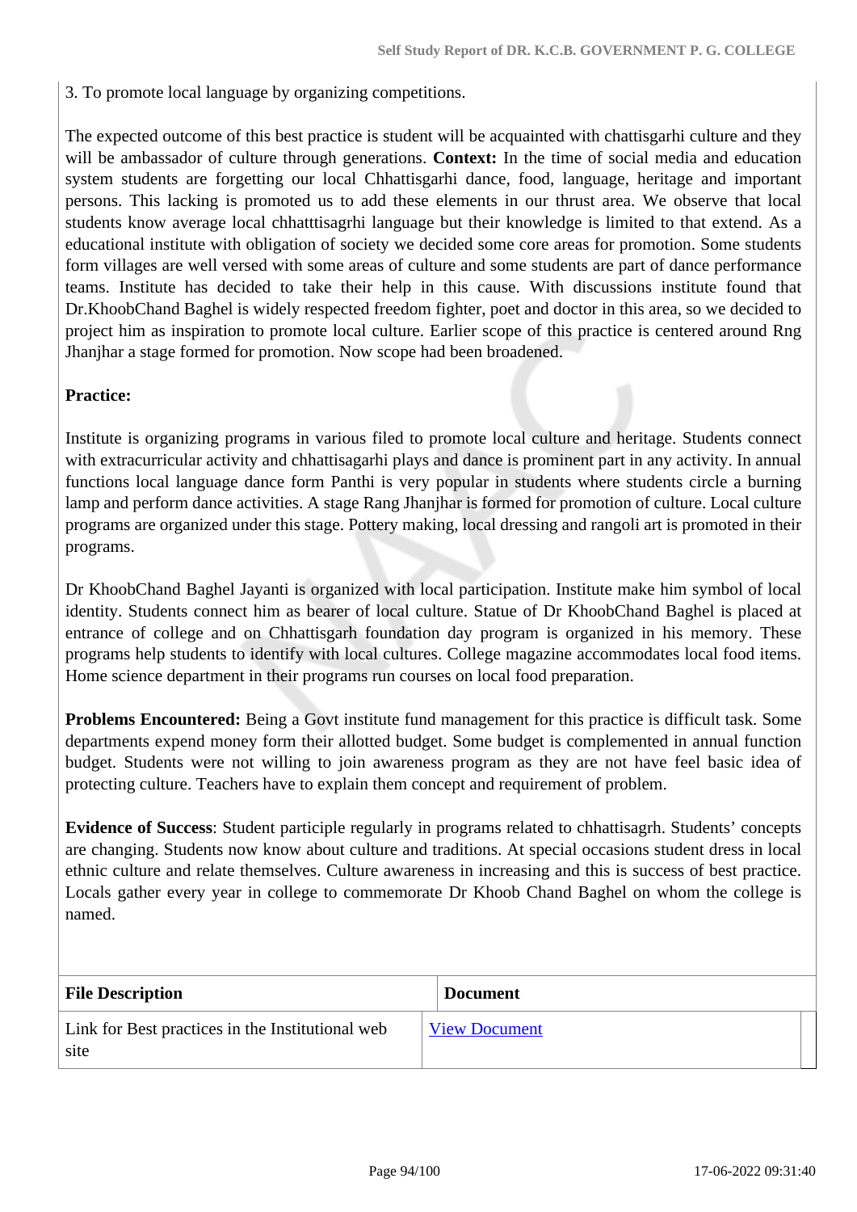3. To promote local language by organizing competitions.

The expected outcome of this best practice is student will be acquainted with chattisgarhi culture and they will be ambassador of culture through generations. **Context:** In the time of social media and education system students are forgetting our local Chhattisgarhi dance, food, language, heritage and important persons. This lacking is promoted us to add these elements in our thrust area. We observe that local students know average local chhatttisagrhi language but their knowledge is limited to that extend. As a educational institute with obligation of society we decided some core areas for promotion. Some students form villages are well versed with some areas of culture and some students are part of dance performance teams. Institute has decided to take their help in this cause. With discussions institute found that Dr.KhoobChand Baghel is widely respected freedom fighter, poet and doctor in this area, so we decided to project him as inspiration to promote local culture. Earlier scope of this practice is centered around Rng Jhanjhar a stage formed for promotion. Now scope had been broadened.

**Practice:**

Institute is organizing programs in various filed to promote local culture and heritage. Students connect with extracurricular activity and chhattisagarhi plays and dance is prominent part in any activity. In annual functions local language dance form Panthi is very popular in students where students circle a burning lamp and perform dance activities. A stage Rang Jhanjhar is formed for promotion of culture. Local culture programs are organized under this stage. Pottery making, local dressing and rangoli art is promoted in their programs.

Dr KhoobChand Baghel Jayanti is organized with local participation. Institute make him symbol of local identity. Students connect him as bearer of local culture. Statue of Dr KhoobChand Baghel is placed at entrance of college and on Chhattisgarh foundation day program is organized in his memory. These programs help students to identify with local cultures. College magazine accommodates local food items. Home science department in their programs run courses on local food preparation.

**Problems Encountered:** Being a Govt institute fund management for this practice is difficult task. Some departments expend money form their allotted budget. Some budget is complemented in annual function budget. Students were not willing to join awareness program as they are not have feel basic idea of protecting culture. Teachers have to explain them concept and requirement of problem.

**Evidence of Success**: Student participle regularly in programs related to chhattisagrh. Students' concepts are changing. Students now know about culture and traditions. At special occasions student dress in local ethnic culture and relate themselves. Culture awareness in increasing and this is success of best practice. Locals gather every year in college to commemorate Dr Khoob Chand Baghel on whom the college is named.

| File Description | Document |
|---|---|
| Link for Best practices in the Institutional web site | View Document |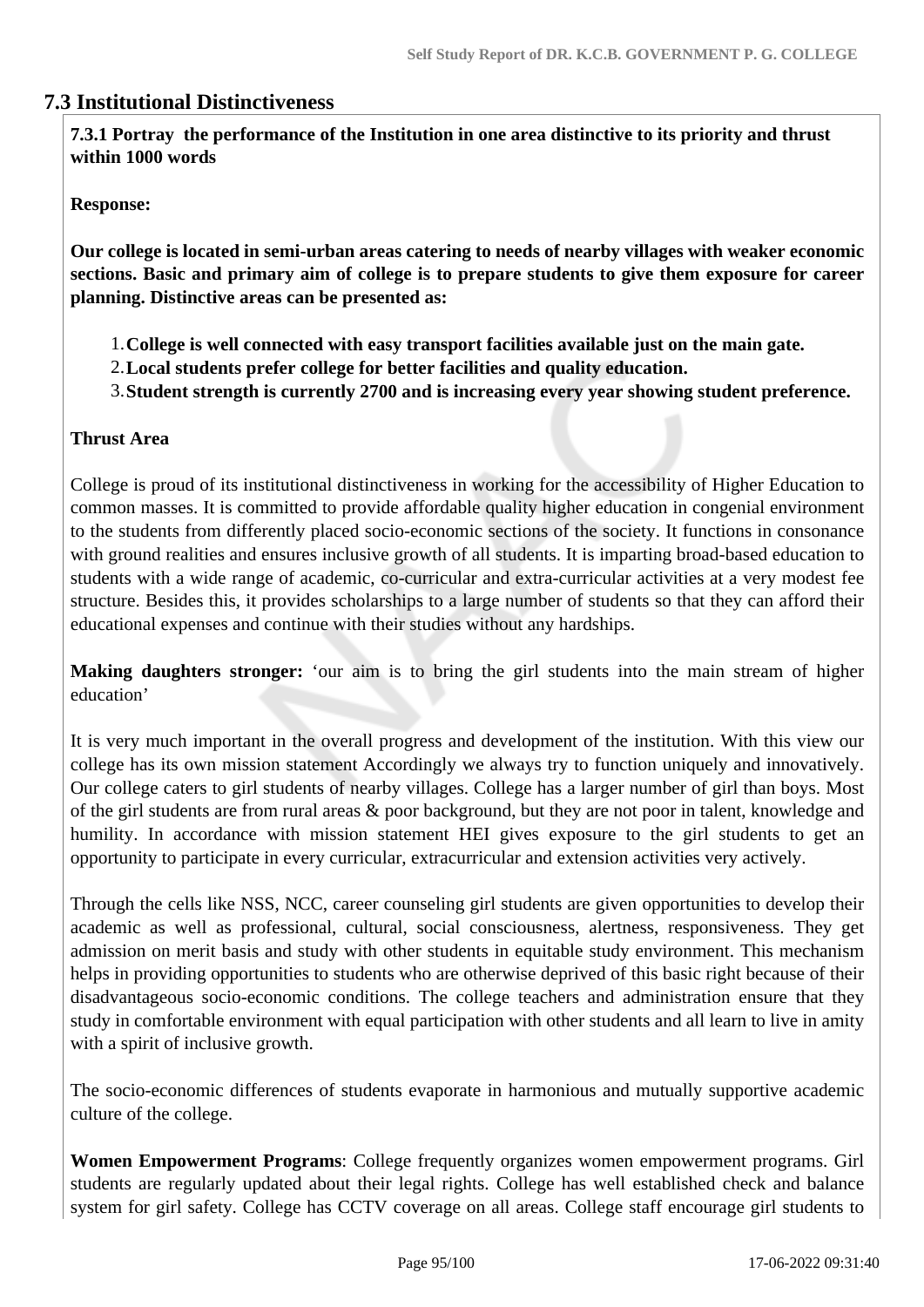## 7.3 Institutional Distinctiveness

**7.3.1 Portray the performance of the Institution in one area distinctive to its priority and thrust within 1000 words**

**Response:**

**Our college is located in semi-urban areas catering to needs of nearby villages with weaker economic sections. Basic and primary aim of college is to prepare students to give them exposure for career planning. Distinctive areas can be presented as:**

1. **College is well connected with easy transport facilities available just on the main gate.**
2. **Local students prefer college for better facilities and quality education.**
3. **Student strength is currently 2700 and is increasing every year showing student preference.**

**Thrust Area**

College is proud of its institutional distinctiveness in working for the accessibility of Higher Education to common masses. It is committed to provide affordable quality higher education in congenial environment to the students from differently placed socio-economic sections of the society. It functions in consonance with ground realities and ensures inclusive growth of all students. It is imparting broad-based education to students with a wide range of academic, co-curricular and extra-curricular activities at a very modest fee structure. Besides this, it provides scholarships to a large number of students so that they can afford their educational expenses and continue with their studies without any hardships.

**Making daughters stronger:** 'our aim is to bring the girl students into the main stream of higher education'

It is very much important in the overall progress and development of the institution. With this view our college has its own mission statement Accordingly we always try to function uniquely and innovatively. Our college caters to girl students of nearby villages. College has a larger number of girl than boys. Most of the girl students are from rural areas & poor background, but they are not poor in talent, knowledge and humility. In accordance with mission statement HEI gives exposure to the girl students to get an opportunity to participate in every curricular, extracurricular and extension activities very actively.

Through the cells like NSS, NCC, career counseling girl students are given opportunities to develop their academic as well as professional, cultural, social consciousness, alertness, responsiveness. They get admission on merit basis and study with other students in equitable study environment. This mechanism helps in providing opportunities to students who are otherwise deprived of this basic right because of their disadvantageous socio-economic conditions. The college teachers and administration ensure that they study in comfortable environment with equal participation with other students and all learn to live in amity with a spirit of inclusive growth.

The socio-economic differences of students evaporate in harmonious and mutually supportive academic culture of the college.

**Women Empowerment Programs**: College frequently organizes women empowerment programs. Girl students are regularly updated about their legal rights. College has well established check and balance system for girl safety. College has CCTV coverage on all areas. College staff encourage girl students to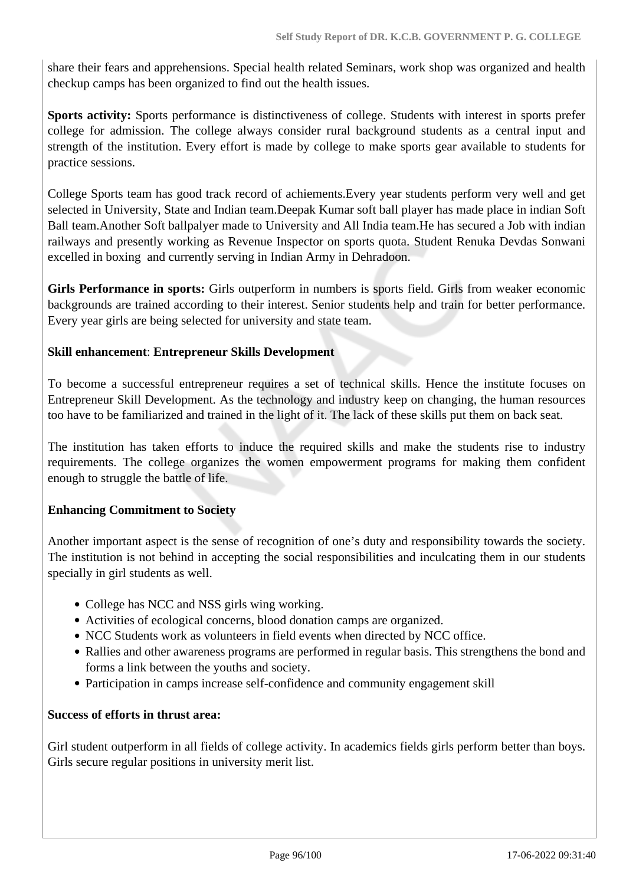share their fears and apprehensions. Special health related Seminars, work shop was organized and health checkup camps has been organized to find out the health issues.

**Sports activity:** Sports performance is distinctiveness of college. Students with interest in sports prefer college for admission. The college always consider rural background students as a central input and strength of the institution. Every effort is made by college to make sports gear available to students for practice sessions.

College Sports team has good track record of achiements.Every year students perform very well and get selected in University, State and Indian team.Deepak Kumar soft ball player has made place in indian Soft Ball team.Another Soft ballpalyer made to University and All India team.He has secured a Job with indian railways and presently working as Revenue Inspector on sports quota. Student Renuka Devdas Sonwani excelled in boxing and currently serving in Indian Army in Dehradoon.

**Girls Performance in sports:** Girls outperform in numbers is sports field. Girls from weaker economic backgrounds are trained according to their interest. Senior students help and train for better performance. Every year girls are being selected for university and state team.

**Skill enhancement**: **Entrepreneur Skills Development**

To become a successful entrepreneur requires a set of technical skills. Hence the institute focuses on Entrepreneur Skill Development. As the technology and industry keep on changing, the human resources too have to be familiarized and trained in the light of it. The lack of these skills put them on back seat.

The institution has taken efforts to induce the required skills and make the students rise to industry requirements. The college organizes the women empowerment programs for making them confident enough to struggle the battle of life.

**Enhancing Commitment to Society**

Another important aspect is the sense of recognition of one's duty and responsibility towards the society. The institution is not behind in accepting the social responsibilities and inculcating them in our students specially in girl students as well.

- College has NCC and NSS girls wing working.
- Activities of ecological concerns, blood donation camps are organized.
- NCC Students work as volunteers in field events when directed by NCC office.
- Rallies and other awareness programs are performed in regular basis. This strengthens the bond and forms a link between the youths and society.
- Participation in camps increase self-confidence and community engagement skill

**Success of efforts in thrust area:**

Girl student outperform in all fields of college activity. In academics fields girls perform better than boys. Girls secure regular positions in university merit list.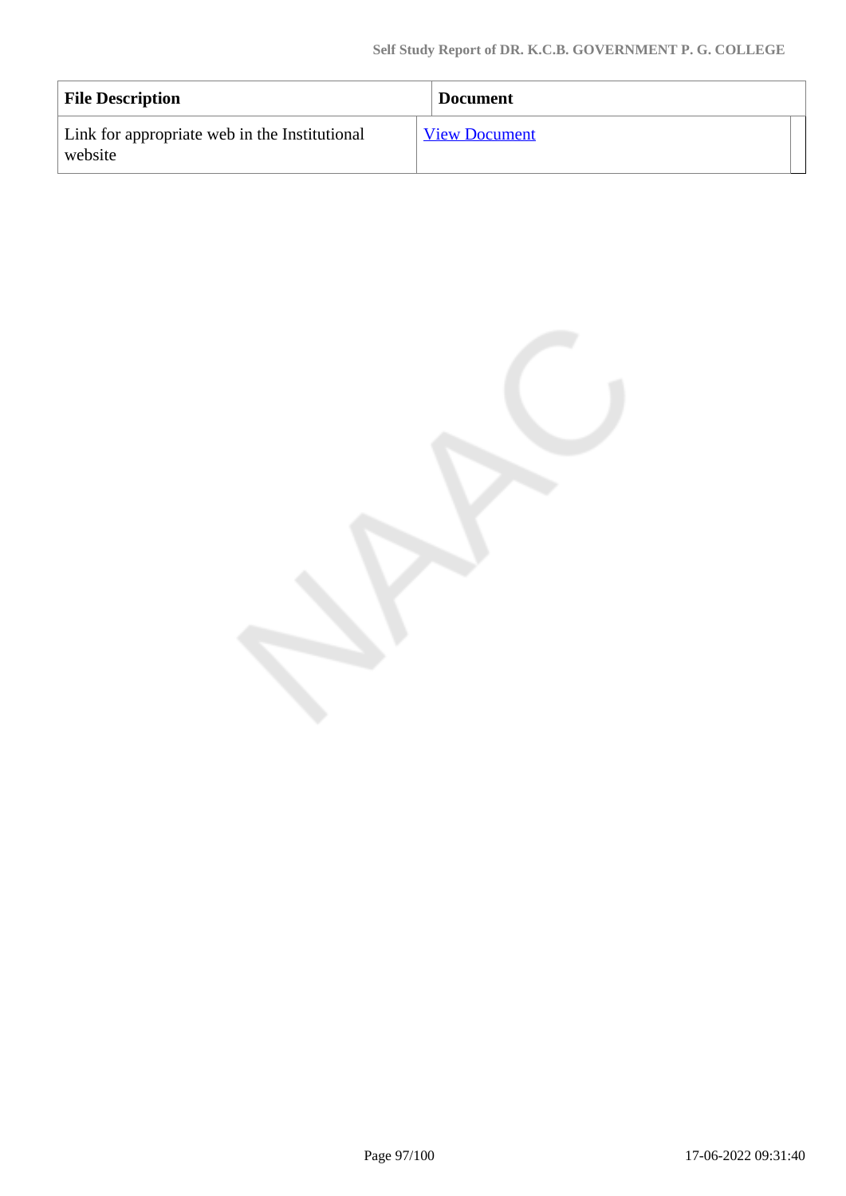| File Description | Document |
| --- | --- |
| Link for appropriate web in the Institutional website | View Document |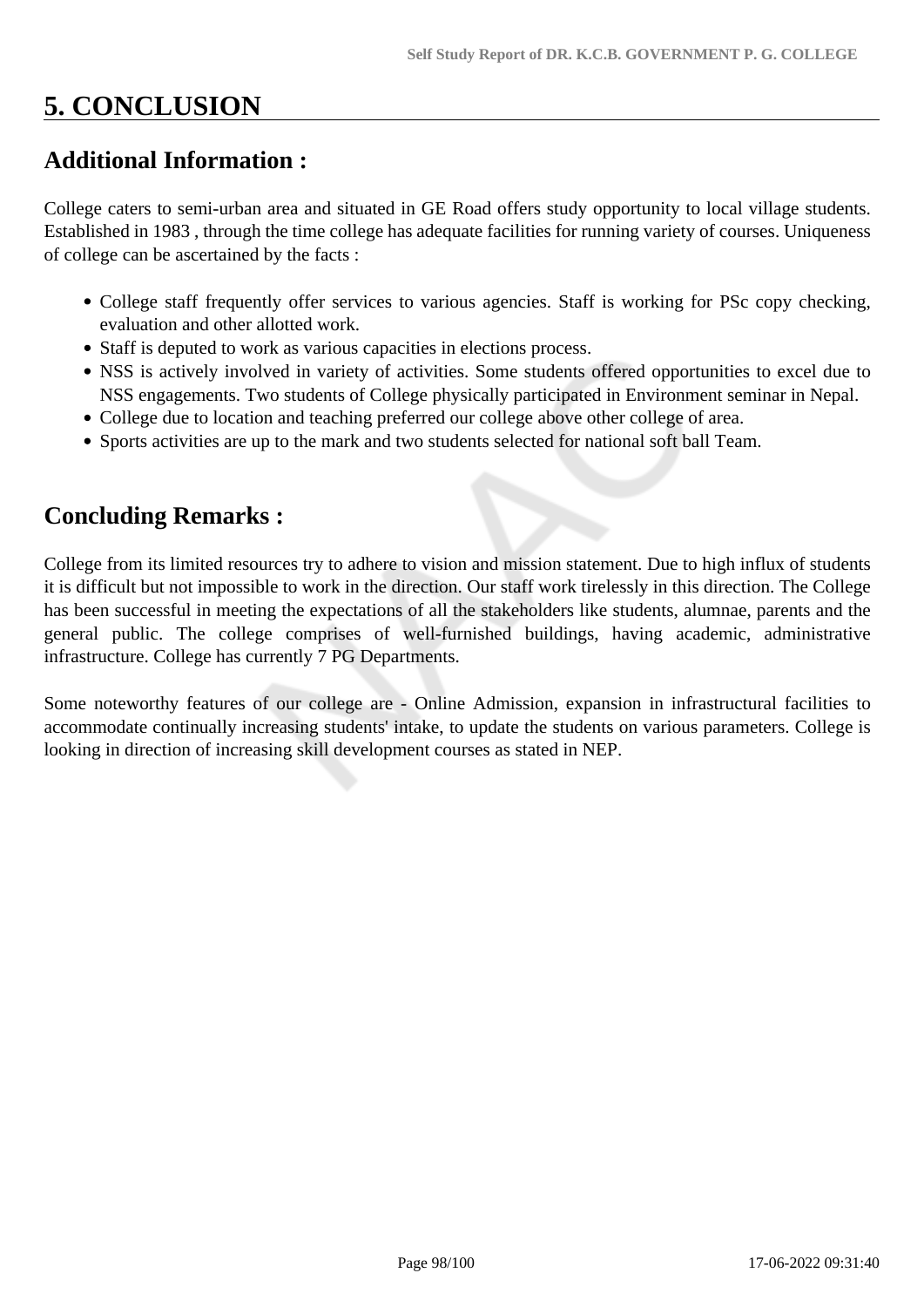# 5. CONCLUSION

## Additional Information :

College caters to semi-urban area and situated in GE Road offers study opportunity to local village students. Established in 1983 , through the time college has adequate facilities for running variety of courses. Uniqueness of college can be ascertained by the facts :

- College staff frequently offer services to various agencies. Staff is working for PSc copy checking, evaluation and other allotted work.
- Staff is deputed to work as various capacities in elections process.
- NSS is actively involved in variety of activities. Some students offered opportunities to excel due to NSS engagements. Two students of College physically participated in Environment seminar in Nepal.
- College due to location and teaching preferred our college above other college of area.
- Sports activities are up to the mark and two students selected for national soft ball Team.

## Concluding Remarks :

College from its limited resources try to adhere to vision and mission statement. Due to high influx of students it is difficult but not impossible to work in the direction. Our staff work tirelessly in this direction. The College has been successful in meeting the expectations of all the stakeholders like students, alumnae, parents and the general public. The college comprises of well-furnished buildings, having academic, administrative infrastructure. College has currently 7 PG Departments.

Some noteworthy features of our college are - Online Admission, expansion in infrastructural facilities to accommodate continually increasing students' intake, to update the students on various parameters. College is looking in direction of increasing skill development courses as stated in NEP.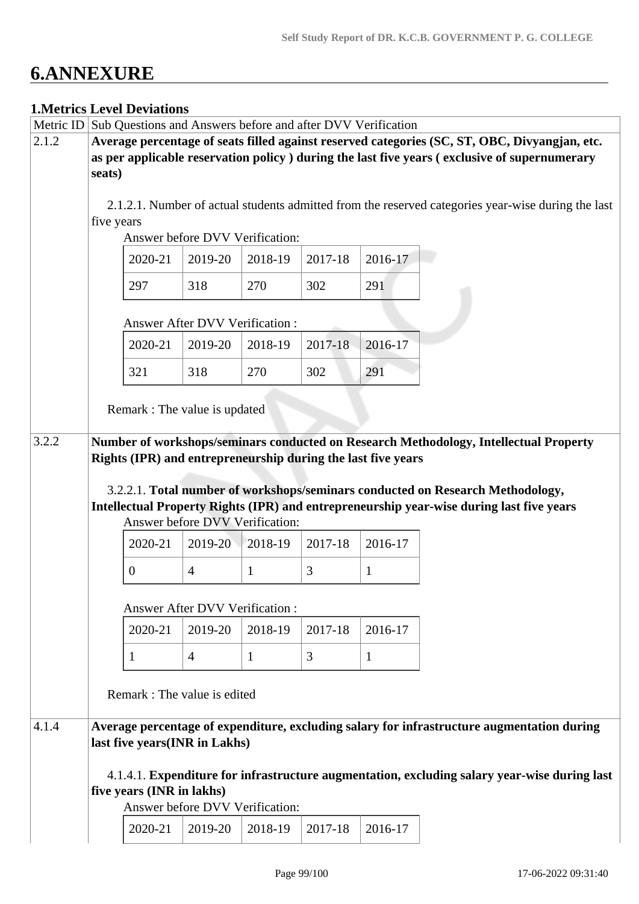# 6.ANNEXURE

**1.Metrics Level Deviations**

| Metric ID | Sub Questions and Answers before and after DVV Verification |
|---|---|
| 2.1.2 | **Average percentage of seats filled against reserved categories (SC, ST, OBC, Divyangjan, etc. as per applicable reservation policy ) during the last five years ( exclusive of supernumerary seats)** |
| | 2.1.2.1. Number of actual students admitted from the reserved categories year-wise during the last five years |
| | Answer before DVV Verification: |
| | 2020-21: 297 / 2019-20: 318 / 2018-19: 270 / 2017-18: 302 / 2016-17: 291 |
| | Answer After DVV Verification : |
| | 2020-21: 321 / 2019-20: 318 / 2018-19: 270 / 2017-18: 302 / 2016-17: 291 |
| | Remark : The value is updated |
| 3.2.2 | **Number of workshops/seminars conducted on Research Methodology, Intellectual Property Rights (IPR) and entrepreneurship during the last five years** |
| | 3.2.2.1. **Total number of workshops/seminars conducted on Research Methodology, Intellectual Property Rights (IPR) and entrepreneurship year-wise during last five years** |
| | Answer before DVV Verification: |
| | 2020-21: 0 / 2019-20: 4 / 2018-19: 1 / 2017-18: 3 / 2016-17: 1 |
| | Answer After DVV Verification : |
| | 2020-21: 1 / 2019-20: 4 / 2018-19: 1 / 2017-18: 3 / 2016-17: 1 |
| | Remark : The value is edited |
| 4.1.4 | **Average percentage of expenditure, excluding salary for infrastructure augmentation during last five years(INR in Lakhs)** |
| | 4.1.4.1. **Expenditure for infrastructure augmentation, excluding salary year-wise during last five years (INR in lakhs)** |
| | Answer before DVV Verification: |
| | 2020-21 / 2019-20 / 2018-19 / 2017-18 / 2016-17 |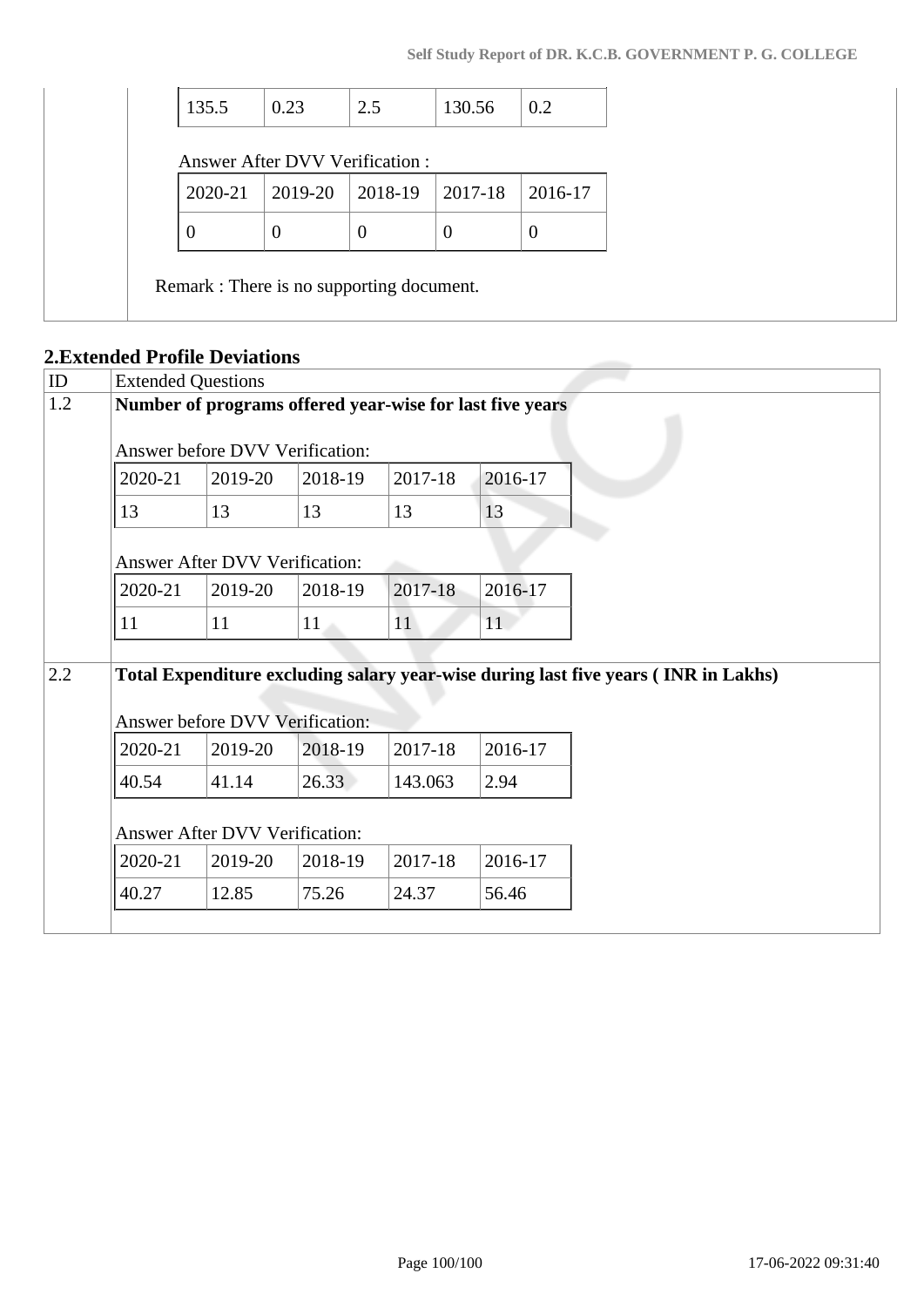| | | | | |
|---|---|---|---|---|
| 135.5 | 0.23 | 2.5 | 130.56 | 0.2 |

Answer After DVV Verification :

| 2020-21 | 2019-20 | 2018-19 | 2017-18 | 2016-17 |
|---|---|---|---|---|
| 0 | 0 | 0 | 0 | 0 |

Remark : There is no supporting document.

## 2.Extended Profile Deviations

| ID | Extended Questions |
|---|---|
| 1.2 | **Number of programs offered year-wise for last five years** |

Answer before DVV Verification:

| 2020-21 | 2019-20 | 2018-19 | 2017-18 | 2016-17 |
|---|---|---|---|---|
| 13 | 13 | 13 | 13 | 13 |

Answer After DVV Verification:

| 2020-21 | 2019-20 | 2018-19 | 2017-18 | 2016-17 |
|---|---|---|---|---|
| 11 | 11 | 11 | 11 | 11 |

| ID | Extended Questions |
|---|---|
| 2.2 | **Total Expenditure excluding salary year-wise during last five years ( INR in Lakhs)** |

Answer before DVV Verification:

| 2020-21 | 2019-20 | 2018-19 | 2017-18 | 2016-17 |
|---|---|---|---|---|
| 40.54 | 41.14 | 26.33 | 143.063 | 2.94 |

Answer After DVV Verification:

| 2020-21 | 2019-20 | 2018-19 | 2017-18 | 2016-17 |
|---|---|---|---|---|
| 40.27 | 12.85 | 75.26 | 24.37 | 56.46 |